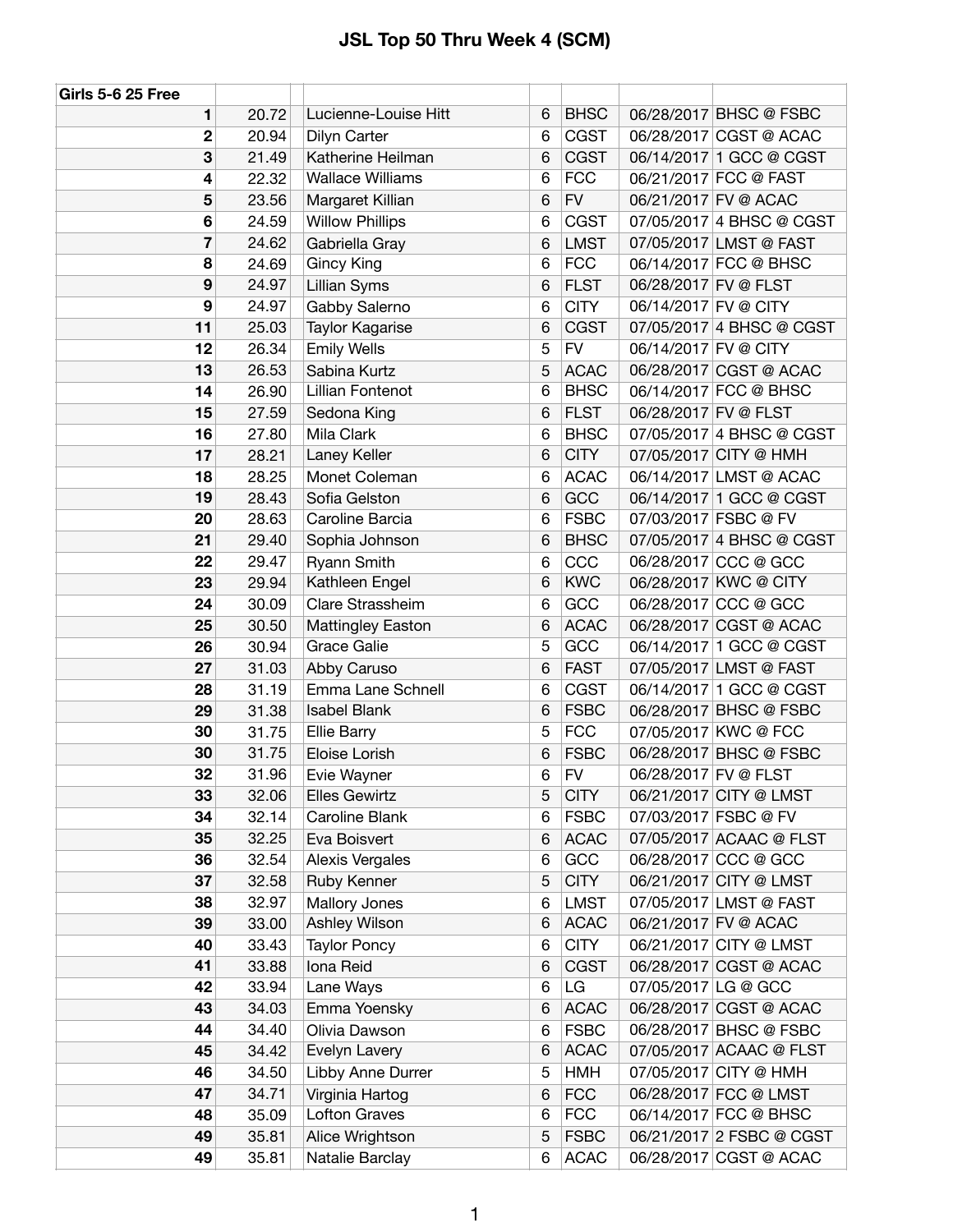# JSL Top 50 Thru Week 4 (SCM)

| Girls 5-6 25 Free | | | | | | | |
|---|---|---|---|---|---|---|---|
| **1** | 20.72 | Lucienne-Louise Hitt | 6 | BHSC | 06/28/2017 | BHSC @ FSBC |
| **2** | 20.94 | Dilyn Carter | 6 | CGST | 06/28/2017 | CGST @ ACAC |
| **3** | 21.49 | Katherine Heilman | 6 | CGST | 06/14/2017 | 1 GCC @ CGST |
| **4** | 22.32 | Wallace Williams | 6 | FCC | 06/21/2017 | FCC @ FAST |
| **5** | 23.56 | Margaret Killian | 6 | FV | 06/21/2017 | FV @ ACAC |
| **6** | 24.59 | Willow Phillips | 6 | CGST | 07/05/2017 | 4 BHSC @ CGST |
| **7** | 24.62 | Gabriella Gray | 6 | LMST | 07/05/2017 | LMST @ FAST |
| **8** | 24.69 | Gincy King | 6 | FCC | 06/14/2017 | FCC @ BHSC |
| **9** | 24.97 | Lillian Syms | 6 | FLST | 06/28/2017 | FV @ FLST |
| **9** | 24.97 | Gabby Salerno | 6 | CITY | 06/14/2017 | FV @ CITY |
| **11** | 25.03 | Taylor Kagarise | 6 | CGST | 07/05/2017 | 4 BHSC @ CGST |
| **12** | 26.34 | Emily Wells | 5 | FV | 06/14/2017 | FV @ CITY |
| **13** | 26.53 | Sabina Kurtz | 5 | ACAC | 06/28/2017 | CGST @ ACAC |
| **14** | 26.90 | Lillian Fontenot | 6 | BHSC | 06/14/2017 | FCC @ BHSC |
| **15** | 27.59 | Sedona King | 6 | FLST | 06/28/2017 | FV @ FLST |
| **16** | 27.80 | Mila Clark | 6 | BHSC | 07/05/2017 | 4 BHSC @ CGST |
| **17** | 28.21 | Laney Keller | 6 | CITY | 07/05/2017 | CITY @ HMH |
| **18** | 28.25 | Monet Coleman | 6 | ACAC | 06/14/2017 | LMST @ ACAC |
| **19** | 28.43 | Sofia Gelston | 6 | GCC | 06/14/2017 | 1 GCC @ CGST |
| **20** | 28.63 | Caroline Barcia | 6 | FSBC | 07/03/2017 | FSBC @ FV |
| **21** | 29.40 | Sophia Johnson | 6 | BHSC | 07/05/2017 | 4 BHSC @ CGST |
| **22** | 29.47 | Ryann Smith | 6 | CCC | 06/28/2017 | CCC @ GCC |
| **23** | 29.94 | Kathleen Engel | 6 | KWC | 06/28/2017 | KWC @ CITY |
| **24** | 30.09 | Clare Strassheim | 6 | GCC | 06/28/2017 | CCC @ GCC |
| **25** | 30.50 | Mattingley Easton | 6 | ACAC | 06/28/2017 | CGST @ ACAC |
| **26** | 30.94 | Grace Galie | 5 | GCC | 06/14/2017 | 1 GCC @ CGST |
| **27** | 31.03 | Abby Caruso | 6 | FAST | 07/05/2017 | LMST @ FAST |
| **28** | 31.19 | Emma Lane Schnell | 6 | CGST | 06/14/2017 | 1 GCC @ CGST |
| **29** | 31.38 | Isabel Blank | 6 | FSBC | 06/28/2017 | BHSC @ FSBC |
| **30** | 31.75 | Ellie Barry | 5 | FCC | 07/05/2017 | KWC @ FCC |
| **30** | 31.75 | Eloise Lorish | 6 | FSBC | 06/28/2017 | BHSC @ FSBC |
| **32** | 31.96 | Evie Wayner | 6 | FV | 06/28/2017 | FV @ FLST |
| **33** | 32.06 | Elles Gewirtz | 5 | CITY | 06/21/2017 | CITY @ LMST |
| **34** | 32.14 | Caroline Blank | 6 | FSBC | 07/03/2017 | FSBC @ FV |
| **35** | 32.25 | Eva Boisvert | 6 | ACAC | 07/05/2017 | ACAAC @ FLST |
| **36** | 32.54 | Alexis Vergales | 6 | GCC | 06/28/2017 | CCC @ GCC |
| **37** | 32.58 | Ruby Kenner | 5 | CITY | 06/21/2017 | CITY @ LMST |
| **38** | 32.97 | Mallory Jones | 6 | LMST | 07/05/2017 | LMST @ FAST |
| **39** | 33.00 | Ashley Wilson | 6 | ACAC | 06/21/2017 | FV @ ACAC |
| **40** | 33.43 | Taylor Poncy | 6 | CITY | 06/21/2017 | CITY @ LMST |
| **41** | 33.88 | Iona Reid | 6 | CGST | 06/28/2017 | CGST @ ACAC |
| **42** | 33.94 | Lane Ways | 6 | LG | 07/05/2017 | LG @ GCC |
| **43** | 34.03 | Emma Yoensky | 6 | ACAC | 06/28/2017 | CGST @ ACAC |
| **44** | 34.40 | Olivia Dawson | 6 | FSBC | 06/28/2017 | BHSC @ FSBC |
| **45** | 34.42 | Evelyn Lavery | 6 | ACAC | 07/05/2017 | ACAAC @ FLST |
| **46** | 34.50 | Libby Anne Durrer | 5 | HMH | 07/05/2017 | CITY @ HMH |
| **47** | 34.71 | Virginia Hartog | 6 | FCC | 06/28/2017 | FCC @ LMST |
| **48** | 35.09 | Lofton Graves | 6 | FCC | 06/14/2017 | FCC @ BHSC |
| **49** | 35.81 | Alice Wrightson | 5 | FSBC | 06/21/2017 | 2 FSBC @ CGST |
| **49** | 35.81 | Natalie Barclay | 6 | ACAC | 06/28/2017 | CGST @ ACAC |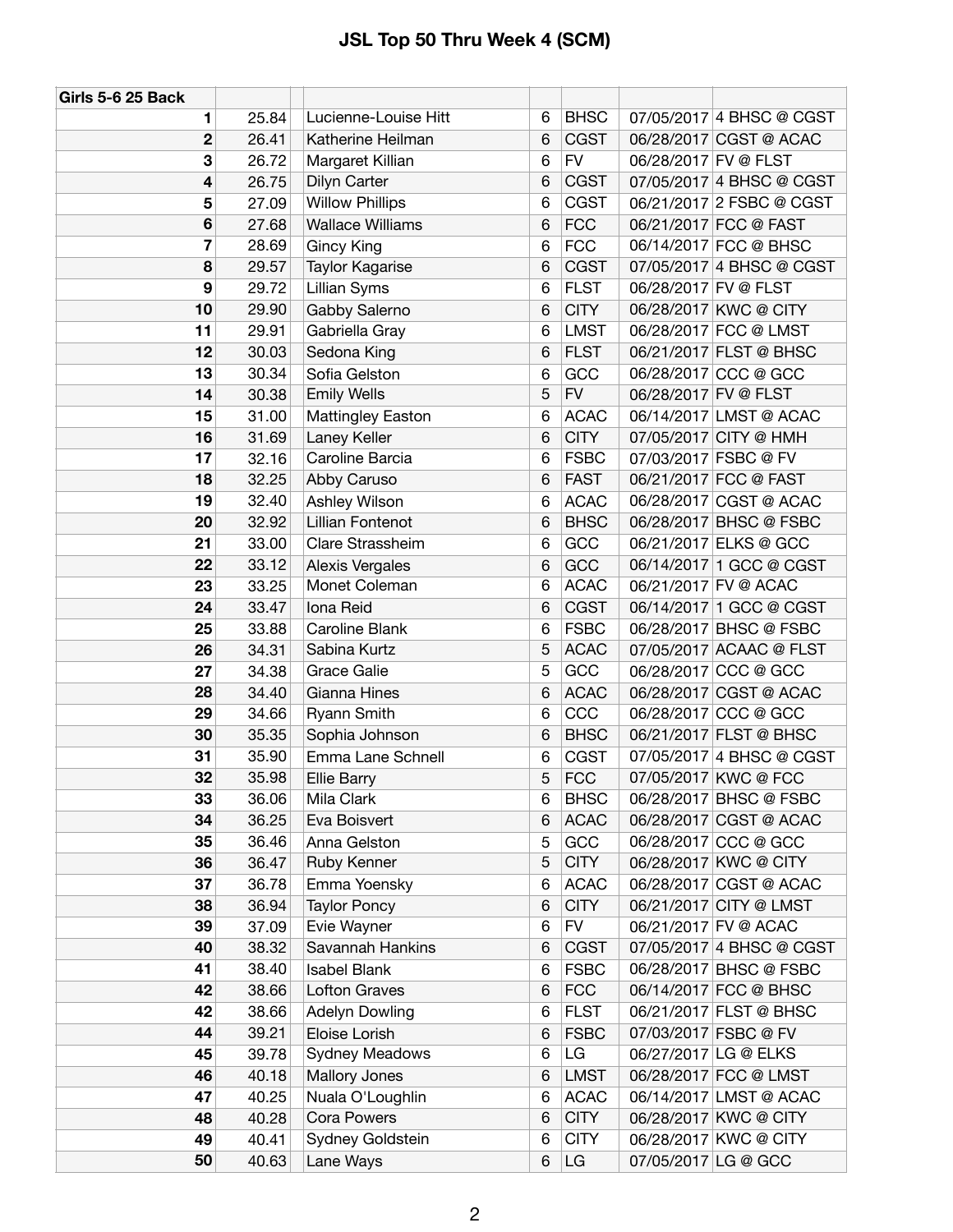# JSL Top 50 Thru Week 4 (SCM)

| Girls 5-6 25 Back | | | | | | | |
|---|---|---|---|---|---|---|---|
| 1 | 25.84 | | Lucienne-Louise Hitt | 6 | BHSC | 07/05/2017 | 4 BHSC @ CGST |
| 2 | 26.41 | | Katherine Heilman | 6 | CGST | 06/28/2017 | CGST @ ACAC |
| 3 | 26.72 | | Margaret Killian | 6 | FV | 06/28/2017 | FV @ FLST |
| 4 | 26.75 | | Dilyn Carter | 6 | CGST | 07/05/2017 | 4 BHSC @ CGST |
| 5 | 27.09 | | Willow Phillips | 6 | CGST | 06/21/2017 | 2 FSBC @ CGST |
| 6 | 27.68 | | Wallace Williams | 6 | FCC | 06/21/2017 | FCC @ FAST |
| 7 | 28.69 | | Gincy King | 6 | FCC | 06/14/2017 | FCC @ BHSC |
| 8 | 29.57 | | Taylor Kagarise | 6 | CGST | 07/05/2017 | 4 BHSC @ CGST |
| 9 | 29.72 | | Lillian Syms | 6 | FLST | 06/28/2017 | FV @ FLST |
| 10 | 29.90 | | Gabby Salerno | 6 | CITY | 06/28/2017 | KWC @ CITY |
| 11 | 29.91 | | Gabriella Gray | 6 | LMST | 06/28/2017 | FCC @ LMST |
| 12 | 30.03 | | Sedona King | 6 | FLST | 06/21/2017 | FLST @ BHSC |
| 13 | 30.34 | | Sofia Gelston | 6 | GCC | 06/28/2017 | CCC @ GCC |
| 14 | 30.38 | | Emily Wells | 5 | FV | 06/28/2017 | FV @ FLST |
| 15 | 31.00 | | Mattingley Easton | 6 | ACAC | 06/14/2017 | LMST @ ACAC |
| 16 | 31.69 | | Laney Keller | 6 | CITY | 07/05/2017 | CITY @ HMH |
| 17 | 32.16 | | Caroline Barcia | 6 | FSBC | 07/03/2017 | FSBC @ FV |
| 18 | 32.25 | | Abby Caruso | 6 | FAST | 06/21/2017 | FCC @ FAST |
| 19 | 32.40 | | Ashley Wilson | 6 | ACAC | 06/28/2017 | CGST @ ACAC |
| 20 | 32.92 | | Lillian Fontenot | 6 | BHSC | 06/28/2017 | BHSC @ FSBC |
| 21 | 33.00 | | Clare Strassheim | 6 | GCC | 06/21/2017 | ELKS @ GCC |
| 22 | 33.12 | | Alexis Vergales | 6 | GCC | 06/14/2017 | 1 GCC @ CGST |
| 23 | 33.25 | | Monet Coleman | 6 | ACAC | 06/21/2017 | FV @ ACAC |
| 24 | 33.47 | | Iona Reid | 6 | CGST | 06/14/2017 | 1 GCC @ CGST |
| 25 | 33.88 | | Caroline Blank | 6 | FSBC | 06/28/2017 | BHSC @ FSBC |
| 26 | 34.31 | | Sabina Kurtz | 5 | ACAC | 07/05/2017 | ACAAC @ FLST |
| 27 | 34.38 | | Grace Galie | 5 | GCC | 06/28/2017 | CCC @ GCC |
| 28 | 34.40 | | Gianna Hines | 6 | ACAC | 06/28/2017 | CGST @ ACAC |
| 29 | 34.66 | | Ryann Smith | 6 | CCC | 06/28/2017 | CCC @ GCC |
| 30 | 35.35 | | Sophia Johnson | 6 | BHSC | 06/21/2017 | FLST @ BHSC |
| 31 | 35.90 | | Emma Lane Schnell | 6 | CGST | 07/05/2017 | 4 BHSC @ CGST |
| 32 | 35.98 | | Ellie Barry | 5 | FCC | 07/05/2017 | KWC @ FCC |
| 33 | 36.06 | | Mila Clark | 6 | BHSC | 06/28/2017 | BHSC @ FSBC |
| 34 | 36.25 | | Eva Boisvert | 6 | ACAC | 06/28/2017 | CGST @ ACAC |
| 35 | 36.46 | | Anna Gelston | 5 | GCC | 06/28/2017 | CCC @ GCC |
| 36 | 36.47 | | Ruby Kenner | 5 | CITY | 06/28/2017 | KWC @ CITY |
| 37 | 36.78 | | Emma Yoensky | 6 | ACAC | 06/28/2017 | CGST @ ACAC |
| 38 | 36.94 | | Taylor Poncy | 6 | CITY | 06/21/2017 | CITY @ LMST |
| 39 | 37.09 | | Evie Wayner | 6 | FV | 06/21/2017 | FV @ ACAC |
| 40 | 38.32 | | Savannah Hankins | 6 | CGST | 07/05/2017 | 4 BHSC @ CGST |
| 41 | 38.40 | | Isabel Blank | 6 | FSBC | 06/28/2017 | BHSC @ FSBC |
| 42 | 38.66 | | Lofton Graves | 6 | FCC | 06/14/2017 | FCC @ BHSC |
| 42 | 38.66 | | Adelyn Dowling | 6 | FLST | 06/21/2017 | FLST @ BHSC |
| 44 | 39.21 | | Eloise Lorish | 6 | FSBC | 07/03/2017 | FSBC @ FV |
| 45 | 39.78 | | Sydney Meadows | 6 | LG | 06/27/2017 | LG @ ELKS |
| 46 | 40.18 | | Mallory Jones | 6 | LMST | 06/28/2017 | FCC @ LMST |
| 47 | 40.25 | | Nuala O'Loughlin | 6 | ACAC | 06/14/2017 | LMST @ ACAC |
| 48 | 40.28 | | Cora Powers | 6 | CITY | 06/28/2017 | KWC @ CITY |
| 49 | 40.41 | | Sydney Goldstein | 6 | CITY | 06/28/2017 | KWC @ CITY |
| 50 | 40.63 | | Lane Ways | 6 | LG | 07/05/2017 | LG @ GCC |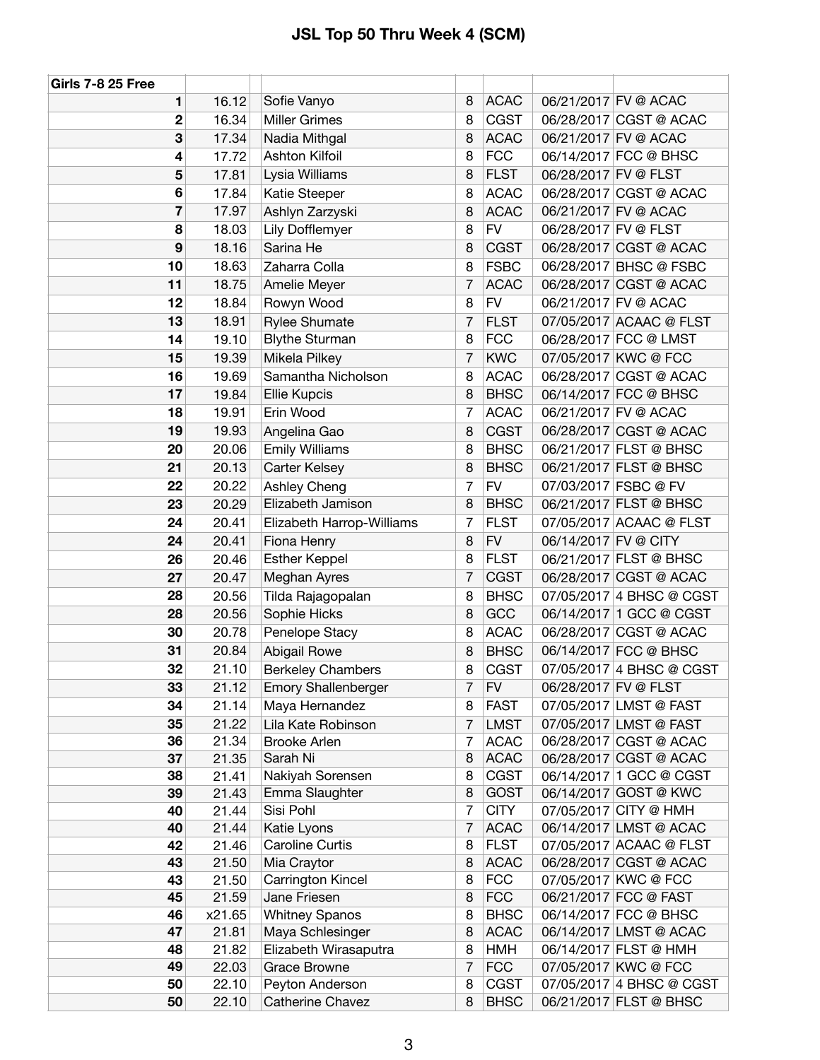# JSL Top 50 Thru Week 4 (SCM)

| Girls 7-8 25 Free | | | | | | | |
|---|---|---|---|---|---|---|---|
| 1 | 16.12 | | Sofie Vanyo | 8 | ACAC | 06/21/2017 | FV @ ACAC |
| 2 | 16.34 | | Miller Grimes | 8 | CGST | 06/28/2017 | CGST @ ACAC |
| 3 | 17.34 | | Nadia Mithgal | 8 | ACAC | 06/21/2017 | FV @ ACAC |
| 4 | 17.72 | | Ashton Kilfoil | 8 | FCC | 06/14/2017 | FCC @ BHSC |
| 5 | 17.81 | | Lysia Williams | 8 | FLST | 06/28/2017 | FV @ FLST |
| 6 | 17.84 | | Katie Steeper | 8 | ACAC | 06/28/2017 | CGST @ ACAC |
| 7 | 17.97 | | Ashlyn Zarzyski | 8 | ACAC | 06/21/2017 | FV @ ACAC |
| 8 | 18.03 | | Lily Dofflemyer | 8 | FV | 06/28/2017 | FV @ FLST |
| 9 | 18.16 | | Sarina He | 8 | CGST | 06/28/2017 | CGST @ ACAC |
| 10 | 18.63 | | Zaharra Colla | 8 | FSBC | 06/28/2017 | BHSC @ FSBC |
| 11 | 18.75 | | Amelie Meyer | 7 | ACAC | 06/28/2017 | CGST @ ACAC |
| 12 | 18.84 | | Rowyn Wood | 8 | FV | 06/21/2017 | FV @ ACAC |
| 13 | 18.91 | | Rylee Shumate | 7 | FLST | 07/05/2017 | ACAAC @ FLST |
| 14 | 19.10 | | Blythe Sturman | 8 | FCC | 06/28/2017 | FCC @ LMST |
| 15 | 19.39 | | Mikela Pilkey | 7 | KWC | 07/05/2017 | KWC @ FCC |
| 16 | 19.69 | | Samantha Nicholson | 8 | ACAC | 06/28/2017 | CGST @ ACAC |
| 17 | 19.84 | | Ellie Kupcis | 8 | BHSC | 06/14/2017 | FCC @ BHSC |
| 18 | 19.91 | | Erin Wood | 7 | ACAC | 06/21/2017 | FV @ ACAC |
| 19 | 19.93 | | Angelina Gao | 8 | CGST | 06/28/2017 | CGST @ ACAC |
| 20 | 20.06 | | Emily Williams | 8 | BHSC | 06/21/2017 | FLST @ BHSC |
| 21 | 20.13 | | Carter Kelsey | 8 | BHSC | 06/21/2017 | FLST @ BHSC |
| 22 | 20.22 | | Ashley Cheng | 7 | FV | 07/03/2017 | FSBC @ FV |
| 23 | 20.29 | | Elizabeth Jamison | 8 | BHSC | 06/21/2017 | FLST @ BHSC |
| 24 | 20.41 | | Elizabeth Harrop-Williams | 7 | FLST | 07/05/2017 | ACAAC @ FLST |
| 24 | 20.41 | | Fiona Henry | 8 | FV | 06/14/2017 | FV @ CITY |
| 26 | 20.46 | | Esther Keppel | 8 | FLST | 06/21/2017 | FLST @ BHSC |
| 27 | 20.47 | | Meghan Ayres | 7 | CGST | 06/28/2017 | CGST @ ACAC |
| 28 | 20.56 | | Tilda Rajagopalan | 8 | BHSC | 07/05/2017 | 4 BHSC @ CGST |
| 28 | 20.56 | | Sophie Hicks | 8 | GCC | 06/14/2017 | 1 GCC @ CGST |
| 30 | 20.78 | | Penelope Stacy | 8 | ACAC | 06/28/2017 | CGST @ ACAC |
| 31 | 20.84 | | Abigail Rowe | 8 | BHSC | 06/14/2017 | FCC @ BHSC |
| 32 | 21.10 | | Berkeley Chambers | 8 | CGST | 07/05/2017 | 4 BHSC @ CGST |
| 33 | 21.12 | | Emory Shallenberger | 7 | FV | 06/28/2017 | FV @ FLST |
| 34 | 21.14 | | Maya Hernandez | 8 | FAST | 07/05/2017 | LMST @ FAST |
| 35 | 21.22 | | Lila Kate Robinson | 7 | LMST | 07/05/2017 | LMST @ FAST |
| 36 | 21.34 | | Brooke Arlen | 7 | ACAC | 06/28/2017 | CGST @ ACAC |
| 37 | 21.35 | | Sarah Ni | 8 | ACAC | 06/28/2017 | CGST @ ACAC |
| 38 | 21.41 | | Nakiyah Sorensen | 8 | CGST | 06/14/2017 | 1 GCC @ CGST |
| 39 | 21.43 | | Emma Slaughter | 8 | GOST | 06/14/2017 | GOST @ KWC |
| 40 | 21.44 | | Sisi Pohl | 7 | CITY | 07/05/2017 | CITY @ HMH |
| 40 | 21.44 | | Katie Lyons | 7 | ACAC | 06/14/2017 | LMST @ ACAC |
| 42 | 21.46 | | Caroline Curtis | 8 | FLST | 07/05/2017 | ACAAC @ FLST |
| 43 | 21.50 | | Mia Craytor | 8 | ACAC | 06/28/2017 | CGST @ ACAC |
| 43 | 21.50 | | Carrington Kincel | 8 | FCC | 07/05/2017 | KWC @ FCC |
| 45 | 21.59 | | Jane Friesen | 8 | FCC | 06/21/2017 | FCC @ FAST |
| 46 | x21.65 | | Whitney Spanos | 8 | BHSC | 06/14/2017 | FCC @ BHSC |
| 47 | 21.81 | | Maya Schlesinger | 8 | ACAC | 06/14/2017 | LMST @ ACAC |
| 48 | 21.82 | | Elizabeth Wirasaputra | 8 | HMH | 06/14/2017 | FLST @ HMH |
| 49 | 22.03 | | Grace Browne | 7 | FCC | 07/05/2017 | KWC @ FCC |
| 50 | 22.10 | | Peyton Anderson | 8 | CGST | 07/05/2017 | 4 BHSC @ CGST |
| 50 | 22.10 | | Catherine Chavez | 8 | BHSC | 06/21/2017 | FLST @ BHSC |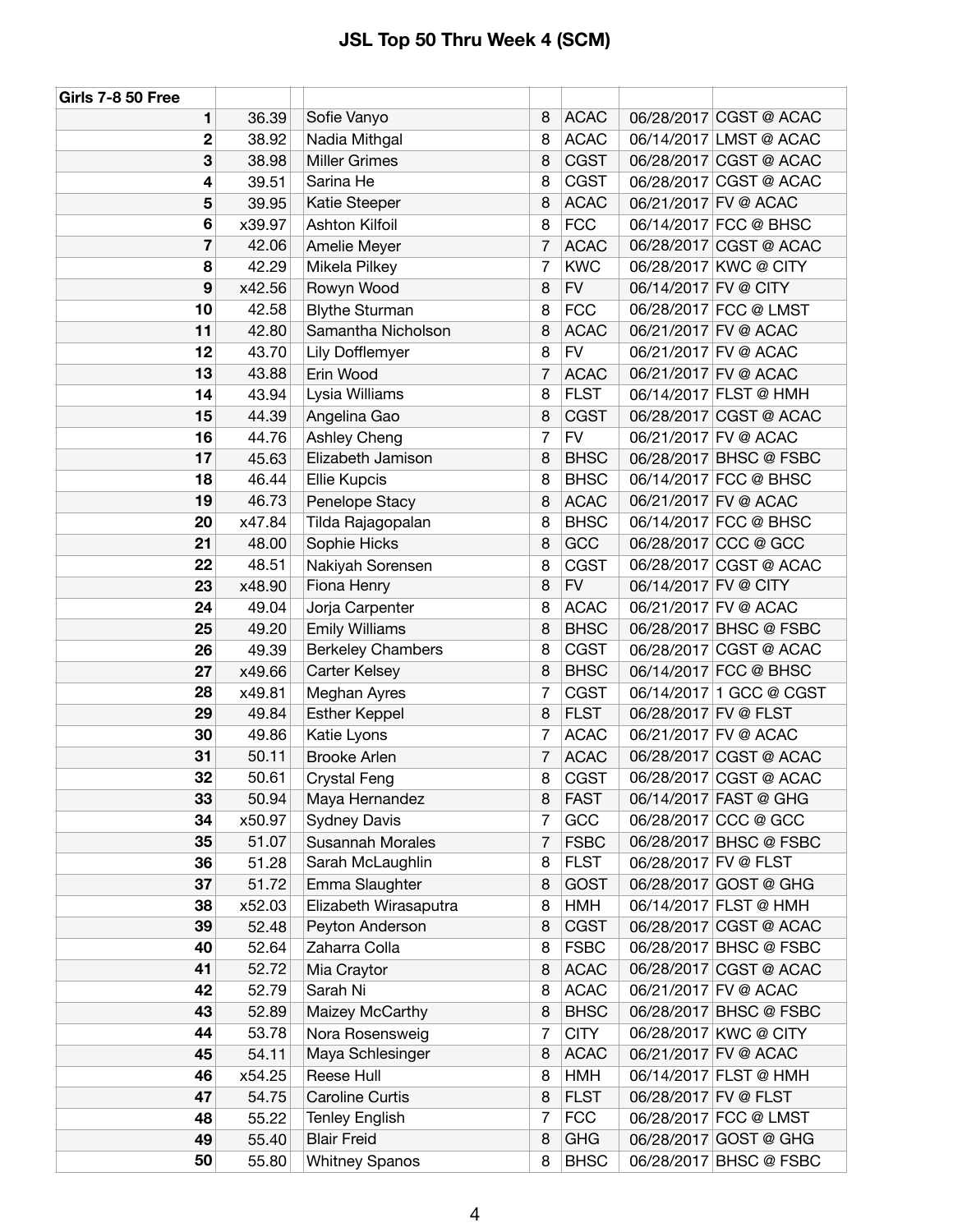# JSL Top 50 Thru Week 4 (SCM)

| Girls 7-8 50 Free | | | | | | |
|---|---|---|---|---|---|---|
| 1 | 36.39 | Sofie Vanyo | 8 | ACAC | 06/28/2017 | CGST @ ACAC |
| 2 | 38.92 | Nadia Mithgal | 8 | ACAC | 06/14/2017 | LMST @ ACAC |
| 3 | 38.98 | Miller Grimes | 8 | CGST | 06/28/2017 | CGST @ ACAC |
| 4 | 39.51 | Sarina He | 8 | CGST | 06/28/2017 | CGST @ ACAC |
| 5 | 39.95 | Katie Steeper | 8 | ACAC | 06/21/2017 | FV @ ACAC |
| 6 | x39.97 | Ashton Kilfoil | 8 | FCC | 06/14/2017 | FCC @ BHSC |
| 7 | 42.06 | Amelie Meyer | 7 | ACAC | 06/28/2017 | CGST @ ACAC |
| 8 | 42.29 | Mikela Pilkey | 7 | KWC | 06/28/2017 | KWC @ CITY |
| 9 | x42.56 | Rowyn Wood | 8 | FV | 06/14/2017 | FV @ CITY |
| 10 | 42.58 | Blythe Sturman | 8 | FCC | 06/28/2017 | FCC @ LMST |
| 11 | 42.80 | Samantha Nicholson | 8 | ACAC | 06/21/2017 | FV @ ACAC |
| 12 | 43.70 | Lily Dofflemyer | 8 | FV | 06/21/2017 | FV @ ACAC |
| 13 | 43.88 | Erin Wood | 7 | ACAC | 06/21/2017 | FV @ ACAC |
| 14 | 43.94 | Lysia Williams | 8 | FLST | 06/14/2017 | FLST @ HMH |
| 15 | 44.39 | Angelina Gao | 8 | CGST | 06/28/2017 | CGST @ ACAC |
| 16 | 44.76 | Ashley Cheng | 7 | FV | 06/21/2017 | FV @ ACAC |
| 17 | 45.63 | Elizabeth Jamison | 8 | BHSC | 06/28/2017 | BHSC @ FSBC |
| 18 | 46.44 | Ellie Kupcis | 8 | BHSC | 06/14/2017 | FCC @ BHSC |
| 19 | 46.73 | Penelope Stacy | 8 | ACAC | 06/21/2017 | FV @ ACAC |
| 20 | x47.84 | Tilda Rajagopalan | 8 | BHSC | 06/14/2017 | FCC @ BHSC |
| 21 | 48.00 | Sophie Hicks | 8 | GCC | 06/28/2017 | CCC @ GCC |
| 22 | 48.51 | Nakiyah Sorensen | 8 | CGST | 06/28/2017 | CGST @ ACAC |
| 23 | x48.90 | Fiona Henry | 8 | FV | 06/14/2017 | FV @ CITY |
| 24 | 49.04 | Jorja Carpenter | 8 | ACAC | 06/21/2017 | FV @ ACAC |
| 25 | 49.20 | Emily Williams | 8 | BHSC | 06/28/2017 | BHSC @ FSBC |
| 26 | 49.39 | Berkeley Chambers | 8 | CGST | 06/28/2017 | CGST @ ACAC |
| 27 | x49.66 | Carter Kelsey | 8 | BHSC | 06/14/2017 | FCC @ BHSC |
| 28 | x49.81 | Meghan Ayres | 7 | CGST | 06/14/2017 | 1 GCC @ CGST |
| 29 | 49.84 | Esther Keppel | 8 | FLST | 06/28/2017 | FV @ FLST |
| 30 | 49.86 | Katie Lyons | 7 | ACAC | 06/21/2017 | FV @ ACAC |
| 31 | 50.11 | Brooke Arlen | 7 | ACAC | 06/28/2017 | CGST @ ACAC |
| 32 | 50.61 | Crystal Feng | 8 | CGST | 06/28/2017 | CGST @ ACAC |
| 33 | 50.94 | Maya Hernandez | 8 | FAST | 06/14/2017 | FAST @ GHG |
| 34 | x50.97 | Sydney Davis | 7 | GCC | 06/28/2017 | CCC @ GCC |
| 35 | 51.07 | Susannah Morales | 7 | FSBC | 06/28/2017 | BHSC @ FSBC |
| 36 | 51.28 | Sarah McLaughlin | 8 | FLST | 06/28/2017 | FV @ FLST |
| 37 | 51.72 | Emma Slaughter | 8 | GOST | 06/28/2017 | GOST @ GHG |
| 38 | x52.03 | Elizabeth Wirasaputra | 8 | HMH | 06/14/2017 | FLST @ HMH |
| 39 | 52.48 | Peyton Anderson | 8 | CGST | 06/28/2017 | CGST @ ACAC |
| 40 | 52.64 | Zaharra Colla | 8 | FSBC | 06/28/2017 | BHSC @ FSBC |
| 41 | 52.72 | Mia Craytor | 8 | ACAC | 06/28/2017 | CGST @ ACAC |
| 42 | 52.79 | Sarah Ni | 8 | ACAC | 06/21/2017 | FV @ ACAC |
| 43 | 52.89 | Maizey McCarthy | 8 | BHSC | 06/28/2017 | BHSC @ FSBC |
| 44 | 53.78 | Nora Rosensweig | 7 | CITY | 06/28/2017 | KWC @ CITY |
| 45 | 54.11 | Maya Schlesinger | 8 | ACAC | 06/21/2017 | FV @ ACAC |
| 46 | x54.25 | Reese Hull | 8 | HMH | 06/14/2017 | FLST @ HMH |
| 47 | 54.75 | Caroline Curtis | 8 | FLST | 06/28/2017 | FV @ FLST |
| 48 | 55.22 | Tenley English | 7 | FCC | 06/28/2017 | FCC @ LMST |
| 49 | 55.40 | Blair Freid | 8 | GHG | 06/28/2017 | GOST @ GHG |
| 50 | 55.80 | Whitney Spanos | 8 | BHSC | 06/28/2017 | BHSC @ FSBC |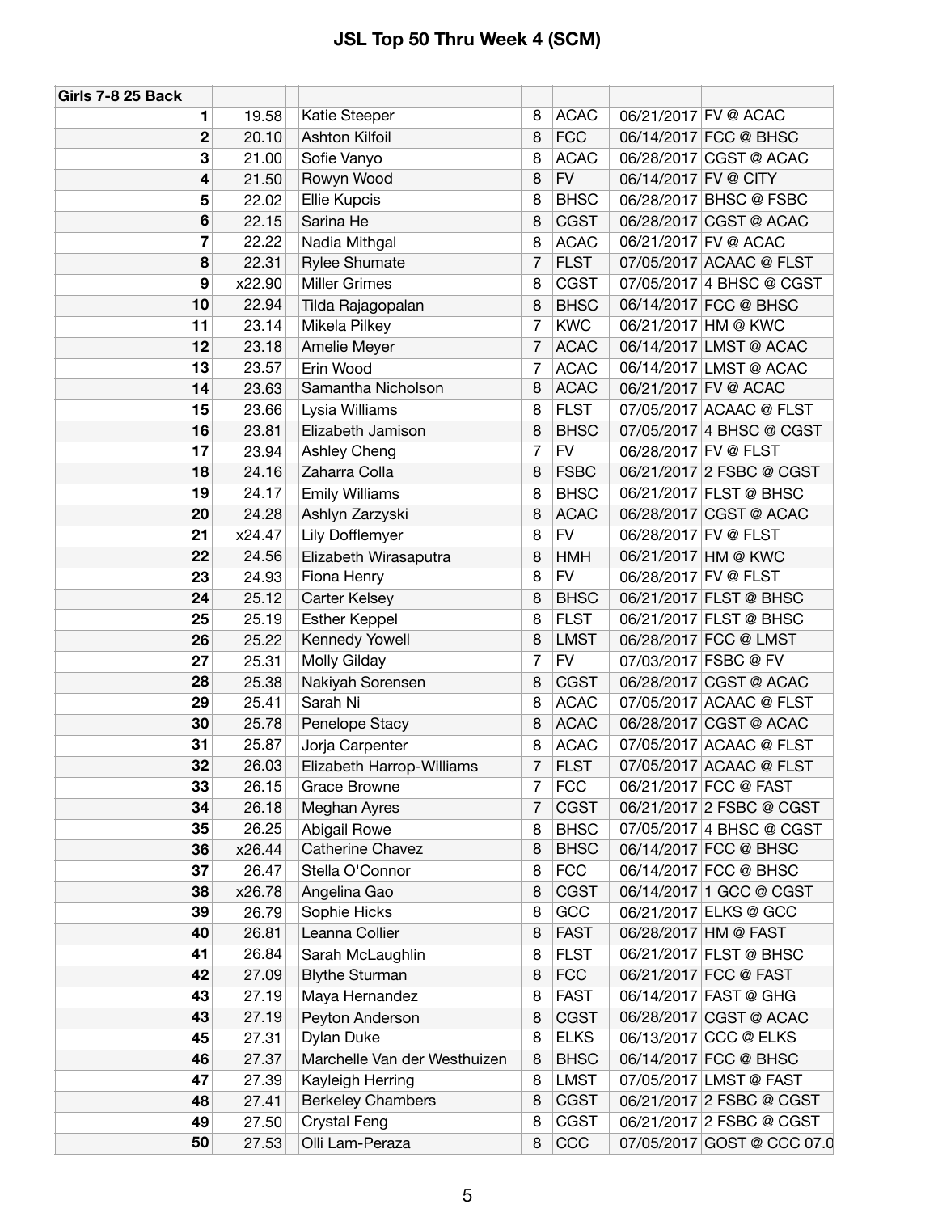# JSL Top 50 Thru Week 4 (SCM)

| Girls 7-8 25 Back | | | | | | | |
|---|---|---|---|---|---|---|---|
| 1 | 19.58 | | Katie Steeper | 8 | ACAC | 06/21/2017 | FV @ ACAC |
| 2 | 20.10 | | Ashton Kilfoil | 8 | FCC | 06/14/2017 | FCC @ BHSC |
| 3 | 21.00 | | Sofie Vanyo | 8 | ACAC | 06/28/2017 | CGST @ ACAC |
| 4 | 21.50 | | Rowyn Wood | 8 | FV | 06/14/2017 | FV @ CITY |
| 5 | 22.02 | | Ellie Kupcis | 8 | BHSC | 06/28/2017 | BHSC @ FSBC |
| 6 | 22.15 | | Sarina He | 8 | CGST | 06/28/2017 | CGST @ ACAC |
| 7 | 22.22 | | Nadia Mithgal | 8 | ACAC | 06/21/2017 | FV @ ACAC |
| 8 | 22.31 | | Rylee Shumate | 7 | FLST | 07/05/2017 | ACAAC @ FLST |
| 9 | x22.90 | | Miller Grimes | 8 | CGST | 07/05/2017 | 4 BHSC @ CGST |
| 10 | 22.94 | | Tilda Rajagopalan | 8 | BHSC | 06/14/2017 | FCC @ BHSC |
| 11 | 23.14 | | Mikela Pilkey | 7 | KWC | 06/21/2017 | HM @ KWC |
| 12 | 23.18 | | Amelie Meyer | 7 | ACAC | 06/14/2017 | LMST @ ACAC |
| 13 | 23.57 | | Erin Wood | 7 | ACAC | 06/14/2017 | LMST @ ACAC |
| 14 | 23.63 | | Samantha Nicholson | 8 | ACAC | 06/21/2017 | FV @ ACAC |
| 15 | 23.66 | | Lysia Williams | 8 | FLST | 07/05/2017 | ACAAC @ FLST |
| 16 | 23.81 | | Elizabeth Jamison | 8 | BHSC | 07/05/2017 | 4 BHSC @ CGST |
| 17 | 23.94 | | Ashley Cheng | 7 | FV | 06/28/2017 | FV @ FLST |
| 18 | 24.16 | | Zaharra Colla | 8 | FSBC | 06/21/2017 | 2 FSBC @ CGST |
| 19 | 24.17 | | Emily Williams | 8 | BHSC | 06/21/2017 | FLST @ BHSC |
| 20 | 24.28 | | Ashlyn Zarzyski | 8 | ACAC | 06/28/2017 | CGST @ ACAC |
| 21 | x24.47 | | Lily Dofflemyer | 8 | FV | 06/28/2017 | FV @ FLST |
| 22 | 24.56 | | Elizabeth Wirasaputra | 8 | HMH | 06/21/2017 | HM @ KWC |
| 23 | 24.93 | | Fiona Henry | 8 | FV | 06/28/2017 | FV @ FLST |
| 24 | 25.12 | | Carter Kelsey | 8 | BHSC | 06/21/2017 | FLST @ BHSC |
| 25 | 25.19 | | Esther Keppel | 8 | FLST | 06/21/2017 | FLST @ BHSC |
| 26 | 25.22 | | Kennedy Yowell | 8 | LMST | 06/28/2017 | FCC @ LMST |
| 27 | 25.31 | | Molly Gilday | 7 | FV | 07/03/2017 | FSBC @ FV |
| 28 | 25.38 | | Nakiyah Sorensen | 8 | CGST | 06/28/2017 | CGST @ ACAC |
| 29 | 25.41 | | Sarah Ni | 8 | ACAC | 07/05/2017 | ACAAC @ FLST |
| 30 | 25.78 | | Penelope Stacy | 8 | ACAC | 06/28/2017 | CGST @ ACAC |
| 31 | 25.87 | | Jorja Carpenter | 8 | ACAC | 07/05/2017 | ACAAC @ FLST |
| 32 | 26.03 | | Elizabeth Harrop-Williams | 7 | FLST | 07/05/2017 | ACAAC @ FLST |
| 33 | 26.15 | | Grace Browne | 7 | FCC | 06/21/2017 | FCC @ FAST |
| 34 | 26.18 | | Meghan Ayres | 7 | CGST | 06/21/2017 | 2 FSBC @ CGST |
| 35 | 26.25 | | Abigail Rowe | 8 | BHSC | 07/05/2017 | 4 BHSC @ CGST |
| 36 | x26.44 | | Catherine Chavez | 8 | BHSC | 06/14/2017 | FCC @ BHSC |
| 37 | 26.47 | | Stella O'Connor | 8 | FCC | 06/14/2017 | FCC @ BHSC |
| 38 | x26.78 | | Angelina Gao | 8 | CGST | 06/14/2017 | 1 GCC @ CGST |
| 39 | 26.79 | | Sophie Hicks | 8 | GCC | 06/21/2017 | ELKS @ GCC |
| 40 | 26.81 | | Leanna Collier | 8 | FAST | 06/28/2017 | HM @ FAST |
| 41 | 26.84 | | Sarah McLaughlin | 8 | FLST | 06/21/2017 | FLST @ BHSC |
| 42 | 27.09 | | Blythe Sturman | 8 | FCC | 06/21/2017 | FCC @ FAST |
| 43 | 27.19 | | Maya Hernandez | 8 | FAST | 06/14/2017 | FAST @ GHG |
| 43 | 27.19 | | Peyton Anderson | 8 | CGST | 06/28/2017 | CGST @ ACAC |
| 45 | 27.31 | | Dylan Duke | 8 | ELKS | 06/13/2017 | CCC @ ELKS |
| 46 | 27.37 | | Marchelle Van der Westhuizen | 8 | BHSC | 06/14/2017 | FCC @ BHSC |
| 47 | 27.39 | | Kayleigh Herring | 8 | LMST | 07/05/2017 | LMST @ FAST |
| 48 | 27.41 | | Berkeley Chambers | 8 | CGST | 06/21/2017 | 2 FSBC @ CGST |
| 49 | 27.50 | | Crystal Feng | 8 | CGST | 06/21/2017 | 2 FSBC @ CGST |
| 50 | 27.53 | | Olli Lam-Peraza | 8 | CCC | 07/05/2017 | GOST @ CCC 07.0 |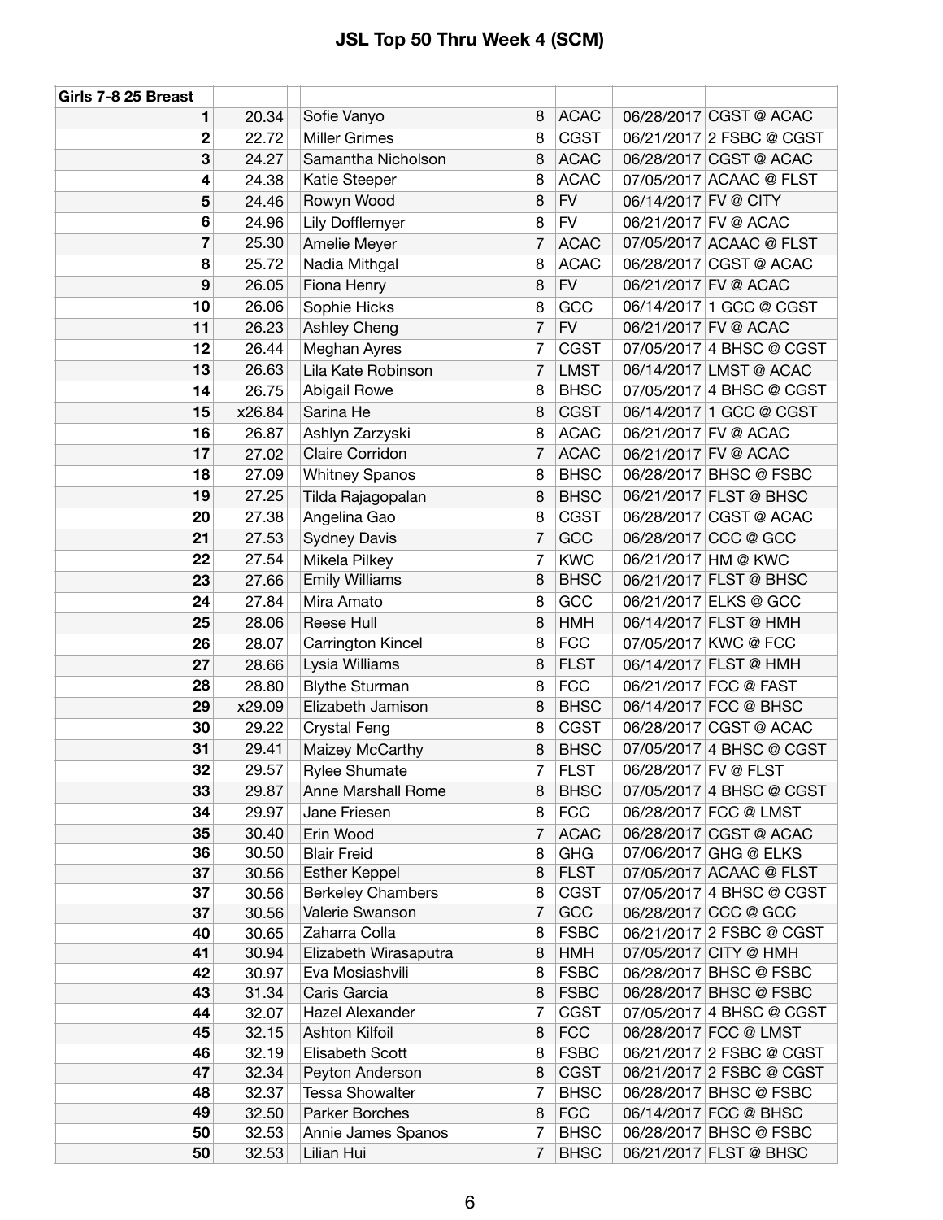# JSL Top 50 Thru Week 4 (SCM)

| Girls 7-8 25 Breast | | | | | | |
|---|---|---|---|---|---|---|
| 1 | 20.34 | Sofie Vanyo | 8 | ACAC | 06/28/2017 | CGST @ ACAC |
| 2 | 22.72 | Miller Grimes | 8 | CGST | 06/21/2017 | 2 FSBC @ CGST |
| 3 | 24.27 | Samantha Nicholson | 8 | ACAC | 06/28/2017 | CGST @ ACAC |
| 4 | 24.38 | Katie Steeper | 8 | ACAC | 07/05/2017 | ACAAC @ FLST |
| 5 | 24.46 | Rowyn Wood | 8 | FV | 06/14/2017 | FV @ CITY |
| 6 | 24.96 | Lily Dofflemyer | 8 | FV | 06/21/2017 | FV @ ACAC |
| 7 | 25.30 | Amelie Meyer | 7 | ACAC | 07/05/2017 | ACAAC @ FLST |
| 8 | 25.72 | Nadia Mithgal | 8 | ACAC | 06/28/2017 | CGST @ ACAC |
| 9 | 26.05 | Fiona Henry | 8 | FV | 06/21/2017 | FV @ ACAC |
| 10 | 26.06 | Sophie Hicks | 8 | GCC | 06/14/2017 | 1 GCC @ CGST |
| 11 | 26.23 | Ashley Cheng | 7 | FV | 06/21/2017 | FV @ ACAC |
| 12 | 26.44 | Meghan Ayres | 7 | CGST | 07/05/2017 | 4 BHSC @ CGST |
| 13 | 26.63 | Lila Kate Robinson | 7 | LMST | 06/14/2017 | LMST @ ACAC |
| 14 | 26.75 | Abigail Rowe | 8 | BHSC | 07/05/2017 | 4 BHSC @ CGST |
| 15 | x26.84 | Sarina He | 8 | CGST | 06/14/2017 | 1 GCC @ CGST |
| 16 | 26.87 | Ashlyn Zarzyski | 8 | ACAC | 06/21/2017 | FV @ ACAC |
| 17 | 27.02 | Claire Corridon | 7 | ACAC | 06/21/2017 | FV @ ACAC |
| 18 | 27.09 | Whitney Spanos | 8 | BHSC | 06/28/2017 | BHSC @ FSBC |
| 19 | 27.25 | Tilda Rajagopalan | 8 | BHSC | 06/21/2017 | FLST @ BHSC |
| 20 | 27.38 | Angelina Gao | 8 | CGST | 06/28/2017 | CGST @ ACAC |
| 21 | 27.53 | Sydney Davis | 7 | GCC | 06/28/2017 | CCC @ GCC |
| 22 | 27.54 | Mikela Pilkey | 7 | KWC | 06/21/2017 | HM @ KWC |
| 23 | 27.66 | Emily Williams | 8 | BHSC | 06/21/2017 | FLST @ BHSC |
| 24 | 27.84 | Mira Amato | 8 | GCC | 06/21/2017 | ELKS @ GCC |
| 25 | 28.06 | Reese Hull | 8 | HMH | 06/14/2017 | FLST @ HMH |
| 26 | 28.07 | Carrington Kincel | 8 | FCC | 07/05/2017 | KWC @ FCC |
| 27 | 28.66 | Lysia Williams | 8 | FLST | 06/14/2017 | FLST @ HMH |
| 28 | 28.80 | Blythe Sturman | 8 | FCC | 06/21/2017 | FCC @ FAST |
| 29 | x29.09 | Elizabeth Jamison | 8 | BHSC | 06/14/2017 | FCC @ BHSC |
| 30 | 29.22 | Crystal Feng | 8 | CGST | 06/28/2017 | CGST @ ACAC |
| 31 | 29.41 | Maizey McCarthy | 8 | BHSC | 07/05/2017 | 4 BHSC @ CGST |
| 32 | 29.57 | Rylee Shumate | 7 | FLST | 06/28/2017 | FV @ FLST |
| 33 | 29.87 | Anne Marshall Rome | 8 | BHSC | 07/05/2017 | 4 BHSC @ CGST |
| 34 | 29.97 | Jane Friesen | 8 | FCC | 06/28/2017 | FCC @ LMST |
| 35 | 30.40 | Erin Wood | 7 | ACAC | 06/28/2017 | CGST @ ACAC |
| 36 | 30.50 | Blair Freid | 8 | GHG | 07/06/2017 | GHG @ ELKS |
| 37 | 30.56 | Esther Keppel | 8 | FLST | 07/05/2017 | ACAAC @ FLST |
| 37 | 30.56 | Berkeley Chambers | 8 | CGST | 07/05/2017 | 4 BHSC @ CGST |
| 37 | 30.56 | Valerie Swanson | 7 | GCC | 06/28/2017 | CCC @ GCC |
| 40 | 30.65 | Zaharra Colla | 8 | FSBC | 06/21/2017 | 2 FSBC @ CGST |
| 41 | 30.94 | Elizabeth Wirasaputra | 8 | HMH | 07/05/2017 | CITY @ HMH |
| 42 | 30.97 | Eva Mosiashvili | 8 | FSBC | 06/28/2017 | BHSC @ FSBC |
| 43 | 31.34 | Caris Garcia | 8 | FSBC | 06/28/2017 | BHSC @ FSBC |
| 44 | 32.07 | Hazel Alexander | 7 | CGST | 07/05/2017 | 4 BHSC @ CGST |
| 45 | 32.15 | Ashton Kilfoil | 8 | FCC | 06/28/2017 | FCC @ LMST |
| 46 | 32.19 | Elisabeth Scott | 8 | FSBC | 06/21/2017 | 2 FSBC @ CGST |
| 47 | 32.34 | Peyton Anderson | 8 | CGST | 06/21/2017 | 2 FSBC @ CGST |
| 48 | 32.37 | Tessa Showalter | 7 | BHSC | 06/28/2017 | BHSC @ FSBC |
| 49 | 32.50 | Parker Borches | 8 | FCC | 06/14/2017 | FCC @ BHSC |
| 50 | 32.53 | Annie James Spanos | 7 | BHSC | 06/28/2017 | BHSC @ FSBC |
| 50 | 32.53 | Lilian Hui | 7 | BHSC | 06/21/2017 | FLST @ BHSC |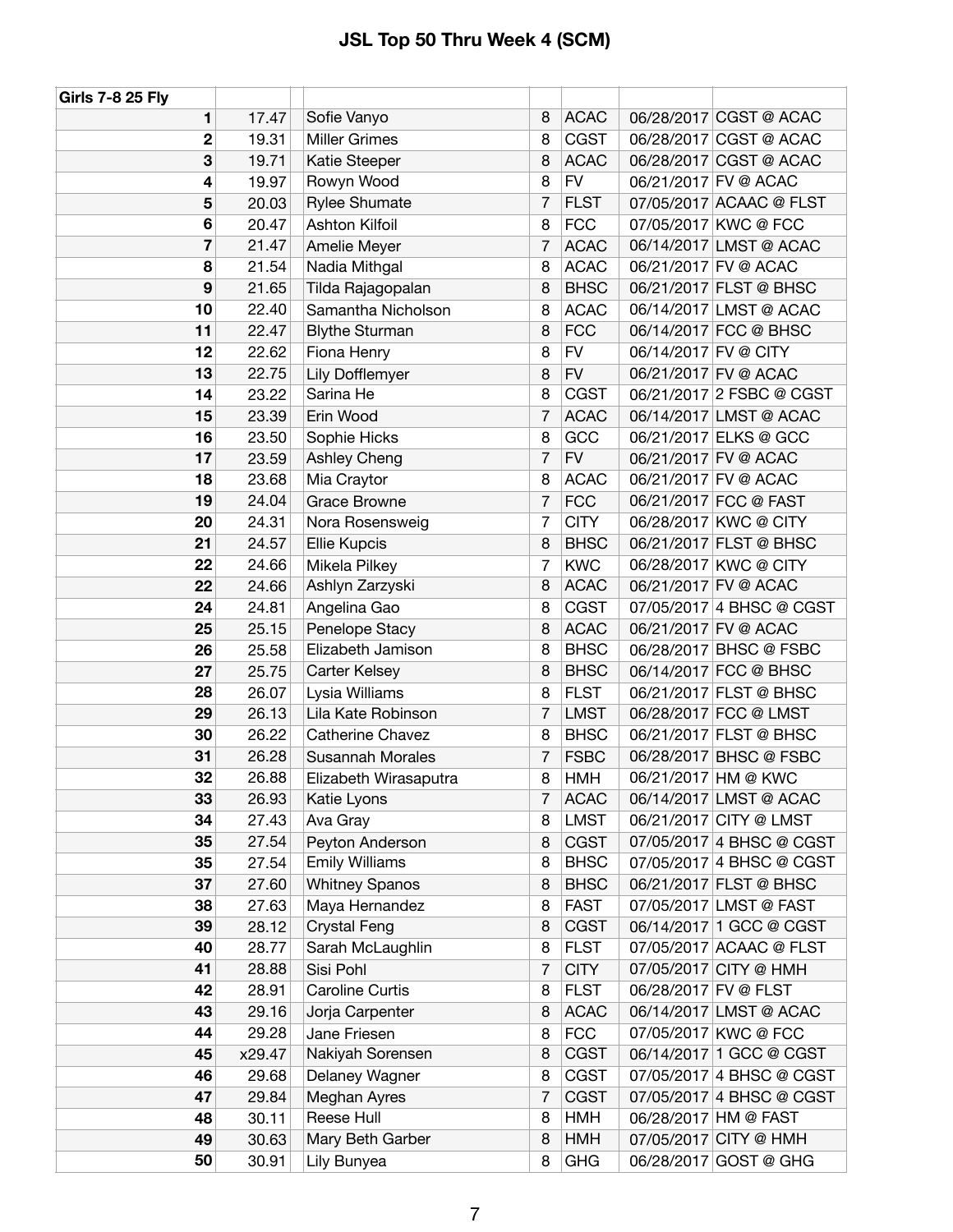# JSL Top 50 Thru Week 4 (SCM)

| Girls 7-8 25 Fly | | | | | | |
|---|---|---|---|---|---|---|
| 1 | 17.47 | Sofie Vanyo | 8 | ACAC | 06/28/2017 | CGST @ ACAC |
| 2 | 19.31 | Miller Grimes | 8 | CGST | 06/28/2017 | CGST @ ACAC |
| 3 | 19.71 | Katie Steeper | 8 | ACAC | 06/28/2017 | CGST @ ACAC |
| 4 | 19.97 | Rowyn Wood | 8 | FV | 06/21/2017 | FV @ ACAC |
| 5 | 20.03 | Rylee Shumate | 7 | FLST | 07/05/2017 | ACAAC @ FLST |
| 6 | 20.47 | Ashton Kilfoil | 8 | FCC | 07/05/2017 | KWC @ FCC |
| 7 | 21.47 | Amelie Meyer | 7 | ACAC | 06/14/2017 | LMST @ ACAC |
| 8 | 21.54 | Nadia Mithgal | 8 | ACAC | 06/21/2017 | FV @ ACAC |
| 9 | 21.65 | Tilda Rajagopalan | 8 | BHSC | 06/21/2017 | FLST @ BHSC |
| 10 | 22.40 | Samantha Nicholson | 8 | ACAC | 06/14/2017 | LMST @ ACAC |
| 11 | 22.47 | Blythe Sturman | 8 | FCC | 06/14/2017 | FCC @ BHSC |
| 12 | 22.62 | Fiona Henry | 8 | FV | 06/14/2017 | FV @ CITY |
| 13 | 22.75 | Lily Dofflemyer | 8 | FV | 06/21/2017 | FV @ ACAC |
| 14 | 23.22 | Sarina He | 8 | CGST | 06/21/2017 | 2 FSBC @ CGST |
| 15 | 23.39 | Erin Wood | 7 | ACAC | 06/14/2017 | LMST @ ACAC |
| 16 | 23.50 | Sophie Hicks | 8 | GCC | 06/21/2017 | ELKS @ GCC |
| 17 | 23.59 | Ashley Cheng | 7 | FV | 06/21/2017 | FV @ ACAC |
| 18 | 23.68 | Mia Craytor | 8 | ACAC | 06/21/2017 | FV @ ACAC |
| 19 | 24.04 | Grace Browne | 7 | FCC | 06/21/2017 | FCC @ FAST |
| 20 | 24.31 | Nora Rosensweig | 7 | CITY | 06/28/2017 | KWC @ CITY |
| 21 | 24.57 | Ellie Kupcis | 8 | BHSC | 06/21/2017 | FLST @ BHSC |
| 22 | 24.66 | Mikela Pilkey | 7 | KWC | 06/28/2017 | KWC @ CITY |
| 22 | 24.66 | Ashlyn Zarzyski | 8 | ACAC | 06/21/2017 | FV @ ACAC |
| 24 | 24.81 | Angelina Gao | 8 | CGST | 07/05/2017 | 4 BHSC @ CGST |
| 25 | 25.15 | Penelope Stacy | 8 | ACAC | 06/21/2017 | FV @ ACAC |
| 26 | 25.58 | Elizabeth Jamison | 8 | BHSC | 06/28/2017 | BHSC @ FSBC |
| 27 | 25.75 | Carter Kelsey | 8 | BHSC | 06/14/2017 | FCC @ BHSC |
| 28 | 26.07 | Lysia Williams | 8 | FLST | 06/21/2017 | FLST @ BHSC |
| 29 | 26.13 | Lila Kate Robinson | 7 | LMST | 06/28/2017 | FCC @ LMST |
| 30 | 26.22 | Catherine Chavez | 8 | BHSC | 06/21/2017 | FLST @ BHSC |
| 31 | 26.28 | Susannah Morales | 7 | FSBC | 06/28/2017 | BHSC @ FSBC |
| 32 | 26.88 | Elizabeth Wirasaputra | 8 | HMH | 06/21/2017 | HM @ KWC |
| 33 | 26.93 | Katie Lyons | 7 | ACAC | 06/14/2017 | LMST @ ACAC |
| 34 | 27.43 | Ava Gray | 8 | LMST | 06/21/2017 | CITY @ LMST |
| 35 | 27.54 | Peyton Anderson | 8 | CGST | 07/05/2017 | 4 BHSC @ CGST |
| 35 | 27.54 | Emily Williams | 8 | BHSC | 07/05/2017 | 4 BHSC @ CGST |
| 37 | 27.60 | Whitney Spanos | 8 | BHSC | 06/21/2017 | FLST @ BHSC |
| 38 | 27.63 | Maya Hernandez | 8 | FAST | 07/05/2017 | LMST @ FAST |
| 39 | 28.12 | Crystal Feng | 8 | CGST | 06/14/2017 | 1 GCC @ CGST |
| 40 | 28.77 | Sarah McLaughlin | 8 | FLST | 07/05/2017 | ACAAC @ FLST |
| 41 | 28.88 | Sisi Pohl | 7 | CITY | 07/05/2017 | CITY @ HMH |
| 42 | 28.91 | Caroline Curtis | 8 | FLST | 06/28/2017 | FV @ FLST |
| 43 | 29.16 | Jorja Carpenter | 8 | ACAC | 06/14/2017 | LMST @ ACAC |
| 44 | 29.28 | Jane Friesen | 8 | FCC | 07/05/2017 | KWC @ FCC |
| 45 | x29.47 | Nakiyah Sorensen | 8 | CGST | 06/14/2017 | 1 GCC @ CGST |
| 46 | 29.68 | Delaney Wagner | 8 | CGST | 07/05/2017 | 4 BHSC @ CGST |
| 47 | 29.84 | Meghan Ayres | 7 | CGST | 07/05/2017 | 4 BHSC @ CGST |
| 48 | 30.11 | Reese Hull | 8 | HMH | 06/28/2017 | HM @ FAST |
| 49 | 30.63 | Mary Beth Garber | 8 | HMH | 07/05/2017 | CITY @ HMH |
| 50 | 30.91 | Lily Bunyea | 8 | GHG | 06/28/2017 | GOST @ GHG |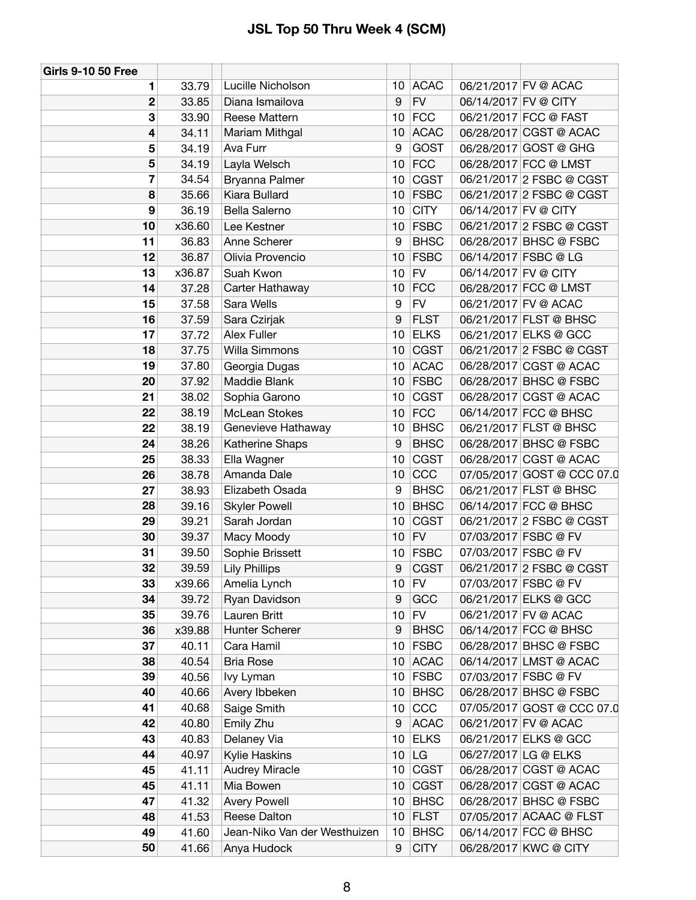# JSL Top 50 Thru Week 4 (SCM)

| Girls 9-10 50 Free | | | | | | | |
|---|---|---|---|---|---|---|---|
| 1 | 33.79 | | Lucille Nicholson | 10 | ACAC | 06/21/2017 | FV @ ACAC |
| 2 | 33.85 | | Diana Ismailova | 9 | FV | 06/14/2017 | FV @ CITY |
| 3 | 33.90 | | Reese Mattern | 10 | FCC | 06/21/2017 | FCC @ FAST |
| 4 | 34.11 | | Mariam Mithgal | 10 | ACAC | 06/28/2017 | CGST @ ACAC |
| 5 | 34.19 | | Ava Furr | 9 | GOST | 06/28/2017 | GOST @ GHG |
| 5 | 34.19 | | Layla Welsch | 10 | FCC | 06/28/2017 | FCC @ LMST |
| 7 | 34.54 | | Bryanna Palmer | 10 | CGST | 06/21/2017 | 2 FSBC @ CGST |
| 8 | 35.66 | | Kiara Bullard | 10 | FSBC | 06/21/2017 | 2 FSBC @ CGST |
| 9 | 36.19 | | Bella Salerno | 10 | CITY | 06/14/2017 | FV @ CITY |
| 10 | x36.60 | | Lee Kestner | 10 | FSBC | 06/21/2017 | 2 FSBC @ CGST |
| 11 | 36.83 | | Anne Scherer | 9 | BHSC | 06/28/2017 | BHSC @ FSBC |
| 12 | 36.87 | | Olivia Provencio | 10 | FSBC | 06/14/2017 | FSBC @ LG |
| 13 | x36.87 | | Suah Kwon | 10 | FV | 06/14/2017 | FV @ CITY |
| 14 | 37.28 | | Carter Hathaway | 10 | FCC | 06/28/2017 | FCC @ LMST |
| 15 | 37.58 | | Sara Wells | 9 | FV | 06/21/2017 | FV @ ACAC |
| 16 | 37.59 | | Sara Czirjak | 9 | FLST | 06/21/2017 | FLST @ BHSC |
| 17 | 37.72 | | Alex Fuller | 10 | ELKS | 06/21/2017 | ELKS @ GCC |
| 18 | 37.75 | | Willa Simmons | 10 | CGST | 06/21/2017 | 2 FSBC @ CGST |
| 19 | 37.80 | | Georgia Dugas | 10 | ACAC | 06/28/2017 | CGST @ ACAC |
| 20 | 37.92 | | Maddie Blank | 10 | FSBC | 06/28/2017 | BHSC @ FSBC |
| 21 | 38.02 | | Sophia Garono | 10 | CGST | 06/28/2017 | CGST @ ACAC |
| 22 | 38.19 | | McLean Stokes | 10 | FCC | 06/14/2017 | FCC @ BHSC |
| 22 | 38.19 | | Genevieve Hathaway | 10 | BHSC | 06/21/2017 | FLST @ BHSC |
| 24 | 38.26 | | Katherine Shaps | 9 | BHSC | 06/28/2017 | BHSC @ FSBC |
| 25 | 38.33 | | Ella Wagner | 10 | CGST | 06/28/2017 | CGST @ ACAC |
| 26 | 38.78 | | Amanda Dale | 10 | CCC | 07/05/2017 | GOST @ CCC 07.0 |
| 27 | 38.93 | | Elizabeth Osada | 9 | BHSC | 06/21/2017 | FLST @ BHSC |
| 28 | 39.16 | | Skyler Powell | 10 | BHSC | 06/14/2017 | FCC @ BHSC |
| 29 | 39.21 | | Sarah Jordan | 10 | CGST | 06/21/2017 | 2 FSBC @ CGST |
| 30 | 39.37 | | Macy Moody | 10 | FV | 07/03/2017 | FSBC @ FV |
| 31 | 39.50 | | Sophie Brissett | 10 | FSBC | 07/03/2017 | FSBC @ FV |
| 32 | 39.59 | | Lily Phillips | 9 | CGST | 06/21/2017 | 2 FSBC @ CGST |
| 33 | x39.66 | | Amelia Lynch | 10 | FV | 07/03/2017 | FSBC @ FV |
| 34 | 39.72 | | Ryan Davidson | 9 | GCC | 06/21/2017 | ELKS @ GCC |
| 35 | 39.76 | | Lauren Britt | 10 | FV | 06/21/2017 | FV @ ACAC |
| 36 | x39.88 | | Hunter Scherer | 9 | BHSC | 06/14/2017 | FCC @ BHSC |
| 37 | 40.11 | | Cara Hamil | 10 | FSBC | 06/28/2017 | BHSC @ FSBC |
| 38 | 40.54 | | Bria Rose | 10 | ACAC | 06/14/2017 | LMST @ ACAC |
| 39 | 40.56 | | Ivy Lyman | 10 | FSBC | 07/03/2017 | FSBC @ FV |
| 40 | 40.66 | | Avery Ibbeken | 10 | BHSC | 06/28/2017 | BHSC @ FSBC |
| 41 | 40.68 | | Saige Smith | 10 | CCC | 07/05/2017 | GOST @ CCC 07.0 |
| 42 | 40.80 | | Emily Zhu | 9 | ACAC | 06/21/2017 | FV @ ACAC |
| 43 | 40.83 | | Delaney Via | 10 | ELKS | 06/21/2017 | ELKS @ GCC |
| 44 | 40.97 | | Kylie Haskins | 10 | LG | 06/27/2017 | LG @ ELKS |
| 45 | 41.11 | | Audrey Miracle | 10 | CGST | 06/28/2017 | CGST @ ACAC |
| 45 | 41.11 | | Mia Bowen | 10 | CGST | 06/28/2017 | CGST @ ACAC |
| 47 | 41.32 | | Avery Powell | 10 | BHSC | 06/28/2017 | BHSC @ FSBC |
| 48 | 41.53 | | Reese Dalton | 10 | FLST | 07/05/2017 | ACAAC @ FLST |
| 49 | 41.60 | | Jean-Niko Van der Westhuizen | 10 | BHSC | 06/14/2017 | FCC @ BHSC |
| 50 | 41.66 | | Anya Hudock | 9 | CITY | 06/28/2017 | KWC @ CITY |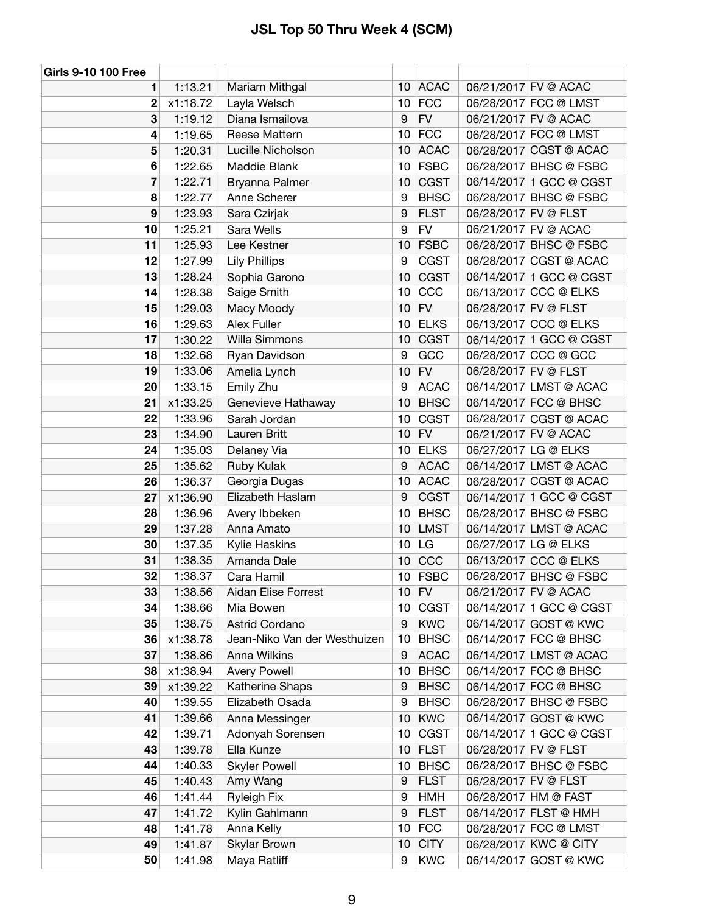# JSL Top 50 Thru Week 4 (SCM)

| Girls 9-10 100 Free | | | | | | |
|---|---|---|---|---|---|---|
| 1 | 1:13.21 | Mariam Mithgal | 10 | ACAC | 06/21/2017 | FV @ ACAC |
| 2 | x1:18.72 | Layla Welsch | 10 | FCC | 06/28/2017 | FCC @ LMST |
| 3 | 1:19.12 | Diana Ismailova | 9 | FV | 06/21/2017 | FV @ ACAC |
| 4 | 1:19.65 | Reese Mattern | 10 | FCC | 06/28/2017 | FCC @ LMST |
| 5 | 1:20.31 | Lucille Nicholson | 10 | ACAC | 06/28/2017 | CGST @ ACAC |
| 6 | 1:22.65 | Maddie Blank | 10 | FSBC | 06/28/2017 | BHSC @ FSBC |
| 7 | 1:22.71 | Bryanna Palmer | 10 | CGST | 06/14/2017 | 1 GCC @ CGST |
| 8 | 1:22.77 | Anne Scherer | 9 | BHSC | 06/28/2017 | BHSC @ FSBC |
| 9 | 1:23.93 | Sara Czirjak | 9 | FLST | 06/28/2017 | FV @ FLST |
| 10 | 1:25.21 | Sara Wells | 9 | FV | 06/21/2017 | FV @ ACAC |
| 11 | 1:25.93 | Lee Kestner | 10 | FSBC | 06/28/2017 | BHSC @ FSBC |
| 12 | 1:27.99 | Lily Phillips | 9 | CGST | 06/28/2017 | CGST @ ACAC |
| 13 | 1:28.24 | Sophia Garono | 10 | CGST | 06/14/2017 | 1 GCC @ CGST |
| 14 | 1:28.38 | Saige Smith | 10 | CCC | 06/13/2017 | CCC @ ELKS |
| 15 | 1:29.03 | Macy Moody | 10 | FV | 06/28/2017 | FV @ FLST |
| 16 | 1:29.63 | Alex Fuller | 10 | ELKS | 06/13/2017 | CCC @ ELKS |
| 17 | 1:30.22 | Willa Simmons | 10 | CGST | 06/14/2017 | 1 GCC @ CGST |
| 18 | 1:32.68 | Ryan Davidson | 9 | GCC | 06/28/2017 | CCC @ GCC |
| 19 | 1:33.06 | Amelia Lynch | 10 | FV | 06/28/2017 | FV @ FLST |
| 20 | 1:33.15 | Emily Zhu | 9 | ACAC | 06/14/2017 | LMST @ ACAC |
| 21 | x1:33.25 | Genevieve Hathaway | 10 | BHSC | 06/14/2017 | FCC @ BHSC |
| 22 | 1:33.96 | Sarah Jordan | 10 | CGST | 06/28/2017 | CGST @ ACAC |
| 23 | 1:34.90 | Lauren Britt | 10 | FV | 06/21/2017 | FV @ ACAC |
| 24 | 1:35.03 | Delaney Via | 10 | ELKS | 06/27/2017 | LG @ ELKS |
| 25 | 1:35.62 | Ruby Kulak | 9 | ACAC | 06/14/2017 | LMST @ ACAC |
| 26 | 1:36.37 | Georgia Dugas | 10 | ACAC | 06/28/2017 | CGST @ ACAC |
| 27 | x1:36.90 | Elizabeth Haslam | 9 | CGST | 06/14/2017 | 1 GCC @ CGST |
| 28 | 1:36.96 | Avery Ibbeken | 10 | BHSC | 06/28/2017 | BHSC @ FSBC |
| 29 | 1:37.28 | Anna Amato | 10 | LMST | 06/14/2017 | LMST @ ACAC |
| 30 | 1:37.35 | Kylie Haskins | 10 | LG | 06/27/2017 | LG @ ELKS |
| 31 | 1:38.35 | Amanda Dale | 10 | CCC | 06/13/2017 | CCC @ ELKS |
| 32 | 1:38.37 | Cara Hamil | 10 | FSBC | 06/28/2017 | BHSC @ FSBC |
| 33 | 1:38.56 | Aidan Elise Forrest | 10 | FV | 06/21/2017 | FV @ ACAC |
| 34 | 1:38.66 | Mia Bowen | 10 | CGST | 06/14/2017 | 1 GCC @ CGST |
| 35 | 1:38.75 | Astrid Cordano | 9 | KWC | 06/14/2017 | GOST @ KWC |
| 36 | x1:38.78 | Jean-Niko Van der Westhuizen | 10 | BHSC | 06/14/2017 | FCC @ BHSC |
| 37 | 1:38.86 | Anna Wilkins | 9 | ACAC | 06/14/2017 | LMST @ ACAC |
| 38 | x1:38.94 | Avery Powell | 10 | BHSC | 06/14/2017 | FCC @ BHSC |
| 39 | x1:39.22 | Katherine Shaps | 9 | BHSC | 06/14/2017 | FCC @ BHSC |
| 40 | 1:39.55 | Elizabeth Osada | 9 | BHSC | 06/28/2017 | BHSC @ FSBC |
| 41 | 1:39.66 | Anna Messinger | 10 | KWC | 06/14/2017 | GOST @ KWC |
| 42 | 1:39.71 | Adonyah Sorensen | 10 | CGST | 06/14/2017 | 1 GCC @ CGST |
| 43 | 1:39.78 | Ella Kunze | 10 | FLST | 06/28/2017 | FV @ FLST |
| 44 | 1:40.33 | Skyler Powell | 10 | BHSC | 06/28/2017 | BHSC @ FSBC |
| 45 | 1:40.43 | Amy Wang | 9 | FLST | 06/28/2017 | FV @ FLST |
| 46 | 1:41.44 | Ryleigh Fix | 9 | HMH | 06/28/2017 | HM @ FAST |
| 47 | 1:41.72 | Kylin Gahlmann | 9 | FLST | 06/14/2017 | FLST @ HMH |
| 48 | 1:41.78 | Anna Kelly | 10 | FCC | 06/28/2017 | FCC @ LMST |
| 49 | 1:41.87 | Skylar Brown | 10 | CITY | 06/28/2017 | KWC @ CITY |
| 50 | 1:41.98 | Maya Ratliff | 9 | KWC | 06/14/2017 | GOST @ KWC |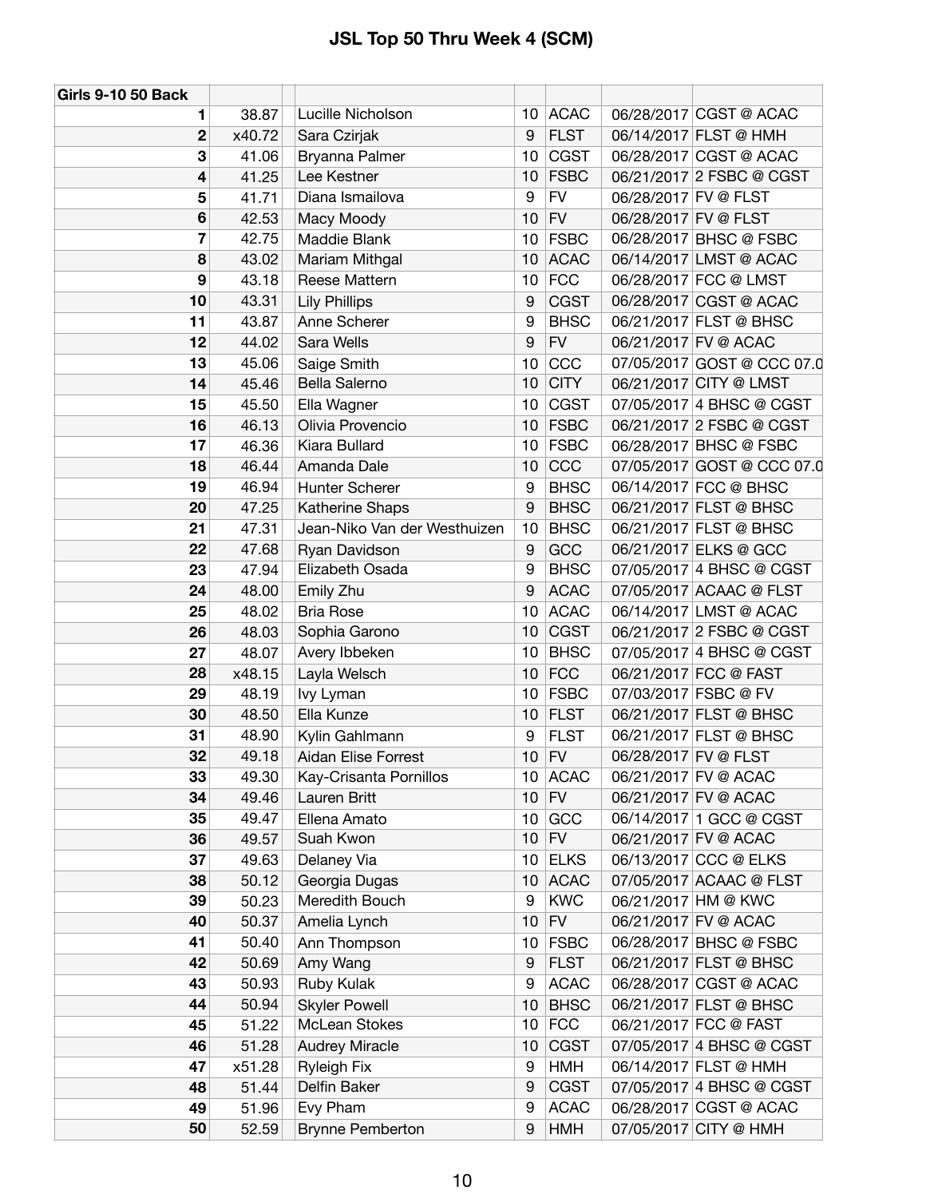# JSL Top 50 Thru Week 4 (SCM)

| Girls 9-10 50 Back | | | | | | | |
|---|---|---|---|---|---|---|---|
| 1 | 38.87 | | Lucille Nicholson | 10 | ACAC | 06/28/2017 | CGST @ ACAC |
| 2 | x40.72 | | Sara Czirjak | 9 | FLST | 06/14/2017 | FLST @ HMH |
| 3 | 41.06 | | Bryanna Palmer | 10 | CGST | 06/28/2017 | CGST @ ACAC |
| 4 | 41.25 | | Lee Kestner | 10 | FSBC | 06/21/2017 | 2 FSBC @ CGST |
| 5 | 41.71 | | Diana Ismailova | 9 | FV | 06/28/2017 | FV @ FLST |
| 6 | 42.53 | | Macy Moody | 10 | FV | 06/28/2017 | FV @ FLST |
| 7 | 42.75 | | Maddie Blank | 10 | FSBC | 06/28/2017 | BHSC @ FSBC |
| 8 | 43.02 | | Mariam Mithgal | 10 | ACAC | 06/14/2017 | LMST @ ACAC |
| 9 | 43.18 | | Reese Mattern | 10 | FCC | 06/28/2017 | FCC @ LMST |
| 10 | 43.31 | | Lily Phillips | 9 | CGST | 06/28/2017 | CGST @ ACAC |
| 11 | 43.87 | | Anne Scherer | 9 | BHSC | 06/21/2017 | FLST @ BHSC |
| 12 | 44.02 | | Sara Wells | 9 | FV | 06/21/2017 | FV @ ACAC |
| 13 | 45.06 | | Saige Smith | 10 | CCC | 07/05/2017 | GOST @ CCC 07.0 |
| 14 | 45.46 | | Bella Salerno | 10 | CITY | 06/21/2017 | CITY @ LMST |
| 15 | 45.50 | | Ella Wagner | 10 | CGST | 07/05/2017 | 4 BHSC @ CGST |
| 16 | 46.13 | | Olivia Provencio | 10 | FSBC | 06/21/2017 | 2 FSBC @ CGST |
| 17 | 46.36 | | Kiara Bullard | 10 | FSBC | 06/28/2017 | BHSC @ FSBC |
| 18 | 46.44 | | Amanda Dale | 10 | CCC | 07/05/2017 | GOST @ CCC 07.0 |
| 19 | 46.94 | | Hunter Scherer | 9 | BHSC | 06/14/2017 | FCC @ BHSC |
| 20 | 47.25 | | Katherine Shaps | 9 | BHSC | 06/21/2017 | FLST @ BHSC |
| 21 | 47.31 | | Jean-Niko Van der Westhuizen | 10 | BHSC | 06/21/2017 | FLST @ BHSC |
| 22 | 47.68 | | Ryan Davidson | 9 | GCC | 06/21/2017 | ELKS @ GCC |
| 23 | 47.94 | | Elizabeth Osada | 9 | BHSC | 07/05/2017 | 4 BHSC @ CGST |
| 24 | 48.00 | | Emily Zhu | 9 | ACAC | 07/05/2017 | ACAAC @ FLST |
| 25 | 48.02 | | Bria Rose | 10 | ACAC | 06/14/2017 | LMST @ ACAC |
| 26 | 48.03 | | Sophia Garono | 10 | CGST | 06/21/2017 | 2 FSBC @ CGST |
| 27 | 48.07 | | Avery Ibbeken | 10 | BHSC | 07/05/2017 | 4 BHSC @ CGST |
| 28 | x48.15 | | Layla Welsch | 10 | FCC | 06/21/2017 | FCC @ FAST |
| 29 | 48.19 | | Ivy Lyman | 10 | FSBC | 07/03/2017 | FSBC @ FV |
| 30 | 48.50 | | Ella Kunze | 10 | FLST | 06/21/2017 | FLST @ BHSC |
| 31 | 48.90 | | Kylin Gahlmann | 9 | FLST | 06/21/2017 | FLST @ BHSC |
| 32 | 49.18 | | Aidan Elise Forrest | 10 | FV | 06/28/2017 | FV @ FLST |
| 33 | 49.30 | | Kay-Crisanta Pornillos | 10 | ACAC | 06/21/2017 | FV @ ACAC |
| 34 | 49.46 | | Lauren Britt | 10 | FV | 06/21/2017 | FV @ ACAC |
| 35 | 49.47 | | Ellena Amato | 10 | GCC | 06/14/2017 | 1 GCC @ CGST |
| 36 | 49.57 | | Suah Kwon | 10 | FV | 06/21/2017 | FV @ ACAC |
| 37 | 49.63 | | Delaney Via | 10 | ELKS | 06/13/2017 | CCC @ ELKS |
| 38 | 50.12 | | Georgia Dugas | 10 | ACAC | 07/05/2017 | ACAAC @ FLST |
| 39 | 50.23 | | Meredith Bouch | 9 | KWC | 06/21/2017 | HM @ KWC |
| 40 | 50.37 | | Amelia Lynch | 10 | FV | 06/21/2017 | FV @ ACAC |
| 41 | 50.40 | | Ann Thompson | 10 | FSBC | 06/28/2017 | BHSC @ FSBC |
| 42 | 50.69 | | Amy Wang | 9 | FLST | 06/21/2017 | FLST @ BHSC |
| 43 | 50.93 | | Ruby Kulak | 9 | ACAC | 06/28/2017 | CGST @ ACAC |
| 44 | 50.94 | | Skyler Powell | 10 | BHSC | 06/21/2017 | FLST @ BHSC |
| 45 | 51.22 | | McLean Stokes | 10 | FCC | 06/21/2017 | FCC @ FAST |
| 46 | 51.28 | | Audrey Miracle | 10 | CGST | 07/05/2017 | 4 BHSC @ CGST |
| 47 | x51.28 | | Ryleigh Fix | 9 | HMH | 06/14/2017 | FLST @ HMH |
| 48 | 51.44 | | Delfin Baker | 9 | CGST | 07/05/2017 | 4 BHSC @ CGST |
| 49 | 51.96 | | Evy Pham | 9 | ACAC | 06/28/2017 | CGST @ ACAC |
| 50 | 52.59 | | Brynne Pemberton | 9 | HMH | 07/05/2017 | CITY @ HMH |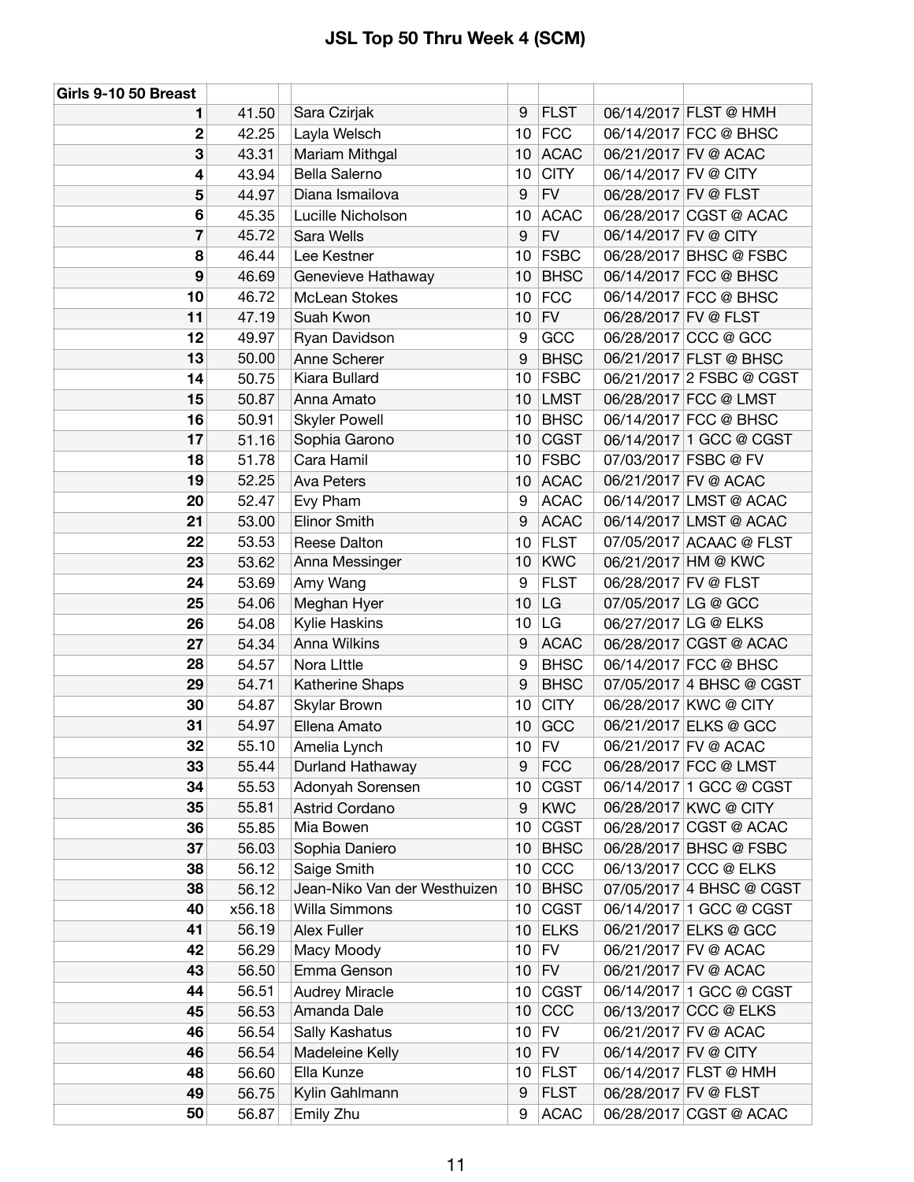# JSL Top 50 Thru Week 4 (SCM)

| Girls 9-10 50 Breast | | | | | | | |
|---|---|---|---|---|---|---|---|
| 1 | 41.50 | | Sara Czirjak | 9 | FLST | 06/14/2017 | FLST @ HMH |
| 2 | 42.25 | | Layla Welsch | 10 | FCC | 06/14/2017 | FCC @ BHSC |
| 3 | 43.31 | | Mariam Mithgal | 10 | ACAC | 06/21/2017 | FV @ ACAC |
| 4 | 43.94 | | Bella Salerno | 10 | CITY | 06/14/2017 | FV @ CITY |
| 5 | 44.97 | | Diana Ismailova | 9 | FV | 06/28/2017 | FV @ FLST |
| 6 | 45.35 | | Lucille Nicholson | 10 | ACAC | 06/28/2017 | CGST @ ACAC |
| 7 | 45.72 | | Sara Wells | 9 | FV | 06/14/2017 | FV @ CITY |
| 8 | 46.44 | | Lee Kestner | 10 | FSBC | 06/28/2017 | BHSC @ FSBC |
| 9 | 46.69 | | Genevieve Hathaway | 10 | BHSC | 06/14/2017 | FCC @ BHSC |
| 10 | 46.72 | | McLean Stokes | 10 | FCC | 06/14/2017 | FCC @ BHSC |
| 11 | 47.19 | | Suah Kwon | 10 | FV | 06/28/2017 | FV @ FLST |
| 12 | 49.97 | | Ryan Davidson | 9 | GCC | 06/28/2017 | CCC @ GCC |
| 13 | 50.00 | | Anne Scherer | 9 | BHSC | 06/21/2017 | FLST @ BHSC |
| 14 | 50.75 | | Kiara Bullard | 10 | FSBC | 06/21/2017 | 2 FSBC @ CGST |
| 15 | 50.87 | | Anna Amato | 10 | LMST | 06/28/2017 | FCC @ LMST |
| 16 | 50.91 | | Skyler Powell | 10 | BHSC | 06/14/2017 | FCC @ BHSC |
| 17 | 51.16 | | Sophia Garono | 10 | CGST | 06/14/2017 | 1 GCC @ CGST |
| 18 | 51.78 | | Cara Hamil | 10 | FSBC | 07/03/2017 | FSBC @ FV |
| 19 | 52.25 | | Ava Peters | 10 | ACAC | 06/21/2017 | FV @ ACAC |
| 20 | 52.47 | | Evy Pham | 9 | ACAC | 06/14/2017 | LMST @ ACAC |
| 21 | 53.00 | | Elinor Smith | 9 | ACAC | 06/14/2017 | LMST @ ACAC |
| 22 | 53.53 | | Reese Dalton | 10 | FLST | 07/05/2017 | ACAAC @ FLST |
| 23 | 53.62 | | Anna Messinger | 10 | KWC | 06/21/2017 | HM @ KWC |
| 24 | 53.69 | | Amy Wang | 9 | FLST | 06/28/2017 | FV @ FLST |
| 25 | 54.06 | | Meghan Hyer | 10 | LG | 07/05/2017 | LG @ GCC |
| 26 | 54.08 | | Kylie Haskins | 10 | LG | 06/27/2017 | LG @ ELKS |
| 27 | 54.34 | | Anna Wilkins | 9 | ACAC | 06/28/2017 | CGST @ ACAC |
| 28 | 54.57 | | Nora LIttle | 9 | BHSC | 06/14/2017 | FCC @ BHSC |
| 29 | 54.71 | | Katherine Shaps | 9 | BHSC | 07/05/2017 | 4 BHSC @ CGST |
| 30 | 54.87 | | Skylar Brown | 10 | CITY | 06/28/2017 | KWC @ CITY |
| 31 | 54.97 | | Ellena Amato | 10 | GCC | 06/21/2017 | ELKS @ GCC |
| 32 | 55.10 | | Amelia Lynch | 10 | FV | 06/21/2017 | FV @ ACAC |
| 33 | 55.44 | | Durland Hathaway | 9 | FCC | 06/28/2017 | FCC @ LMST |
| 34 | 55.53 | | Adonyah Sorensen | 10 | CGST | 06/14/2017 | 1 GCC @ CGST |
| 35 | 55.81 | | Astrid Cordano | 9 | KWC | 06/28/2017 | KWC @ CITY |
| 36 | 55.85 | | Mia Bowen | 10 | CGST | 06/28/2017 | CGST @ ACAC |
| 37 | 56.03 | | Sophia Daniero | 10 | BHSC | 06/28/2017 | BHSC @ FSBC |
| 38 | 56.12 | | Saige Smith | 10 | CCC | 06/13/2017 | CCC @ ELKS |
| 38 | 56.12 | | Jean-Niko Van der Westhuizen | 10 | BHSC | 07/05/2017 | 4 BHSC @ CGST |
| 40 | x56.18 | | Willa Simmons | 10 | CGST | 06/14/2017 | 1 GCC @ CGST |
| 41 | 56.19 | | Alex Fuller | 10 | ELKS | 06/21/2017 | ELKS @ GCC |
| 42 | 56.29 | | Macy Moody | 10 | FV | 06/21/2017 | FV @ ACAC |
| 43 | 56.50 | | Emma Genson | 10 | FV | 06/21/2017 | FV @ ACAC |
| 44 | 56.51 | | Audrey Miracle | 10 | CGST | 06/14/2017 | 1 GCC @ CGST |
| 45 | 56.53 | | Amanda Dale | 10 | CCC | 06/13/2017 | CCC @ ELKS |
| 46 | 56.54 | | Sally Kashatus | 10 | FV | 06/21/2017 | FV @ ACAC |
| 46 | 56.54 | | Madeleine Kelly | 10 | FV | 06/14/2017 | FV @ CITY |
| 48 | 56.60 | | Ella Kunze | 10 | FLST | 06/14/2017 | FLST @ HMH |
| 49 | 56.75 | | Kylin Gahlmann | 9 | FLST | 06/28/2017 | FV @ FLST |
| 50 | 56.87 | | Emily Zhu | 9 | ACAC | 06/28/2017 | CGST @ ACAC |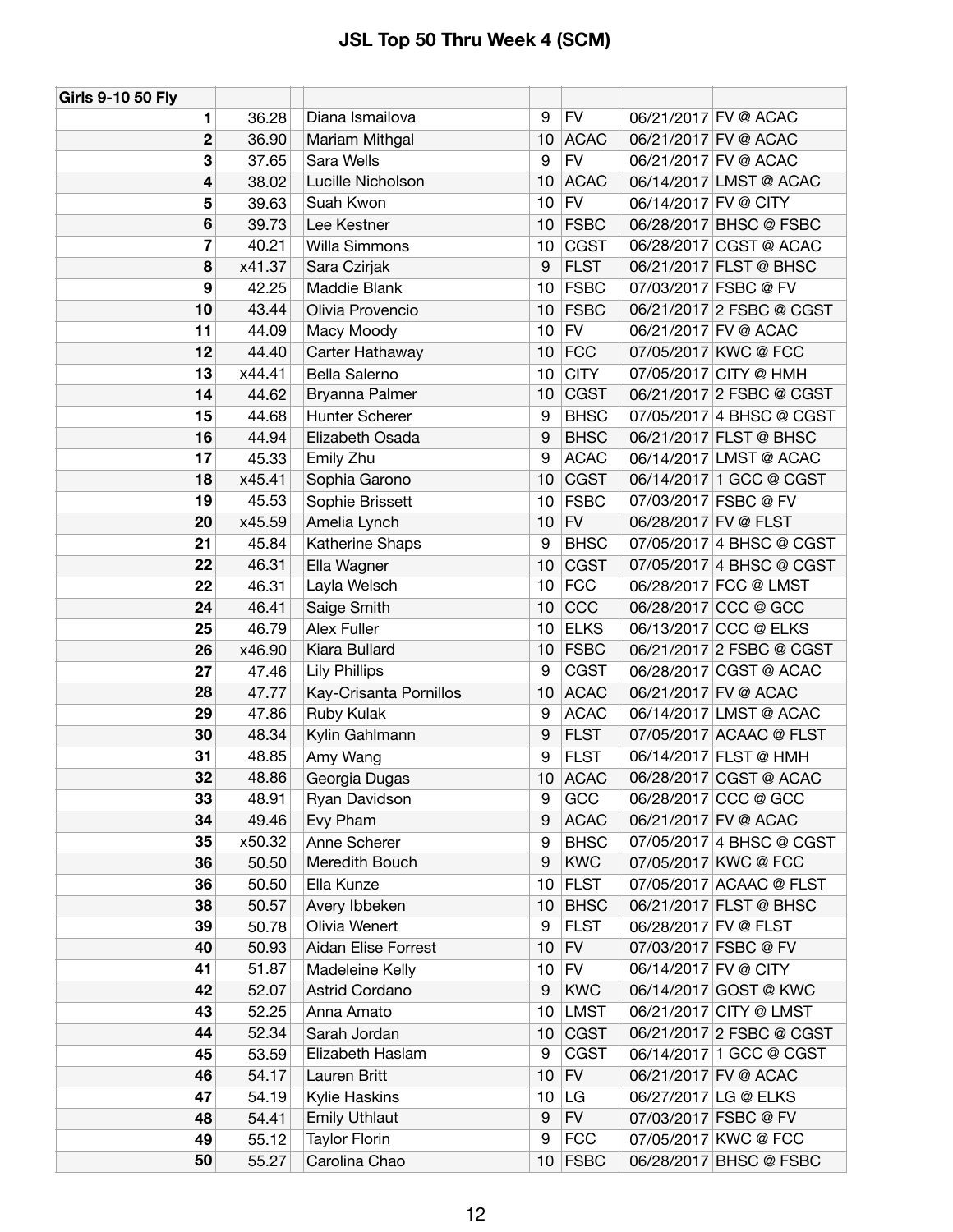# JSL Top 50 Thru Week 4 (SCM)

| Girls 9-10 50 Fly | | | | | | | |
|---|---|---|---|---|---|---|---|
| 1 | 36.28 | | Diana Ismailova | 9 | FV | 06/21/2017 | FV @ ACAC |
| 2 | 36.90 | | Mariam Mithgal | 10 | ACAC | 06/21/2017 | FV @ ACAC |
| 3 | 37.65 | | Sara Wells | 9 | FV | 06/21/2017 | FV @ ACAC |
| 4 | 38.02 | | Lucille Nicholson | 10 | ACAC | 06/14/2017 | LMST @ ACAC |
| 5 | 39.63 | | Suah Kwon | 10 | FV | 06/14/2017 | FV @ CITY |
| 6 | 39.73 | | Lee Kestner | 10 | FSBC | 06/28/2017 | BHSC @ FSBC |
| 7 | 40.21 | | Willa Simmons | 10 | CGST | 06/28/2017 | CGST @ ACAC |
| 8 | x41.37 | | Sara Czirjak | 9 | FLST | 06/21/2017 | FLST @ BHSC |
| 9 | 42.25 | | Maddie Blank | 10 | FSBC | 07/03/2017 | FSBC @ FV |
| 10 | 43.44 | | Olivia Provencio | 10 | FSBC | 06/21/2017 | 2 FSBC @ CGST |
| 11 | 44.09 | | Macy Moody | 10 | FV | 06/21/2017 | FV @ ACAC |
| 12 | 44.40 | | Carter Hathaway | 10 | FCC | 07/05/2017 | KWC @ FCC |
| 13 | x44.41 | | Bella Salerno | 10 | CITY | 07/05/2017 | CITY @ HMH |
| 14 | 44.62 | | Bryanna Palmer | 10 | CGST | 06/21/2017 | 2 FSBC @ CGST |
| 15 | 44.68 | | Hunter Scherer | 9 | BHSC | 07/05/2017 | 4 BHSC @ CGST |
| 16 | 44.94 | | Elizabeth Osada | 9 | BHSC | 06/21/2017 | FLST @ BHSC |
| 17 | 45.33 | | Emily Zhu | 9 | ACAC | 06/14/2017 | LMST @ ACAC |
| 18 | x45.41 | | Sophia Garono | 10 | CGST | 06/14/2017 | 1 GCC @ CGST |
| 19 | 45.53 | | Sophie Brissett | 10 | FSBC | 07/03/2017 | FSBC @ FV |
| 20 | x45.59 | | Amelia Lynch | 10 | FV | 06/28/2017 | FV @ FLST |
| 21 | 45.84 | | Katherine Shaps | 9 | BHSC | 07/05/2017 | 4 BHSC @ CGST |
| 22 | 46.31 | | Ella Wagner | 10 | CGST | 07/05/2017 | 4 BHSC @ CGST |
| 22 | 46.31 | | Layla Welsch | 10 | FCC | 06/28/2017 | FCC @ LMST |
| 24 | 46.41 | | Saige Smith | 10 | CCC | 06/28/2017 | CCC @ GCC |
| 25 | 46.79 | | Alex Fuller | 10 | ELKS | 06/13/2017 | CCC @ ELKS |
| 26 | x46.90 | | Kiara Bullard | 10 | FSBC | 06/21/2017 | 2 FSBC @ CGST |
| 27 | 47.46 | | Lily Phillips | 9 | CGST | 06/28/2017 | CGST @ ACAC |
| 28 | 47.77 | | Kay-Crisanta Pornillos | 10 | ACAC | 06/21/2017 | FV @ ACAC |
| 29 | 47.86 | | Ruby Kulak | 9 | ACAC | 06/14/2017 | LMST @ ACAC |
| 30 | 48.34 | | Kylin Gahlmann | 9 | FLST | 07/05/2017 | ACAAC @ FLST |
| 31 | 48.85 | | Amy Wang | 9 | FLST | 06/14/2017 | FLST @ HMH |
| 32 | 48.86 | | Georgia Dugas | 10 | ACAC | 06/28/2017 | CGST @ ACAC |
| 33 | 48.91 | | Ryan Davidson | 9 | GCC | 06/28/2017 | CCC @ GCC |
| 34 | 49.46 | | Evy Pham | 9 | ACAC | 06/21/2017 | FV @ ACAC |
| 35 | x50.32 | | Anne Scherer | 9 | BHSC | 07/05/2017 | 4 BHSC @ CGST |
| 36 | 50.50 | | Meredith Bouch | 9 | KWC | 07/05/2017 | KWC @ FCC |
| 36 | 50.50 | | Ella Kunze | 10 | FLST | 07/05/2017 | ACAAC @ FLST |
| 38 | 50.57 | | Avery Ibbeken | 10 | BHSC | 06/21/2017 | FLST @ BHSC |
| 39 | 50.78 | | Olivia Wenert | 9 | FLST | 06/28/2017 | FV @ FLST |
| 40 | 50.93 | | Aidan Elise Forrest | 10 | FV | 07/03/2017 | FSBC @ FV |
| 41 | 51.87 | | Madeleine Kelly | 10 | FV | 06/14/2017 | FV @ CITY |
| 42 | 52.07 | | Astrid Cordano | 9 | KWC | 06/14/2017 | GOST @ KWC |
| 43 | 52.25 | | Anna Amato | 10 | LMST | 06/21/2017 | CITY @ LMST |
| 44 | 52.34 | | Sarah Jordan | 10 | CGST | 06/21/2017 | 2 FSBC @ CGST |
| 45 | 53.59 | | Elizabeth Haslam | 9 | CGST | 06/14/2017 | 1 GCC @ CGST |
| 46 | 54.17 | | Lauren Britt | 10 | FV | 06/21/2017 | FV @ ACAC |
| 47 | 54.19 | | Kylie Haskins | 10 | LG | 06/27/2017 | LG @ ELKS |
| 48 | 54.41 | | Emily Uthlaut | 9 | FV | 07/03/2017 | FSBC @ FV |
| 49 | 55.12 | | Taylor Florin | 9 | FCC | 07/05/2017 | KWC @ FCC |
| 50 | 55.27 | | Carolina Chao | 10 | FSBC | 06/28/2017 | BHSC @ FSBC |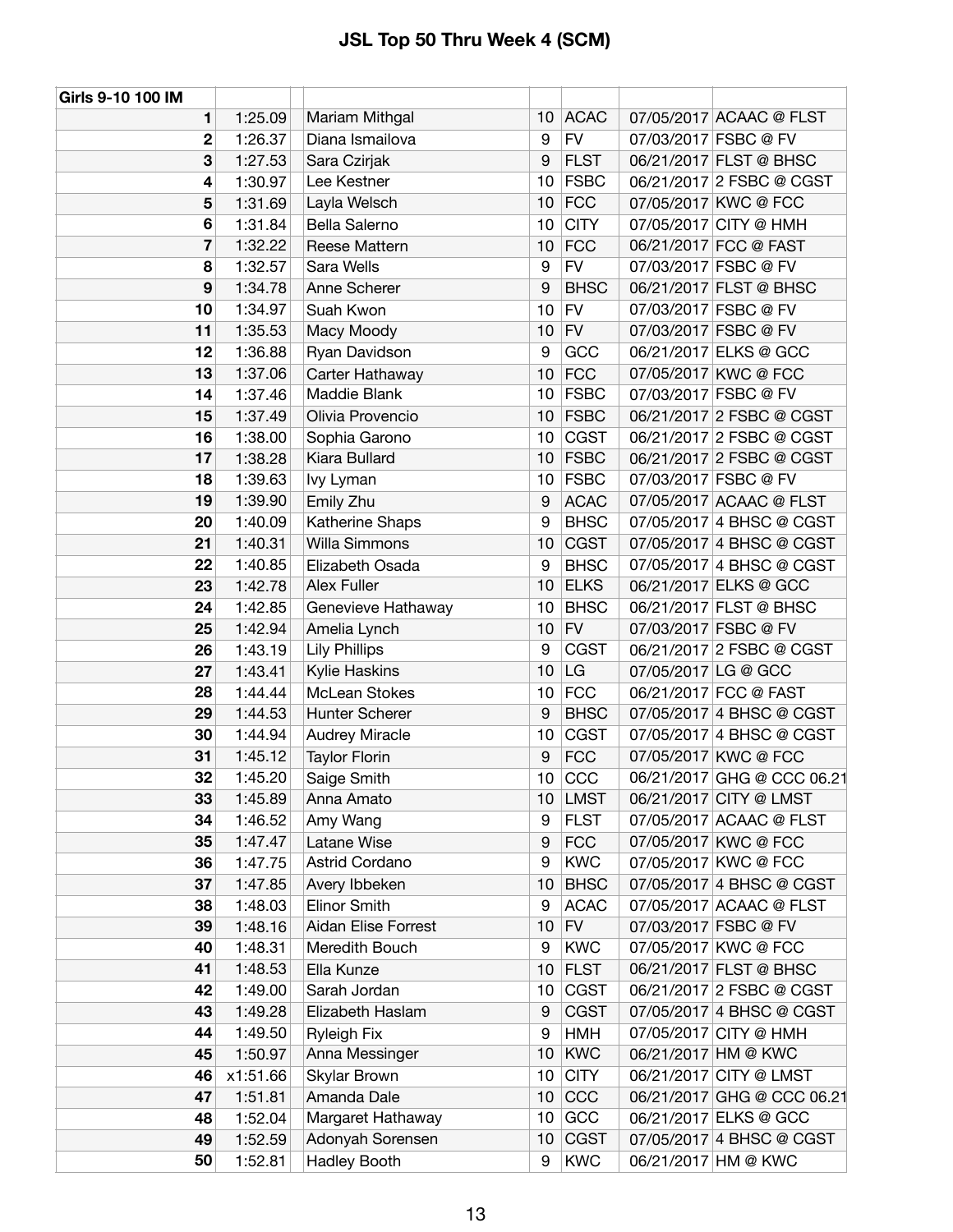# JSL Top 50 Thru Week 4 (SCM)

| Girls 9-10 100 IM | | | | | | | |
|---|---|---|---|---|---|---|---|
| 1 | 1:25.09 | | Mariam Mithghal | 10 | ACAC | 07/05/2017 | ACAAC @ FLST |
| 2 | 1:26.37 | | Diana Ismailova | 9 | FV | 07/03/2017 | FSBC @ FV |
| 3 | 1:27.53 | | Sara Czirjak | 9 | FLST | 06/21/2017 | FLST @ BHSC |
| 4 | 1:30.97 | | Lee Kestner | 10 | FSBC | 06/21/2017 | 2 FSBC @ CGST |
| 5 | 1:31.69 | | Layla Welsch | 10 | FCC | 07/05/2017 | KWC @ FCC |
| 6 | 1:31.84 | | Bella Salerno | 10 | CITY | 07/05/2017 | CITY @ HMH |
| 7 | 1:32.22 | | Reese Mattern | 10 | FCC | 06/21/2017 | FCC @ FAST |
| 8 | 1:32.57 | | Sara Wells | 9 | FV | 07/03/2017 | FSBC @ FV |
| 9 | 1:34.78 | | Anne Scherer | 9 | BHSC | 06/21/2017 | FLST @ BHSC |
| 10 | 1:34.97 | | Suah Kwon | 10 | FV | 07/03/2017 | FSBC @ FV |
| 11 | 1:35.53 | | Macy Moody | 10 | FV | 07/03/2017 | FSBC @ FV |
| 12 | 1:36.88 | | Ryan Davidson | 9 | GCC | 06/21/2017 | ELKS @ GCC |
| 13 | 1:37.06 | | Carter Hathaway | 10 | FCC | 07/05/2017 | KWC @ FCC |
| 14 | 1:37.46 | | Maddie Blank | 10 | FSBC | 07/03/2017 | FSBC @ FV |
| 15 | 1:37.49 | | Olivia Provencio | 10 | FSBC | 06/21/2017 | 2 FSBC @ CGST |
| 16 | 1:38.00 | | Sophia Garono | 10 | CGST | 06/21/2017 | 2 FSBC @ CGST |
| 17 | 1:38.28 | | Kiara Bullard | 10 | FSBC | 06/21/2017 | 2 FSBC @ CGST |
| 18 | 1:39.63 | | Ivy Lyman | 10 | FSBC | 07/03/2017 | FSBC @ FV |
| 19 | 1:39.90 | | Emily Zhu | 9 | ACAC | 07/05/2017 | ACAAC @ FLST |
| 20 | 1:40.09 | | Katherine Shaps | 9 | BHSC | 07/05/2017 | 4 BHSC @ CGST |
| 21 | 1:40.31 | | Willa Simmons | 10 | CGST | 07/05/2017 | 4 BHSC @ CGST |
| 22 | 1:40.85 | | Elizabeth Osada | 9 | BHSC | 07/05/2017 | 4 BHSC @ CGST |
| 23 | 1:42.78 | | Alex Fuller | 10 | ELKS | 06/21/2017 | ELKS @ GCC |
| 24 | 1:42.85 | | Genevieve Hathaway | 10 | BHSC | 06/21/2017 | FLST @ BHSC |
| 25 | 1:42.94 | | Amelia Lynch | 10 | FV | 07/03/2017 | FSBC @ FV |
| 26 | 1:43.19 | | Lily Phillips | 9 | CGST | 06/21/2017 | 2 FSBC @ CGST |
| 27 | 1:43.41 | | Kylie Haskins | 10 | LG | 07/05/2017 | LG @ GCC |
| 28 | 1:44.44 | | McLean Stokes | 10 | FCC | 06/21/2017 | FCC @ FAST |
| 29 | 1:44.53 | | Hunter Scherer | 9 | BHSC | 07/05/2017 | 4 BHSC @ CGST |
| 30 | 1:44.94 | | Audrey Miracle | 10 | CGST | 07/05/2017 | 4 BHSC @ CGST |
| 31 | 1:45.12 | | Taylor Florin | 9 | FCC | 07/05/2017 | KWC @ FCC |
| 32 | 1:45.20 | | Saige Smith | 10 | CCC | 06/21/2017 | GHG @ CCC 06.21 |
| 33 | 1:45.89 | | Anna Amato | 10 | LMST | 06/21/2017 | CITY @ LMST |
| 34 | 1:46.52 | | Amy Wang | 9 | FLST | 07/05/2017 | ACAAC @ FLST |
| 35 | 1:47.47 | | Latane Wise | 9 | FCC | 07/05/2017 | KWC @ FCC |
| 36 | 1:47.75 | | Astrid Cordano | 9 | KWC | 07/05/2017 | KWC @ FCC |
| 37 | 1:47.85 | | Avery Ibbeken | 10 | BHSC | 07/05/2017 | 4 BHSC @ CGST |
| 38 | 1:48.03 | | Elinor Smith | 9 | ACAC | 07/05/2017 | ACAAC @ FLST |
| 39 | 1:48.16 | | Aidan Elise Forrest | 10 | FV | 07/03/2017 | FSBC @ FV |
| 40 | 1:48.31 | | Meredith Bouch | 9 | KWC | 07/05/2017 | KWC @ FCC |
| 41 | 1:48.53 | | Ella Kunze | 10 | FLST | 06/21/2017 | FLST @ BHSC |
| 42 | 1:49.00 | | Sarah Jordan | 10 | CGST | 06/21/2017 | 2 FSBC @ CGST |
| 43 | 1:49.28 | | Elizabeth Haslam | 9 | CGST | 07/05/2017 | 4 BHSC @ CGST |
| 44 | 1:49.50 | | Ryleigh Fix | 9 | HMH | 07/05/2017 | CITY @ HMH |
| 45 | 1:50.97 | | Anna Messinger | 10 | KWC | 06/21/2017 | HM @ KWC |
| 46 | x1:51.66 | | Skylar Brown | 10 | CITY | 06/21/2017 | CITY @ LMST |
| 47 | 1:51.81 | | Amanda Dale | 10 | CCC | 06/21/2017 | GHG @ CCC 06.21 |
| 48 | 1:52.04 | | Margaret Hathaway | 10 | GCC | 06/21/2017 | ELKS @ GCC |
| 49 | 1:52.59 | | Adonyah Sorensen | 10 | CGST | 07/05/2017 | 4 BHSC @ CGST |
| 50 | 1:52.81 | | Hadley Booth | 9 | KWC | 06/21/2017 | HM @ KWC |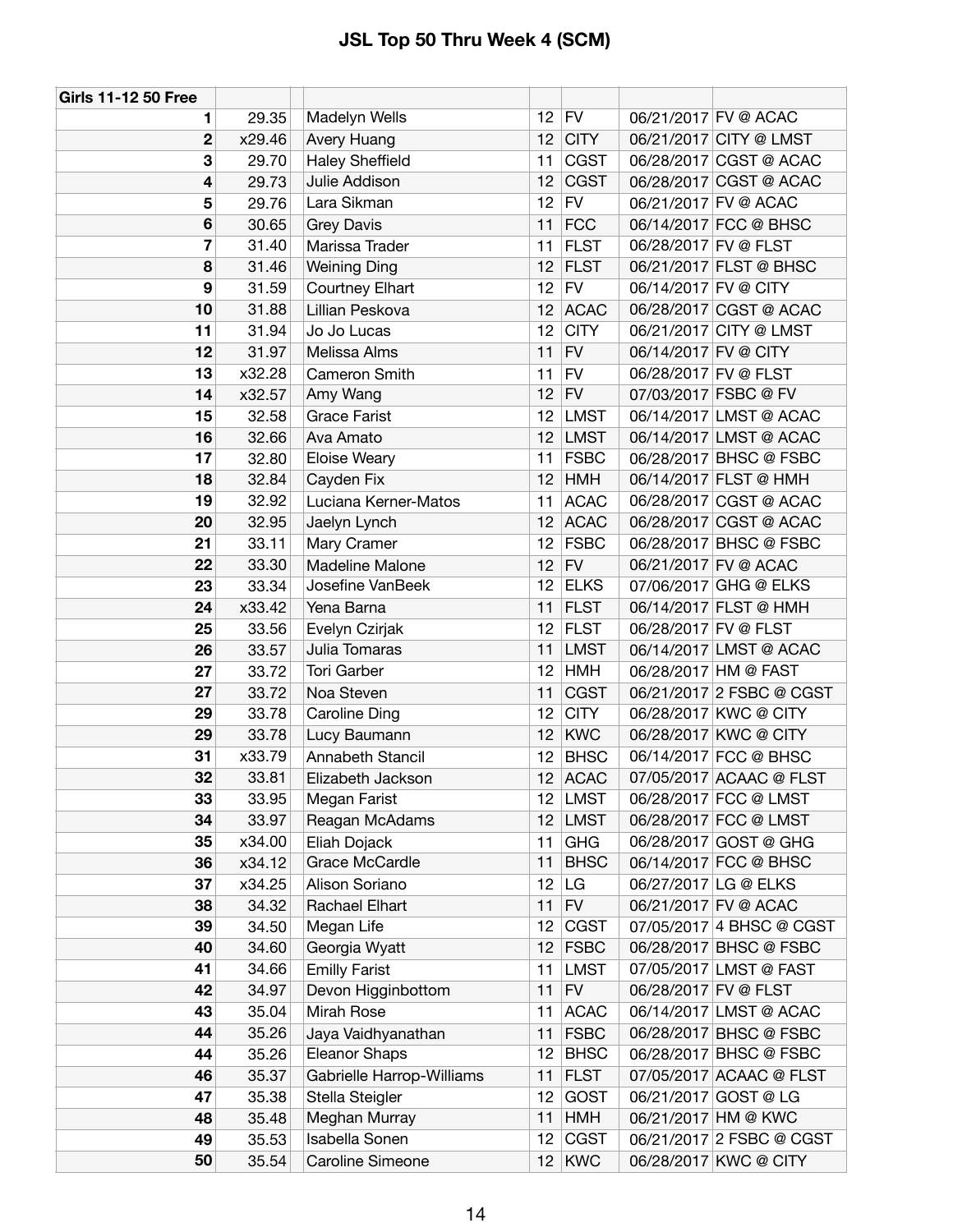# JSL Top 50 Thru Week 4 (SCM)

| Girls 11-12 50 Free | | | | | | |
|---|---|---|---|---|---|---|
| 1 | 29.35 | Madelyn Wells | 12 | FV | 06/21/2017 | FV @ ACAC |
| 2 | x29.46 | Avery Huang | 12 | CITY | 06/21/2017 | CITY @ LMST |
| 3 | 29.70 | Haley Sheffield | 11 | CGST | 06/28/2017 | CGST @ ACAC |
| 4 | 29.73 | Julie Addison | 12 | CGST | 06/28/2017 | CGST @ ACAC |
| 5 | 29.76 | Lara Sikman | 12 | FV | 06/21/2017 | FV @ ACAC |
| 6 | 30.65 | Grey Davis | 11 | FCC | 06/14/2017 | FCC @ BHSC |
| 7 | 31.40 | Marissa Trader | 11 | FLST | 06/28/2017 | FV @ FLST |
| 8 | 31.46 | Weining Ding | 12 | FLST | 06/21/2017 | FLST @ BHSC |
| 9 | 31.59 | Courtney Elhart | 12 | FV | 06/14/2017 | FV @ CITY |
| 10 | 31.88 | Lillian Peskova | 12 | ACAC | 06/28/2017 | CGST @ ACAC |
| 11 | 31.94 | Jo Jo Lucas | 12 | CITY | 06/21/2017 | CITY @ LMST |
| 12 | 31.97 | Melissa Alms | 11 | FV | 06/14/2017 | FV @ CITY |
| 13 | x32.28 | Cameron Smith | 11 | FV | 06/28/2017 | FV @ FLST |
| 14 | x32.57 | Amy Wang | 12 | FV | 07/03/2017 | FSBC @ FV |
| 15 | 32.58 | Grace Farist | 12 | LMST | 06/14/2017 | LMST @ ACAC |
| 16 | 32.66 | Ava Amato | 12 | LMST | 06/14/2017 | LMST @ ACAC |
| 17 | 32.80 | Eloise Weary | 11 | FSBC | 06/28/2017 | BHSC @ FSBC |
| 18 | 32.84 | Cayden Fix | 12 | HMH | 06/14/2017 | FLST @ HMH |
| 19 | 32.92 | Luciana Kerner-Matos | 11 | ACAC | 06/28/2017 | CGST @ ACAC |
| 20 | 32.95 | Jaelyn Lynch | 12 | ACAC | 06/28/2017 | CGST @ ACAC |
| 21 | 33.11 | Mary Cramer | 12 | FSBC | 06/28/2017 | BHSC @ FSBC |
| 22 | 33.30 | Madeline Malone | 12 | FV | 06/21/2017 | FV @ ACAC |
| 23 | 33.34 | Josefine VanBeek | 12 | ELKS | 07/06/2017 | GHG @ ELKS |
| 24 | x33.42 | Yena Barna | 11 | FLST | 06/14/2017 | FLST @ HMH |
| 25 | 33.56 | Evelyn Czirjak | 12 | FLST | 06/28/2017 | FV @ FLST |
| 26 | 33.57 | Julia Tomaras | 11 | LMST | 06/14/2017 | LMST @ ACAC |
| 27 | 33.72 | Tori Garber | 12 | HMH | 06/28/2017 | HM @ FAST |
| 27 | 33.72 | Noa Steven | 11 | CGST | 06/21/2017 | 2 FSBC @ CGST |
| 29 | 33.78 | Caroline Ding | 12 | CITY | 06/28/2017 | KWC @ CITY |
| 29 | 33.78 | Lucy Baumann | 12 | KWC | 06/28/2017 | KWC @ CITY |
| 31 | x33.79 | Annabeth Stancil | 12 | BHSC | 06/14/2017 | FCC @ BHSC |
| 32 | 33.81 | Elizabeth Jackson | 12 | ACAC | 07/05/2017 | ACAAC @ FLST |
| 33 | 33.95 | Megan Farist | 12 | LMST | 06/28/2017 | FCC @ LMST |
| 34 | 33.97 | Reagan McAdams | 12 | LMST | 06/28/2017 | FCC @ LMST |
| 35 | x34.00 | Eliah Dojack | 11 | GHG | 06/28/2017 | GOST @ GHG |
| 36 | x34.12 | Grace McCardle | 11 | BHSC | 06/14/2017 | FCC @ BHSC |
| 37 | x34.25 | Alison Soriano | 12 | LG | 06/27/2017 | LG @ ELKS |
| 38 | 34.32 | Rachael Elhart | 11 | FV | 06/21/2017 | FV @ ACAC |
| 39 | 34.50 | Megan Life | 12 | CGST | 07/05/2017 | 4 BHSC @ CGST |
| 40 | 34.60 | Georgia Wyatt | 12 | FSBC | 06/28/2017 | BHSC @ FSBC |
| 41 | 34.66 | Emilly Farist | 11 | LMST | 07/05/2017 | LMST @ FAST |
| 42 | 34.97 | Devon Higginbottom | 11 | FV | 06/28/2017 | FV @ FLST |
| 43 | 35.04 | Mirah Rose | 11 | ACAC | 06/14/2017 | LMST @ ACAC |
| 44 | 35.26 | Jaya Vaidhyanathan | 11 | FSBC | 06/28/2017 | BHSC @ FSBC |
| 44 | 35.26 | Eleanor Shaps | 12 | BHSC | 06/28/2017 | BHSC @ FSBC |
| 46 | 35.37 | Gabrielle Harrop-Williams | 11 | FLST | 07/05/2017 | ACAAC @ FLST |
| 47 | 35.38 | Stella Steigler | 12 | GOST | 06/21/2017 | GOST @ LG |
| 48 | 35.48 | Meghan Murray | 11 | HMH | 06/21/2017 | HM @ KWC |
| 49 | 35.53 | Isabella Sonen | 12 | CGST | 06/21/2017 | 2 FSBC @ CGST |
| 50 | 35.54 | Caroline Simeone | 12 | KWC | 06/28/2017 | KWC @ CITY |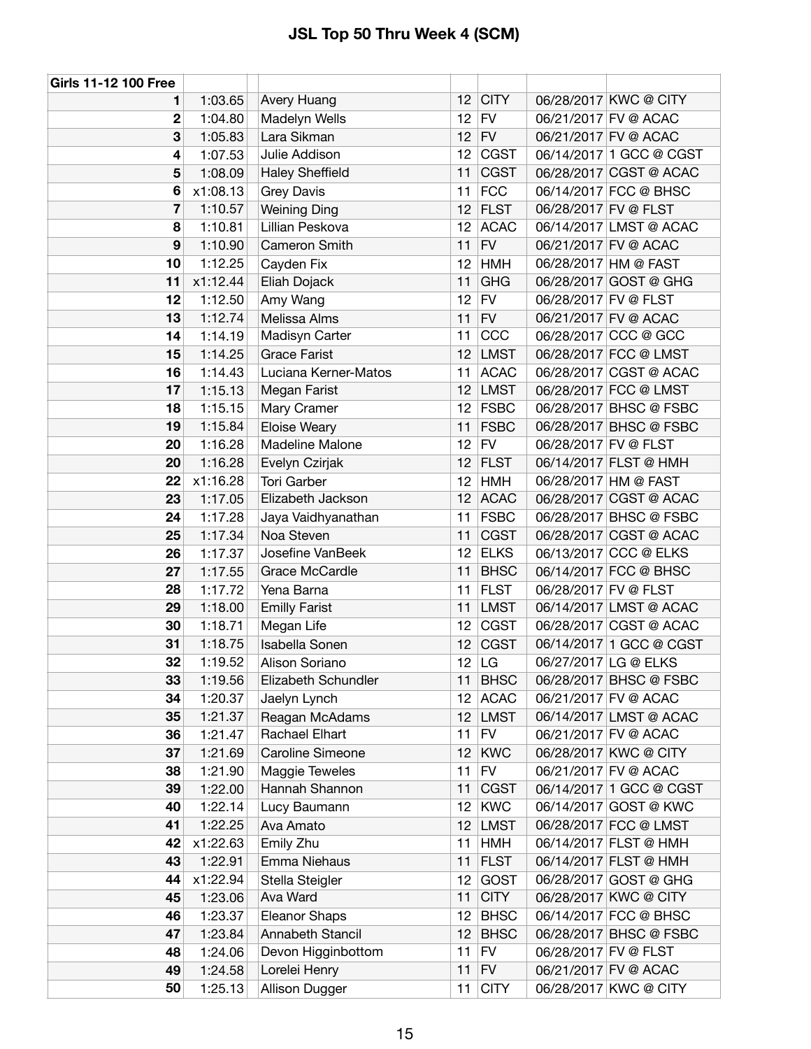# JSL Top 50 Thru Week 4 (SCM)

| Girls 11-12 100 Free | | | | | | |
|---|---|---|---|---|---|---|
| 1 | 1:03.65 | Avery Huang | 12 | CITY | 06/28/2017 | KWC @ CITY |
| 2 | 1:04.80 | Madelyn Wells | 12 | FV | 06/21/2017 | FV @ ACAC |
| 3 | 1:05.83 | Lara Sikman | 12 | FV | 06/21/2017 | FV @ ACAC |
| 4 | 1:07.53 | Julie Addison | 12 | CGST | 06/14/2017 | 1 GCC @ CGST |
| 5 | 1:08.09 | Haley Sheffield | 11 | CGST | 06/28/2017 | CGST @ ACAC |
| 6 | x1:08.13 | Grey Davis | 11 | FCC | 06/14/2017 | FCC @ BHSC |
| 7 | 1:10.57 | Weining Ding | 12 | FLST | 06/28/2017 | FV @ FLST |
| 8 | 1:10.81 | Lillian Peskova | 12 | ACAC | 06/14/2017 | LMST @ ACAC |
| 9 | 1:10.90 | Cameron Smith | 11 | FV | 06/21/2017 | FV @ ACAC |
| 10 | 1:12.25 | Cayden Fix | 12 | HMH | 06/28/2017 | HM @ FAST |
| 11 | x1:12.44 | Eliah Dojack | 11 | GHG | 06/28/2017 | GOST @ GHG |
| 12 | 1:12.50 | Amy Wang | 12 | FV | 06/28/2017 | FV @ FLST |
| 13 | 1:12.74 | Melissa Alms | 11 | FV | 06/21/2017 | FV @ ACAC |
| 14 | 1:14.19 | Madisyn Carter | 11 | CCC | 06/28/2017 | CCC @ GCC |
| 15 | 1:14.25 | Grace Farist | 12 | LMST | 06/28/2017 | FCC @ LMST |
| 16 | 1:14.43 | Luciana Kerner-Matos | 11 | ACAC | 06/28/2017 | CGST @ ACAC |
| 17 | 1:15.13 | Megan Farist | 12 | LMST | 06/28/2017 | FCC @ LMST |
| 18 | 1:15.15 | Mary Cramer | 12 | FSBC | 06/28/2017 | BHSC @ FSBC |
| 19 | 1:15.84 | Eloise Weary | 11 | FSBC | 06/28/2017 | BHSC @ FSBC |
| 20 | 1:16.28 | Madeline Malone | 12 | FV | 06/28/2017 | FV @ FLST |
| 20 | 1:16.28 | Evelyn Czirjak | 12 | FLST | 06/14/2017 | FLST @ HMH |
| 22 | x1:16.28 | Tori Garber | 12 | HMH | 06/28/2017 | HM @ FAST |
| 23 | 1:17.05 | Elizabeth Jackson | 12 | ACAC | 06/28/2017 | CGST @ ACAC |
| 24 | 1:17.28 | Jaya Vaidhyanathan | 11 | FSBC | 06/28/2017 | BHSC @ FSBC |
| 25 | 1:17.34 | Noa Steven | 11 | CGST | 06/28/2017 | CGST @ ACAC |
| 26 | 1:17.37 | Josefine VanBeek | 12 | ELKS | 06/13/2017 | CCC @ ELKS |
| 27 | 1:17.55 | Grace McCardle | 11 | BHSC | 06/14/2017 | FCC @ BHSC |
| 28 | 1:17.72 | Yena Barna | 11 | FLST | 06/28/2017 | FV @ FLST |
| 29 | 1:18.00 | Emilly Farist | 11 | LMST | 06/14/2017 | LMST @ ACAC |
| 30 | 1:18.71 | Megan Life | 12 | CGST | 06/28/2017 | CGST @ ACAC |
| 31 | 1:18.75 | Isabella Sonen | 12 | CGST | 06/14/2017 | 1 GCC @ CGST |
| 32 | 1:19.52 | Alison Soriano | 12 | LG | 06/27/2017 | LG @ ELKS |
| 33 | 1:19.56 | Elizabeth Schundler | 11 | BHSC | 06/28/2017 | BHSC @ FSBC |
| 34 | 1:20.37 | Jaelyn Lynch | 12 | ACAC | 06/21/2017 | FV @ ACAC |
| 35 | 1:21.37 | Reagan McAdams | 12 | LMST | 06/14/2017 | LMST @ ACAC |
| 36 | 1:21.47 | Rachael Elhart | 11 | FV | 06/21/2017 | FV @ ACAC |
| 37 | 1:21.69 | Caroline Simeone | 12 | KWC | 06/28/2017 | KWC @ CITY |
| 38 | 1:21.90 | Maggie Teweles | 11 | FV | 06/21/2017 | FV @ ACAC |
| 39 | 1:22.00 | Hannah Shannon | 11 | CGST | 06/14/2017 | 1 GCC @ CGST |
| 40 | 1:22.14 | Lucy Baumann | 12 | KWC | 06/14/2017 | GOST @ KWC |
| 41 | 1:22.25 | Ava Amato | 12 | LMST | 06/28/2017 | FCC @ LMST |
| 42 | x1:22.63 | Emily Zhu | 11 | HMH | 06/14/2017 | FLST @ HMH |
| 43 | 1:22.91 | Emma Niehaus | 11 | FLST | 06/14/2017 | FLST @ HMH |
| 44 | x1:22.94 | Stella Steigler | 12 | GOST | 06/28/2017 | GOST @ GHG |
| 45 | 1:23.06 | Ava Ward | 11 | CITY | 06/28/2017 | KWC @ CITY |
| 46 | 1:23.37 | Eleanor Shaps | 12 | BHSC | 06/14/2017 | FCC @ BHSC |
| 47 | 1:23.84 | Annabeth Stancil | 12 | BHSC | 06/28/2017 | BHSC @ FSBC |
| 48 | 1:24.06 | Devon Higginbottom | 11 | FV | 06/28/2017 | FV @ FLST |
| 49 | 1:24.58 | Lorelei Henry | 11 | FV | 06/21/2017 | FV @ ACAC |
| 50 | 1:25.13 | Allison Dugger | 11 | CITY | 06/28/2017 | KWC @ CITY |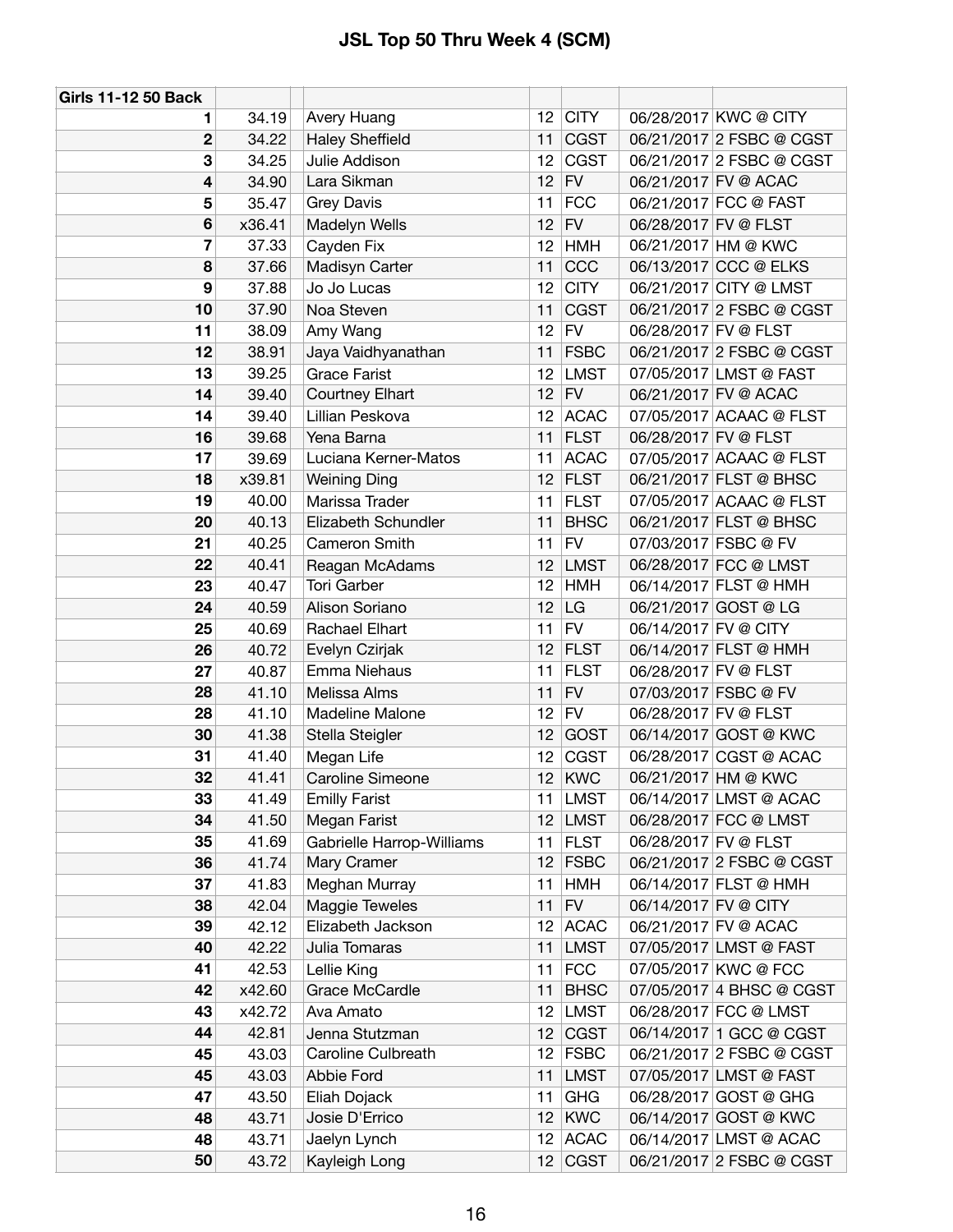# JSL Top 50 Thru Week 4 (SCM)

| Girls 11-12 50 Back | | | | | | |
|---|---|---|---|---|---|---|
| 1 | 34.19 | Avery Huang | 12 | CITY | 06/28/2017 | KWC @ CITY |
| 2 | 34.22 | Haley Sheffield | 11 | CGST | 06/21/2017 | 2 FSBC @ CGST |
| 3 | 34.25 | Julie Addison | 12 | CGST | 06/21/2017 | 2 FSBC @ CGST |
| 4 | 34.90 | Lara Sikman | 12 | FV | 06/21/2017 | FV @ ACAC |
| 5 | 35.47 | Grey Davis | 11 | FCC | 06/21/2017 | FCC @ FAST |
| 6 | x36.41 | Madelyn Wells | 12 | FV | 06/28/2017 | FV @ FLST |
| 7 | 37.33 | Cayden Fix | 12 | HMH | 06/21/2017 | HM @ KWC |
| 8 | 37.66 | Madisyn Carter | 11 | CCC | 06/13/2017 | CCC @ ELKS |
| 9 | 37.88 | Jo Jo Lucas | 12 | CITY | 06/21/2017 | CITY @ LMST |
| 10 | 37.90 | Noa Steven | 11 | CGST | 06/21/2017 | 2 FSBC @ CGST |
| 11 | 38.09 | Amy Wang | 12 | FV | 06/28/2017 | FV @ FLST |
| 12 | 38.91 | Jaya Vaidhyanathan | 11 | FSBC | 06/21/2017 | 2 FSBC @ CGST |
| 13 | 39.25 | Grace Farist | 12 | LMST | 07/05/2017 | LMST @ FAST |
| 14 | 39.40 | Courtney Elhart | 12 | FV | 06/21/2017 | FV @ ACAC |
| 14 | 39.40 | Lillian Peskova | 12 | ACAC | 07/05/2017 | ACAAC @ FLST |
| 16 | 39.68 | Yena Barna | 11 | FLST | 06/28/2017 | FV @ FLST |
| 17 | 39.69 | Luciana Kerner-Matos | 11 | ACAC | 07/05/2017 | ACAAC @ FLST |
| 18 | x39.81 | Weining Ding | 12 | FLST | 06/21/2017 | FLST @ BHSC |
| 19 | 40.00 | Marissa Trader | 11 | FLST | 07/05/2017 | ACAAC @ FLST |
| 20 | 40.13 | Elizabeth Schundler | 11 | BHSC | 06/21/2017 | FLST @ BHSC |
| 21 | 40.25 | Cameron Smith | 11 | FV | 07/03/2017 | FSBC @ FV |
| 22 | 40.41 | Reagan McAdams | 12 | LMST | 06/28/2017 | FCC @ LMST |
| 23 | 40.47 | Tori Garber | 12 | HMH | 06/14/2017 | FLST @ HMH |
| 24 | 40.59 | Alison Soriano | 12 | LG | 06/21/2017 | GOST @ LG |
| 25 | 40.69 | Rachael Elhart | 11 | FV | 06/14/2017 | FV @ CITY |
| 26 | 40.72 | Evelyn Czirjak | 12 | FLST | 06/14/2017 | FLST @ HMH |
| 27 | 40.87 | Emma Niehaus | 11 | FLST | 06/28/2017 | FV @ FLST |
| 28 | 41.10 | Melissa Alms | 11 | FV | 07/03/2017 | FSBC @ FV |
| 28 | 41.10 | Madeline Malone | 12 | FV | 06/28/2017 | FV @ FLST |
| 30 | 41.38 | Stella Steigler | 12 | GOST | 06/14/2017 | GOST @ KWC |
| 31 | 41.40 | Megan Life | 12 | CGST | 06/28/2017 | CGST @ ACAC |
| 32 | 41.41 | Caroline Simeone | 12 | KWC | 06/21/2017 | HM @ KWC |
| 33 | 41.49 | Emilly Farist | 11 | LMST | 06/14/2017 | LMST @ ACAC |
| 34 | 41.50 | Megan Farist | 12 | LMST | 06/28/2017 | FCC @ LMST |
| 35 | 41.69 | Gabrielle Harrop-Williams | 11 | FLST | 06/28/2017 | FV @ FLST |
| 36 | 41.74 | Mary Cramer | 12 | FSBC | 06/21/2017 | 2 FSBC @ CGST |
| 37 | 41.83 | Meghan Murray | 11 | HMH | 06/14/2017 | FLST @ HMH |
| 38 | 42.04 | Maggie Teweles | 11 | FV | 06/14/2017 | FV @ CITY |
| 39 | 42.12 | Elizabeth Jackson | 12 | ACAC | 06/21/2017 | FV @ ACAC |
| 40 | 42.22 | Julia Tomaras | 11 | LMST | 07/05/2017 | LMST @ FAST |
| 41 | 42.53 | Lellie King | 11 | FCC | 07/05/2017 | KWC @ FCC |
| 42 | x42.60 | Grace McCardle | 11 | BHSC | 07/05/2017 | 4 BHSC @ CGST |
| 43 | x42.72 | Ava Amato | 12 | LMST | 06/28/2017 | FCC @ LMST |
| 44 | 42.81 | Jenna Stutzman | 12 | CGST | 06/14/2017 | 1 GCC @ CGST |
| 45 | 43.03 | Caroline Culbreath | 12 | FSBC | 06/21/2017 | 2 FSBC @ CGST |
| 45 | 43.03 | Abbie Ford | 11 | LMST | 07/05/2017 | LMST @ FAST |
| 47 | 43.50 | Eliah Dojack | 11 | GHG | 06/28/2017 | GOST @ GHG |
| 48 | 43.71 | Josie D'Errico | 12 | KWC | 06/14/2017 | GOST @ KWC |
| 48 | 43.71 | Jaelyn Lynch | 12 | ACAC | 06/14/2017 | LMST @ ACAC |
| 50 | 43.72 | Kayleigh Long | 12 | CGST | 06/21/2017 | 2 FSBC @ CGST |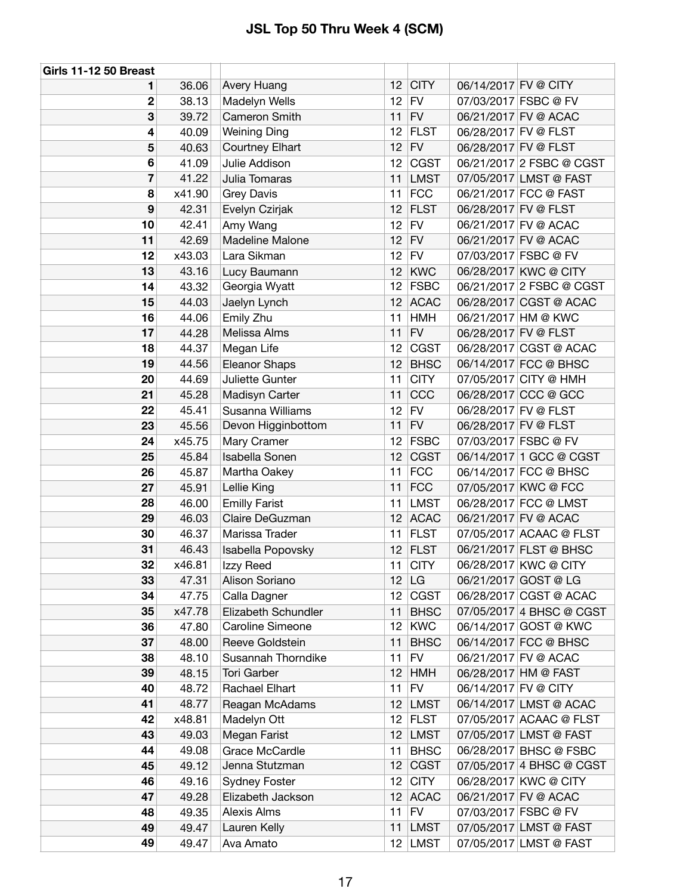# JSL Top 50 Thru Week 4 (SCM)

| Girls 11-12 50 Breast | | | | | | | |
|---|---|---|---|---|---|---|---|
| 1 | 36.06 | | Avery Huang | 12 | CITY | 06/14/2017 | FV @ CITY |
| 2 | 38.13 | | Madelyn Wells | 12 | FV | 07/03/2017 | FSBC @ FV |
| 3 | 39.72 | | Cameron Smith | 11 | FV | 06/21/2017 | FV @ ACAC |
| 4 | 40.09 | | Weining Ding | 12 | FLST | 06/28/2017 | FV @ FLST |
| 5 | 40.63 | | Courtney Elhart | 12 | FV | 06/28/2017 | FV @ FLST |
| 6 | 41.09 | | Julie Addison | 12 | CGST | 06/21/2017 | 2 FSBC @ CGST |
| 7 | 41.22 | | Julia Tomaras | 11 | LMST | 07/05/2017 | LMST @ FAST |
| 8 | x41.90 | | Grey Davis | 11 | FCC | 06/21/2017 | FCC @ FAST |
| 9 | 42.31 | | Evelyn Czirjak | 12 | FLST | 06/28/2017 | FV @ FLST |
| 10 | 42.41 | | Amy Wang | 12 | FV | 06/21/2017 | FV @ ACAC |
| 11 | 42.69 | | Madeline Malone | 12 | FV | 06/21/2017 | FV @ ACAC |
| 12 | x43.03 | | Lara Sikman | 12 | FV | 07/03/2017 | FSBC @ FV |
| 13 | 43.16 | | Lucy Baumann | 12 | KWC | 06/28/2017 | KWC @ CITY |
| 14 | 43.32 | | Georgia Wyatt | 12 | FSBC | 06/21/2017 | 2 FSBC @ CGST |
| 15 | 44.03 | | Jaelyn Lynch | 12 | ACAC | 06/28/2017 | CGST @ ACAC |
| 16 | 44.06 | | Emily Zhu | 11 | HMH | 06/21/2017 | HM @ KWC |
| 17 | 44.28 | | Melissa Alms | 11 | FV | 06/28/2017 | FV @ FLST |
| 18 | 44.37 | | Megan Life | 12 | CGST | 06/28/2017 | CGST @ ACAC |
| 19 | 44.56 | | Eleanor Shaps | 12 | BHSC | 06/14/2017 | FCC @ BHSC |
| 20 | 44.69 | | Juliette Gunter | 11 | CITY | 07/05/2017 | CITY @ HMH |
| 21 | 45.28 | | Madisyn Carter | 11 | CCC | 06/28/2017 | CCC @ GCC |
| 22 | 45.41 | | Susanna Williams | 12 | FV | 06/28/2017 | FV @ FLST |
| 23 | 45.56 | | Devon Higginbottom | 11 | FV | 06/28/2017 | FV @ FLST |
| 24 | x45.75 | | Mary Cramer | 12 | FSBC | 07/03/2017 | FSBC @ FV |
| 25 | 45.84 | | Isabella Sonen | 12 | CGST | 06/14/2017 | 1 GCC @ CGST |
| 26 | 45.87 | | Martha Oakey | 11 | FCC | 06/14/2017 | FCC @ BHSC |
| 27 | 45.91 | | Lellie King | 11 | FCC | 07/05/2017 | KWC @ FCC |
| 28 | 46.00 | | Emilly Farist | 11 | LMST | 06/28/2017 | FCC @ LMST |
| 29 | 46.03 | | Claire DeGuzman | 12 | ACAC | 06/21/2017 | FV @ ACAC |
| 30 | 46.37 | | Marissa Trader | 11 | FLST | 07/05/2017 | ACAAC @ FLST |
| 31 | 46.43 | | Isabella Popovsky | 12 | FLST | 06/21/2017 | FLST @ BHSC |
| 32 | x46.81 | | Izzy Reed | 11 | CITY | 06/28/2017 | KWC @ CITY |
| 33 | 47.31 | | Alison Soriano | 12 | LG | 06/21/2017 | GOST @ LG |
| 34 | 47.75 | | Calla Dagner | 12 | CGST | 06/28/2017 | CGST @ ACAC |
| 35 | x47.78 | | Elizabeth Schundler | 11 | BHSC | 07/05/2017 | 4 BHSC @ CGST |
| 36 | 47.80 | | Caroline Simeone | 12 | KWC | 06/14/2017 | GOST @ KWC |
| 37 | 48.00 | | Reeve Goldstein | 11 | BHSC | 06/14/2017 | FCC @ BHSC |
| 38 | 48.10 | | Susannah Thorndike | 11 | FV | 06/21/2017 | FV @ ACAC |
| 39 | 48.15 | | Tori Garber | 12 | HMH | 06/28/2017 | HM @ FAST |
| 40 | 48.72 | | Rachael Elhart | 11 | FV | 06/14/2017 | FV @ CITY |
| 41 | 48.77 | | Reagan McAdams | 12 | LMST | 06/14/2017 | LMST @ ACAC |
| 42 | x48.81 | | Madelyn Ott | 12 | FLST | 07/05/2017 | ACAAC @ FLST |
| 43 | 49.03 | | Megan Farist | 12 | LMST | 07/05/2017 | LMST @ FAST |
| 44 | 49.08 | | Grace McCardle | 11 | BHSC | 06/28/2017 | BHSC @ FSBC |
| 45 | 49.12 | | Jenna Stutzman | 12 | CGST | 07/05/2017 | 4 BHSC @ CGST |
| 46 | 49.16 | | Sydney Foster | 12 | CITY | 06/28/2017 | KWC @ CITY |
| 47 | 49.28 | | Elizabeth Jackson | 12 | ACAC | 06/21/2017 | FV @ ACAC |
| 48 | 49.35 | | Alexis Alms | 11 | FV | 07/03/2017 | FSBC @ FV |
| 49 | 49.47 | | Lauren Kelly | 11 | LMST | 07/05/2017 | LMST @ FAST |
| 49 | 49.47 | | Ava Amato | 12 | LMST | 07/05/2017 | LMST @ FAST |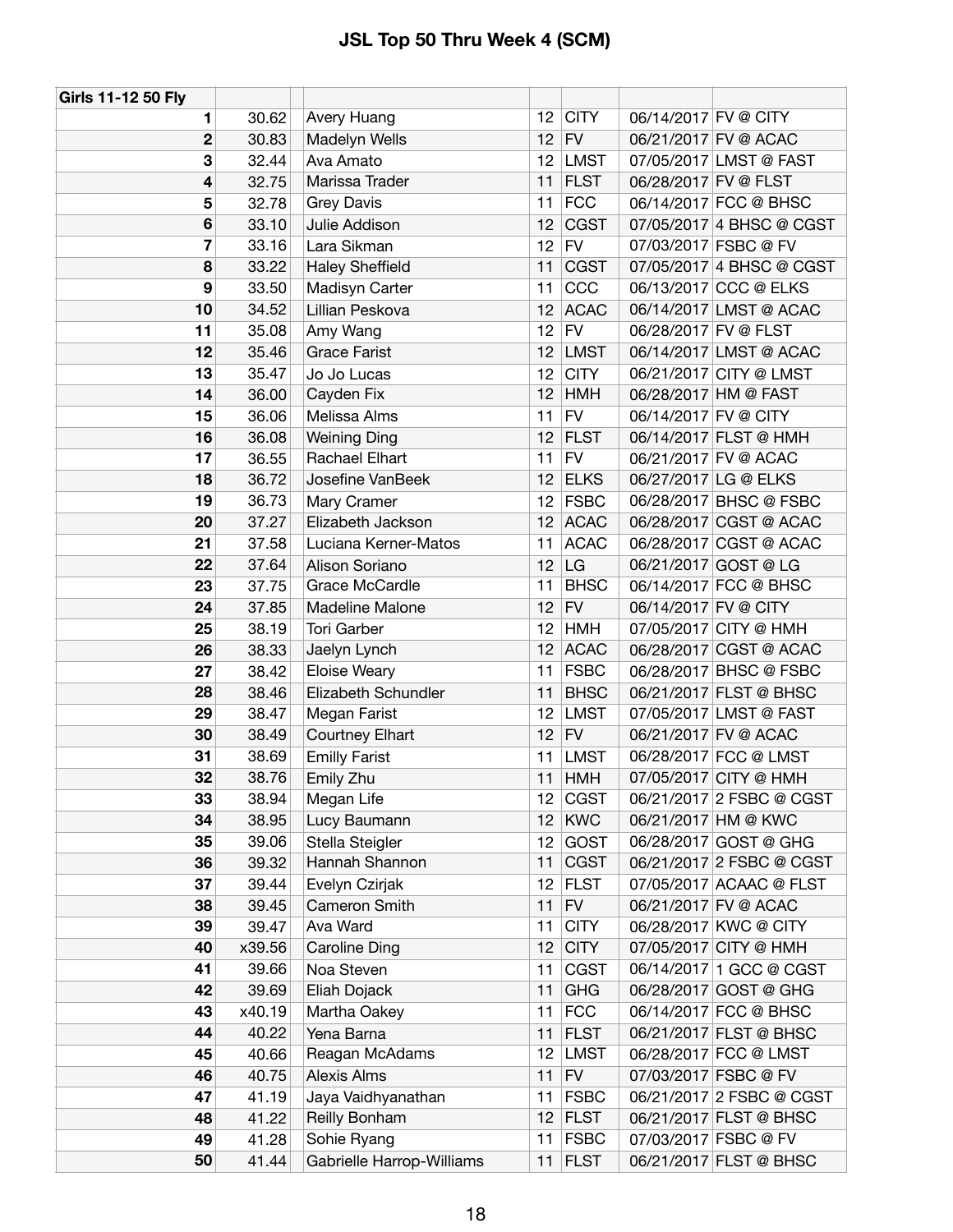# JSL Top 50 Thru Week 4 (SCM)

| Girls 11-12 50 Fly | | | | | | | |
|---|---|---|---|---|---|---|---|
| 1 | 30.62 | | Avery Huang | 12 | CITY | 06/14/2017 | FV @ CITY |
| 2 | 30.83 | | Madelyn Wells | 12 | FV | 06/21/2017 | FV @ ACAC |
| 3 | 32.44 | | Ava Amato | 12 | LMST | 07/05/2017 | LMST @ FAST |
| 4 | 32.75 | | Marissa Trader | 11 | FLST | 06/28/2017 | FV @ FLST |
| 5 | 32.78 | | Grey Davis | 11 | FCC | 06/14/2017 | FCC @ BHSC |
| 6 | 33.10 | | Julie Addison | 12 | CGST | 07/05/2017 | 4 BHSC @ CGST |
| 7 | 33.16 | | Lara Sikman | 12 | FV | 07/03/2017 | FSBC @ FV |
| 8 | 33.22 | | Haley Sheffield | 11 | CGST | 07/05/2017 | 4 BHSC @ CGST |
| 9 | 33.50 | | Madisyn Carter | 11 | CCC | 06/13/2017 | CCC @ ELKS |
| 10 | 34.52 | | Lillian Peskova | 12 | ACAC | 06/14/2017 | LMST @ ACAC |
| 11 | 35.08 | | Amy Wang | 12 | FV | 06/28/2017 | FV @ FLST |
| 12 | 35.46 | | Grace Farist | 12 | LMST | 06/14/2017 | LMST @ ACAC |
| 13 | 35.47 | | Jo Jo Lucas | 12 | CITY | 06/21/2017 | CITY @ LMST |
| 14 | 36.00 | | Cayden Fix | 12 | HMH | 06/28/2017 | HM @ FAST |
| 15 | 36.06 | | Melissa Alms | 11 | FV | 06/14/2017 | FV @ CITY |
| 16 | 36.08 | | Weining Ding | 12 | FLST | 06/14/2017 | FLST @ HMH |
| 17 | 36.55 | | Rachael Elhart | 11 | FV | 06/21/2017 | FV @ ACAC |
| 18 | 36.72 | | Josefine VanBeek | 12 | ELKS | 06/27/2017 | LG @ ELKS |
| 19 | 36.73 | | Mary Cramer | 12 | FSBC | 06/28/2017 | BHSC @ FSBC |
| 20 | 37.27 | | Elizabeth Jackson | 12 | ACAC | 06/28/2017 | CGST @ ACAC |
| 21 | 37.58 | | Luciana Kerner-Matos | 11 | ACAC | 06/28/2017 | CGST @ ACAC |
| 22 | 37.64 | | Alison Soriano | 12 | LG | 06/21/2017 | GOST @ LG |
| 23 | 37.75 | | Grace McCardle | 11 | BHSC | 06/14/2017 | FCC @ BHSC |
| 24 | 37.85 | | Madeline Malone | 12 | FV | 06/14/2017 | FV @ CITY |
| 25 | 38.19 | | Tori Garber | 12 | HMH | 07/05/2017 | CITY @ HMH |
| 26 | 38.33 | | Jaelyn Lynch | 12 | ACAC | 06/28/2017 | CGST @ ACAC |
| 27 | 38.42 | | Eloise Weary | 11 | FSBC | 06/28/2017 | BHSC @ FSBC |
| 28 | 38.46 | | Elizabeth Schundler | 11 | BHSC | 06/21/2017 | FLST @ BHSC |
| 29 | 38.47 | | Megan Farist | 12 | LMST | 07/05/2017 | LMST @ FAST |
| 30 | 38.49 | | Courtney Elhart | 12 | FV | 06/21/2017 | FV @ ACAC |
| 31 | 38.69 | | Emilly Farist | 11 | LMST | 06/28/2017 | FCC @ LMST |
| 32 | 38.76 | | Emily Zhu | 11 | HMH | 07/05/2017 | CITY @ HMH |
| 33 | 38.94 | | Megan Life | 12 | CGST | 06/21/2017 | 2 FSBC @ CGST |
| 34 | 38.95 | | Lucy Baumann | 12 | KWC | 06/21/2017 | HM @ KWC |
| 35 | 39.06 | | Stella Steigler | 12 | GOST | 06/28/2017 | GOST @ GHG |
| 36 | 39.32 | | Hannah Shannon | 11 | CGST | 06/21/2017 | 2 FSBC @ CGST |
| 37 | 39.44 | | Evelyn Czirjak | 12 | FLST | 07/05/2017 | ACAAC @ FLST |
| 38 | 39.45 | | Cameron Smith | 11 | FV | 06/21/2017 | FV @ ACAC |
| 39 | 39.47 | | Ava Ward | 11 | CITY | 06/28/2017 | KWC @ CITY |
| 40 | x39.56 | | Caroline Ding | 12 | CITY | 07/05/2017 | CITY @ HMH |
| 41 | 39.66 | | Noa Steven | 11 | CGST | 06/14/2017 | 1 GCC @ CGST |
| 42 | 39.69 | | Eliah Dojack | 11 | GHG | 06/28/2017 | GOST @ GHG |
| 43 | x40.19 | | Martha Oakey | 11 | FCC | 06/14/2017 | FCC @ BHSC |
| 44 | 40.22 | | Yena Barna | 11 | FLST | 06/21/2017 | FLST @ BHSC |
| 45 | 40.66 | | Reagan McAdams | 12 | LMST | 06/28/2017 | FCC @ LMST |
| 46 | 40.75 | | Alexis Alms | 11 | FV | 07/03/2017 | FSBC @ FV |
| 47 | 41.19 | | Jaya Vaidhyanathan | 11 | FSBC | 06/21/2017 | 2 FSBC @ CGST |
| 48 | 41.22 | | Reilly Bonham | 12 | FLST | 06/21/2017 | FLST @ BHSC |
| 49 | 41.28 | | Sohie Ryang | 11 | FSBC | 07/03/2017 | FSBC @ FV |
| 50 | 41.44 | | Gabrielle Harrop-Williams | 11 | FLST | 06/21/2017 | FLST @ BHSC |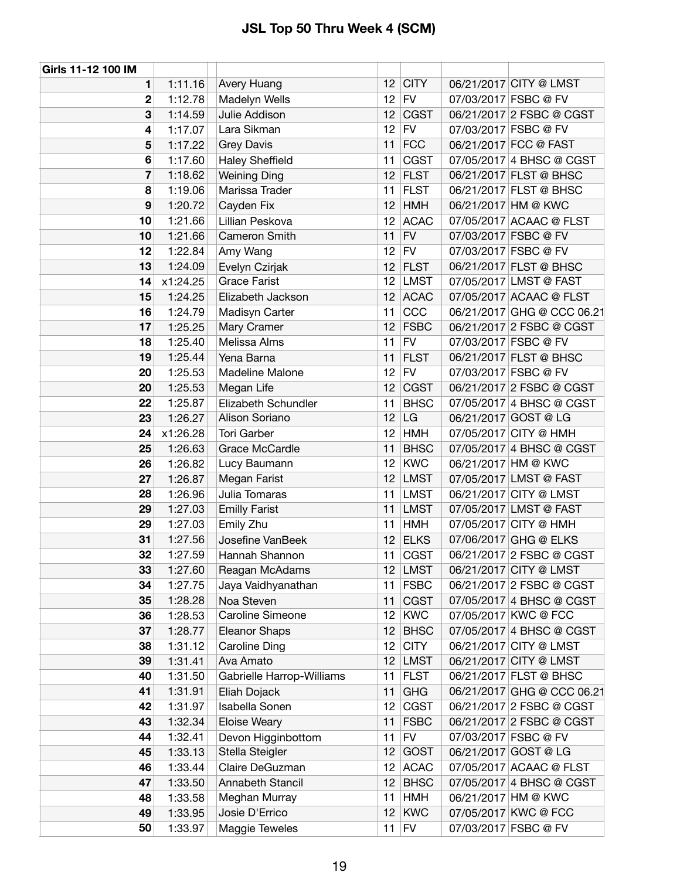# JSL Top 50 Thru Week 4 (SCM)

| Girls 11-12 100 IM | | | | | | |
|---|---|---|---|---|---|---|
| 1 | 1:11.16 | Avery Huang | 12 | CITY | 06/21/2017 | CITY @ LMST |
| 2 | 1:12.78 | Madelyn Wells | 12 | FV | 07/03/2017 | FSBC @ FV |
| 3 | 1:14.59 | Julie Addison | 12 | CGST | 06/21/2017 | 2 FSBC @ CGST |
| 4 | 1:17.07 | Lara Sikman | 12 | FV | 07/03/2017 | FSBC @ FV |
| 5 | 1:17.22 | Grey Davis | 11 | FCC | 06/21/2017 | FCC @ FAST |
| 6 | 1:17.60 | Haley Sheffield | 11 | CGST | 07/05/2017 | 4 BHSC @ CGST |
| 7 | 1:18.62 | Weining Ding | 12 | FLST | 06/21/2017 | FLST @ BHSC |
| 8 | 1:19.06 | Marissa Trader | 11 | FLST | 06/21/2017 | FLST @ BHSC |
| 9 | 1:20.72 | Cayden Fix | 12 | HMH | 06/21/2017 | HM @ KWC |
| 10 | 1:21.66 | Lillian Peskova | 12 | ACAC | 07/05/2017 | ACAAC @ FLST |
| 10 | 1:21.66 | Cameron Smith | 11 | FV | 07/03/2017 | FSBC @ FV |
| 12 | 1:22.84 | Amy Wang | 12 | FV | 07/03/2017 | FSBC @ FV |
| 13 | 1:24.09 | Evelyn Czirjak | 12 | FLST | 06/21/2017 | FLST @ BHSC |
| 14 | x1:24.25 | Grace Farist | 12 | LMST | 07/05/2017 | LMST @ FAST |
| 15 | 1:24.25 | Elizabeth Jackson | 12 | ACAC | 07/05/2017 | ACAAC @ FLST |
| 16 | 1:24.79 | Madisyn Carter | 11 | CCC | 06/21/2017 | GHG @ CCC 06.21 |
| 17 | 1:25.25 | Mary Cramer | 12 | FSBC | 06/21/2017 | 2 FSBC @ CGST |
| 18 | 1:25.40 | Melissa Alms | 11 | FV | 07/03/2017 | FSBC @ FV |
| 19 | 1:25.44 | Yena Barna | 11 | FLST | 06/21/2017 | FLST @ BHSC |
| 20 | 1:25.53 | Madeline Malone | 12 | FV | 07/03/2017 | FSBC @ FV |
| 20 | 1:25.53 | Megan Life | 12 | CGST | 06/21/2017 | 2 FSBC @ CGST |
| 22 | 1:25.87 | Elizabeth Schundler | 11 | BHSC | 07/05/2017 | 4 BHSC @ CGST |
| 23 | 1:26.27 | Alison Soriano | 12 | LG | 06/21/2017 | GOST @ LG |
| 24 | x1:26.28 | Tori Garber | 12 | HMH | 07/05/2017 | CITY @ HMH |
| 25 | 1:26.63 | Grace McCardle | 11 | BHSC | 07/05/2017 | 4 BHSC @ CGST |
| 26 | 1:26.82 | Lucy Baumann | 12 | KWC | 06/21/2017 | HM @ KWC |
| 27 | 1:26.87 | Megan Farist | 12 | LMST | 07/05/2017 | LMST @ FAST |
| 28 | 1:26.96 | Julia Tomaras | 11 | LMST | 06/21/2017 | CITY @ LMST |
| 29 | 1:27.03 | Emilly Farist | 11 | LMST | 07/05/2017 | LMST @ FAST |
| 29 | 1:27.03 | Emily Zhu | 11 | HMH | 07/05/2017 | CITY @ HMH |
| 31 | 1:27.56 | Josefine VanBeek | 12 | ELKS | 07/06/2017 | GHG @ ELKS |
| 32 | 1:27.59 | Hannah Shannon | 11 | CGST | 06/21/2017 | 2 FSBC @ CGST |
| 33 | 1:27.60 | Reagan McAdams | 12 | LMST | 06/21/2017 | CITY @ LMST |
| 34 | 1:27.75 | Jaya Vaidhyanathan | 11 | FSBC | 06/21/2017 | 2 FSBC @ CGST |
| 35 | 1:28.28 | Noa Steven | 11 | CGST | 07/05/2017 | 4 BHSC @ CGST |
| 36 | 1:28.53 | Caroline Simeone | 12 | KWC | 07/05/2017 | KWC @ FCC |
| 37 | 1:28.77 | Eleanor Shaps | 12 | BHSC | 07/05/2017 | 4 BHSC @ CGST |
| 38 | 1:31.12 | Caroline Ding | 12 | CITY | 06/21/2017 | CITY @ LMST |
| 39 | 1:31.41 | Ava Amato | 12 | LMST | 06/21/2017 | CITY @ LMST |
| 40 | 1:31.50 | Gabrielle Harrop-Williams | 11 | FLST | 06/21/2017 | FLST @ BHSC |
| 41 | 1:31.91 | Eliah Dojack | 11 | GHG | 06/21/2017 | GHG @ CCC 06.21 |
| 42 | 1:31.97 | Isabella Sonen | 12 | CGST | 06/21/2017 | 2 FSBC @ CGST |
| 43 | 1:32.34 | Eloise Weary | 11 | FSBC | 06/21/2017 | 2 FSBC @ CGST |
| 44 | 1:32.41 | Devon Higginbottom | 11 | FV | 07/03/2017 | FSBC @ FV |
| 45 | 1:33.13 | Stella Steigler | 12 | GOST | 06/21/2017 | GOST @ LG |
| 46 | 1:33.44 | Claire DeGuzman | 12 | ACAC | 07/05/2017 | ACAAC @ FLST |
| 47 | 1:33.50 | Annabeth Stancil | 12 | BHSC | 07/05/2017 | 4 BHSC @ CGST |
| 48 | 1:33.58 | Meghan Murray | 11 | HMH | 06/21/2017 | HM @ KWC |
| 49 | 1:33.95 | Josie D'Errico | 12 | KWC | 07/05/2017 | KWC @ FCC |
| 50 | 1:33.97 | Maggie Teweles | 11 | FV | 07/03/2017 | FSBC @ FV |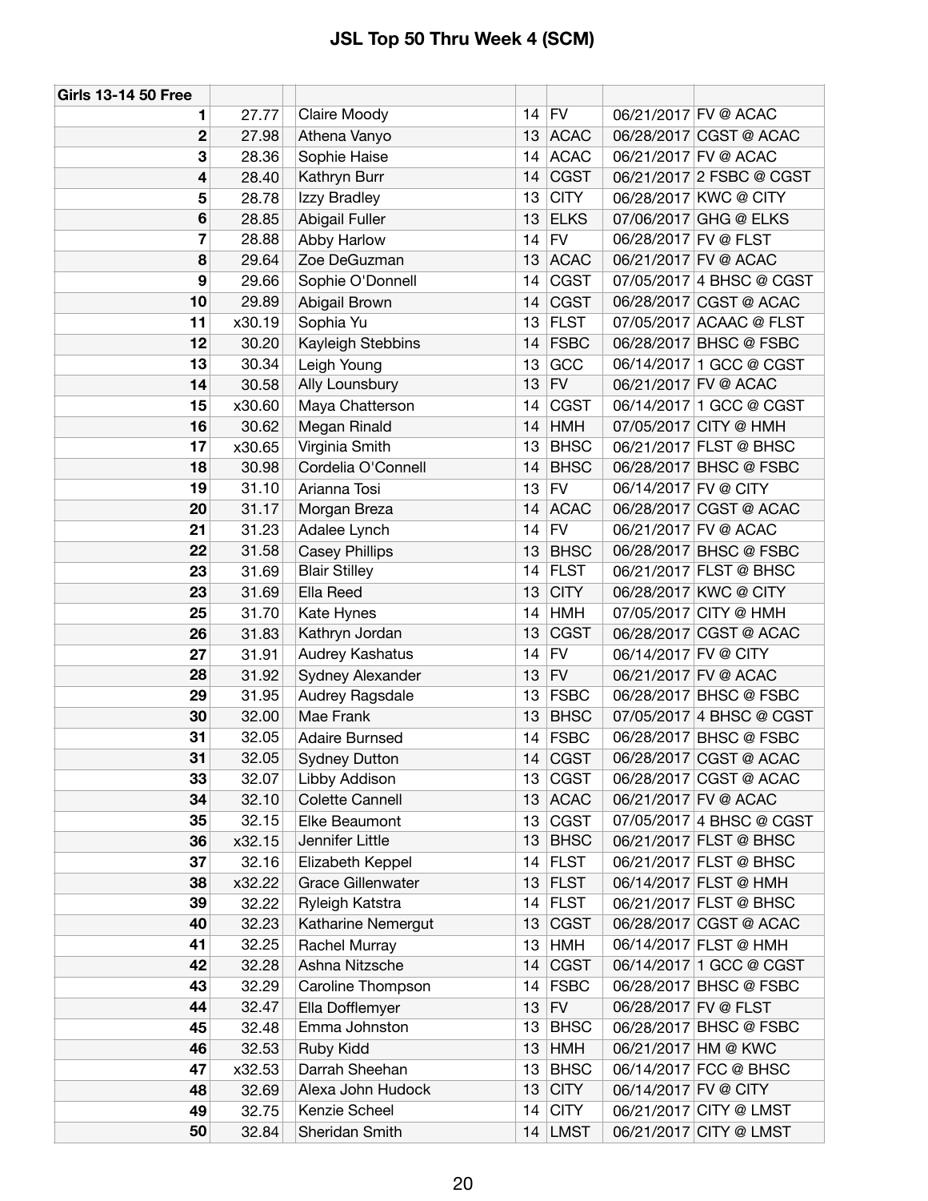# JSL Top 50 Thru Week 4 (SCM)

| Girls 13-14 50 Free | | | | | | |
|---|---|---|---|---|---|---|
| 1 | 27.77 | Claire Moody | 14 | FV | 06/21/2017 | FV @ ACAC |
| 2 | 27.98 | Athena Vanyo | 13 | ACAC | 06/28/2017 | CGST @ ACAC |
| 3 | 28.36 | Sophie Haise | 14 | ACAC | 06/21/2017 | FV @ ACAC |
| 4 | 28.40 | Kathryn Burr | 14 | CGST | 06/21/2017 | 2 FSBC @ CGST |
| 5 | 28.78 | Izzy Bradley | 13 | CITY | 06/28/2017 | KWC @ CITY |
| 6 | 28.85 | Abigail Fuller | 13 | ELKS | 07/06/2017 | GHG @ ELKS |
| 7 | 28.88 | Abby Harlow | 14 | FV | 06/28/2017 | FV @ FLST |
| 8 | 29.64 | Zoe DeGuzman | 13 | ACAC | 06/21/2017 | FV @ ACAC |
| 9 | 29.66 | Sophie O'Donnell | 14 | CGST | 07/05/2017 | 4 BHSC @ CGST |
| 10 | 29.89 | Abigail Brown | 14 | CGST | 06/28/2017 | CGST @ ACAC |
| 11 | x30.19 | Sophia Yu | 13 | FLST | 07/05/2017 | ACAAC @ FLST |
| 12 | 30.20 | Kayleigh Stebbins | 14 | FSBC | 06/28/2017 | BHSC @ FSBC |
| 13 | 30.34 | Leigh Young | 13 | GCC | 06/14/2017 | 1 GCC @ CGST |
| 14 | 30.58 | Ally Lounsbury | 13 | FV | 06/21/2017 | FV @ ACAC |
| 15 | x30.60 | Maya Chatterson | 14 | CGST | 06/14/2017 | 1 GCC @ CGST |
| 16 | 30.62 | Megan Rinald | 14 | HMH | 07/05/2017 | CITY @ HMH |
| 17 | x30.65 | Virginia Smith | 13 | BHSC | 06/21/2017 | FLST @ BHSC |
| 18 | 30.98 | Cordelia O'Connell | 14 | BHSC | 06/28/2017 | BHSC @ FSBC |
| 19 | 31.10 | Arianna Tosi | 13 | FV | 06/14/2017 | FV @ CITY |
| 20 | 31.17 | Morgan Breza | 14 | ACAC | 06/28/2017 | CGST @ ACAC |
| 21 | 31.23 | Adalee Lynch | 14 | FV | 06/21/2017 | FV @ ACAC |
| 22 | 31.58 | Casey Phillips | 13 | BHSC | 06/28/2017 | BHSC @ FSBC |
| 23 | 31.69 | Blair Stilley | 14 | FLST | 06/21/2017 | FLST @ BHSC |
| 23 | 31.69 | Ella Reed | 13 | CITY | 06/28/2017 | KWC @ CITY |
| 25 | 31.70 | Kate Hynes | 14 | HMH | 07/05/2017 | CITY @ HMH |
| 26 | 31.83 | Kathryn Jordan | 13 | CGST | 06/28/2017 | CGST @ ACAC |
| 27 | 31.91 | Audrey Kashatus | 14 | FV | 06/14/2017 | FV @ CITY |
| 28 | 31.92 | Sydney Alexander | 13 | FV | 06/21/2017 | FV @ ACAC |
| 29 | 31.95 | Audrey Ragsdale | 13 | FSBC | 06/28/2017 | BHSC @ FSBC |
| 30 | 32.00 | Mae Frank | 13 | BHSC | 07/05/2017 | 4 BHSC @ CGST |
| 31 | 32.05 | Adaire Burnsed | 14 | FSBC | 06/28/2017 | BHSC @ FSBC |
| 31 | 32.05 | Sydney Dutton | 14 | CGST | 06/28/2017 | CGST @ ACAC |
| 33 | 32.07 | Libby Addison | 13 | CGST | 06/28/2017 | CGST @ ACAC |
| 34 | 32.10 | Colette Cannell | 13 | ACAC | 06/21/2017 | FV @ ACAC |
| 35 | 32.15 | Elke Beaumont | 13 | CGST | 07/05/2017 | 4 BHSC @ CGST |
| 36 | x32.15 | Jennifer Little | 13 | BHSC | 06/21/2017 | FLST @ BHSC |
| 37 | 32.16 | Elizabeth Keppel | 14 | FLST | 06/21/2017 | FLST @ BHSC |
| 38 | x32.22 | Grace Gillenwater | 13 | FLST | 06/14/2017 | FLST @ HMH |
| 39 | 32.22 | Ryleigh Katstra | 14 | FLST | 06/21/2017 | FLST @ BHSC |
| 40 | 32.23 | Katharine Nemergut | 13 | CGST | 06/28/2017 | CGST @ ACAC |
| 41 | 32.25 | Rachel Murray | 13 | HMH | 06/14/2017 | FLST @ HMH |
| 42 | 32.28 | Ashna Nitzsche | 14 | CGST | 06/14/2017 | 1 GCC @ CGST |
| 43 | 32.29 | Caroline Thompson | 14 | FSBC | 06/28/2017 | BHSC @ FSBC |
| 44 | 32.47 | Ella Dofflemyer | 13 | FV | 06/28/2017 | FV @ FLST |
| 45 | 32.48 | Emma Johnston | 13 | BHSC | 06/28/2017 | BHSC @ FSBC |
| 46 | 32.53 | Ruby Kidd | 13 | HMH | 06/21/2017 | HM @ KWC |
| 47 | x32.53 | Darrah Sheehan | 13 | BHSC | 06/14/2017 | FCC @ BHSC |
| 48 | 32.69 | Alexa John Hudock | 13 | CITY | 06/14/2017 | FV @ CITY |
| 49 | 32.75 | Kenzie Scheel | 14 | CITY | 06/21/2017 | CITY @ LMST |
| 50 | 32.84 | Sheridan Smith | 14 | LMST | 06/21/2017 | CITY @ LMST |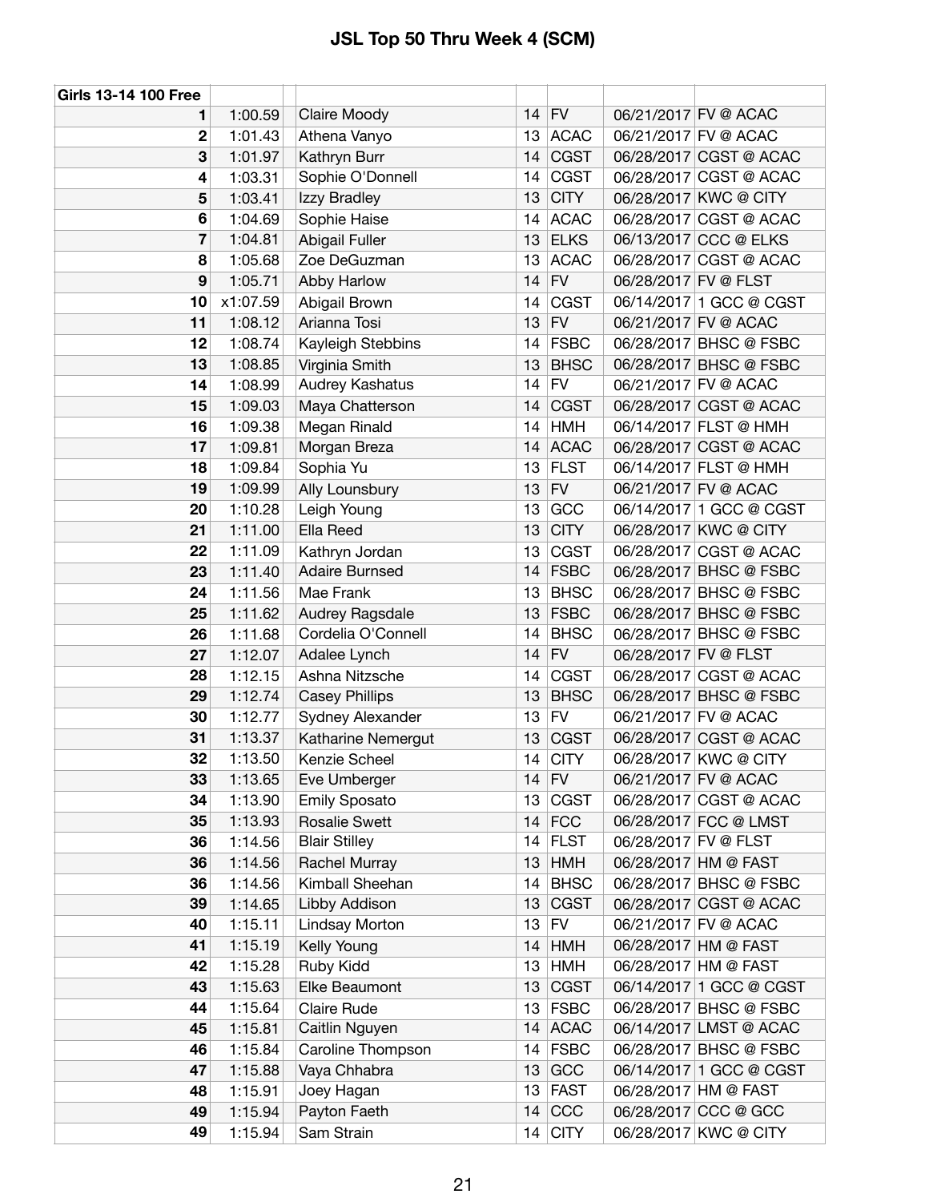# JSL Top 50 Thru Week 4 (SCM)

| Girls 13-14 100 Free | | | | | | |
|---|---|---|---|---|---|---|
| 1 | 1:00.59 | Claire Moody | 14 | FV | 06/21/2017 | FV @ ACAC |
| 2 | 1:01.43 | Athena Vanyo | 13 | ACAC | 06/21/2017 | FV @ ACAC |
| 3 | 1:01.97 | Kathryn Burr | 14 | CGST | 06/28/2017 | CGST @ ACAC |
| 4 | 1:03.31 | Sophie O'Donnell | 14 | CGST | 06/28/2017 | CGST @ ACAC |
| 5 | 1:03.41 | Izzy Bradley | 13 | CITY | 06/28/2017 | KWC @ CITY |
| 6 | 1:04.69 | Sophie Haise | 14 | ACAC | 06/28/2017 | CGST @ ACAC |
| 7 | 1:04.81 | Abigail Fuller | 13 | ELKS | 06/13/2017 | CCC @ ELKS |
| 8 | 1:05.68 | Zoe DeGuzman | 13 | ACAC | 06/28/2017 | CGST @ ACAC |
| 9 | 1:05.71 | Abby Harlow | 14 | FV | 06/28/2017 | FV @ FLST |
| 10 | x1:07.59 | Abigail Brown | 14 | CGST | 06/14/2017 | 1 GCC @ CGST |
| 11 | 1:08.12 | Arianna Tosi | 13 | FV | 06/21/2017 | FV @ ACAC |
| 12 | 1:08.74 | Kayleigh Stebbins | 14 | FSBC | 06/28/2017 | BHSC @ FSBC |
| 13 | 1:08.85 | Virginia Smith | 13 | BHSC | 06/28/2017 | BHSC @ FSBC |
| 14 | 1:08.99 | Audrey Kashatus | 14 | FV | 06/21/2017 | FV @ ACAC |
| 15 | 1:09.03 | Maya Chatterson | 14 | CGST | 06/28/2017 | CGST @ ACAC |
| 16 | 1:09.38 | Megan Rinald | 14 | HMH | 06/14/2017 | FLST @ HMH |
| 17 | 1:09.81 | Morgan Breza | 14 | ACAC | 06/28/2017 | CGST @ ACAC |
| 18 | 1:09.84 | Sophia Yu | 13 | FLST | 06/14/2017 | FLST @ HMH |
| 19 | 1:09.99 | Ally Lounsbury | 13 | FV | 06/21/2017 | FV @ ACAC |
| 20 | 1:10.28 | Leigh Young | 13 | GCC | 06/14/2017 | 1 GCC @ CGST |
| 21 | 1:11.00 | Ella Reed | 13 | CITY | 06/28/2017 | KWC @ CITY |
| 22 | 1:11.09 | Kathryn Jordan | 13 | CGST | 06/28/2017 | CGST @ ACAC |
| 23 | 1:11.40 | Adaire Burnsed | 14 | FSBC | 06/28/2017 | BHSC @ FSBC |
| 24 | 1:11.56 | Mae Frank | 13 | BHSC | 06/28/2017 | BHSC @ FSBC |
| 25 | 1:11.62 | Audrey Ragsdale | 13 | FSBC | 06/28/2017 | BHSC @ FSBC |
| 26 | 1:11.68 | Cordelia O'Connell | 14 | BHSC | 06/28/2017 | BHSC @ FSBC |
| 27 | 1:12.07 | Adalee Lynch | 14 | FV | 06/28/2017 | FV @ FLST |
| 28 | 1:12.15 | Ashna Nitzsche | 14 | CGST | 06/28/2017 | CGST @ ACAC |
| 29 | 1:12.74 | Casey Phillips | 13 | BHSC | 06/28/2017 | BHSC @ FSBC |
| 30 | 1:12.77 | Sydney Alexander | 13 | FV | 06/21/2017 | FV @ ACAC |
| 31 | 1:13.37 | Katharine Nemergut | 13 | CGST | 06/28/2017 | CGST @ ACAC |
| 32 | 1:13.50 | Kenzie Scheel | 14 | CITY | 06/28/2017 | KWC @ CITY |
| 33 | 1:13.65 | Eve Umberger | 14 | FV | 06/21/2017 | FV @ ACAC |
| 34 | 1:13.90 | Emily Sposato | 13 | CGST | 06/28/2017 | CGST @ ACAC |
| 35 | 1:13.93 | Rosalie Swett | 14 | FCC | 06/28/2017 | FCC @ LMST |
| 36 | 1:14.56 | Blair Stilley | 14 | FLST | 06/28/2017 | FV @ FLST |
| 36 | 1:14.56 | Rachel Murray | 13 | HMH | 06/28/2017 | HM @ FAST |
| 36 | 1:14.56 | Kimball Sheehan | 14 | BHSC | 06/28/2017 | BHSC @ FSBC |
| 39 | 1:14.65 | Libby Addison | 13 | CGST | 06/28/2017 | CGST @ ACAC |
| 40 | 1:15.11 | Lindsay Morton | 13 | FV | 06/21/2017 | FV @ ACAC |
| 41 | 1:15.19 | Kelly Young | 14 | HMH | 06/28/2017 | HM @ FAST |
| 42 | 1:15.28 | Ruby Kidd | 13 | HMH | 06/28/2017 | HM @ FAST |
| 43 | 1:15.63 | Elke Beaumont | 13 | CGST | 06/14/2017 | 1 GCC @ CGST |
| 44 | 1:15.64 | Claire Rude | 13 | FSBC | 06/28/2017 | BHSC @ FSBC |
| 45 | 1:15.81 | Caitlin Nguyen | 14 | ACAC | 06/14/2017 | LMST @ ACAC |
| 46 | 1:15.84 | Caroline Thompson | 14 | FSBC | 06/28/2017 | BHSC @ FSBC |
| 47 | 1:15.88 | Vaya Chhabra | 13 | GCC | 06/14/2017 | 1 GCC @ CGST |
| 48 | 1:15.91 | Joey Hagan | 13 | FAST | 06/28/2017 | HM @ FAST |
| 49 | 1:15.94 | Payton Faeth | 14 | CCC | 06/28/2017 | CCC @ GCC |
| 49 | 1:15.94 | Sam Strain | 14 | CITY | 06/28/2017 | KWC @ CITY |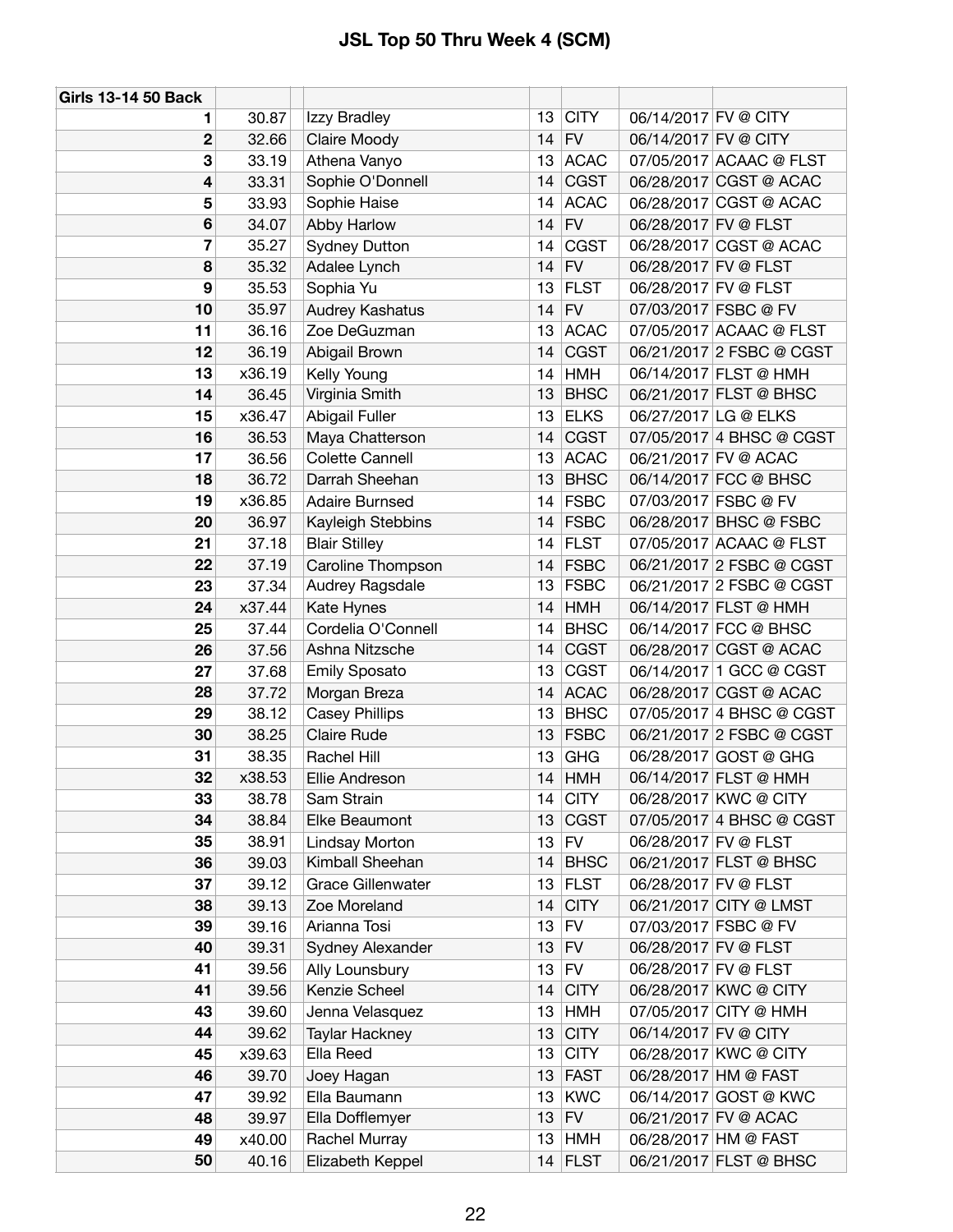# JSL Top 50 Thru Week 4 (SCM)

| Girls 13-14 50 Back | | | | | | | |
|---|---|---|---|---|---|---|---|
| 1 | 30.87 | | Izzy Bradley | 13 | CITY | 06/14/2017 | FV @ CITY |
| 2 | 32.66 | | Claire Moody | 14 | FV | 06/14/2017 | FV @ CITY |
| 3 | 33.19 | | Athena Vanyo | 13 | ACAC | 07/05/2017 | ACAAC @ FLST |
| 4 | 33.31 | | Sophie O'Donnell | 14 | CGST | 06/28/2017 | CGST @ ACAC |
| 5 | 33.93 | | Sophie Haise | 14 | ACAC | 06/28/2017 | CGST @ ACAC |
| 6 | 34.07 | | Abby Harlow | 14 | FV | 06/28/2017 | FV @ FLST |
| 7 | 35.27 | | Sydney Dutton | 14 | CGST | 06/28/2017 | CGST @ ACAC |
| 8 | 35.32 | | Adalee Lynch | 14 | FV | 06/28/2017 | FV @ FLST |
| 9 | 35.53 | | Sophia Yu | 13 | FLST | 06/28/2017 | FV @ FLST |
| 10 | 35.97 | | Audrey Kashatus | 14 | FV | 07/03/2017 | FSBC @ FV |
| 11 | 36.16 | | Zoe DeGuzman | 13 | ACAC | 07/05/2017 | ACAAC @ FLST |
| 12 | 36.19 | | Abigail Brown | 14 | CGST | 06/21/2017 | 2 FSBC @ CGST |
| 13 | x36.19 | | Kelly Young | 14 | HMH | 06/14/2017 | FLST @ HMH |
| 14 | 36.45 | | Virginia Smith | 13 | BHSC | 06/21/2017 | FLST @ BHSC |
| 15 | x36.47 | | Abigail Fuller | 13 | ELKS | 06/27/2017 | LG @ ELKS |
| 16 | 36.53 | | Maya Chatterson | 14 | CGST | 07/05/2017 | 4 BHSC @ CGST |
| 17 | 36.56 | | Colette Cannell | 13 | ACAC | 06/21/2017 | FV @ ACAC |
| 18 | 36.72 | | Darrah Sheehan | 13 | BHSC | 06/14/2017 | FCC @ BHSC |
| 19 | x36.85 | | Adaire Burnsed | 14 | FSBC | 07/03/2017 | FSBC @ FV |
| 20 | 36.97 | | Kayleigh Stebbins | 14 | FSBC | 06/28/2017 | BHSC @ FSBC |
| 21 | 37.18 | | Blair Stilley | 14 | FLST | 07/05/2017 | ACAAC @ FLST |
| 22 | 37.19 | | Caroline Thompson | 14 | FSBC | 06/21/2017 | 2 FSBC @ CGST |
| 23 | 37.34 | | Audrey Ragsdale | 13 | FSBC | 06/21/2017 | 2 FSBC @ CGST |
| 24 | x37.44 | | Kate Hynes | 14 | HMH | 06/14/2017 | FLST @ HMH |
| 25 | 37.44 | | Cordelia O'Connell | 14 | BHSC | 06/14/2017 | FCC @ BHSC |
| 26 | 37.56 | | Ashna Nitzsche | 14 | CGST | 06/28/2017 | CGST @ ACAC |
| 27 | 37.68 | | Emily Sposato | 13 | CGST | 06/14/2017 | 1 GCC @ CGST |
| 28 | 37.72 | | Morgan Breza | 14 | ACAC | 06/28/2017 | CGST @ ACAC |
| 29 | 38.12 | | Casey Phillips | 13 | BHSC | 07/05/2017 | 4 BHSC @ CGST |
| 30 | 38.25 | | Claire Rude | 13 | FSBC | 06/21/2017 | 2 FSBC @ CGST |
| 31 | 38.35 | | Rachel Hill | 13 | GHG | 06/28/2017 | GOST @ GHG |
| 32 | x38.53 | | Ellie Andreson | 14 | HMH | 06/14/2017 | FLST @ HMH |
| 33 | 38.78 | | Sam Strain | 14 | CITY | 06/28/2017 | KWC @ CITY |
| 34 | 38.84 | | Elke Beaumont | 13 | CGST | 07/05/2017 | 4 BHSC @ CGST |
| 35 | 38.91 | | Lindsay Morton | 13 | FV | 06/28/2017 | FV @ FLST |
| 36 | 39.03 | | Kimball Sheehan | 14 | BHSC | 06/21/2017 | FLST @ BHSC |
| 37 | 39.12 | | Grace Gillenwater | 13 | FLST | 06/28/2017 | FV @ FLST |
| 38 | 39.13 | | Zoe Moreland | 14 | CITY | 06/21/2017 | CITY @ LMST |
| 39 | 39.16 | | Arianna Tosi | 13 | FV | 07/03/2017 | FSBC @ FV |
| 40 | 39.31 | | Sydney Alexander | 13 | FV | 06/28/2017 | FV @ FLST |
| 41 | 39.56 | | Ally Lounsbury | 13 | FV | 06/28/2017 | FV @ FLST |
| 41 | 39.56 | | Kenzie Scheel | 14 | CITY | 06/28/2017 | KWC @ CITY |
| 43 | 39.60 | | Jenna Velasquez | 13 | HMH | 07/05/2017 | CITY @ HMH |
| 44 | 39.62 | | Taylar Hackney | 13 | CITY | 06/14/2017 | FV @ CITY |
| 45 | x39.63 | | Ella Reed | 13 | CITY | 06/28/2017 | KWC @ CITY |
| 46 | 39.70 | | Joey Hagan | 13 | FAST | 06/28/2017 | HM @ FAST |
| 47 | 39.92 | | Ella Baumann | 13 | KWC | 06/14/2017 | GOST @ KWC |
| 48 | 39.97 | | Ella Dofflemyer | 13 | FV | 06/21/2017 | FV @ ACAC |
| 49 | x40.00 | | Rachel Murray | 13 | HMH | 06/28/2017 | HM @ FAST |
| 50 | 40.16 | | Elizabeth Keppel | 14 | FLST | 06/21/2017 | FLST @ BHSC |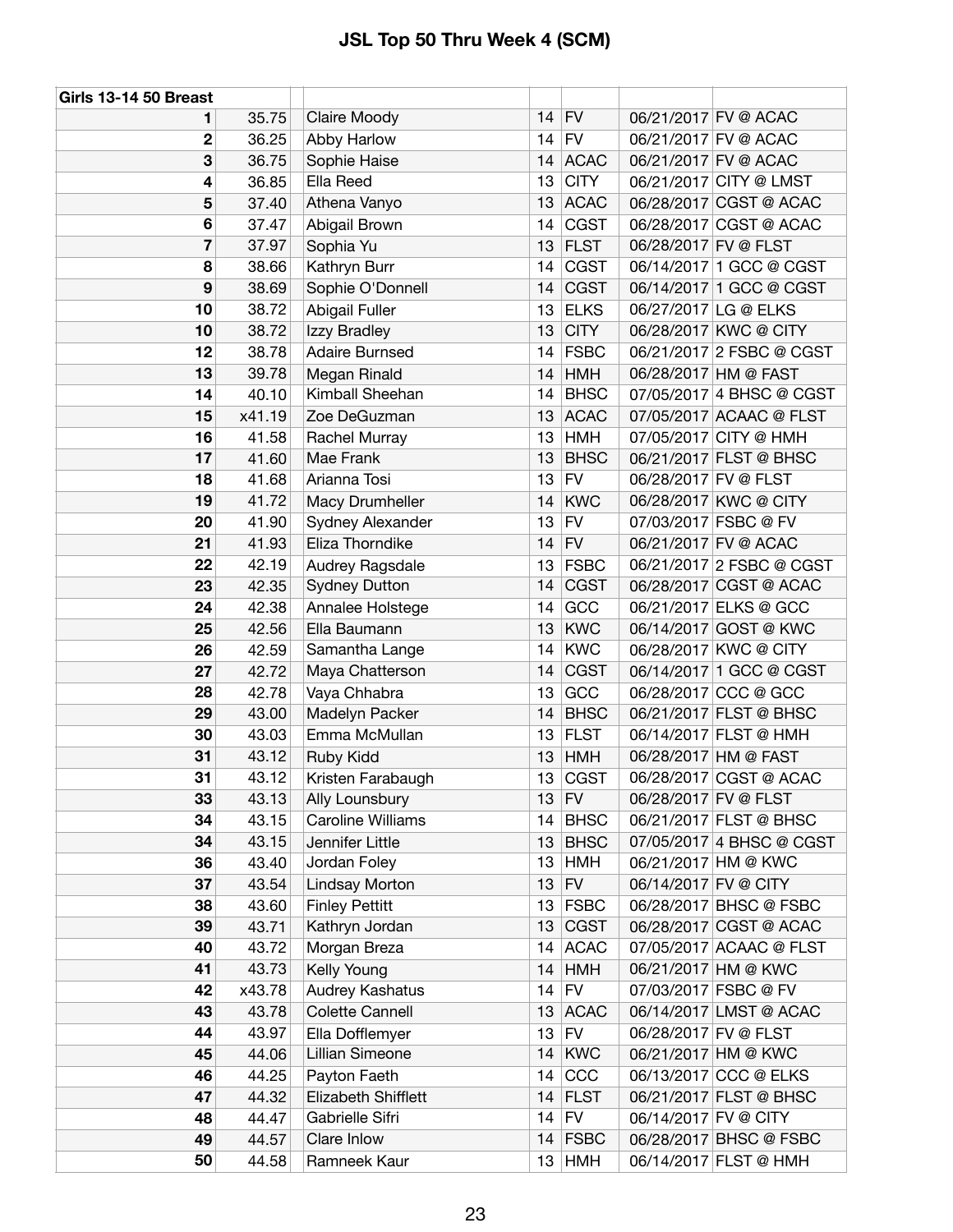# JSL Top 50 Thru Week 4 (SCM)

| Girls 13-14 50 Breast | | | | | | | |
|---|---|---|---|---|---|---|---|
| 1 | 35.75 | | Claire Moody | 14 | FV | 06/21/2017 | FV @ ACAC |
| 2 | 36.25 | | Abby Harlow | 14 | FV | 06/21/2017 | FV @ ACAC |
| 3 | 36.75 | | Sophie Haise | 14 | ACAC | 06/21/2017 | FV @ ACAC |
| 4 | 36.85 | | Ella Reed | 13 | CITY | 06/21/2017 | CITY @ LMST |
| 5 | 37.40 | | Athena Vanyo | 13 | ACAC | 06/28/2017 | CGST @ ACAC |
| 6 | 37.47 | | Abigail Brown | 14 | CGST | 06/28/2017 | CGST @ ACAC |
| 7 | 37.97 | | Sophia Yu | 13 | FLST | 06/28/2017 | FV @ FLST |
| 8 | 38.66 | | Kathryn Burr | 14 | CGST | 06/14/2017 | 1 GCC @ CGST |
| 9 | 38.69 | | Sophie O'Donnell | 14 | CGST | 06/14/2017 | 1 GCC @ CGST |
| 10 | 38.72 | | Abigail Fuller | 13 | ELKS | 06/27/2017 | LG @ ELKS |
| 10 | 38.72 | | Izzy Bradley | 13 | CITY | 06/28/2017 | KWC @ CITY |
| 12 | 38.78 | | Adaire Burnsed | 14 | FSBC | 06/21/2017 | 2 FSBC @ CGST |
| 13 | 39.78 | | Megan Rinald | 14 | HMH | 06/28/2017 | HM @ FAST |
| 14 | 40.10 | | Kimball Sheehan | 14 | BHSC | 07/05/2017 | 4 BHSC @ CGST |
| 15 | x41.19 | | Zoe DeGuzman | 13 | ACAC | 07/05/2017 | ACAAC @ FLST |
| 16 | 41.58 | | Rachel Murray | 13 | HMH | 07/05/2017 | CITY @ HMH |
| 17 | 41.60 | | Mae Frank | 13 | BHSC | 06/21/2017 | FLST @ BHSC |
| 18 | 41.68 | | Arianna Tosi | 13 | FV | 06/28/2017 | FV @ FLST |
| 19 | 41.72 | | Macy Drumheller | 14 | KWC | 06/28/2017 | KWC @ CITY |
| 20 | 41.90 | | Sydney Alexander | 13 | FV | 07/03/2017 | FSBC @ FV |
| 21 | 41.93 | | Eliza Thorndike | 14 | FV | 06/21/2017 | FV @ ACAC |
| 22 | 42.19 | | Audrey Ragsdale | 13 | FSBC | 06/21/2017 | 2 FSBC @ CGST |
| 23 | 42.35 | | Sydney Dutton | 14 | CGST | 06/28/2017 | CGST @ ACAC |
| 24 | 42.38 | | Annalee Holstege | 14 | GCC | 06/21/2017 | ELKS @ GCC |
| 25 | 42.56 | | Ella Baumann | 13 | KWC | 06/14/2017 | GOST @ KWC |
| 26 | 42.59 | | Samantha Lange | 14 | KWC | 06/28/2017 | KWC @ CITY |
| 27 | 42.72 | | Maya Chatterson | 14 | CGST | 06/14/2017 | 1 GCC @ CGST |
| 28 | 42.78 | | Vaya Chhabra | 13 | GCC | 06/28/2017 | CCC @ GCC |
| 29 | 43.00 | | Madelyn Packer | 14 | BHSC | 06/21/2017 | FLST @ BHSC |
| 30 | 43.03 | | Emma McMullan | 13 | FLST | 06/14/2017 | FLST @ HMH |
| 31 | 43.12 | | Ruby Kidd | 13 | HMH | 06/28/2017 | HM @ FAST |
| 31 | 43.12 | | Kristen Farabaugh | 13 | CGST | 06/28/2017 | CGST @ ACAC |
| 33 | 43.13 | | Ally Lounsbury | 13 | FV | 06/28/2017 | FV @ FLST |
| 34 | 43.15 | | Caroline Williams | 14 | BHSC | 06/21/2017 | FLST @ BHSC |
| 34 | 43.15 | | Jennifer Little | 13 | BHSC | 07/05/2017 | 4 BHSC @ CGST |
| 36 | 43.40 | | Jordan Foley | 13 | HMH | 06/21/2017 | HM @ KWC |
| 37 | 43.54 | | Lindsay Morton | 13 | FV | 06/14/2017 | FV @ CITY |
| 38 | 43.60 | | Finley Pettitt | 13 | FSBC | 06/28/2017 | BHSC @ FSBC |
| 39 | 43.71 | | Kathryn Jordan | 13 | CGST | 06/28/2017 | CGST @ ACAC |
| 40 | 43.72 | | Morgan Breza | 14 | ACAC | 07/05/2017 | ACAAC @ FLST |
| 41 | 43.73 | | Kelly Young | 14 | HMH | 06/21/2017 | HM @ KWC |
| 42 | x43.78 | | Audrey Kashatus | 14 | FV | 07/03/2017 | FSBC @ FV |
| 43 | 43.78 | | Colette Cannell | 13 | ACAC | 06/14/2017 | LMST @ ACAC |
| 44 | 43.97 | | Ella Dofflemyer | 13 | FV | 06/28/2017 | FV @ FLST |
| 45 | 44.06 | | Lillian Simeone | 14 | KWC | 06/21/2017 | HM @ KWC |
| 46 | 44.25 | | Payton Faeth | 14 | CCC | 06/13/2017 | CCC @ ELKS |
| 47 | 44.32 | | Elizabeth Shifflett | 14 | FLST | 06/21/2017 | FLST @ BHSC |
| 48 | 44.47 | | Gabrielle Sifri | 14 | FV | 06/14/2017 | FV @ CITY |
| 49 | 44.57 | | Clare Inlow | 14 | FSBC | 06/28/2017 | BHSC @ FSBC |
| 50 | 44.58 | | Ramneek Kaur | 13 | HMH | 06/14/2017 | FLST @ HMH |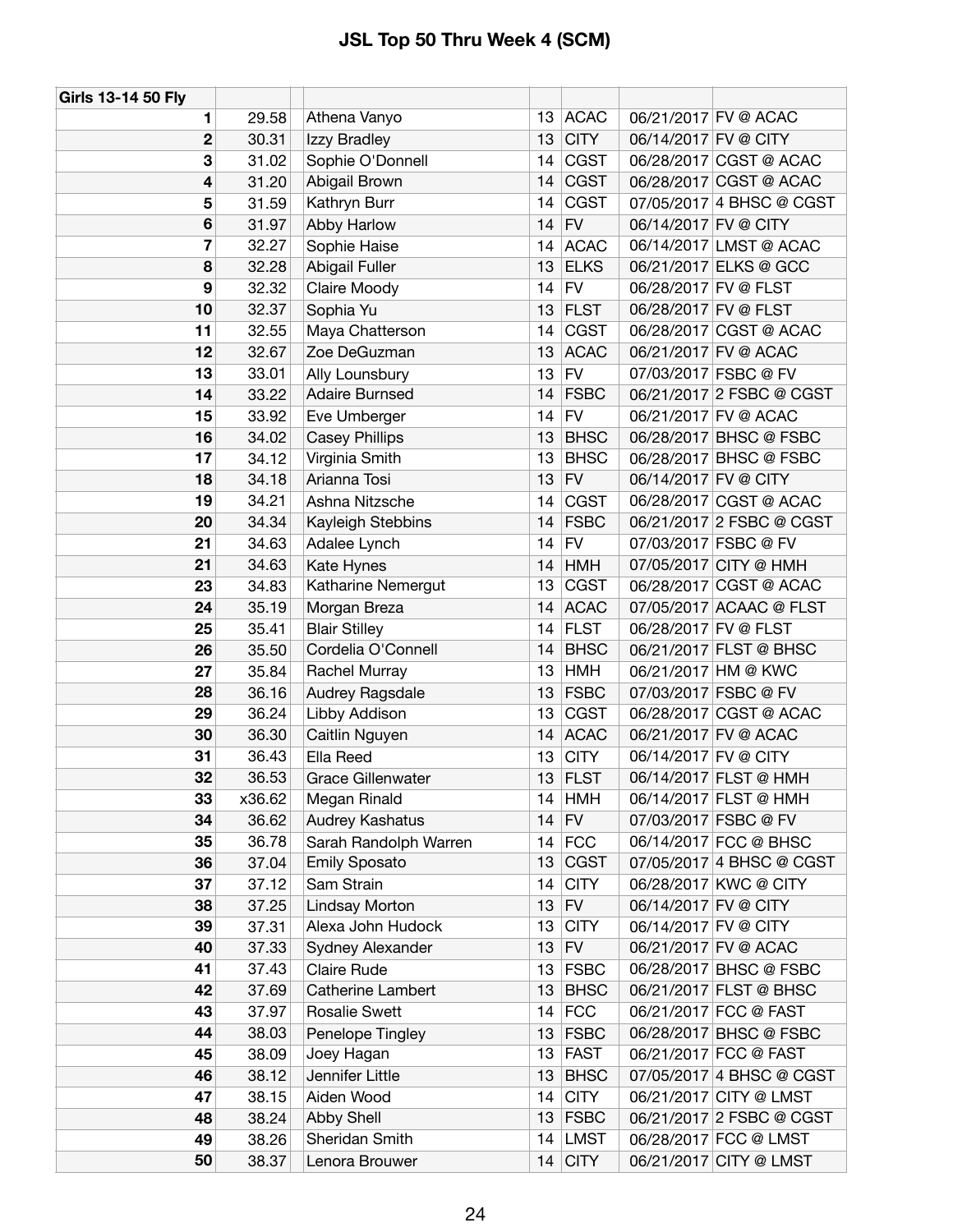# JSL Top 50 Thru Week 4 (SCM)

| Girls 13-14 50 Fly | | | | | | |
|---|---|---|---|---|---|---|
| 1 | 29.58 | Athena Vanyo | 13 | ACAC | 06/21/2017 | FV @ ACAC |
| 2 | 30.31 | Izzy Bradley | 13 | CITY | 06/14/2017 | FV @ CITY |
| 3 | 31.02 | Sophie O'Donnell | 14 | CGST | 06/28/2017 | CGST @ ACAC |
| 4 | 31.20 | Abigail Brown | 14 | CGST | 06/28/2017 | CGST @ ACAC |
| 5 | 31.59 | Kathryn Burr | 14 | CGST | 07/05/2017 | 4 BHSC @ CGST |
| 6 | 31.97 | Abby Harlow | 14 | FV | 06/14/2017 | FV @ CITY |
| 7 | 32.27 | Sophie Haise | 14 | ACAC | 06/14/2017 | LMST @ ACAC |
| 8 | 32.28 | Abigail Fuller | 13 | ELKS | 06/21/2017 | ELKS @ GCC |
| 9 | 32.32 | Claire Moody | 14 | FV | 06/28/2017 | FV @ FLST |
| 10 | 32.37 | Sophia Yu | 13 | FLST | 06/28/2017 | FV @ FLST |
| 11 | 32.55 | Maya Chatterson | 14 | CGST | 06/28/2017 | CGST @ ACAC |
| 12 | 32.67 | Zoe DeGuzman | 13 | ACAC | 06/21/2017 | FV @ ACAC |
| 13 | 33.01 | Ally Lounsbury | 13 | FV | 07/03/2017 | FSBC @ FV |
| 14 | 33.22 | Adaire Burnsed | 14 | FSBC | 06/21/2017 | 2 FSBC @ CGST |
| 15 | 33.92 | Eve Umberger | 14 | FV | 06/21/2017 | FV @ ACAC |
| 16 | 34.02 | Casey Phillips | 13 | BHSC | 06/28/2017 | BHSC @ FSBC |
| 17 | 34.12 | Virginia Smith | 13 | BHSC | 06/28/2017 | BHSC @ FSBC |
| 18 | 34.18 | Arianna Tosi | 13 | FV | 06/14/2017 | FV @ CITY |
| 19 | 34.21 | Ashna Nitzsche | 14 | CGST | 06/28/2017 | CGST @ ACAC |
| 20 | 34.34 | Kayleigh Stebbins | 14 | FSBC | 06/21/2017 | 2 FSBC @ CGST |
| 21 | 34.63 | Adalee Lynch | 14 | FV | 07/03/2017 | FSBC @ FV |
| 21 | 34.63 | Kate Hynes | 14 | HMH | 07/05/2017 | CITY @ HMH |
| 23 | 34.83 | Katharine Nemergut | 13 | CGST | 06/28/2017 | CGST @ ACAC |
| 24 | 35.19 | Morgan Breza | 14 | ACAC | 07/05/2017 | ACAAC @ FLST |
| 25 | 35.41 | Blair Stilley | 14 | FLST | 06/28/2017 | FV @ FLST |
| 26 | 35.50 | Cordelia O'Connell | 14 | BHSC | 06/21/2017 | FLST @ BHSC |
| 27 | 35.84 | Rachel Murray | 13 | HMH | 06/21/2017 | HM @ KWC |
| 28 | 36.16 | Audrey Ragsdale | 13 | FSBC | 07/03/2017 | FSBC @ FV |
| 29 | 36.24 | Libby Addison | 13 | CGST | 06/28/2017 | CGST @ ACAC |
| 30 | 36.30 | Caitlin Nguyen | 14 | ACAC | 06/21/2017 | FV @ ACAC |
| 31 | 36.43 | Ella Reed | 13 | CITY | 06/14/2017 | FV @ CITY |
| 32 | 36.53 | Grace Gillenwater | 13 | FLST | 06/14/2017 | FLST @ HMH |
| 33 | x36.62 | Megan Rinald | 14 | HMH | 06/14/2017 | FLST @ HMH |
| 34 | 36.62 | Audrey Kashatus | 14 | FV | 07/03/2017 | FSBC @ FV |
| 35 | 36.78 | Sarah Randolph Warren | 14 | FCC | 06/14/2017 | FCC @ BHSC |
| 36 | 37.04 | Emily Sposato | 13 | CGST | 07/05/2017 | 4 BHSC @ CGST |
| 37 | 37.12 | Sam Strain | 14 | CITY | 06/28/2017 | KWC @ CITY |
| 38 | 37.25 | Lindsay Morton | 13 | FV | 06/14/2017 | FV @ CITY |
| 39 | 37.31 | Alexa John Hudock | 13 | CITY | 06/14/2017 | FV @ CITY |
| 40 | 37.33 | Sydney Alexander | 13 | FV | 06/21/2017 | FV @ ACAC |
| 41 | 37.43 | Claire Rude | 13 | FSBC | 06/28/2017 | BHSC @ FSBC |
| 42 | 37.69 | Catherine Lambert | 13 | BHSC | 06/21/2017 | FLST @ BHSC |
| 43 | 37.97 | Rosalie Swett | 14 | FCC | 06/21/2017 | FCC @ FAST |
| 44 | 38.03 | Penelope Tingley | 13 | FSBC | 06/28/2017 | BHSC @ FSBC |
| 45 | 38.09 | Joey Hagan | 13 | FAST | 06/21/2017 | FCC @ FAST |
| 46 | 38.12 | Jennifer Little | 13 | BHSC | 07/05/2017 | 4 BHSC @ CGST |
| 47 | 38.15 | Aiden Wood | 14 | CITY | 06/21/2017 | CITY @ LMST |
| 48 | 38.24 | Abby Shell | 13 | FSBC | 06/21/2017 | 2 FSBC @ CGST |
| 49 | 38.26 | Sheridan Smith | 14 | LMST | 06/28/2017 | FCC @ LMST |
| 50 | 38.37 | Lenora Brouwer | 14 | CITY | 06/21/2017 | CITY @ LMST |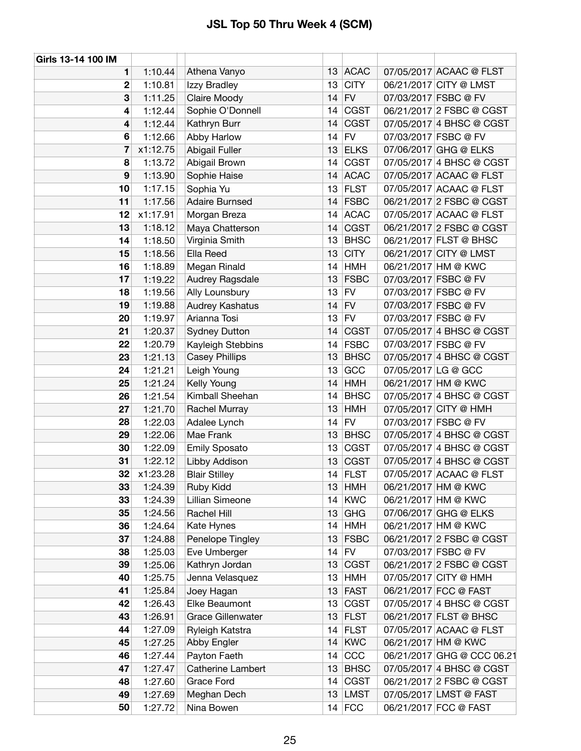# JSL Top 50 Thru Week 4 (SCM)

| Girls 13-14 100 IM | | | | | | |
|---|---|---|---|---|---|---|
| 1 | 1:10.44 | Athena Vanyo | 13 | ACAC | 07/05/2017 | ACAAC @ FLST |
| 2 | 1:10.81 | Izzy Bradley | 13 | CITY | 06/21/2017 | CITY @ LMST |
| 3 | 1:11.25 | Claire Moody | 14 | FV | 07/03/2017 | FSBC @ FV |
| 4 | 1:12.44 | Sophie O'Donnell | 14 | CGST | 06/21/2017 | 2 FSBC @ CGST |
| 4 | 1:12.44 | Kathryn Burr | 14 | CGST | 07/05/2017 | 4 BHSC @ CGST |
| 6 | 1:12.66 | Abby Harlow | 14 | FV | 07/03/2017 | FSBC @ FV |
| 7 | x1:12.75 | Abigail Fuller | 13 | ELKS | 07/06/2017 | GHG @ ELKS |
| 8 | 1:13.72 | Abigail Brown | 14 | CGST | 07/05/2017 | 4 BHSC @ CGST |
| 9 | 1:13.90 | Sophie Haise | 14 | ACAC | 07/05/2017 | ACAAC @ FLST |
| 10 | 1:17.15 | Sophia Yu | 13 | FLST | 07/05/2017 | ACAAC @ FLST |
| 11 | 1:17.56 | Adaire Burnsed | 14 | FSBC | 06/21/2017 | 2 FSBC @ CGST |
| 12 | x1:17.91 | Morgan Breza | 14 | ACAC | 07/05/2017 | ACAAC @ FLST |
| 13 | 1:18.12 | Maya Chatterson | 14 | CGST | 06/21/2017 | 2 FSBC @ CGST |
| 14 | 1:18.50 | Virginia Smith | 13 | BHSC | 06/21/2017 | FLST @ BHSC |
| 15 | 1:18.56 | Ella Reed | 13 | CITY | 06/21/2017 | CITY @ LMST |
| 16 | 1:18.89 | Megan Rinald | 14 | HMH | 06/21/2017 | HM @ KWC |
| 17 | 1:19.22 | Audrey Ragsdale | 13 | FSBC | 07/03/2017 | FSBC @ FV |
| 18 | 1:19.56 | Ally Lounsbury | 13 | FV | 07/03/2017 | FSBC @ FV |
| 19 | 1:19.88 | Audrey Kashatus | 14 | FV | 07/03/2017 | FSBC @ FV |
| 20 | 1:19.97 | Arianna Tosi | 13 | FV | 07/03/2017 | FSBC @ FV |
| 21 | 1:20.37 | Sydney Dutton | 14 | CGST | 07/05/2017 | 4 BHSC @ CGST |
| 22 | 1:20.79 | Kayleigh Stebbins | 14 | FSBC | 07/03/2017 | FSBC @ FV |
| 23 | 1:21.13 | Casey Phillips | 13 | BHSC | 07/05/2017 | 4 BHSC @ CGST |
| 24 | 1:21.21 | Leigh Young | 13 | GCC | 07/05/2017 | LG @ GCC |
| 25 | 1:21.24 | Kelly Young | 14 | HMH | 06/21/2017 | HM @ KWC |
| 26 | 1:21.54 | Kimball Sheehan | 14 | BHSC | 07/05/2017 | 4 BHSC @ CGST |
| 27 | 1:21.70 | Rachel Murray | 13 | HMH | 07/05/2017 | CITY @ HMH |
| 28 | 1:22.03 | Adalee Lynch | 14 | FV | 07/03/2017 | FSBC @ FV |
| 29 | 1:22.06 | Mae Frank | 13 | BHSC | 07/05/2017 | 4 BHSC @ CGST |
| 30 | 1:22.09 | Emily Sposato | 13 | CGST | 07/05/2017 | 4 BHSC @ CGST |
| 31 | 1:22.12 | Libby Addison | 13 | CGST | 07/05/2017 | 4 BHSC @ CGST |
| 32 | x1:23.28 | Blair Stilley | 14 | FLST | 07/05/2017 | ACAAC @ FLST |
| 33 | 1:24.39 | Ruby Kidd | 13 | HMH | 06/21/2017 | HM @ KWC |
| 33 | 1:24.39 | Lillian Simeone | 14 | KWC | 06/21/2017 | HM @ KWC |
| 35 | 1:24.56 | Rachel Hill | 13 | GHG | 07/06/2017 | GHG @ ELKS |
| 36 | 1:24.64 | Kate Hynes | 14 | HMH | 06/21/2017 | HM @ KWC |
| 37 | 1:24.88 | Penelope Tingley | 13 | FSBC | 06/21/2017 | 2 FSBC @ CGST |
| 38 | 1:25.03 | Eve Umberger | 14 | FV | 07/03/2017 | FSBC @ FV |
| 39 | 1:25.06 | Kathryn Jordan | 13 | CGST | 06/21/2017 | 2 FSBC @ CGST |
| 40 | 1:25.75 | Jenna Velasquez | 13 | HMH | 07/05/2017 | CITY @ HMH |
| 41 | 1:25.84 | Joey Hagan | 13 | FAST | 06/21/2017 | FCC @ FAST |
| 42 | 1:26.43 | Elke Beaumont | 13 | CGST | 07/05/2017 | 4 BHSC @ CGST |
| 43 | 1:26.91 | Grace Gillenwater | 13 | FLST | 06/21/2017 | FLST @ BHSC |
| 44 | 1:27.09 | Ryleigh Katstra | 14 | FLST | 07/05/2017 | ACAAC @ FLST |
| 45 | 1:27.25 | Abby Engler | 14 | KWC | 06/21/2017 | HM @ KWC |
| 46 | 1:27.44 | Payton Faeth | 14 | CCC | 06/21/2017 | GHG @ CCC 06.21 |
| 47 | 1:27.47 | Catherine Lambert | 13 | BHSC | 07/05/2017 | 4 BHSC @ CGST |
| 48 | 1:27.60 | Grace Ford | 14 | CGST | 06/21/2017 | 2 FSBC @ CGST |
| 49 | 1:27.69 | Meghan Dech | 13 | LMST | 07/05/2017 | LMST @ FAST |
| 50 | 1:27.72 | Nina Bowen | 14 | FCC | 06/21/2017 | FCC @ FAST |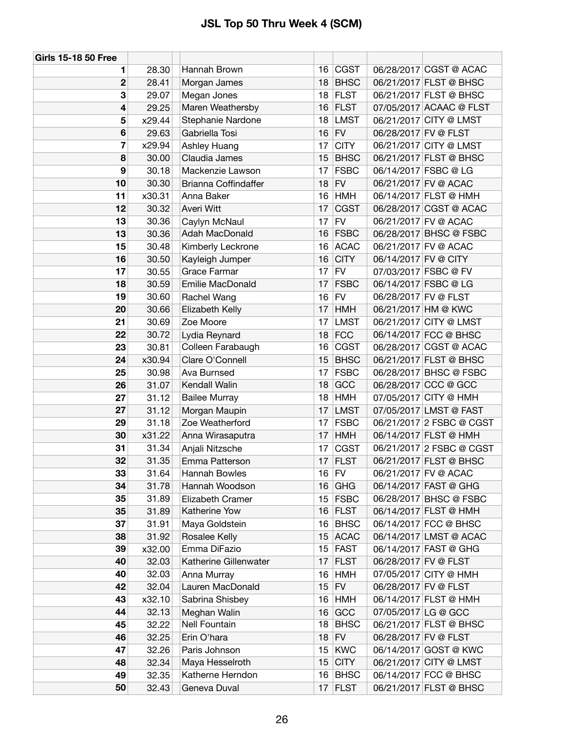# JSL Top 50 Thru Week 4 (SCM)

| Girls 15-18 50 Free | | | | | | | |
|---|---|---|---|---|---|---|---|
| 1 | 28.30 | | Hannah Brown | 16 | CGST | 06/28/2017 | CGST @ ACAC |
| 2 | 28.41 | | Morgan James | 18 | BHSC | 06/21/2017 | FLST @ BHSC |
| 3 | 29.07 | | Megan Jones | 18 | FLST | 06/21/2017 | FLST @ BHSC |
| 4 | 29.25 | | Maren Weathersby | 16 | FLST | 07/05/2017 | ACAAC @ FLST |
| 5 | x29.44 | | Stephanie Nardone | 18 | LMST | 06/21/2017 | CITY @ LMST |
| 6 | 29.63 | | Gabriella Tosi | 16 | FV | 06/28/2017 | FV @ FLST |
| 7 | x29.94 | | Ashley Huang | 17 | CITY | 06/21/2017 | CITY @ LMST |
| 8 | 30.00 | | Claudia James | 15 | BHSC | 06/21/2017 | FLST @ BHSC |
| 9 | 30.18 | | Mackenzie Lawson | 17 | FSBC | 06/14/2017 | FSBC @ LG |
| 10 | 30.30 | | Brianna Coffindaffer | 18 | FV | 06/21/2017 | FV @ ACAC |
| 11 | x30.31 | | Anna Baker | 16 | HMH | 06/14/2017 | FLST @ HMH |
| 12 | 30.32 | | Averi Witt | 17 | CGST | 06/28/2017 | CGST @ ACAC |
| 13 | 30.36 | | Caylyn McNaul | 17 | FV | 06/21/2017 | FV @ ACAC |
| 13 | 30.36 | | Adah MacDonald | 16 | FSBC | 06/28/2017 | BHSC @ FSBC |
| 15 | 30.48 | | Kimberly Leckrone | 16 | ACAC | 06/21/2017 | FV @ ACAC |
| 16 | 30.50 | | Kayleigh Jumper | 16 | CITY | 06/14/2017 | FV @ CITY |
| 17 | 30.55 | | Grace Farmar | 17 | FV | 07/03/2017 | FSBC @ FV |
| 18 | 30.59 | | Emilie MacDonald | 17 | FSBC | 06/14/2017 | FSBC @ LG |
| 19 | 30.60 | | Rachel Wang | 16 | FV | 06/28/2017 | FV @ FLST |
| 20 | 30.66 | | Elizabeth Kelly | 17 | HMH | 06/21/2017 | HM @ KWC |
| 21 | 30.69 | | Zoe Moore | 17 | LMST | 06/21/2017 | CITY @ LMST |
| 22 | 30.72 | | Lydia Reynard | 18 | FCC | 06/14/2017 | FCC @ BHSC |
| 23 | 30.81 | | Colleen Farabaugh | 16 | CGST | 06/28/2017 | CGST @ ACAC |
| 24 | x30.94 | | Clare O'Connell | 15 | BHSC | 06/21/2017 | FLST @ BHSC |
| 25 | 30.98 | | Ava Burnsed | 17 | FSBC | 06/28/2017 | BHSC @ FSBC |
| 26 | 31.07 | | Kendall Walin | 18 | GCC | 06/28/2017 | CCC @ GCC |
| 27 | 31.12 | | Bailee Murray | 18 | HMH | 07/05/2017 | CITY @ HMH |
| 27 | 31.12 | | Morgan Maupin | 17 | LMST | 07/05/2017 | LMST @ FAST |
| 29 | 31.18 | | Zoe Weatherford | 17 | FSBC | 06/21/2017 | 2 FSBC @ CGST |
| 30 | x31.22 | | Anna Wirasaputra | 17 | HMH | 06/14/2017 | FLST @ HMH |
| 31 | 31.34 | | Anjali Nitzsche | 17 | CGST | 06/21/2017 | 2 FSBC @ CGST |
| 32 | 31.35 | | Emma Patterson | 17 | FLST | 06/21/2017 | FLST @ BHSC |
| 33 | 31.64 | | Hannah Bowles | 16 | FV | 06/21/2017 | FV @ ACAC |
| 34 | 31.78 | | Hannah Woodson | 16 | GHG | 06/14/2017 | FAST @ GHG |
| 35 | 31.89 | | Elizabeth Cramer | 15 | FSBC | 06/28/2017 | BHSC @ FSBC |
| 35 | 31.89 | | Katherine Yow | 16 | FLST | 06/14/2017 | FLST @ HMH |
| 37 | 31.91 | | Maya Goldstein | 16 | BHSC | 06/14/2017 | FCC @ BHSC |
| 38 | 31.92 | | Rosalee Kelly | 15 | ACAC | 06/14/2017 | LMST @ ACAC |
| 39 | x32.00 | | Emma DiFazio | 15 | FAST | 06/14/2017 | FAST @ GHG |
| 40 | 32.03 | | Katherine Gillenwater | 17 | FLST | 06/28/2017 | FV @ FLST |
| 40 | 32.03 | | Anna Murray | 16 | HMH | 07/05/2017 | CITY @ HMH |
| 42 | 32.04 | | Lauren MacDonald | 15 | FV | 06/28/2017 | FV @ FLST |
| 43 | x32.10 | | Sabrina Shisbey | 16 | HMH | 06/14/2017 | FLST @ HMH |
| 44 | 32.13 | | Meghan Walin | 16 | GCC | 07/05/2017 | LG @ GCC |
| 45 | 32.22 | | Nell Fountain | 18 | BHSC | 06/21/2017 | FLST @ BHSC |
| 46 | 32.25 | | Erin O'hara | 18 | FV | 06/28/2017 | FV @ FLST |
| 47 | 32.26 | | Paris Johnson | 15 | KWC | 06/14/2017 | GOST @ KWC |
| 48 | 32.34 | | Maya Hesselroth | 15 | CITY | 06/21/2017 | CITY @ LMST |
| 49 | 32.35 | | Katherne Herndon | 16 | BHSC | 06/14/2017 | FCC @ BHSC |
| 50 | 32.43 | | Geneva Duval | 17 | FLST | 06/21/2017 | FLST @ BHSC |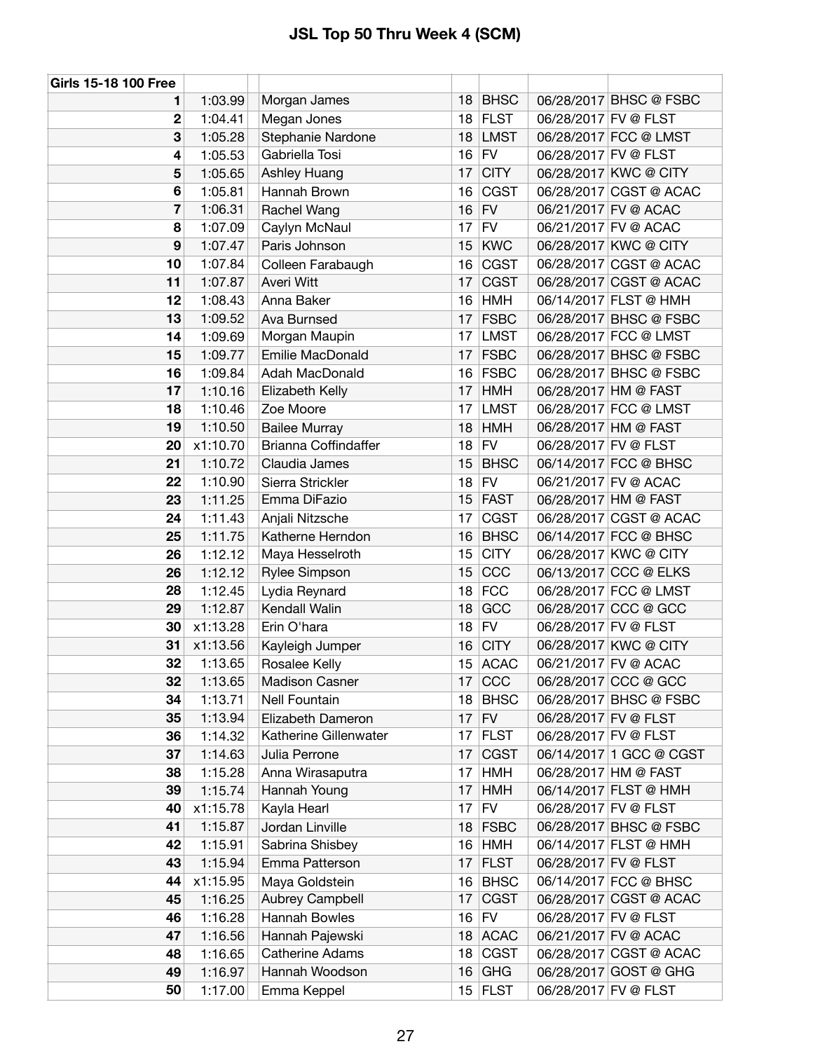# JSL Top 50 Thru Week 4 (SCM)

| Girls 15-18 100 Free | | | | | | | |
|---|---|---|---|---|---|---|---|
| 1 | 1:03.99 | | Morgan James | 18 | BHSC | 06/28/2017 | BHSC @ FSBC |
| 2 | 1:04.41 | | Megan Jones | 18 | FLST | 06/28/2017 | FV @ FLST |
| 3 | 1:05.28 | | Stephanie Nardone | 18 | LMST | 06/28/2017 | FCC @ LMST |
| 4 | 1:05.53 | | Gabriella Tosi | 16 | FV | 06/28/2017 | FV @ FLST |
| 5 | 1:05.65 | | Ashley Huang | 17 | CITY | 06/28/2017 | KWC @ CITY |
| 6 | 1:05.81 | | Hannah Brown | 16 | CGST | 06/28/2017 | CGST @ ACAC |
| 7 | 1:06.31 | | Rachel Wang | 16 | FV | 06/21/2017 | FV @ ACAC |
| 8 | 1:07.09 | | Caylyn McNaul | 17 | FV | 06/21/2017 | FV @ ACAC |
| 9 | 1:07.47 | | Paris Johnson | 15 | KWC | 06/28/2017 | KWC @ CITY |
| 10 | 1:07.84 | | Colleen Farabaugh | 16 | CGST | 06/28/2017 | CGST @ ACAC |
| 11 | 1:07.87 | | Averi Witt | 17 | CGST | 06/28/2017 | CGST @ ACAC |
| 12 | 1:08.43 | | Anna Baker | 16 | HMH | 06/14/2017 | FLST @ HMH |
| 13 | 1:09.52 | | Ava Burnsed | 17 | FSBC | 06/28/2017 | BHSC @ FSBC |
| 14 | 1:09.69 | | Morgan Maupin | 17 | LMST | 06/28/2017 | FCC @ LMST |
| 15 | 1:09.77 | | Emilie MacDonald | 17 | FSBC | 06/28/2017 | BHSC @ FSBC |
| 16 | 1:09.84 | | Adah MacDonald | 16 | FSBC | 06/28/2017 | BHSC @ FSBC |
| 17 | 1:10.16 | | Elizabeth Kelly | 17 | HMH | 06/28/2017 | HM @ FAST |
| 18 | 1:10.46 | | Zoe Moore | 17 | LMST | 06/28/2017 | FCC @ LMST |
| 19 | 1:10.50 | | Bailee Murray | 18 | HMH | 06/28/2017 | HM @ FAST |
| 20 | x1:10.70 | | Brianna Coffindaffer | 18 | FV | 06/28/2017 | FV @ FLST |
| 21 | 1:10.72 | | Claudia James | 15 | BHSC | 06/14/2017 | FCC @ BHSC |
| 22 | 1:10.90 | | Sierra Strickler | 18 | FV | 06/21/2017 | FV @ ACAC |
| 23 | 1:11.25 | | Emma DiFazio | 15 | FAST | 06/28/2017 | HM @ FAST |
| 24 | 1:11.43 | | Anjali Nitzsche | 17 | CGST | 06/28/2017 | CGST @ ACAC |
| 25 | 1:11.75 | | Katherne Herndon | 16 | BHSC | 06/14/2017 | FCC @ BHSC |
| 26 | 1:12.12 | | Maya Hesselroth | 15 | CITY | 06/28/2017 | KWC @ CITY |
| 26 | 1:12.12 | | Rylee Simpson | 15 | CCC | 06/13/2017 | CCC @ ELKS |
| 28 | 1:12.45 | | Lydia Reynard | 18 | FCC | 06/28/2017 | FCC @ LMST |
| 29 | 1:12.87 | | Kendall Walin | 18 | GCC | 06/28/2017 | CCC @ GCC |
| 30 | x1:13.28 | | Erin O'hara | 18 | FV | 06/28/2017 | FV @ FLST |
| 31 | x1:13.56 | | Kayleigh Jumper | 16 | CITY | 06/28/2017 | KWC @ CITY |
| 32 | 1:13.65 | | Rosalee Kelly | 15 | ACAC | 06/21/2017 | FV @ ACAC |
| 32 | 1:13.65 | | Madison Casner | 17 | CCC | 06/28/2017 | CCC @ GCC |
| 34 | 1:13.71 | | Nell Fountain | 18 | BHSC | 06/28/2017 | BHSC @ FSBC |
| 35 | 1:13.94 | | Elizabeth Dameron | 17 | FV | 06/28/2017 | FV @ FLST |
| 36 | 1:14.32 | | Katherine Gillenwater | 17 | FLST | 06/28/2017 | FV @ FLST |
| 37 | 1:14.63 | | Julia Perrone | 17 | CGST | 06/14/2017 | 1 GCC @ CGST |
| 38 | 1:15.28 | | Anna Wirasaputra | 17 | HMH | 06/28/2017 | HM @ FAST |
| 39 | 1:15.74 | | Hannah Young | 17 | HMH | 06/14/2017 | FLST @ HMH |
| 40 | x1:15.78 | | Kayla Hearl | 17 | FV | 06/28/2017 | FV @ FLST |
| 41 | 1:15.87 | | Jordan Linville | 18 | FSBC | 06/28/2017 | BHSC @ FSBC |
| 42 | 1:15.91 | | Sabrina Shisbey | 16 | HMH | 06/14/2017 | FLST @ HMH |
| 43 | 1:15.94 | | Emma Patterson | 17 | FLST | 06/28/2017 | FV @ FLST |
| 44 | x1:15.95 | | Maya Goldstein | 16 | BHSC | 06/14/2017 | FCC @ BHSC |
| 45 | 1:16.25 | | Aubrey Campbell | 17 | CGST | 06/28/2017 | CGST @ ACAC |
| 46 | 1:16.28 | | Hannah Bowles | 16 | FV | 06/28/2017 | FV @ FLST |
| 47 | 1:16.56 | | Hannah Pajewski | 18 | ACAC | 06/21/2017 | FV @ ACAC |
| 48 | 1:16.65 | | Catherine Adams | 18 | CGST | 06/28/2017 | CGST @ ACAC |
| 49 | 1:16.97 | | Hannah Woodson | 16 | GHG | 06/28/2017 | GOST @ GHG |
| 50 | 1:17.00 | | Emma Keppel | 15 | FLST | 06/28/2017 | FV @ FLST |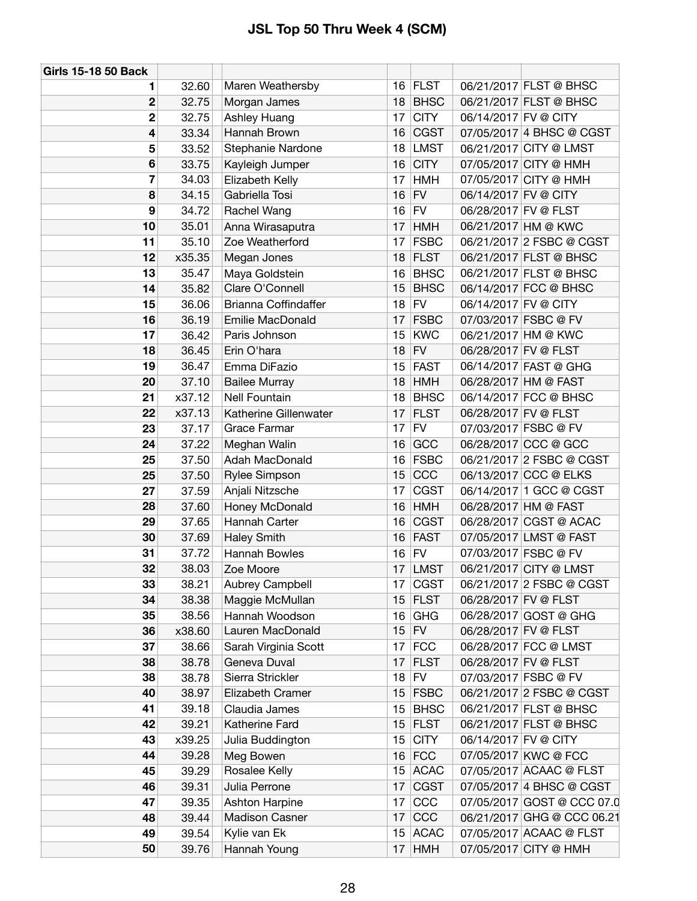# JSL Top 50 Thru Week 4 (SCM)

| Girls 15-18 50 Back | | | | | | |
|---|---|---|---|---|---|---|
| 1 | 32.60 | Maren Weathersby | 16 | FLST | 06/21/2017 | FLST @ BHSC |
| 2 | 32.75 | Morgan James | 18 | BHSC | 06/21/2017 | FLST @ BHSC |
| 2 | 32.75 | Ashley Huang | 17 | CITY | 06/14/2017 | FV @ CITY |
| 4 | 33.34 | Hannah Brown | 16 | CGST | 07/05/2017 | 4 BHSC @ CGST |
| 5 | 33.52 | Stephanie Nardone | 18 | LMST | 06/21/2017 | CITY @ LMST |
| 6 | 33.75 | Kayleigh Jumper | 16 | CITY | 07/05/2017 | CITY @ HMH |
| 7 | 34.03 | Elizabeth Kelly | 17 | HMH | 07/05/2017 | CITY @ HMH |
| 8 | 34.15 | Gabriella Tosi | 16 | FV | 06/14/2017 | FV @ CITY |
| 9 | 34.72 | Rachel Wang | 16 | FV | 06/28/2017 | FV @ FLST |
| 10 | 35.01 | Anna Wirasaputra | 17 | HMH | 06/21/2017 | HM @ KWC |
| 11 | 35.10 | Zoe Weatherford | 17 | FSBC | 06/21/2017 | 2 FSBC @ CGST |
| 12 | x35.35 | Megan Jones | 18 | FLST | 06/21/2017 | FLST @ BHSC |
| 13 | 35.47 | Maya Goldstein | 16 | BHSC | 06/21/2017 | FLST @ BHSC |
| 14 | 35.82 | Clare O'Connell | 15 | BHSC | 06/14/2017 | FCC @ BHSC |
| 15 | 36.06 | Brianna Coffindaffer | 18 | FV | 06/14/2017 | FV @ CITY |
| 16 | 36.19 | Emilie MacDonald | 17 | FSBC | 07/03/2017 | FSBC @ FV |
| 17 | 36.42 | Paris Johnson | 15 | KWC | 06/21/2017 | HM @ KWC |
| 18 | 36.45 | Erin O'hara | 18 | FV | 06/28/2017 | FV @ FLST |
| 19 | 36.47 | Emma DiFazio | 15 | FAST | 06/14/2017 | FAST @ GHG |
| 20 | 37.10 | Bailee Murray | 18 | HMH | 06/28/2017 | HM @ FAST |
| 21 | x37.12 | Nell Fountain | 18 | BHSC | 06/14/2017 | FCC @ BHSC |
| 22 | x37.13 | Katherine Gillenwater | 17 | FLST | 06/28/2017 | FV @ FLST |
| 23 | 37.17 | Grace Farmar | 17 | FV | 07/03/2017 | FSBC @ FV |
| 24 | 37.22 | Meghan Walin | 16 | GCC | 06/28/2017 | CCC @ GCC |
| 25 | 37.50 | Adah MacDonald | 16 | FSBC | 06/21/2017 | 2 FSBC @ CGST |
| 25 | 37.50 | Rylee Simpson | 15 | CCC | 06/13/2017 | CCC @ ELKS |
| 27 | 37.59 | Anjali Nitzsche | 17 | CGST | 06/14/2017 | 1 GCC @ CGST |
| 28 | 37.60 | Honey McDonald | 16 | HMH | 06/28/2017 | HM @ FAST |
| 29 | 37.65 | Hannah Carter | 16 | CGST | 06/28/2017 | CGST @ ACAC |
| 30 | 37.69 | Haley Smith | 16 | FAST | 07/05/2017 | LMST @ FAST |
| 31 | 37.72 | Hannah Bowles | 16 | FV | 07/03/2017 | FSBC @ FV |
| 32 | 38.03 | Zoe Moore | 17 | LMST | 06/21/2017 | CITY @ LMST |
| 33 | 38.21 | Aubrey Campbell | 17 | CGST | 06/21/2017 | 2 FSBC @ CGST |
| 34 | 38.38 | Maggie McMullan | 15 | FLST | 06/28/2017 | FV @ FLST |
| 35 | 38.56 | Hannah Woodson | 16 | GHG | 06/28/2017 | GOST @ GHG |
| 36 | x38.60 | Lauren MacDonald | 15 | FV | 06/28/2017 | FV @ FLST |
| 37 | 38.66 | Sarah Virginia Scott | 17 | FCC | 06/28/2017 | FCC @ LMST |
| 38 | 38.78 | Geneva Duval | 17 | FLST | 06/28/2017 | FV @ FLST |
| 38 | 38.78 | Sierra Strickler | 18 | FV | 07/03/2017 | FSBC @ FV |
| 40 | 38.97 | Elizabeth Cramer | 15 | FSBC | 06/21/2017 | 2 FSBC @ CGST |
| 41 | 39.18 | Claudia James | 15 | BHSC | 06/21/2017 | FLST @ BHSC |
| 42 | 39.21 | Katherine Fard | 15 | FLST | 06/21/2017 | FLST @ BHSC |
| 43 | x39.25 | Julia Buddington | 15 | CITY | 06/14/2017 | FV @ CITY |
| 44 | 39.28 | Meg Bowen | 16 | FCC | 07/05/2017 | KWC @ FCC |
| 45 | 39.29 | Rosalee Kelly | 15 | ACAC | 07/05/2017 | ACAAC @ FLST |
| 46 | 39.31 | Julia Perrone | 17 | CGST | 07/05/2017 | 4 BHSC @ CGST |
| 47 | 39.35 | Ashton Harpine | 17 | CCC | 07/05/2017 | GOST @ CCC 07.0 |
| 48 | 39.44 | Madison Casner | 17 | CCC | 06/21/2017 | GHG @ CCC 06.21 |
| 49 | 39.54 | Kylie van Ek | 15 | ACAC | 07/05/2017 | ACAAC @ FLST |
| 50 | 39.76 | Hannah Young | 17 | HMH | 07/05/2017 | CITY @ HMH |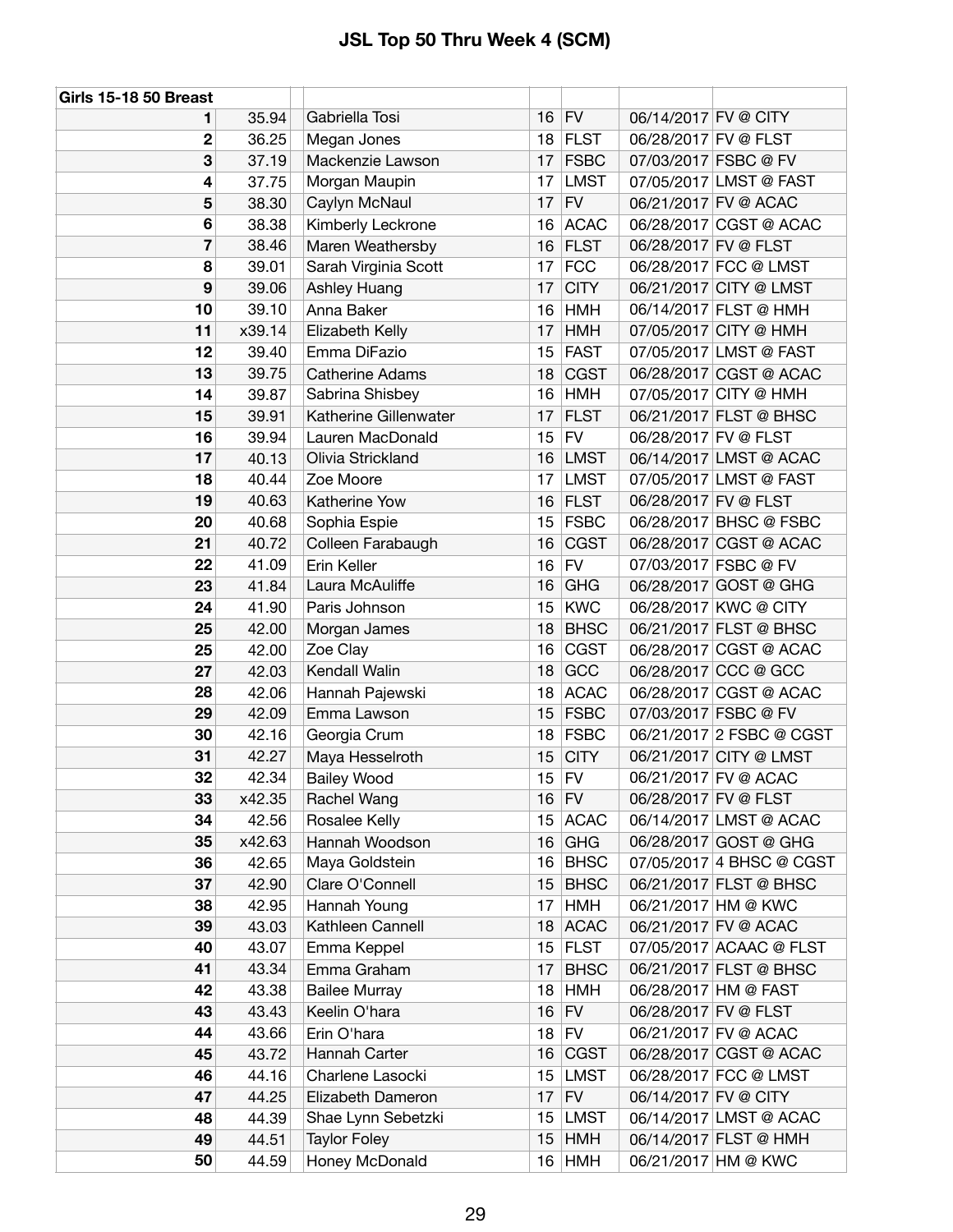# JSL Top 50 Thru Week 4 (SCM)

| Girls 15-18 50 Breast | | | | | | | |
|---|---|---|---|---|---|---|---|
| 1 | 35.94 | | Gabriella Tosi | 16 | FV | 06/14/2017 | FV @ CITY |
| 2 | 36.25 | | Megan Jones | 18 | FLST | 06/28/2017 | FV @ FLST |
| 3 | 37.19 | | Mackenzie Lawson | 17 | FSBC | 07/03/2017 | FSBC @ FV |
| 4 | 37.75 | | Morgan Maupin | 17 | LMST | 07/05/2017 | LMST @ FAST |
| 5 | 38.30 | | Caylyn McNaul | 17 | FV | 06/21/2017 | FV @ ACAC |
| 6 | 38.38 | | Kimberly Leckrone | 16 | ACAC | 06/28/2017 | CGST @ ACAC |
| 7 | 38.46 | | Maren Weathersby | 16 | FLST | 06/28/2017 | FV @ FLST |
| 8 | 39.01 | | Sarah Virginia Scott | 17 | FCC | 06/28/2017 | FCC @ LMST |
| 9 | 39.06 | | Ashley Huang | 17 | CITY | 06/21/2017 | CITY @ LMST |
| 10 | 39.10 | | Anna Baker | 16 | HMH | 06/14/2017 | FLST @ HMH |
| 11 | x39.14 | | Elizabeth Kelly | 17 | HMH | 07/05/2017 | CITY @ HMH |
| 12 | 39.40 | | Emma DiFazio | 15 | FAST | 07/05/2017 | LMST @ FAST |
| 13 | 39.75 | | Catherine Adams | 18 | CGST | 06/28/2017 | CGST @ ACAC |
| 14 | 39.87 | | Sabrina Shisbey | 16 | HMH | 07/05/2017 | CITY @ HMH |
| 15 | 39.91 | | Katherine Gillenwater | 17 | FLST | 06/21/2017 | FLST @ BHSC |
| 16 | 39.94 | | Lauren MacDonald | 15 | FV | 06/28/2017 | FV @ FLST |
| 17 | 40.13 | | Olivia Strickland | 16 | LMST | 06/14/2017 | LMST @ ACAC |
| 18 | 40.44 | | Zoe Moore | 17 | LMST | 07/05/2017 | LMST @ FAST |
| 19 | 40.63 | | Katherine Yow | 16 | FLST | 06/28/2017 | FV @ FLST |
| 20 | 40.68 | | Sophia Espie | 15 | FSBC | 06/28/2017 | BHSC @ FSBC |
| 21 | 40.72 | | Colleen Farabaugh | 16 | CGST | 06/28/2017 | CGST @ ACAC |
| 22 | 41.09 | | Erin Keller | 16 | FV | 07/03/2017 | FSBC @ FV |
| 23 | 41.84 | | Laura McAuliffe | 16 | GHG | 06/28/2017 | GOST @ GHG |
| 24 | 41.90 | | Paris Johnson | 15 | KWC | 06/28/2017 | KWC @ CITY |
| 25 | 42.00 | | Morgan James | 18 | BHSC | 06/21/2017 | FLST @ BHSC |
| 25 | 42.00 | | Zoe Clay | 16 | CGST | 06/28/2017 | CGST @ ACAC |
| 27 | 42.03 | | Kendall Walin | 18 | GCC | 06/28/2017 | CCC @ GCC |
| 28 | 42.06 | | Hannah Pajewski | 18 | ACAC | 06/28/2017 | CGST @ ACAC |
| 29 | 42.09 | | Emma Lawson | 15 | FSBC | 07/03/2017 | FSBC @ FV |
| 30 | 42.16 | | Georgia Crum | 18 | FSBC | 06/21/2017 | 2 FSBC @ CGST |
| 31 | 42.27 | | Maya Hesselroth | 15 | CITY | 06/21/2017 | CITY @ LMST |
| 32 | 42.34 | | Bailey Wood | 15 | FV | 06/21/2017 | FV @ ACAC |
| 33 | x42.35 | | Rachel Wang | 16 | FV | 06/28/2017 | FV @ FLST |
| 34 | 42.56 | | Rosalee Kelly | 15 | ACAC | 06/14/2017 | LMST @ ACAC |
| 35 | x42.63 | | Hannah Woodson | 16 | GHG | 06/28/2017 | GOST @ GHG |
| 36 | 42.65 | | Maya Goldstein | 16 | BHSC | 07/05/2017 | 4 BHSC @ CGST |
| 37 | 42.90 | | Clare O'Connell | 15 | BHSC | 06/21/2017 | FLST @ BHSC |
| 38 | 42.95 | | Hannah Young | 17 | HMH | 06/21/2017 | HM @ KWC |
| 39 | 43.03 | | Kathleen Cannell | 18 | ACAC | 06/21/2017 | FV @ ACAC |
| 40 | 43.07 | | Emma Keppel | 15 | FLST | 07/05/2017 | ACAAC @ FLST |
| 41 | 43.34 | | Emma Graham | 17 | BHSC | 06/21/2017 | FLST @ BHSC |
| 42 | 43.38 | | Bailee Murray | 18 | HMH | 06/28/2017 | HM @ FAST |
| 43 | 43.43 | | Keelin O'hara | 16 | FV | 06/28/2017 | FV @ FLST |
| 44 | 43.66 | | Erin O'hara | 18 | FV | 06/21/2017 | FV @ ACAC |
| 45 | 43.72 | | Hannah Carter | 16 | CGST | 06/28/2017 | CGST @ ACAC |
| 46 | 44.16 | | Charlene Lasocki | 15 | LMST | 06/28/2017 | FCC @ LMST |
| 47 | 44.25 | | Elizabeth Dameron | 17 | FV | 06/14/2017 | FV @ CITY |
| 48 | 44.39 | | Shae Lynn Sebetzki | 15 | LMST | 06/14/2017 | LMST @ ACAC |
| 49 | 44.51 | | Taylor Foley | 15 | HMH | 06/14/2017 | FLST @ HMH |
| 50 | 44.59 | | Honey McDonald | 16 | HMH | 06/21/2017 | HM @ KWC |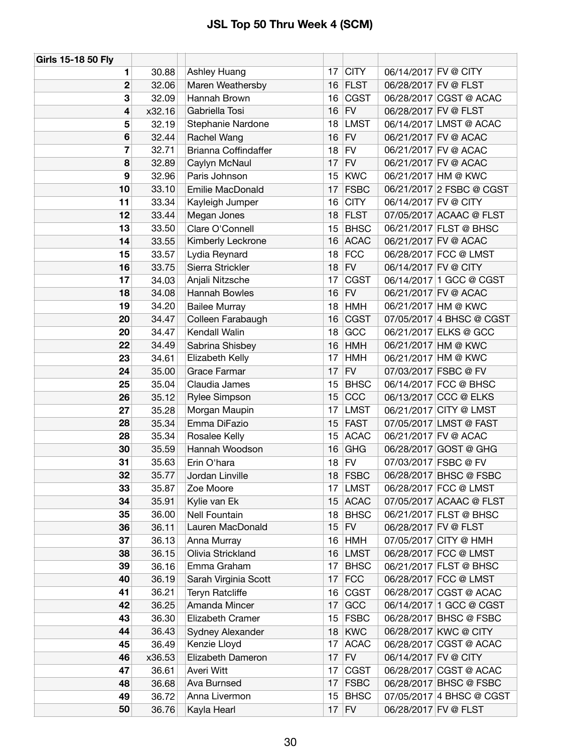# JSL Top 50 Thru Week 4 (SCM)

| Girls 15-18 50 Fly | | | | | | | |
|---|---|---|---|---|---|---|---|
| 1 | 30.88 | | Ashley Huang | 17 | CITY | 06/14/2017 | FV @ CITY |
| 2 | 32.06 | | Maren Weathersby | 16 | FLST | 06/28/2017 | FV @ FLST |
| 3 | 32.09 | | Hannah Brown | 16 | CGST | 06/28/2017 | CGST @ ACAC |
| 4 | x32.16 | | Gabriella Tosi | 16 | FV | 06/28/2017 | FV @ FLST |
| 5 | 32.19 | | Stephanie Nardone | 18 | LMST | 06/14/2017 | LMST @ ACAC |
| 6 | 32.44 | | Rachel Wang | 16 | FV | 06/21/2017 | FV @ ACAC |
| 7 | 32.71 | | Brianna Coffindaffer | 18 | FV | 06/21/2017 | FV @ ACAC |
| 8 | 32.89 | | Caylyn McNaul | 17 | FV | 06/21/2017 | FV @ ACAC |
| 9 | 32.96 | | Paris Johnson | 15 | KWC | 06/21/2017 | HM @ KWC |
| 10 | 33.10 | | Emilie MacDonald | 17 | FSBC | 06/21/2017 | 2 FSBC @ CGST |
| 11 | 33.34 | | Kayleigh Jumper | 16 | CITY | 06/14/2017 | FV @ CITY |
| 12 | 33.44 | | Megan Jones | 18 | FLST | 07/05/2017 | ACAAC @ FLST |
| 13 | 33.50 | | Clare O'Connell | 15 | BHSC | 06/21/2017 | FLST @ BHSC |
| 14 | 33.55 | | Kimberly Leckrone | 16 | ACAC | 06/21/2017 | FV @ ACAC |
| 15 | 33.57 | | Lydia Reynard | 18 | FCC | 06/28/2017 | FCC @ LMST |
| 16 | 33.75 | | Sierra Strickler | 18 | FV | 06/14/2017 | FV @ CITY |
| 17 | 34.03 | | Anjali Nitzsche | 17 | CGST | 06/14/2017 | 1 GCC @ CGST |
| 18 | 34.08 | | Hannah Bowles | 16 | FV | 06/21/2017 | FV @ ACAC |
| 19 | 34.20 | | Bailee Murray | 18 | HMH | 06/21/2017 | HM @ KWC |
| 20 | 34.47 | | Colleen Farabaugh | 16 | CGST | 07/05/2017 | 4 BHSC @ CGST |
| 20 | 34.47 | | Kendall Walin | 18 | GCC | 06/21/2017 | ELKS @ GCC |
| 22 | 34.49 | | Sabrina Shisbey | 16 | HMH | 06/21/2017 | HM @ KWC |
| 23 | 34.61 | | Elizabeth Kelly | 17 | HMH | 06/21/2017 | HM @ KWC |
| 24 | 35.00 | | Grace Farmar | 17 | FV | 07/03/2017 | FSBC @ FV |
| 25 | 35.04 | | Claudia James | 15 | BHSC | 06/14/2017 | FCC @ BHSC |
| 26 | 35.12 | | Rylee Simpson | 15 | CCC | 06/13/2017 | CCC @ ELKS |
| 27 | 35.28 | | Morgan Maupin | 17 | LMST | 06/21/2017 | CITY @ LMST |
| 28 | 35.34 | | Emma DiFazio | 15 | FAST | 07/05/2017 | LMST @ FAST |
| 28 | 35.34 | | Rosalee Kelly | 15 | ACAC | 06/21/2017 | FV @ ACAC |
| 30 | 35.59 | | Hannah Woodson | 16 | GHG | 06/28/2017 | GOST @ GHG |
| 31 | 35.63 | | Erin O'hara | 18 | FV | 07/03/2017 | FSBC @ FV |
| 32 | 35.77 | | Jordan Linville | 18 | FSBC | 06/28/2017 | BHSC @ FSBC |
| 33 | 35.87 | | Zoe Moore | 17 | LMST | 06/28/2017 | FCC @ LMST |
| 34 | 35.91 | | Kylie van Ek | 15 | ACAC | 07/05/2017 | ACAAC @ FLST |
| 35 | 36.00 | | Nell Fountain | 18 | BHSC | 06/21/2017 | FLST @ BHSC |
| 36 | 36.11 | | Lauren MacDonald | 15 | FV | 06/28/2017 | FV @ FLST |
| 37 | 36.13 | | Anna Murray | 16 | HMH | 07/05/2017 | CITY @ HMH |
| 38 | 36.15 | | Olivia Strickland | 16 | LMST | 06/28/2017 | FCC @ LMST |
| 39 | 36.16 | | Emma Graham | 17 | BHSC | 06/21/2017 | FLST @ BHSC |
| 40 | 36.19 | | Sarah Virginia Scott | 17 | FCC | 06/28/2017 | FCC @ LMST |
| 41 | 36.21 | | Teryn Ratcliffe | 16 | CGST | 06/28/2017 | CGST @ ACAC |
| 42 | 36.25 | | Amanda Mincer | 17 | GCC | 06/14/2017 | 1 GCC @ CGST |
| 43 | 36.30 | | Elizabeth Cramer | 15 | FSBC | 06/28/2017 | BHSC @ FSBC |
| 44 | 36.43 | | Sydney Alexander | 18 | KWC | 06/28/2017 | KWC @ CITY |
| 45 | 36.49 | | Kenzie Lloyd | 17 | ACAC | 06/28/2017 | CGST @ ACAC |
| 46 | x36.53 | | Elizabeth Dameron | 17 | FV | 06/14/2017 | FV @ CITY |
| 47 | 36.61 | | Averi Witt | 17 | CGST | 06/28/2017 | CGST @ ACAC |
| 48 | 36.68 | | Ava Burnsed | 17 | FSBC | 06/28/2017 | BHSC @ FSBC |
| 49 | 36.72 | | Anna Livermon | 15 | BHSC | 07/05/2017 | 4 BHSC @ CGST |
| 50 | 36.76 | | Kayla Hearl | 17 | FV | 06/28/2017 | FV @ FLST |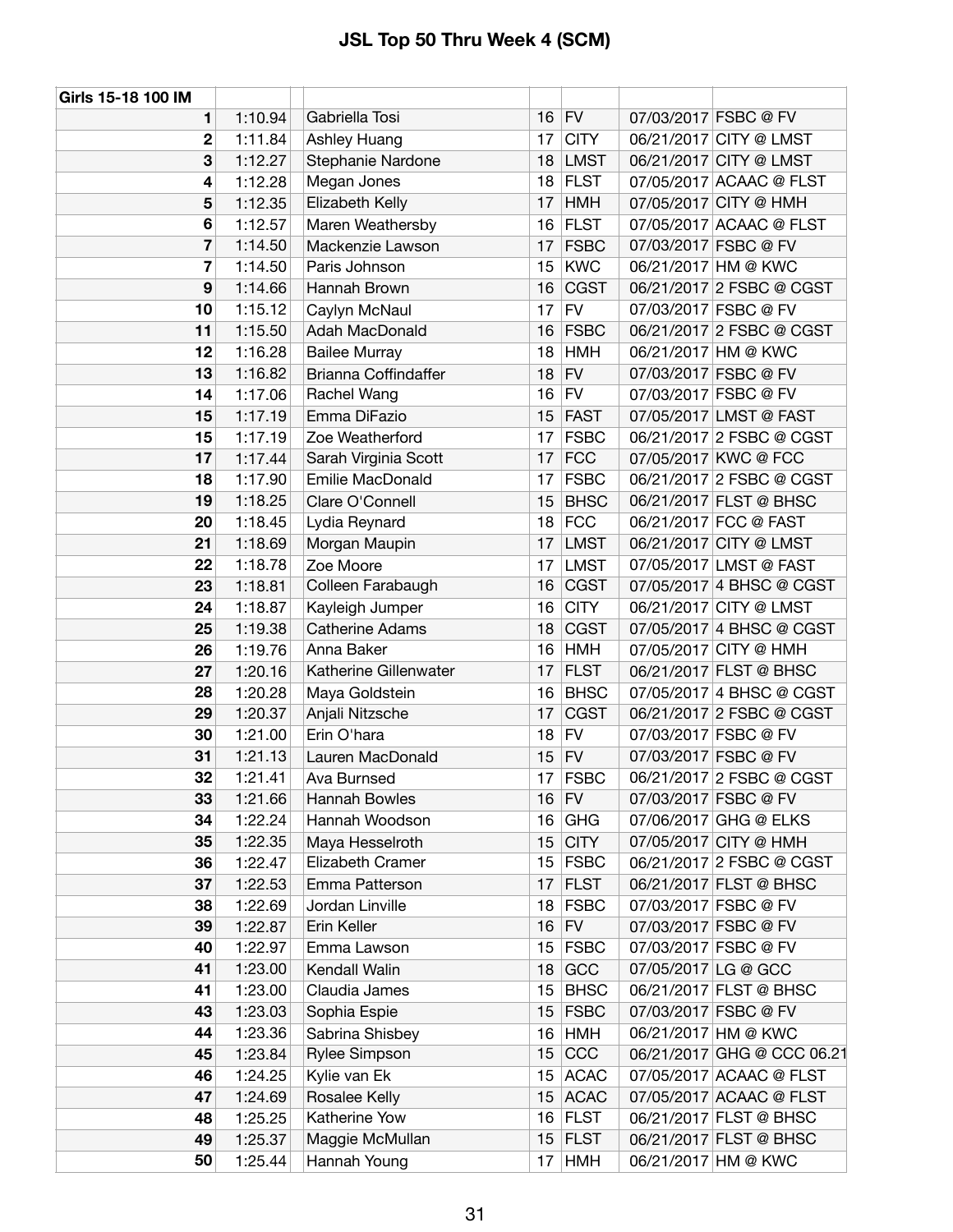# JSL Top 50 Thru Week 4 (SCM)

| Girls 15-18 100 IM | | | | | | |
|---|---|---|---|---|---|---|
| 1 | 1:10.94 | Gabriella Tosi | 16 | FV | 07/03/2017 | FSBC @ FV |
| 2 | 1:11.84 | Ashley Huang | 17 | CITY | 06/21/2017 | CITY @ LMST |
| 3 | 1:12.27 | Stephanie Nardone | 18 | LMST | 06/21/2017 | CITY @ LMST |
| 4 | 1:12.28 | Megan Jones | 18 | FLST | 07/05/2017 | ACAAC @ FLST |
| 5 | 1:12.35 | Elizabeth Kelly | 17 | HMH | 07/05/2017 | CITY @ HMH |
| 6 | 1:12.57 | Maren Weathersby | 16 | FLST | 07/05/2017 | ACAAC @ FLST |
| 7 | 1:14.50 | Mackenzie Lawson | 17 | FSBC | 07/03/2017 | FSBC @ FV |
| 7 | 1:14.50 | Paris Johnson | 15 | KWC | 06/21/2017 | HM @ KWC |
| 9 | 1:14.66 | Hannah Brown | 16 | CGST | 06/21/2017 | 2 FSBC @ CGST |
| 10 | 1:15.12 | Caylyn McNaul | 17 | FV | 07/03/2017 | FSBC @ FV |
| 11 | 1:15.50 | Adah MacDonald | 16 | FSBC | 06/21/2017 | 2 FSBC @ CGST |
| 12 | 1:16.28 | Bailee Murray | 18 | HMH | 06/21/2017 | HM @ KWC |
| 13 | 1:16.82 | Brianna Coffindaffer | 18 | FV | 07/03/2017 | FSBC @ FV |
| 14 | 1:17.06 | Rachel Wang | 16 | FV | 07/03/2017 | FSBC @ FV |
| 15 | 1:17.19 | Emma DiFazio | 15 | FAST | 07/05/2017 | LMST @ FAST |
| 15 | 1:17.19 | Zoe Weatherford | 17 | FSBC | 06/21/2017 | 2 FSBC @ CGST |
| 17 | 1:17.44 | Sarah Virginia Scott | 17 | FCC | 07/05/2017 | KWC @ FCC |
| 18 | 1:17.90 | Emilie MacDonald | 17 | FSBC | 06/21/2017 | 2 FSBC @ CGST |
| 19 | 1:18.25 | Clare O'Connell | 15 | BHSC | 06/21/2017 | FLST @ BHSC |
| 20 | 1:18.45 | Lydia Reynard | 18 | FCC | 06/21/2017 | FCC @ FAST |
| 21 | 1:18.69 | Morgan Maupin | 17 | LMST | 06/21/2017 | CITY @ LMST |
| 22 | 1:18.78 | Zoe Moore | 17 | LMST | 07/05/2017 | LMST @ FAST |
| 23 | 1:18.81 | Colleen Farabaugh | 16 | CGST | 07/05/2017 | 4 BHSC @ CGST |
| 24 | 1:18.87 | Kayleigh Jumper | 16 | CITY | 06/21/2017 | CITY @ LMST |
| 25 | 1:19.38 | Catherine Adams | 18 | CGST | 07/05/2017 | 4 BHSC @ CGST |
| 26 | 1:19.76 | Anna Baker | 16 | HMH | 07/05/2017 | CITY @ HMH |
| 27 | 1:20.16 | Katherine Gillenwater | 17 | FLST | 06/21/2017 | FLST @ BHSC |
| 28 | 1:20.28 | Maya Goldstein | 16 | BHSC | 07/05/2017 | 4 BHSC @ CGST |
| 29 | 1:20.37 | Anjali Nitzsche | 17 | CGST | 06/21/2017 | 2 FSBC @ CGST |
| 30 | 1:21.00 | Erin O'hara | 18 | FV | 07/03/2017 | FSBC @ FV |
| 31 | 1:21.13 | Lauren MacDonald | 15 | FV | 07/03/2017 | FSBC @ FV |
| 32 | 1:21.41 | Ava Burnsed | 17 | FSBC | 06/21/2017 | 2 FSBC @ CGST |
| 33 | 1:21.66 | Hannah Bowles | 16 | FV | 07/03/2017 | FSBC @ FV |
| 34 | 1:22.24 | Hannah Woodson | 16 | GHG | 07/06/2017 | GHG @ ELKS |
| 35 | 1:22.35 | Maya Hesselroth | 15 | CITY | 07/05/2017 | CITY @ HMH |
| 36 | 1:22.47 | Elizabeth Cramer | 15 | FSBC | 06/21/2017 | 2 FSBC @ CGST |
| 37 | 1:22.53 | Emma Patterson | 17 | FLST | 06/21/2017 | FLST @ BHSC |
| 38 | 1:22.69 | Jordan Linville | 18 | FSBC | 07/03/2017 | FSBC @ FV |
| 39 | 1:22.87 | Erin Keller | 16 | FV | 07/03/2017 | FSBC @ FV |
| 40 | 1:22.97 | Emma Lawson | 15 | FSBC | 07/03/2017 | FSBC @ FV |
| 41 | 1:23.00 | Kendall Walin | 18 | GCC | 07/05/2017 | LG @ GCC |
| 41 | 1:23.00 | Claudia James | 15 | BHSC | 06/21/2017 | FLST @ BHSC |
| 43 | 1:23.03 | Sophia Espie | 15 | FSBC | 07/03/2017 | FSBC @ FV |
| 44 | 1:23.36 | Sabrina Shisbey | 16 | HMH | 06/21/2017 | HM @ KWC |
| 45 | 1:23.84 | Rylee Simpson | 15 | CCC | 06/21/2017 | GHG @ CCC 06.21 |
| 46 | 1:24.25 | Kylie van Ek | 15 | ACAC | 07/05/2017 | ACAAC @ FLST |
| 47 | 1:24.69 | Rosalee Kelly | 15 | ACAC | 07/05/2017 | ACAAC @ FLST |
| 48 | 1:25.25 | Katherine Yow | 16 | FLST | 06/21/2017 | FLST @ BHSC |
| 49 | 1:25.37 | Maggie McMullan | 15 | FLST | 06/21/2017 | FLST @ BHSC |
| 50 | 1:25.44 | Hannah Young | 17 | HMH | 06/21/2017 | HM @ KWC |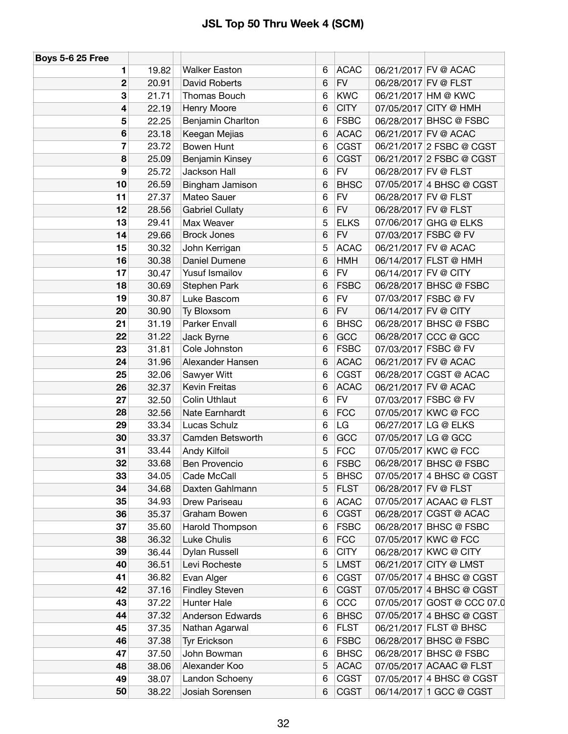# JSL Top 50 Thru Week 4 (SCM)

| Boys 5-6 25 Free | | | | | | | |
|---|---|---|---|---|---|---|---|
| 1 | 19.82 | | Walker Easton | 6 | ACAC | 06/21/2017 | FV @ ACAC |
| 2 | 20.91 | | David Roberts | 6 | FV | 06/28/2017 | FV @ FLST |
| 3 | 21.71 | | Thomas Bouch | 6 | KWC | 06/21/2017 | HM @ KWC |
| 4 | 22.19 | | Henry Moore | 6 | CITY | 07/05/2017 | CITY @ HMH |
| 5 | 22.25 | | Benjamin Charlton | 6 | FSBC | 06/28/2017 | BHSC @ FSBC |
| 6 | 23.18 | | Keegan Mejias | 6 | ACAC | 06/21/2017 | FV @ ACAC |
| 7 | 23.72 | | Bowen Hunt | 6 | CGST | 06/21/2017 | 2 FSBC @ CGST |
| 8 | 25.09 | | Benjamin Kinsey | 6 | CGST | 06/21/2017 | 2 FSBC @ CGST |
| 9 | 25.72 | | Jackson Hall | 6 | FV | 06/28/2017 | FV @ FLST |
| 10 | 26.59 | | Bingham Jamison | 6 | BHSC | 07/05/2017 | 4 BHSC @ CGST |
| 11 | 27.37 | | Mateo Sauer | 6 | FV | 06/28/2017 | FV @ FLST |
| 12 | 28.56 | | Gabriel Cullaty | 6 | FV | 06/28/2017 | FV @ FLST |
| 13 | 29.41 | | Max Weaver | 5 | ELKS | 07/06/2017 | GHG @ ELKS |
| 14 | 29.66 | | Brock Jones | 6 | FV | 07/03/2017 | FSBC @ FV |
| 15 | 30.32 | | John Kerrigan | 5 | ACAC | 06/21/2017 | FV @ ACAC |
| 16 | 30.38 | | Daniel Dumene | 6 | HMH | 06/14/2017 | FLST @ HMH |
| 17 | 30.47 | | Yusuf Ismailov | 6 | FV | 06/14/2017 | FV @ CITY |
| 18 | 30.69 | | Stephen Park | 6 | FSBC | 06/28/2017 | BHSC @ FSBC |
| 19 | 30.87 | | Luke Bascom | 6 | FV | 07/03/2017 | FSBC @ FV |
| 20 | 30.90 | | Ty Bloxsom | 6 | FV | 06/14/2017 | FV @ CITY |
| 21 | 31.19 | | Parker Envall | 6 | BHSC | 06/28/2017 | BHSC @ FSBC |
| 22 | 31.22 | | Jack Byrne | 6 | GCC | 06/28/2017 | CCC @ GCC |
| 23 | 31.81 | | Cole Johnston | 6 | FSBC | 07/03/2017 | FSBC @ FV |
| 24 | 31.96 | | Alexander Hansen | 6 | ACAC | 06/21/2017 | FV @ ACAC |
| 25 | 32.06 | | Sawyer Witt | 6 | CGST | 06/28/2017 | CGST @ ACAC |
| 26 | 32.37 | | Kevin Freitas | 6 | ACAC | 06/21/2017 | FV @ ACAC |
| 27 | 32.50 | | Colin Uthlaut | 6 | FV | 07/03/2017 | FSBC @ FV |
| 28 | 32.56 | | Nate Earnhardt | 6 | FCC | 07/05/2017 | KWC @ FCC |
| 29 | 33.34 | | Lucas Schulz | 6 | LG | 06/27/2017 | LG @ ELKS |
| 30 | 33.37 | | Camden Betsworth | 6 | GCC | 07/05/2017 | LG @ GCC |
| 31 | 33.44 | | Andy Kilfoil | 5 | FCC | 07/05/2017 | KWC @ FCC |
| 32 | 33.68 | | Ben Provencio | 6 | FSBC | 06/28/2017 | BHSC @ FSBC |
| 33 | 34.05 | | Cade McCall | 5 | BHSC | 07/05/2017 | 4 BHSC @ CGST |
| 34 | 34.68 | | Daxten Gahlmann | 5 | FLST | 06/28/2017 | FV @ FLST |
| 35 | 34.93 | | Drew Pariseau | 6 | ACAC | 07/05/2017 | ACAAC @ FLST |
| 36 | 35.37 | | Graham Bowen | 6 | CGST | 06/28/2017 | CGST @ ACAC |
| 37 | 35.60 | | Harold Thompson | 6 | FSBC | 06/28/2017 | BHSC @ FSBC |
| 38 | 36.32 | | Luke Chulis | 6 | FCC | 07/05/2017 | KWC @ FCC |
| 39 | 36.44 | | Dylan Russell | 6 | CITY | 06/28/2017 | KWC @ CITY |
| 40 | 36.51 | | Levi Rocheste | 5 | LMST | 06/21/2017 | CITY @ LMST |
| 41 | 36.82 | | Evan Alger | 6 | CGST | 07/05/2017 | 4 BHSC @ CGST |
| 42 | 37.16 | | Findley Steven | 6 | CGST | 07/05/2017 | 4 BHSC @ CGST |
| 43 | 37.22 | | Hunter Hale | 6 | CCC | 07/05/2017 | GOST @ CCC 07.0 |
| 44 | 37.32 | | Anderson Edwards | 6 | BHSC | 07/05/2017 | 4 BHSC @ CGST |
| 45 | 37.35 | | Nathan Agarwal | 6 | FLST | 06/21/2017 | FLST @ BHSC |
| 46 | 37.38 | | Tyr Erickson | 6 | FSBC | 06/28/2017 | BHSC @ FSBC |
| 47 | 37.50 | | John Bowman | 6 | BHSC | 06/28/2017 | BHSC @ FSBC |
| 48 | 38.06 | | Alexander Koo | 5 | ACAC | 07/05/2017 | ACAAC @ FLST |
| 49 | 38.07 | | Landon Schoeny | 6 | CGST | 07/05/2017 | 4 BHSC @ CGST |
| 50 | 38.22 | | Josiah Sorensen | 6 | CGST | 06/14/2017 | 1 GCC @ CGST |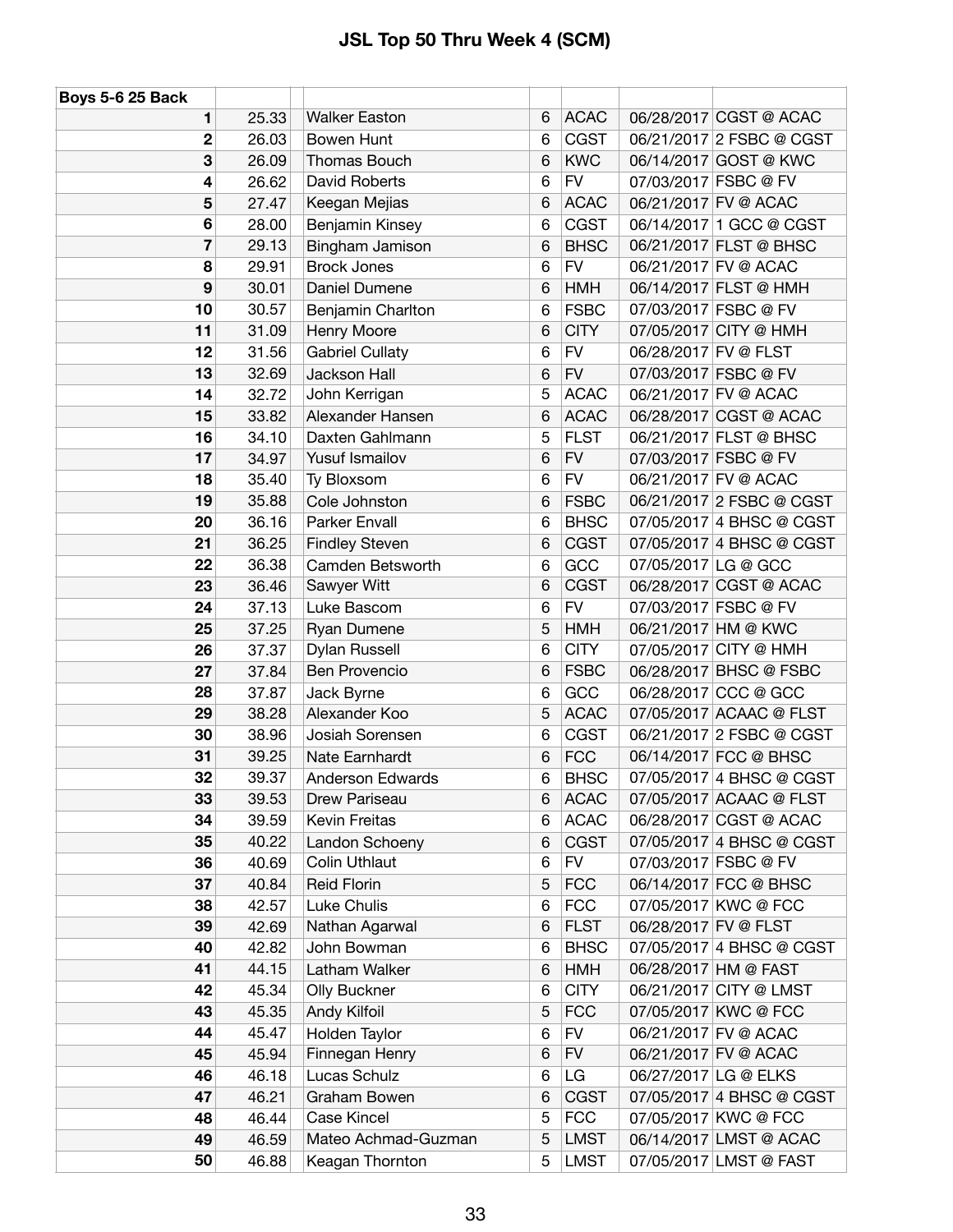# JSL Top 50 Thru Week 4 (SCM)

| Boys 5-6 25 Back | | | | | | |
|---|---|---|---|---|---|---|
| 1 | 25.33 | Walker Easton | 6 | ACAC | 06/28/2017 | CGST @ ACAC |
| 2 | 26.03 | Bowen Hunt | 6 | CGST | 06/21/2017 | 2 FSBC @ CGST |
| 3 | 26.09 | Thomas Bouch | 6 | KWC | 06/14/2017 | GOST @ KWC |
| 4 | 26.62 | David Roberts | 6 | FV | 07/03/2017 | FSBC @ FV |
| 5 | 27.47 | Keegan Mejias | 6 | ACAC | 06/21/2017 | FV @ ACAC |
| 6 | 28.00 | Benjamin Kinsey | 6 | CGST | 06/14/2017 | 1 GCC @ CGST |
| 7 | 29.13 | Bingham Jamison | 6 | BHSC | 06/21/2017 | FLST @ BHSC |
| 8 | 29.91 | Brock Jones | 6 | FV | 06/21/2017 | FV @ ACAC |
| 9 | 30.01 | Daniel Dumene | 6 | HMH | 06/14/2017 | FLST @ HMH |
| 10 | 30.57 | Benjamin Charlton | 6 | FSBC | 07/03/2017 | FSBC @ FV |
| 11 | 31.09 | Henry Moore | 6 | CITY | 07/05/2017 | CITY @ HMH |
| 12 | 31.56 | Gabriel Cullaty | 6 | FV | 06/28/2017 | FV @ FLST |
| 13 | 32.69 | Jackson Hall | 6 | FV | 07/03/2017 | FSBC @ FV |
| 14 | 32.72 | John Kerrigan | 5 | ACAC | 06/21/2017 | FV @ ACAC |
| 15 | 33.82 | Alexander Hansen | 6 | ACAC | 06/28/2017 | CGST @ ACAC |
| 16 | 34.10 | Daxten Gahlmann | 5 | FLST | 06/21/2017 | FLST @ BHSC |
| 17 | 34.97 | Yusuf Ismailov | 6 | FV | 07/03/2017 | FSBC @ FV |
| 18 | 35.40 | Ty Bloxsom | 6 | FV | 06/21/2017 | FV @ ACAC |
| 19 | 35.88 | Cole Johnston | 6 | FSBC | 06/21/2017 | 2 FSBC @ CGST |
| 20 | 36.16 | Parker Envall | 6 | BHSC | 07/05/2017 | 4 BHSC @ CGST |
| 21 | 36.25 | Findley Steven | 6 | CGST | 07/05/2017 | 4 BHSC @ CGST |
| 22 | 36.38 | Camden Betsworth | 6 | GCC | 07/05/2017 | LG @ GCC |
| 23 | 36.46 | Sawyer Witt | 6 | CGST | 06/28/2017 | CGST @ ACAC |
| 24 | 37.13 | Luke Bascom | 6 | FV | 07/03/2017 | FSBC @ FV |
| 25 | 37.25 | Ryan Dumene | 5 | HMH | 06/21/2017 | HM @ KWC |
| 26 | 37.37 | Dylan Russell | 6 | CITY | 07/05/2017 | CITY @ HMH |
| 27 | 37.84 | Ben Provencio | 6 | FSBC | 06/28/2017 | BHSC @ FSBC |
| 28 | 37.87 | Jack Byrne | 6 | GCC | 06/28/2017 | CCC @ GCC |
| 29 | 38.28 | Alexander Koo | 5 | ACAC | 07/05/2017 | ACAAC @ FLST |
| 30 | 38.96 | Josiah Sorensen | 6 | CGST | 06/21/2017 | 2 FSBC @ CGST |
| 31 | 39.25 | Nate Earnhardt | 6 | FCC | 06/14/2017 | FCC @ BHSC |
| 32 | 39.37 | Anderson Edwards | 6 | BHSC | 07/05/2017 | 4 BHSC @ CGST |
| 33 | 39.53 | Drew Pariseau | 6 | ACAC | 07/05/2017 | ACAAC @ FLST |
| 34 | 39.59 | Kevin Freitas | 6 | ACAC | 06/28/2017 | CGST @ ACAC |
| 35 | 40.22 | Landon Schoeny | 6 | CGST | 07/05/2017 | 4 BHSC @ CGST |
| 36 | 40.69 | Colin Uthlaut | 6 | FV | 07/03/2017 | FSBC @ FV |
| 37 | 40.84 | Reid Florin | 5 | FCC | 06/14/2017 | FCC @ BHSC |
| 38 | 42.57 | Luke Chulis | 6 | FCC | 07/05/2017 | KWC @ FCC |
| 39 | 42.69 | Nathan Agarwal | 6 | FLST | 06/28/2017 | FV @ FLST |
| 40 | 42.82 | John Bowman | 6 | BHSC | 07/05/2017 | 4 BHSC @ CGST |
| 41 | 44.15 | Latham Walker | 6 | HMH | 06/28/2017 | HM @ FAST |
| 42 | 45.34 | Olly Buckner | 6 | CITY | 06/21/2017 | CITY @ LMST |
| 43 | 45.35 | Andy Kilfoil | 5 | FCC | 07/05/2017 | KWC @ FCC |
| 44 | 45.47 | Holden Taylor | 6 | FV | 06/21/2017 | FV @ ACAC |
| 45 | 45.94 | Finnegan Henry | 6 | FV | 06/21/2017 | FV @ ACAC |
| 46 | 46.18 | Lucas Schulz | 6 | LG | 06/27/2017 | LG @ ELKS |
| 47 | 46.21 | Graham Bowen | 6 | CGST | 07/05/2017 | 4 BHSC @ CGST |
| 48 | 46.44 | Case Kincel | 5 | FCC | 07/05/2017 | KWC @ FCC |
| 49 | 46.59 | Mateo Achmad-Guzman | 5 | LMST | 06/14/2017 | LMST @ ACAC |
| 50 | 46.88 | Keagan Thornton | 5 | LMST | 07/05/2017 | LMST @ FAST |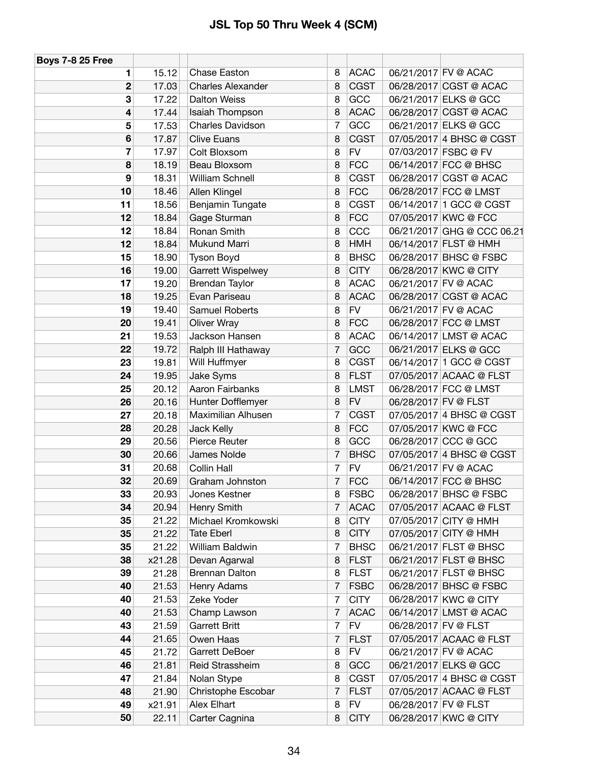# JSL Top 50 Thru Week 4 (SCM)

| Boys 7-8 25 Free | | | | | | | |
|---|---|---|---|---|---|---|---|
| 1 | 15.12 | | Chase Easton | 8 | ACAC | 06/21/2017 | FV @ ACAC |
| 2 | 17.03 | | Charles Alexander | 8 | CGST | 06/28/2017 | CGST @ ACAC |
| 3 | 17.22 | | Dalton Weiss | 8 | GCC | 06/21/2017 | ELKS @ GCC |
| 4 | 17.44 | | Isaiah Thompson | 8 | ACAC | 06/28/2017 | CGST @ ACAC |
| 5 | 17.53 | | Charles Davidson | 7 | GCC | 06/21/2017 | ELKS @ GCC |
| 6 | 17.87 | | Clive Euans | 8 | CGST | 07/05/2017 | 4 BHSC @ CGST |
| 7 | 17.97 | | Colt Bloxsom | 8 | FV | 07/03/2017 | FSBC @ FV |
| 8 | 18.19 | | Beau Bloxsom | 8 | FCC | 06/14/2017 | FCC @ BHSC |
| 9 | 18.31 | | William Schnell | 8 | CGST | 06/28/2017 | CGST @ ACAC |
| 10 | 18.46 | | Allen Klingel | 8 | FCC | 06/28/2017 | FCC @ LMST |
| 11 | 18.56 | | Benjamin Tungate | 8 | CGST | 06/14/2017 | 1 GCC @ CGST |
| 12 | 18.84 | | Gage Sturman | 8 | FCC | 07/05/2017 | KWC @ FCC |
| 12 | 18.84 | | Ronan Smith | 8 | CCC | 06/21/2017 | GHG @ CCC 06.21 |
| 12 | 18.84 | | Mukund Marri | 8 | HMH | 06/14/2017 | FLST @ HMH |
| 15 | 18.90 | | Tyson Boyd | 8 | BHSC | 06/28/2017 | BHSC @ FSBC |
| 16 | 19.00 | | Garrett Wispelwey | 8 | CITY | 06/28/2017 | KWC @ CITY |
| 17 | 19.20 | | Brendan Taylor | 8 | ACAC | 06/21/2017 | FV @ ACAC |
| 18 | 19.25 | | Evan Pariseau | 8 | ACAC | 06/28/2017 | CGST @ ACAC |
| 19 | 19.40 | | Samuel Roberts | 8 | FV | 06/21/2017 | FV @ ACAC |
| 20 | 19.41 | | Oliver Wray | 8 | FCC | 06/28/2017 | FCC @ LMST |
| 21 | 19.53 | | Jackson Hansen | 8 | ACAC | 06/14/2017 | LMST @ ACAC |
| 22 | 19.72 | | Ralph III Hathaway | 7 | GCC | 06/21/2017 | ELKS @ GCC |
| 23 | 19.81 | | Will Huffmyer | 8 | CGST | 06/14/2017 | 1 GCC @ CGST |
| 24 | 19.95 | | Jake Syms | 8 | FLST | 07/05/2017 | ACAAC @ FLST |
| 25 | 20.12 | | Aaron Fairbanks | 8 | LMST | 06/28/2017 | FCC @ LMST |
| 26 | 20.16 | | Hunter Dofflemyer | 8 | FV | 06/28/2017 | FV @ FLST |
| 27 | 20.18 | | Maximilian Alhusen | 7 | CGST | 07/05/2017 | 4 BHSC @ CGST |
| 28 | 20.28 | | Jack Kelly | 8 | FCC | 07/05/2017 | KWC @ FCC |
| 29 | 20.56 | | Pierce Reuter | 8 | GCC | 06/28/2017 | CCC @ GCC |
| 30 | 20.66 | | James Nolde | 7 | BHSC | 07/05/2017 | 4 BHSC @ CGST |
| 31 | 20.68 | | Collin Hall | 7 | FV | 06/21/2017 | FV @ ACAC |
| 32 | 20.69 | | Graham Johnston | 7 | FCC | 06/14/2017 | FCC @ BHSC |
| 33 | 20.93 | | Jones Kestner | 8 | FSBC | 06/28/2017 | BHSC @ FSBC |
| 34 | 20.94 | | Henry Smith | 7 | ACAC | 07/05/2017 | ACAAC @ FLST |
| 35 | 21.22 | | Michael Kromkowski | 8 | CITY | 07/05/2017 | CITY @ HMH |
| 35 | 21.22 | | Tate Eberl | 8 | CITY | 07/05/2017 | CITY @ HMH |
| 35 | 21.22 | | William Baldwin | 7 | BHSC | 06/21/2017 | FLST @ BHSC |
| 38 | x21.28 | | Devan Agarwal | 8 | FLST | 06/21/2017 | FLST @ BHSC |
| 39 | 21.28 | | Brennan Dalton | 8 | FLST | 06/21/2017 | FLST @ BHSC |
| 40 | 21.53 | | Henry Adams | 7 | FSBC | 06/28/2017 | BHSC @ FSBC |
| 40 | 21.53 | | Zeke Yoder | 7 | CITY | 06/28/2017 | KWC @ CITY |
| 40 | 21.53 | | Champ Lawson | 7 | ACAC | 06/14/2017 | LMST @ ACAC |
| 43 | 21.59 | | Garrett Britt | 7 | FV | 06/28/2017 | FV @ FLST |
| 44 | 21.65 | | Owen Haas | 7 | FLST | 07/05/2017 | ACAAC @ FLST |
| 45 | 21.72 | | Garrett DeBoer | 8 | FV | 06/21/2017 | FV @ ACAC |
| 46 | 21.81 | | Reid Strassheim | 8 | GCC | 06/21/2017 | ELKS @ GCC |
| 47 | 21.84 | | Nolan Stype | 8 | CGST | 07/05/2017 | 4 BHSC @ CGST |
| 48 | 21.90 | | Christophe Escobar | 7 | FLST | 07/05/2017 | ACAAC @ FLST |
| 49 | x21.91 | | Alex Elhart | 8 | FV | 06/28/2017 | FV @ FLST |
| 50 | 22.11 | | Carter Cagnina | 8 | CITY | 06/28/2017 | KWC @ CITY |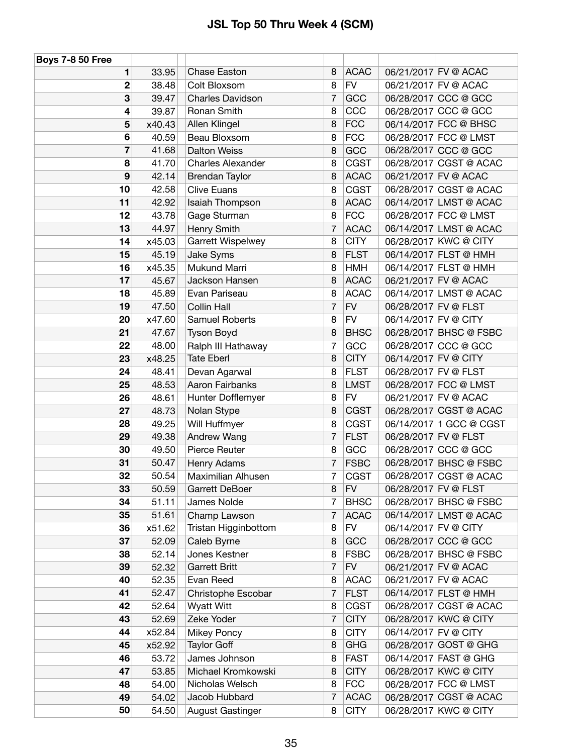# JSL Top 50 Thru Week 4 (SCM)

| Boys 7-8 50 Free | | | | | | | |
|---|---|---|---|---|---|---|---|
| 1 | 33.95 | | Chase Easton | 8 | ACAC | 06/21/2017 | FV @ ACAC |
| 2 | 38.48 | | Colt Bloxsom | 8 | FV | 06/21/2017 | FV @ ACAC |
| 3 | 39.47 | | Charles Davidson | 7 | GCC | 06/28/2017 | CCC @ GCC |
| 4 | 39.87 | | Ronan Smith | 8 | CCC | 06/28/2017 | CCC @ GCC |
| 5 | x40.43 | | Allen Klingel | 8 | FCC | 06/14/2017 | FCC @ BHSC |
| 6 | 40.59 | | Beau Bloxsom | 8 | FCC | 06/28/2017 | FCC @ LMST |
| 7 | 41.68 | | Dalton Weiss | 8 | GCC | 06/28/2017 | CCC @ GCC |
| 8 | 41.70 | | Charles Alexander | 8 | CGST | 06/28/2017 | CGST @ ACAC |
| 9 | 42.14 | | Brendan Taylor | 8 | ACAC | 06/21/2017 | FV @ ACAC |
| 10 | 42.58 | | Clive Euans | 8 | CGST | 06/28/2017 | CGST @ ACAC |
| 11 | 42.92 | | Isaiah Thompson | 8 | ACAC | 06/14/2017 | LMST @ ACAC |
| 12 | 43.78 | | Gage Sturman | 8 | FCC | 06/28/2017 | FCC @ LMST |
| 13 | 44.97 | | Henry Smith | 7 | ACAC | 06/14/2017 | LMST @ ACAC |
| 14 | x45.03 | | Garrett Wispelwey | 8 | CITY | 06/28/2017 | KWC @ CITY |
| 15 | 45.19 | | Jake Syms | 8 | FLST | 06/14/2017 | FLST @ HMH |
| 16 | x45.35 | | Mukund Marri | 8 | HMH | 06/14/2017 | FLST @ HMH |
| 17 | 45.67 | | Jackson Hansen | 8 | ACAC | 06/21/2017 | FV @ ACAC |
| 18 | 45.89 | | Evan Pariseau | 8 | ACAC | 06/14/2017 | LMST @ ACAC |
| 19 | 47.50 | | Collin Hall | 7 | FV | 06/28/2017 | FV @ FLST |
| 20 | x47.60 | | Samuel Roberts | 8 | FV | 06/14/2017 | FV @ CITY |
| 21 | 47.67 | | Tyson Boyd | 8 | BHSC | 06/28/2017 | BHSC @ FSBC |
| 22 | 48.00 | | Ralph III Hathaway | 7 | GCC | 06/28/2017 | CCC @ GCC |
| 23 | x48.25 | | Tate Eberl | 8 | CITY | 06/14/2017 | FV @ CITY |
| 24 | 48.41 | | Devan Agarwal | 8 | FLST | 06/28/2017 | FV @ FLST |
| 25 | 48.53 | | Aaron Fairbanks | 8 | LMST | 06/28/2017 | FCC @ LMST |
| 26 | 48.61 | | Hunter Dofflemyer | 8 | FV | 06/21/2017 | FV @ ACAC |
| 27 | 48.73 | | Nolan Stype | 8 | CGST | 06/28/2017 | CGST @ ACAC |
| 28 | 49.25 | | Will Huffmyer | 8 | CGST | 06/14/2017 | 1 GCC @ CGST |
| 29 | 49.38 | | Andrew Wang | 7 | FLST | 06/28/2017 | FV @ FLST |
| 30 | 49.50 | | Pierce Reuter | 8 | GCC | 06/28/2017 | CCC @ GCC |
| 31 | 50.47 | | Henry Adams | 7 | FSBC | 06/28/2017 | BHSC @ FSBC |
| 32 | 50.54 | | Maximilian Alhusen | 7 | CGST | 06/28/2017 | CGST @ ACAC |
| 33 | 50.59 | | Garrett DeBoer | 8 | FV | 06/28/2017 | FV @ FLST |
| 34 | 51.11 | | James Nolde | 7 | BHSC | 06/28/2017 | BHSC @ FSBC |
| 35 | 51.61 | | Champ Lawson | 7 | ACAC | 06/14/2017 | LMST @ ACAC |
| 36 | x51.62 | | Tristan Higginbottom | 8 | FV | 06/14/2017 | FV @ CITY |
| 37 | 52.09 | | Caleb Byrne | 8 | GCC | 06/28/2017 | CCC @ GCC |
| 38 | 52.14 | | Jones Kestner | 8 | FSBC | 06/28/2017 | BHSC @ FSBC |
| 39 | 52.32 | | Garrett Britt | 7 | FV | 06/21/2017 | FV @ ACAC |
| 40 | 52.35 | | Evan Reed | 8 | ACAC | 06/21/2017 | FV @ ACAC |
| 41 | 52.47 | | Christophe Escobar | 7 | FLST | 06/14/2017 | FLST @ HMH |
| 42 | 52.64 | | Wyatt Witt | 8 | CGST | 06/28/2017 | CGST @ ACAC |
| 43 | 52.69 | | Zeke Yoder | 7 | CITY | 06/28/2017 | KWC @ CITY |
| 44 | x52.84 | | Mikey Poncy | 8 | CITY | 06/14/2017 | FV @ CITY |
| 45 | x52.92 | | Taylor Goff | 8 | GHG | 06/28/2017 | GOST @ GHG |
| 46 | 53.72 | | James Johnson | 8 | FAST | 06/14/2017 | FAST @ GHG |
| 47 | 53.85 | | Michael Kromkowski | 8 | CITY | 06/28/2017 | KWC @ CITY |
| 48 | 54.00 | | Nicholas Welsch | 8 | FCC | 06/28/2017 | FCC @ LMST |
| 49 | 54.02 | | Jacob Hubbard | 7 | ACAC | 06/28/2017 | CGST @ ACAC |
| 50 | 54.50 | | August Gastinger | 8 | CITY | 06/28/2017 | KWC @ CITY |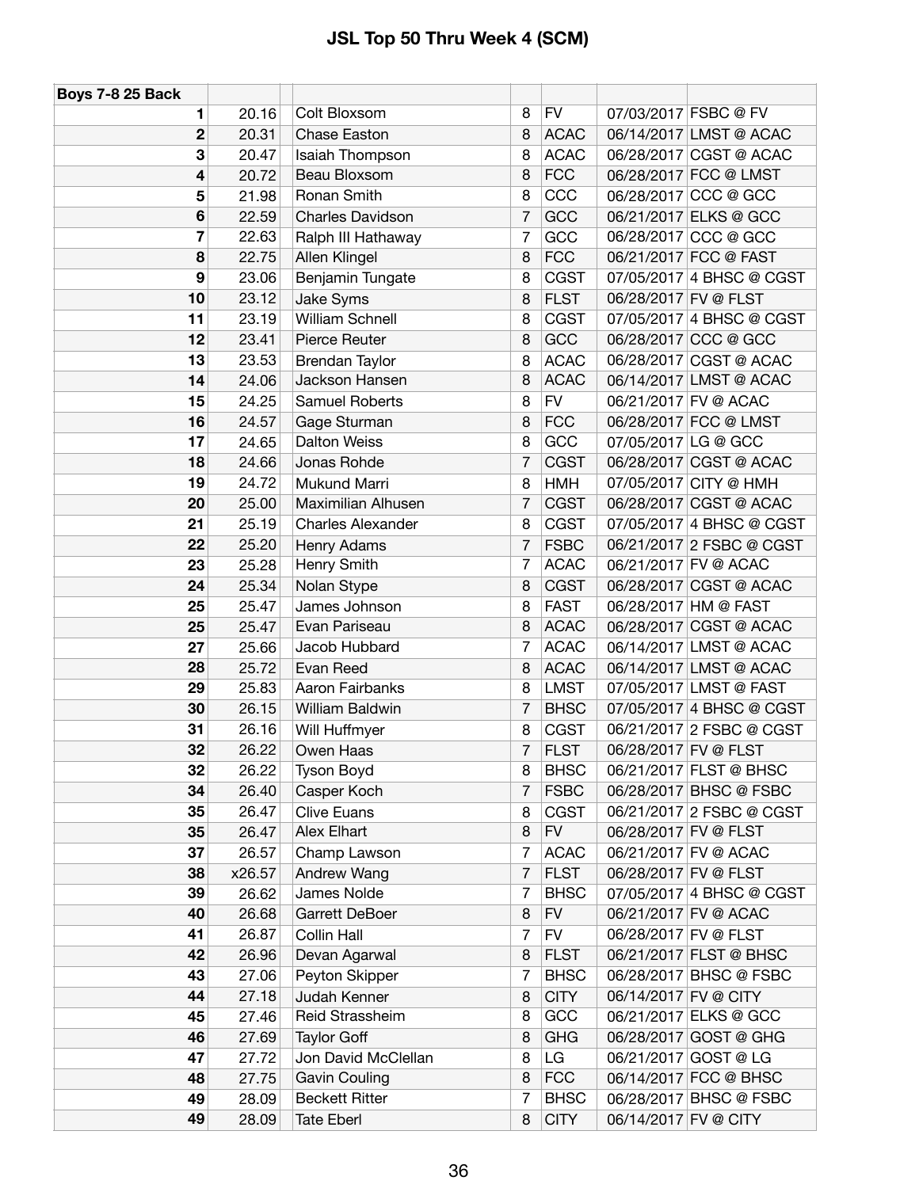# JSL Top 50 Thru Week 4 (SCM)

| Boys 7-8 25 Back | | | | | | | |
|---|---|---|---|---|---|---|---|
| 1 | 20.16 | | Colt Bloxsom | 8 | FV | 07/03/2017 | FSBC @ FV |
| 2 | 20.31 | | Chase Easton | 8 | ACAC | 06/14/2017 | LMST @ ACAC |
| 3 | 20.47 | | Isaiah Thompson | 8 | ACAC | 06/28/2017 | CGST @ ACAC |
| 4 | 20.72 | | Beau Bloxsom | 8 | FCC | 06/28/2017 | FCC @ LMST |
| 5 | 21.98 | | Ronan Smith | 8 | CCC | 06/28/2017 | CCC @ GCC |
| 6 | 22.59 | | Charles Davidson | 7 | GCC | 06/21/2017 | ELKS @ GCC |
| 7 | 22.63 | | Ralph III Hathaway | 7 | GCC | 06/28/2017 | CCC @ GCC |
| 8 | 22.75 | | Allen Klingel | 8 | FCC | 06/21/2017 | FCC @ FAST |
| 9 | 23.06 | | Benjamin Tungate | 8 | CGST | 07/05/2017 | 4 BHSC @ CGST |
| 10 | 23.12 | | Jake Syms | 8 | FLST | 06/28/2017 | FV @ FLST |
| 11 | 23.19 | | William Schnell | 8 | CGST | 07/05/2017 | 4 BHSC @ CGST |
| 12 | 23.41 | | Pierce Reuter | 8 | GCC | 06/28/2017 | CCC @ GCC |
| 13 | 23.53 | | Brendan Taylor | 8 | ACAC | 06/28/2017 | CGST @ ACAC |
| 14 | 24.06 | | Jackson Hansen | 8 | ACAC | 06/14/2017 | LMST @ ACAC |
| 15 | 24.25 | | Samuel Roberts | 8 | FV | 06/21/2017 | FV @ ACAC |
| 16 | 24.57 | | Gage Sturman | 8 | FCC | 06/28/2017 | FCC @ LMST |
| 17 | 24.65 | | Dalton Weiss | 8 | GCC | 07/05/2017 | LG @ GCC |
| 18 | 24.66 | | Jonas Rohde | 7 | CGST | 06/28/2017 | CGST @ ACAC |
| 19 | 24.72 | | Mukund Marri | 8 | HMH | 07/05/2017 | CITY @ HMH |
| 20 | 25.00 | | Maximilian Alhusen | 7 | CGST | 06/28/2017 | CGST @ ACAC |
| 21 | 25.19 | | Charles Alexander | 8 | CGST | 07/05/2017 | 4 BHSC @ CGST |
| 22 | 25.20 | | Henry Adams | 7 | FSBC | 06/21/2017 | 2 FSBC @ CGST |
| 23 | 25.28 | | Henry Smith | 7 | ACAC | 06/21/2017 | FV @ ACAC |
| 24 | 25.34 | | Nolan Stype | 8 | CGST | 06/28/2017 | CGST @ ACAC |
| 25 | 25.47 | | James Johnson | 8 | FAST | 06/28/2017 | HM @ FAST |
| 25 | 25.47 | | Evan Pariseau | 8 | ACAC | 06/28/2017 | CGST @ ACAC |
| 27 | 25.66 | | Jacob Hubbard | 7 | ACAC | 06/14/2017 | LMST @ ACAC |
| 28 | 25.72 | | Evan Reed | 8 | ACAC | 06/14/2017 | LMST @ ACAC |
| 29 | 25.83 | | Aaron Fairbanks | 8 | LMST | 07/05/2017 | LMST @ FAST |
| 30 | 26.15 | | William Baldwin | 7 | BHSC | 07/05/2017 | 4 BHSC @ CGST |
| 31 | 26.16 | | Will Huffmyer | 8 | CGST | 06/21/2017 | 2 FSBC @ CGST |
| 32 | 26.22 | | Owen Haas | 7 | FLST | 06/28/2017 | FV @ FLST |
| 32 | 26.22 | | Tyson Boyd | 8 | BHSC | 06/21/2017 | FLST @ BHSC |
| 34 | 26.40 | | Casper Koch | 7 | FSBC | 06/28/2017 | BHSC @ FSBC |
| 35 | 26.47 | | Clive Euans | 8 | CGST | 06/21/2017 | 2 FSBC @ CGST |
| 35 | 26.47 | | Alex Elhart | 8 | FV | 06/28/2017 | FV @ FLST |
| 37 | 26.57 | | Champ Lawson | 7 | ACAC | 06/21/2017 | FV @ ACAC |
| 38 | x26.57 | | Andrew Wang | 7 | FLST | 06/28/2017 | FV @ FLST |
| 39 | 26.62 | | James Nolde | 7 | BHSC | 07/05/2017 | 4 BHSC @ CGST |
| 40 | 26.68 | | Garrett DeBoer | 8 | FV | 06/21/2017 | FV @ ACAC |
| 41 | 26.87 | | Collin Hall | 7 | FV | 06/28/2017 | FV @ FLST |
| 42 | 26.96 | | Devan Agarwal | 8 | FLST | 06/21/2017 | FLST @ BHSC |
| 43 | 27.06 | | Peyton Skipper | 7 | BHSC | 06/28/2017 | BHSC @ FSBC |
| 44 | 27.18 | | Judah Kenner | 8 | CITY | 06/14/2017 | FV @ CITY |
| 45 | 27.46 | | Reid Strassheim | 8 | GCC | 06/21/2017 | ELKS @ GCC |
| 46 | 27.69 | | Taylor Goff | 8 | GHG | 06/28/2017 | GOST @ GHG |
| 47 | 27.72 | | Jon David McClellan | 8 | LG | 06/21/2017 | GOST @ LG |
| 48 | 27.75 | | Gavin Couling | 8 | FCC | 06/14/2017 | FCC @ BHSC |
| 49 | 28.09 | | Beckett Ritter | 7 | BHSC | 06/28/2017 | BHSC @ FSBC |
| 49 | 28.09 | | Tate Eberl | 8 | CITY | 06/14/2017 | FV @ CITY |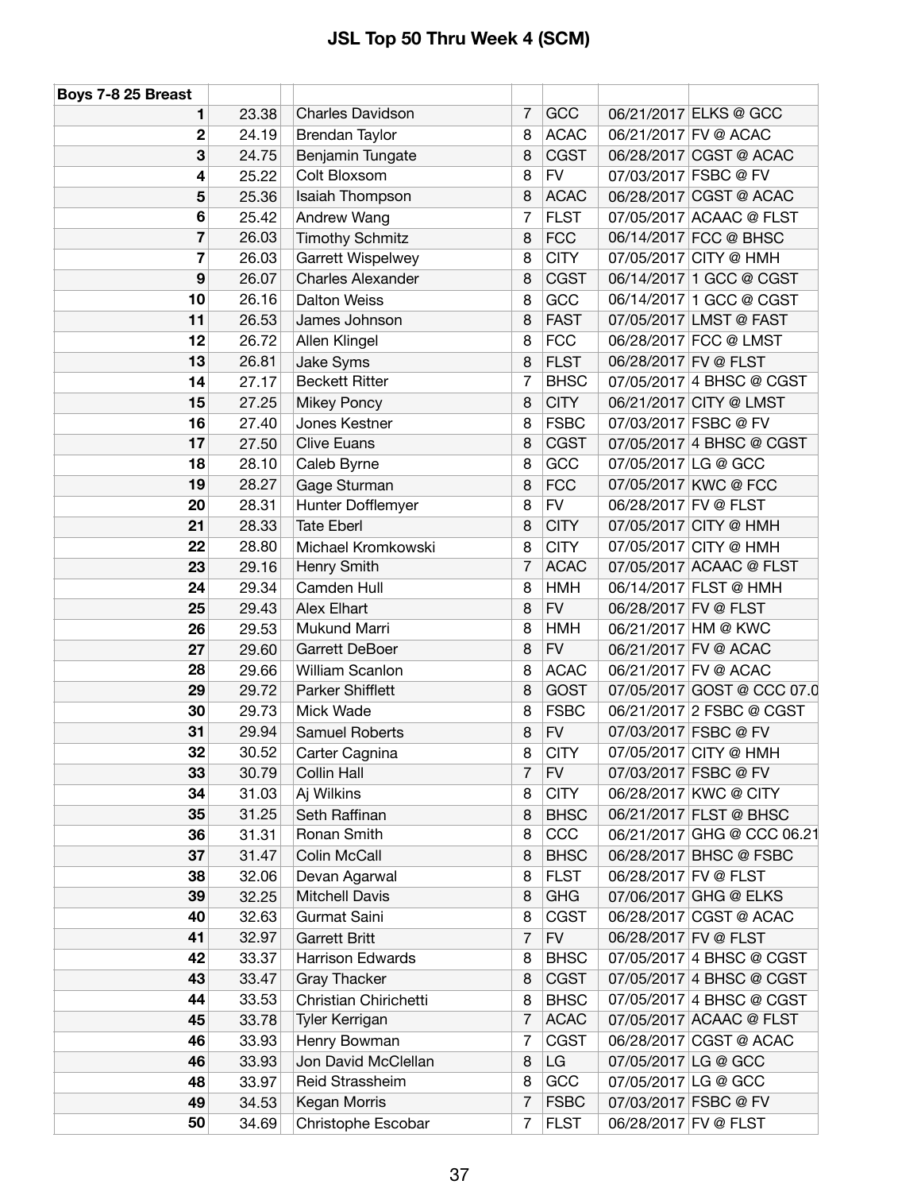# JSL Top 50 Thru Week 4 (SCM)

| Boys 7-8 25 Breast | | | | | | | |
|---|---|---|---|---|---|---|---|
| 1 | 23.38 | | Charles Davidson | 7 | GCC | 06/21/2017 | ELKS @ GCC |
| 2 | 24.19 | | Brendan Taylor | 8 | ACAC | 06/21/2017 | FV @ ACAC |
| 3 | 24.75 | | Benjamin Tungate | 8 | CGST | 06/28/2017 | CGST @ ACAC |
| 4 | 25.22 | | Colt Bloxsom | 8 | FV | 07/03/2017 | FSBC @ FV |
| 5 | 25.36 | | Isaiah Thompson | 8 | ACAC | 06/28/2017 | CGST @ ACAC |
| 6 | 25.42 | | Andrew Wang | 7 | FLST | 07/05/2017 | ACAAC @ FLST |
| 7 | 26.03 | | Timothy Schmitz | 8 | FCC | 06/14/2017 | FCC @ BHSC |
| 7 | 26.03 | | Garrett Wispelwey | 8 | CITY | 07/05/2017 | CITY @ HMH |
| 9 | 26.07 | | Charles Alexander | 8 | CGST | 06/14/2017 | 1 GCC @ CGST |
| 10 | 26.16 | | Dalton Weiss | 8 | GCC | 06/14/2017 | 1 GCC @ CGST |
| 11 | 26.53 | | James Johnson | 8 | FAST | 07/05/2017 | LMST @ FAST |
| 12 | 26.72 | | Allen Klingel | 8 | FCC | 06/28/2017 | FCC @ LMST |
| 13 | 26.81 | | Jake Syms | 8 | FLST | 06/28/2017 | FV @ FLST |
| 14 | 27.17 | | Beckett Ritter | 7 | BHSC | 07/05/2017 | 4 BHSC @ CGST |
| 15 | 27.25 | | Mikey Poncy | 8 | CITY | 06/21/2017 | CITY @ LMST |
| 16 | 27.40 | | Jones Kestner | 8 | FSBC | 07/03/2017 | FSBC @ FV |
| 17 | 27.50 | | Clive Euans | 8 | CGST | 07/05/2017 | 4 BHSC @ CGST |
| 18 | 28.10 | | Caleb Byrne | 8 | GCC | 07/05/2017 | LG @ GCC |
| 19 | 28.27 | | Gage Sturman | 8 | FCC | 07/05/2017 | KWC @ FCC |
| 20 | 28.31 | | Hunter Dofflemyer | 8 | FV | 06/28/2017 | FV @ FLST |
| 21 | 28.33 | | Tate Eberl | 8 | CITY | 07/05/2017 | CITY @ HMH |
| 22 | 28.80 | | Michael Kromkowski | 8 | CITY | 07/05/2017 | CITY @ HMH |
| 23 | 29.16 | | Henry Smith | 7 | ACAC | 07/05/2017 | ACAAC @ FLST |
| 24 | 29.34 | | Camden Hull | 8 | HMH | 06/14/2017 | FLST @ HMH |
| 25 | 29.43 | | Alex Elhart | 8 | FV | 06/28/2017 | FV @ FLST |
| 26 | 29.53 | | Mukund Marri | 8 | HMH | 06/21/2017 | HM @ KWC |
| 27 | 29.60 | | Garrett DeBoer | 8 | FV | 06/21/2017 | FV @ ACAC |
| 28 | 29.66 | | William Scanlon | 8 | ACAC | 06/21/2017 | FV @ ACAC |
| 29 | 29.72 | | Parker Shifflett | 8 | GOST | 07/05/2017 | GOST @ CCC 07.0 |
| 30 | 29.73 | | Mick Wade | 8 | FSBC | 06/21/2017 | 2 FSBC @ CGST |
| 31 | 29.94 | | Samuel Roberts | 8 | FV | 07/03/2017 | FSBC @ FV |
| 32 | 30.52 | | Carter Cagnina | 8 | CITY | 07/05/2017 | CITY @ HMH |
| 33 | 30.79 | | Collin Hall | 7 | FV | 07/03/2017 | FSBC @ FV |
| 34 | 31.03 | | Aj Wilkins | 8 | CITY | 06/28/2017 | KWC @ CITY |
| 35 | 31.25 | | Seth Raffinan | 8 | BHSC | 06/21/2017 | FLST @ BHSC |
| 36 | 31.31 | | Ronan Smith | 8 | CCC | 06/21/2017 | GHG @ CCC 06.21 |
| 37 | 31.47 | | Colin McCall | 8 | BHSC | 06/28/2017 | BHSC @ FSBC |
| 38 | 32.06 | | Devan Agarwal | 8 | FLST | 06/28/2017 | FV @ FLST |
| 39 | 32.25 | | Mitchell Davis | 8 | GHG | 07/06/2017 | GHG @ ELKS |
| 40 | 32.63 | | Gurmat Saini | 8 | CGST | 06/28/2017 | CGST @ ACAC |
| 41 | 32.97 | | Garrett Britt | 7 | FV | 06/28/2017 | FV @ FLST |
| 42 | 33.37 | | Harrison Edwards | 8 | BHSC | 07/05/2017 | 4 BHSC @ CGST |
| 43 | 33.47 | | Gray Thacker | 8 | CGST | 07/05/2017 | 4 BHSC @ CGST |
| 44 | 33.53 | | Christian Chirichetti | 8 | BHSC | 07/05/2017 | 4 BHSC @ CGST |
| 45 | 33.78 | | Tyler Kerrigan | 7 | ACAC | 07/05/2017 | ACAAC @ FLST |
| 46 | 33.93 | | Henry Bowman | 7 | CGST | 06/28/2017 | CGST @ ACAC |
| 46 | 33.93 | | Jon David McClellan | 8 | LG | 07/05/2017 | LG @ GCC |
| 48 | 33.97 | | Reid Strassheim | 8 | GCC | 07/05/2017 | LG @ GCC |
| 49 | 34.53 | | Kegan Morris | 7 | FSBC | 07/03/2017 | FSBC @ FV |
| 50 | 34.69 | | Christophe Escobar | 7 | FLST | 06/28/2017 | FV @ FLST |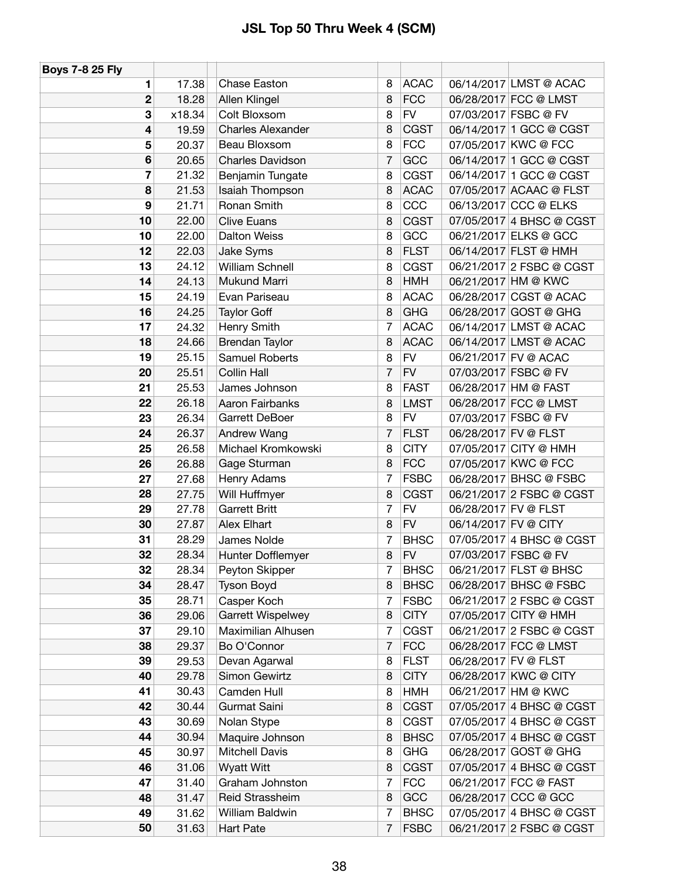# JSL Top 50 Thru Week 4 (SCM)

| Boys 7-8 25 Fly | | | | | | |
|---|---|---|---|---|---|---|
| 1 | 17.38 | Chase Easton | 8 | ACAC | 06/14/2017 | LMST @ ACAC |
| 2 | 18.28 | Allen Klingel | 8 | FCC | 06/28/2017 | FCC @ LMST |
| 3 | x18.34 | Colt Bloxsom | 8 | FV | 07/03/2017 | FSBC @ FV |
| 4 | 19.59 | Charles Alexander | 8 | CGST | 06/14/2017 | 1 GCC @ CGST |
| 5 | 20.37 | Beau Bloxsom | 8 | FCC | 07/05/2017 | KWC @ FCC |
| 6 | 20.65 | Charles Davidson | 7 | GCC | 06/14/2017 | 1 GCC @ CGST |
| 7 | 21.32 | Benjamin Tungate | 8 | CGST | 06/14/2017 | 1 GCC @ CGST |
| 8 | 21.53 | Isaiah Thompson | 8 | ACAC | 07/05/2017 | ACAAC @ FLST |
| 9 | 21.71 | Ronan Smith | 8 | CCC | 06/13/2017 | CCC @ ELKS |
| 10 | 22.00 | Clive Euans | 8 | CGST | 07/05/2017 | 4 BHSC @ CGST |
| 10 | 22.00 | Dalton Weiss | 8 | GCC | 06/21/2017 | ELKS @ GCC |
| 12 | 22.03 | Jake Syms | 8 | FLST | 06/14/2017 | FLST @ HMH |
| 13 | 24.12 | William Schnell | 8 | CGST | 06/21/2017 | 2 FSBC @ CGST |
| 14 | 24.13 | Mukund Marri | 8 | HMH | 06/21/2017 | HM @ KWC |
| 15 | 24.19 | Evan Pariseau | 8 | ACAC | 06/28/2017 | CGST @ ACAC |
| 16 | 24.25 | Taylor Goff | 8 | GHG | 06/28/2017 | GOST @ GHG |
| 17 | 24.32 | Henry Smith | 7 | ACAC | 06/14/2017 | LMST @ ACAC |
| 18 | 24.66 | Brendan Taylor | 8 | ACAC | 06/14/2017 | LMST @ ACAC |
| 19 | 25.15 | Samuel Roberts | 8 | FV | 06/21/2017 | FV @ ACAC |
| 20 | 25.51 | Collin Hall | 7 | FV | 07/03/2017 | FSBC @ FV |
| 21 | 25.53 | James Johnson | 8 | FAST | 06/28/2017 | HM @ FAST |
| 22 | 26.18 | Aaron Fairbanks | 8 | LMST | 06/28/2017 | FCC @ LMST |
| 23 | 26.34 | Garrett DeBoer | 8 | FV | 07/03/2017 | FSBC @ FV |
| 24 | 26.37 | Andrew Wang | 7 | FLST | 06/28/2017 | FV @ FLST |
| 25 | 26.58 | Michael Kromkowski | 8 | CITY | 07/05/2017 | CITY @ HMH |
| 26 | 26.88 | Gage Sturman | 8 | FCC | 07/05/2017 | KWC @ FCC |
| 27 | 27.68 | Henry Adams | 7 | FSBC | 06/28/2017 | BHSC @ FSBC |
| 28 | 27.75 | Will Huffmyer | 8 | CGST | 06/21/2017 | 2 FSBC @ CGST |
| 29 | 27.78 | Garrett Britt | 7 | FV | 06/28/2017 | FV @ FLST |
| 30 | 27.87 | Alex Elhart | 8 | FV | 06/14/2017 | FV @ CITY |
| 31 | 28.29 | James Nolde | 7 | BHSC | 07/05/2017 | 4 BHSC @ CGST |
| 32 | 28.34 | Hunter Dofflemyer | 8 | FV | 07/03/2017 | FSBC @ FV |
| 32 | 28.34 | Peyton Skipper | 7 | BHSC | 06/21/2017 | FLST @ BHSC |
| 34 | 28.47 | Tyson Boyd | 8 | BHSC | 06/28/2017 | BHSC @ FSBC |
| 35 | 28.71 | Casper Koch | 7 | FSBC | 06/21/2017 | 2 FSBC @ CGST |
| 36 | 29.06 | Garrett Wispelwey | 8 | CITY | 07/05/2017 | CITY @ HMH |
| 37 | 29.10 | Maximilian Alhusen | 7 | CGST | 06/21/2017 | 2 FSBC @ CGST |
| 38 | 29.37 | Bo O'Connor | 7 | FCC | 06/28/2017 | FCC @ LMST |
| 39 | 29.53 | Devan Agarwal | 8 | FLST | 06/28/2017 | FV @ FLST |
| 40 | 29.78 | Simon Gewirtz | 8 | CITY | 06/28/2017 | KWC @ CITY |
| 41 | 30.43 | Camden Hull | 8 | HMH | 06/21/2017 | HM @ KWC |
| 42 | 30.44 | Gurmat Saini | 8 | CGST | 07/05/2017 | 4 BHSC @ CGST |
| 43 | 30.69 | Nolan Stype | 8 | CGST | 07/05/2017 | 4 BHSC @ CGST |
| 44 | 30.94 | Maquire Johnson | 8 | BHSC | 07/05/2017 | 4 BHSC @ CGST |
| 45 | 30.97 | Mitchell Davis | 8 | GHG | 06/28/2017 | GOST @ GHG |
| 46 | 31.06 | Wyatt Witt | 8 | CGST | 07/05/2017 | 4 BHSC @ CGST |
| 47 | 31.40 | Graham Johnston | 7 | FCC | 06/21/2017 | FCC @ FAST |
| 48 | 31.47 | Reid Strassheim | 8 | GCC | 06/28/2017 | CCC @ GCC |
| 49 | 31.62 | William Baldwin | 7 | BHSC | 07/05/2017 | 4 BHSC @ CGST |
| 50 | 31.63 | Hart Pate | 7 | FSBC | 06/21/2017 | 2 FSBC @ CGST |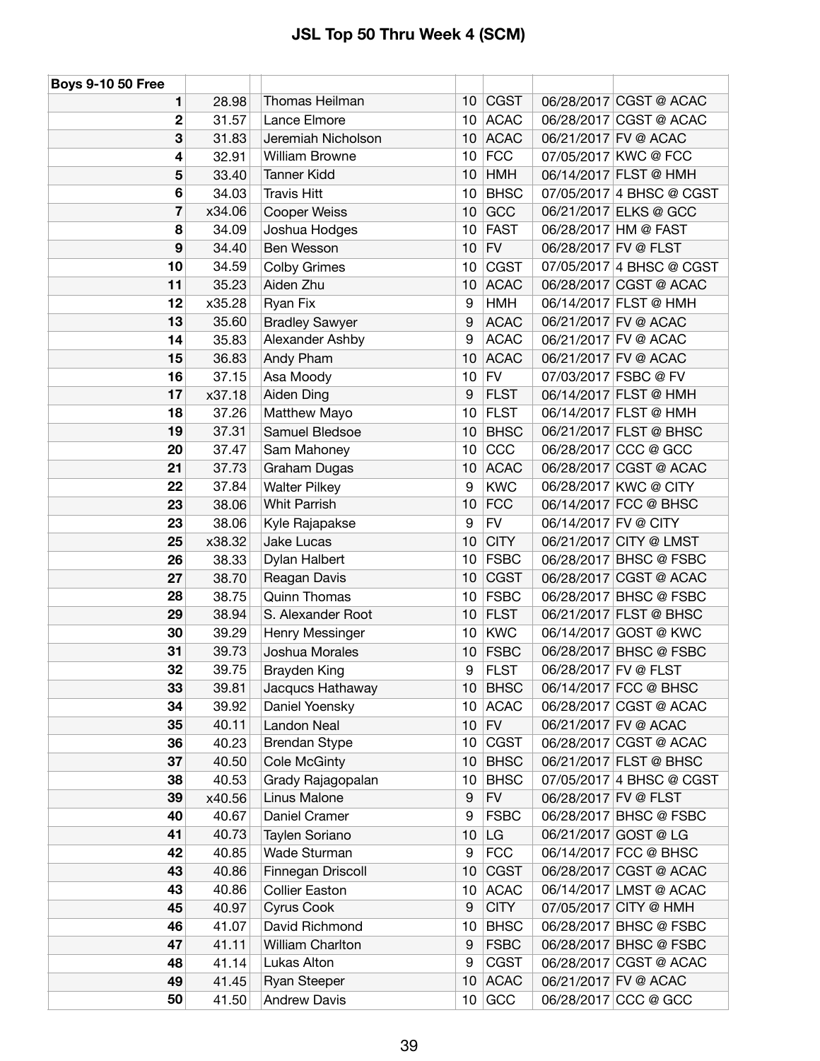# JSL Top 50 Thru Week 4 (SCM)

| Boys 9-10 50 Free | | | | | | |
|---|---|---|---|---|---|---|
| 1 | 28.98 | Thomas Heilman | 10 | CGST | 06/28/2017 | CGST @ ACAC |
| 2 | 31.57 | Lance Elmore | 10 | ACAC | 06/28/2017 | CGST @ ACAC |
| 3 | 31.83 | Jeremiah Nicholson | 10 | ACAC | 06/21/2017 | FV @ ACAC |
| 4 | 32.91 | William Browne | 10 | FCC | 07/05/2017 | KWC @ FCC |
| 5 | 33.40 | Tanner Kidd | 10 | HMH | 06/14/2017 | FLST @ HMH |
| 6 | 34.03 | Travis Hitt | 10 | BHSC | 07/05/2017 | 4 BHSC @ CGST |
| 7 | x34.06 | Cooper Weiss | 10 | GCC | 06/21/2017 | ELKS @ GCC |
| 8 | 34.09 | Joshua Hodges | 10 | FAST | 06/28/2017 | HM @ FAST |
| 9 | 34.40 | Ben Wesson | 10 | FV | 06/28/2017 | FV @ FLST |
| 10 | 34.59 | Colby Grimes | 10 | CGST | 07/05/2017 | 4 BHSC @ CGST |
| 11 | 35.23 | Aiden Zhu | 10 | ACAC | 06/28/2017 | CGST @ ACAC |
| 12 | x35.28 | Ryan Fix | 9 | HMH | 06/14/2017 | FLST @ HMH |
| 13 | 35.60 | Bradley Sawyer | 9 | ACAC | 06/21/2017 | FV @ ACAC |
| 14 | 35.83 | Alexander Ashby | 9 | ACAC | 06/21/2017 | FV @ ACAC |
| 15 | 36.83 | Andy Pham | 10 | ACAC | 06/21/2017 | FV @ ACAC |
| 16 | 37.15 | Asa Moody | 10 | FV | 07/03/2017 | FSBC @ FV |
| 17 | x37.18 | Aiden Ding | 9 | FLST | 06/14/2017 | FLST @ HMH |
| 18 | 37.26 | Matthew Mayo | 10 | FLST | 06/14/2017 | FLST @ HMH |
| 19 | 37.31 | Samuel Bledsoe | 10 | BHSC | 06/21/2017 | FLST @ BHSC |
| 20 | 37.47 | Sam Mahoney | 10 | CCC | 06/28/2017 | CCC @ GCC |
| 21 | 37.73 | Graham Dugas | 10 | ACAC | 06/28/2017 | CGST @ ACAC |
| 22 | 37.84 | Walter Pilkey | 9 | KWC | 06/28/2017 | KWC @ CITY |
| 23 | 38.06 | Whit Parrish | 10 | FCC | 06/14/2017 | FCC @ BHSC |
| 23 | 38.06 | Kyle Rajapakse | 9 | FV | 06/14/2017 | FV @ CITY |
| 25 | x38.32 | Jake Lucas | 10 | CITY | 06/21/2017 | CITY @ LMST |
| 26 | 38.33 | Dylan Halbert | 10 | FSBC | 06/28/2017 | BHSC @ FSBC |
| 27 | 38.70 | Reagan Davis | 10 | CGST | 06/28/2017 | CGST @ ACAC |
| 28 | 38.75 | Quinn Thomas | 10 | FSBC | 06/28/2017 | BHSC @ FSBC |
| 29 | 38.94 | S. Alexander Root | 10 | FLST | 06/21/2017 | FLST @ BHSC |
| 30 | 39.29 | Henry Messinger | 10 | KWC | 06/14/2017 | GOST @ KWC |
| 31 | 39.73 | Joshua Morales | 10 | FSBC | 06/28/2017 | BHSC @ FSBC |
| 32 | 39.75 | Brayden King | 9 | FLST | 06/28/2017 | FV @ FLST |
| 33 | 39.81 | Jacqucs Hathaway | 10 | BHSC | 06/14/2017 | FCC @ BHSC |
| 34 | 39.92 | Daniel Yoensky | 10 | ACAC | 06/28/2017 | CGST @ ACAC |
| 35 | 40.11 | Landon Neal | 10 | FV | 06/21/2017 | FV @ ACAC |
| 36 | 40.23 | Brendan Stype | 10 | CGST | 06/28/2017 | CGST @ ACAC |
| 37 | 40.50 | Cole McGinty | 10 | BHSC | 06/21/2017 | FLST @ BHSC |
| 38 | 40.53 | Grady Rajagopalan | 10 | BHSC | 07/05/2017 | 4 BHSC @ CGST |
| 39 | x40.56 | Linus Malone | 9 | FV | 06/28/2017 | FV @ FLST |
| 40 | 40.67 | Daniel Cramer | 9 | FSBC | 06/28/2017 | BHSC @ FSBC |
| 41 | 40.73 | Taylen Soriano | 10 | LG | 06/21/2017 | GOST @ LG |
| 42 | 40.85 | Wade Sturman | 9 | FCC | 06/14/2017 | FCC @ BHSC |
| 43 | 40.86 | Finnegan Driscoll | 10 | CGST | 06/28/2017 | CGST @ ACAC |
| 43 | 40.86 | Collier Easton | 10 | ACAC | 06/14/2017 | LMST @ ACAC |
| 45 | 40.97 | Cyrus Cook | 9 | CITY | 07/05/2017 | CITY @ HMH |
| 46 | 41.07 | David Richmond | 10 | BHSC | 06/28/2017 | BHSC @ FSBC |
| 47 | 41.11 | William Charlton | 9 | FSBC | 06/28/2017 | BHSC @ FSBC |
| 48 | 41.14 | Lukas Alton | 9 | CGST | 06/28/2017 | CGST @ ACAC |
| 49 | 41.45 | Ryan Steeper | 10 | ACAC | 06/21/2017 | FV @ ACAC |
| 50 | 41.50 | Andrew Davis | 10 | GCC | 06/28/2017 | CCC @ GCC |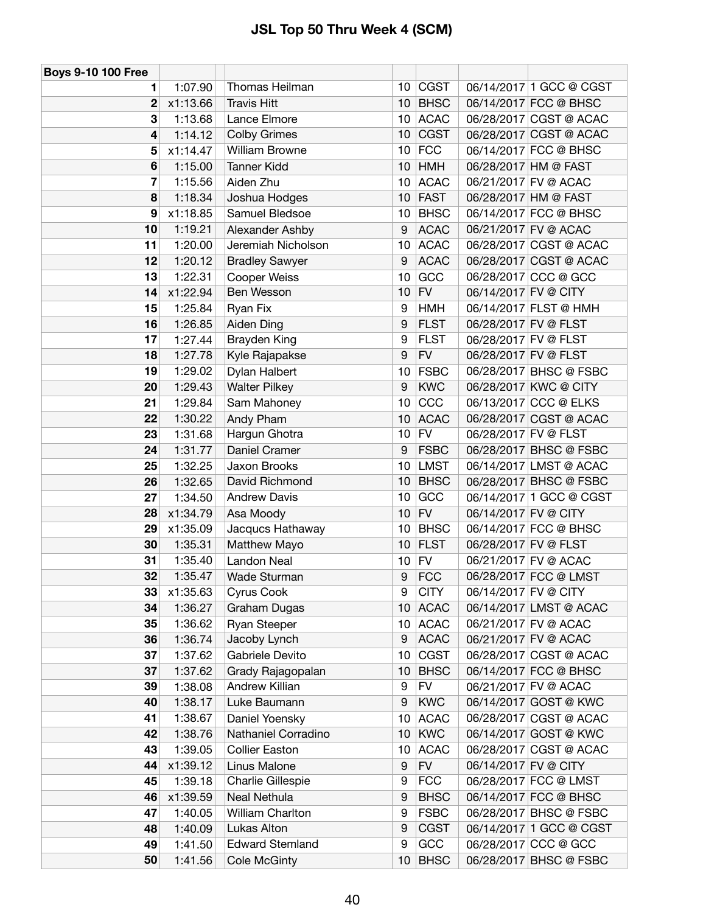# JSL Top 50 Thru Week 4 (SCM)

| Boys 9-10 100 Free | | | | | | | |
|---|---|---|---|---|---|---|---|
| 1 | 1:07.90 | | Thomas Heilman | 10 | CGST | 06/14/2017 | 1 GCC @ CGST |
| 2 | x1:13.66 | | Travis Hitt | 10 | BHSC | 06/14/2017 | FCC @ BHSC |
| 3 | 1:13.68 | | Lance Elmore | 10 | ACAC | 06/28/2017 | CGST @ ACAC |
| 4 | 1:14.12 | | Colby Grimes | 10 | CGST | 06/28/2017 | CGST @ ACAC |
| 5 | x1:14.47 | | William Browne | 10 | FCC | 06/14/2017 | FCC @ BHSC |
| 6 | 1:15.00 | | Tanner Kidd | 10 | HMH | 06/28/2017 | HM @ FAST |
| 7 | 1:15.56 | | Aiden Zhu | 10 | ACAC | 06/21/2017 | FV @ ACAC |
| 8 | 1:18.34 | | Joshua Hodges | 10 | FAST | 06/28/2017 | HM @ FAST |
| 9 | x1:18.85 | | Samuel Bledsoe | 10 | BHSC | 06/14/2017 | FCC @ BHSC |
| 10 | 1:19.21 | | Alexander Ashby | 9 | ACAC | 06/21/2017 | FV @ ACAC |
| 11 | 1:20.00 | | Jeremiah Nicholson | 10 | ACAC | 06/28/2017 | CGST @ ACAC |
| 12 | 1:20.12 | | Bradley Sawyer | 9 | ACAC | 06/28/2017 | CGST @ ACAC |
| 13 | 1:22.31 | | Cooper Weiss | 10 | GCC | 06/28/2017 | CCC @ GCC |
| 14 | x1:22.94 | | Ben Wesson | 10 | FV | 06/14/2017 | FV @ CITY |
| 15 | 1:25.84 | | Ryan Fix | 9 | HMH | 06/14/2017 | FLST @ HMH |
| 16 | 1:26.85 | | Aiden Ding | 9 | FLST | 06/28/2017 | FV @ FLST |
| 17 | 1:27.44 | | Brayden King | 9 | FLST | 06/28/2017 | FV @ FLST |
| 18 | 1:27.78 | | Kyle Rajapakse | 9 | FV | 06/28/2017 | FV @ FLST |
| 19 | 1:29.02 | | Dylan Halbert | 10 | FSBC | 06/28/2017 | BHSC @ FSBC |
| 20 | 1:29.43 | | Walter Pilkey | 9 | KWC | 06/28/2017 | KWC @ CITY |
| 21 | 1:29.84 | | Sam Mahoney | 10 | CCC | 06/13/2017 | CCC @ ELKS |
| 22 | 1:30.22 | | Andy Pham | 10 | ACAC | 06/28/2017 | CGST @ ACAC |
| 23 | 1:31.68 | | Hargun Ghotra | 10 | FV | 06/28/2017 | FV @ FLST |
| 24 | 1:31.77 | | Daniel Cramer | 9 | FSBC | 06/28/2017 | BHSC @ FSBC |
| 25 | 1:32.25 | | Jaxon Brooks | 10 | LMST | 06/14/2017 | LMST @ ACAC |
| 26 | 1:32.65 | | David Richmond | 10 | BHSC | 06/28/2017 | BHSC @ FSBC |
| 27 | 1:34.50 | | Andrew Davis | 10 | GCC | 06/14/2017 | 1 GCC @ CGST |
| 28 | x1:34.79 | | Asa Moody | 10 | FV | 06/14/2017 | FV @ CITY |
| 29 | x1:35.09 | | Jacqucs Hathaway | 10 | BHSC | 06/14/2017 | FCC @ BHSC |
| 30 | 1:35.31 | | Matthew Mayo | 10 | FLST | 06/28/2017 | FV @ FLST |
| 31 | 1:35.40 | | Landon Neal | 10 | FV | 06/21/2017 | FV @ ACAC |
| 32 | 1:35.47 | | Wade Sturman | 9 | FCC | 06/28/2017 | FCC @ LMST |
| 33 | x1:35.63 | | Cyrus Cook | 9 | CITY | 06/14/2017 | FV @ CITY |
| 34 | 1:36.27 | | Graham Dugas | 10 | ACAC | 06/14/2017 | LMST @ ACAC |
| 35 | 1:36.62 | | Ryan Steeper | 10 | ACAC | 06/21/2017 | FV @ ACAC |
| 36 | 1:36.74 | | Jacoby Lynch | 9 | ACAC | 06/21/2017 | FV @ ACAC |
| 37 | 1:37.62 | | Gabriele Devito | 10 | CGST | 06/28/2017 | CGST @ ACAC |
| 37 | 1:37.62 | | Grady Rajagopalan | 10 | BHSC | 06/14/2017 | FCC @ BHSC |
| 39 | 1:38.08 | | Andrew Killian | 9 | FV | 06/21/2017 | FV @ ACAC |
| 40 | 1:38.17 | | Luke Baumann | 9 | KWC | 06/14/2017 | GOST @ KWC |
| 41 | 1:38.67 | | Daniel Yoensky | 10 | ACAC | 06/28/2017 | CGST @ ACAC |
| 42 | 1:38.76 | | Nathaniel Corradino | 10 | KWC | 06/14/2017 | GOST @ KWC |
| 43 | 1:39.05 | | Collier Easton | 10 | ACAC | 06/28/2017 | CGST @ ACAC |
| 44 | x1:39.12 | | Linus Malone | 9 | FV | 06/14/2017 | FV @ CITY |
| 45 | 1:39.18 | | Charlie Gillespie | 9 | FCC | 06/28/2017 | FCC @ LMST |
| 46 | x1:39.59 | | Neal Nethula | 9 | BHSC | 06/14/2017 | FCC @ BHSC |
| 47 | 1:40.05 | | William Charlton | 9 | FSBC | 06/28/2017 | BHSC @ FSBC |
| 48 | 1:40.09 | | Lukas Alton | 9 | CGST | 06/14/2017 | 1 GCC @ CGST |
| 49 | 1:41.50 | | Edward Stemland | 9 | GCC | 06/28/2017 | CCC @ GCC |
| 50 | 1:41.56 | | Cole McGinty | 10 | BHSC | 06/28/2017 | BHSC @ FSBC |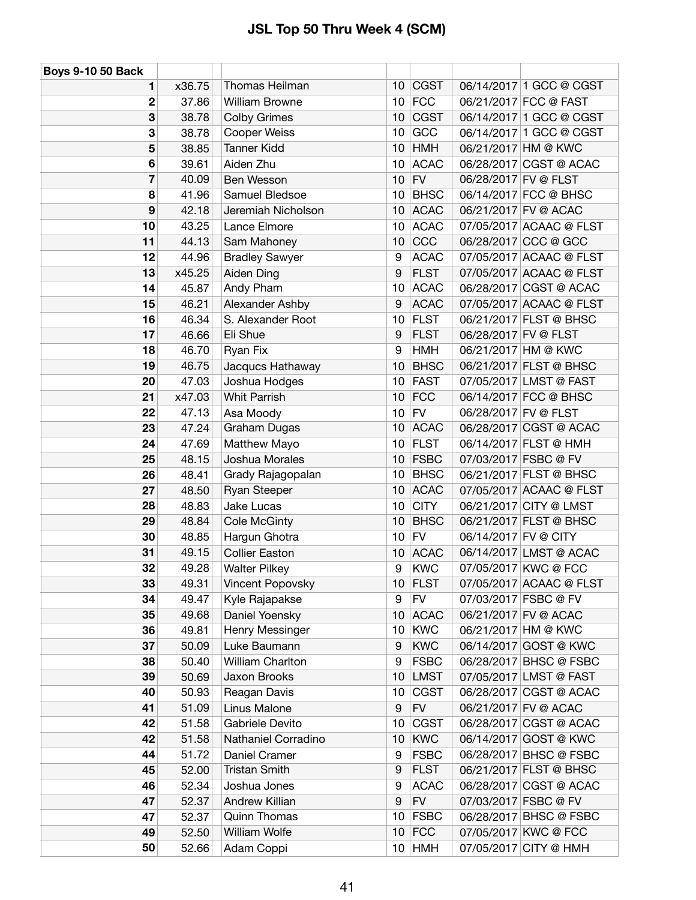# JSL Top 50 Thru Week 4 (SCM)

| Boys 9-10 50 Back | | | | | | | |
|---|---|---|---|---|---|---|---|
| 1 | x36.75 | | Thomas Heilman | 10 | CGST | 06/14/2017 | 1 GCC @ CGST |
| 2 | 37.86 | | William Browne | 10 | FCC | 06/21/2017 | FCC @ FAST |
| 3 | 38.78 | | Colby Grimes | 10 | CGST | 06/14/2017 | 1 GCC @ CGST |
| 3 | 38.78 | | Cooper Weiss | 10 | GCC | 06/14/2017 | 1 GCC @ CGST |
| 5 | 38.85 | | Tanner Kidd | 10 | HMH | 06/21/2017 | HM @ KWC |
| 6 | 39.61 | | Aiden Zhu | 10 | ACAC | 06/28/2017 | CGST @ ACAC |
| 7 | 40.09 | | Ben Wesson | 10 | FV | 06/28/2017 | FV @ FLST |
| 8 | 41.96 | | Samuel Bledsoe | 10 | BHSC | 06/14/2017 | FCC @ BHSC |
| 9 | 42.18 | | Jeremiah Nicholson | 10 | ACAC | 06/21/2017 | FV @ ACAC |
| 10 | 43.25 | | Lance Elmore | 10 | ACAC | 07/05/2017 | ACAAC @ FLST |
| 11 | 44.13 | | Sam Mahoney | 10 | CCC | 06/28/2017 | CCC @ GCC |
| 12 | 44.96 | | Bradley Sawyer | 9 | ACAC | 07/05/2017 | ACAAC @ FLST |
| 13 | x45.25 | | Aiden Ding | 9 | FLST | 07/05/2017 | ACAAC @ FLST |
| 14 | 45.87 | | Andy Pham | 10 | ACAC | 06/28/2017 | CGST @ ACAC |
| 15 | 46.21 | | Alexander Ashby | 9 | ACAC | 07/05/2017 | ACAAC @ FLST |
| 16 | 46.34 | | S. Alexander Root | 10 | FLST | 06/21/2017 | FLST @ BHSC |
| 17 | 46.66 | | Eli Shue | 9 | FLST | 06/28/2017 | FV @ FLST |
| 18 | 46.70 | | Ryan Fix | 9 | HMH | 06/21/2017 | HM @ KWC |
| 19 | 46.75 | | Jacqucs Hathaway | 10 | BHSC | 06/21/2017 | FLST @ BHSC |
| 20 | 47.03 | | Joshua Hodges | 10 | FAST | 07/05/2017 | LMST @ FAST |
| 21 | x47.03 | | Whit Parrish | 10 | FCC | 06/14/2017 | FCC @ BHSC |
| 22 | 47.13 | | Asa Moody | 10 | FV | 06/28/2017 | FV @ FLST |
| 23 | 47.24 | | Graham Dugas | 10 | ACAC | 06/28/2017 | CGST @ ACAC |
| 24 | 47.69 | | Matthew Mayo | 10 | FLST | 06/14/2017 | FLST @ HMH |
| 25 | 48.15 | | Joshua Morales | 10 | FSBC | 07/03/2017 | FSBC @ FV |
| 26 | 48.41 | | Grady Rajagopalan | 10 | BHSC | 06/21/2017 | FLST @ BHSC |
| 27 | 48.50 | | Ryan Steeper | 10 | ACAC | 07/05/2017 | ACAAC @ FLST |
| 28 | 48.83 | | Jake Lucas | 10 | CITY | 06/21/2017 | CITY @ LMST |
| 29 | 48.84 | | Cole McGinty | 10 | BHSC | 06/21/2017 | FLST @ BHSC |
| 30 | 48.85 | | Hargun Ghotra | 10 | FV | 06/14/2017 | FV @ CITY |
| 31 | 49.15 | | Collier Easton | 10 | ACAC | 06/14/2017 | LMST @ ACAC |
| 32 | 49.28 | | Walter Pilkey | 9 | KWC | 07/05/2017 | KWC @ FCC |
| 33 | 49.31 | | Vincent Popovsky | 10 | FLST | 07/05/2017 | ACAAC @ FLST |
| 34 | 49.47 | | Kyle Rajapakse | 9 | FV | 07/03/2017 | FSBC @ FV |
| 35 | 49.68 | | Daniel Yoensky | 10 | ACAC | 06/21/2017 | FV @ ACAC |
| 36 | 49.81 | | Henry Messinger | 10 | KWC | 06/21/2017 | HM @ KWC |
| 37 | 50.09 | | Luke Baumann | 9 | KWC | 06/14/2017 | GOST @ KWC |
| 38 | 50.40 | | William Charlton | 9 | FSBC | 06/28/2017 | BHSC @ FSBC |
| 39 | 50.69 | | Jaxon Brooks | 10 | LMST | 07/05/2017 | LMST @ FAST |
| 40 | 50.93 | | Reagan Davis | 10 | CGST | 06/28/2017 | CGST @ ACAC |
| 41 | 51.09 | | Linus Malone | 9 | FV | 06/21/2017 | FV @ ACAC |
| 42 | 51.58 | | Gabriele Devito | 10 | CGST | 06/28/2017 | CGST @ ACAC |
| 42 | 51.58 | | Nathaniel Corradino | 10 | KWC | 06/14/2017 | GOST @ KWC |
| 44 | 51.72 | | Daniel Cramer | 9 | FSBC | 06/28/2017 | BHSC @ FSBC |
| 45 | 52.00 | | Tristan Smith | 9 | FLST | 06/21/2017 | FLST @ BHSC |
| 46 | 52.34 | | Joshua Jones | 9 | ACAC | 06/28/2017 | CGST @ ACAC |
| 47 | 52.37 | | Andrew Killian | 9 | FV | 07/03/2017 | FSBC @ FV |
| 47 | 52.37 | | Quinn Thomas | 10 | FSBC | 06/28/2017 | BHSC @ FSBC |
| 49 | 52.50 | | William Wolfe | 10 | FCC | 07/05/2017 | KWC @ FCC |
| 50 | 52.66 | | Adam Coppi | 10 | HMH | 07/05/2017 | CITY @ HMH |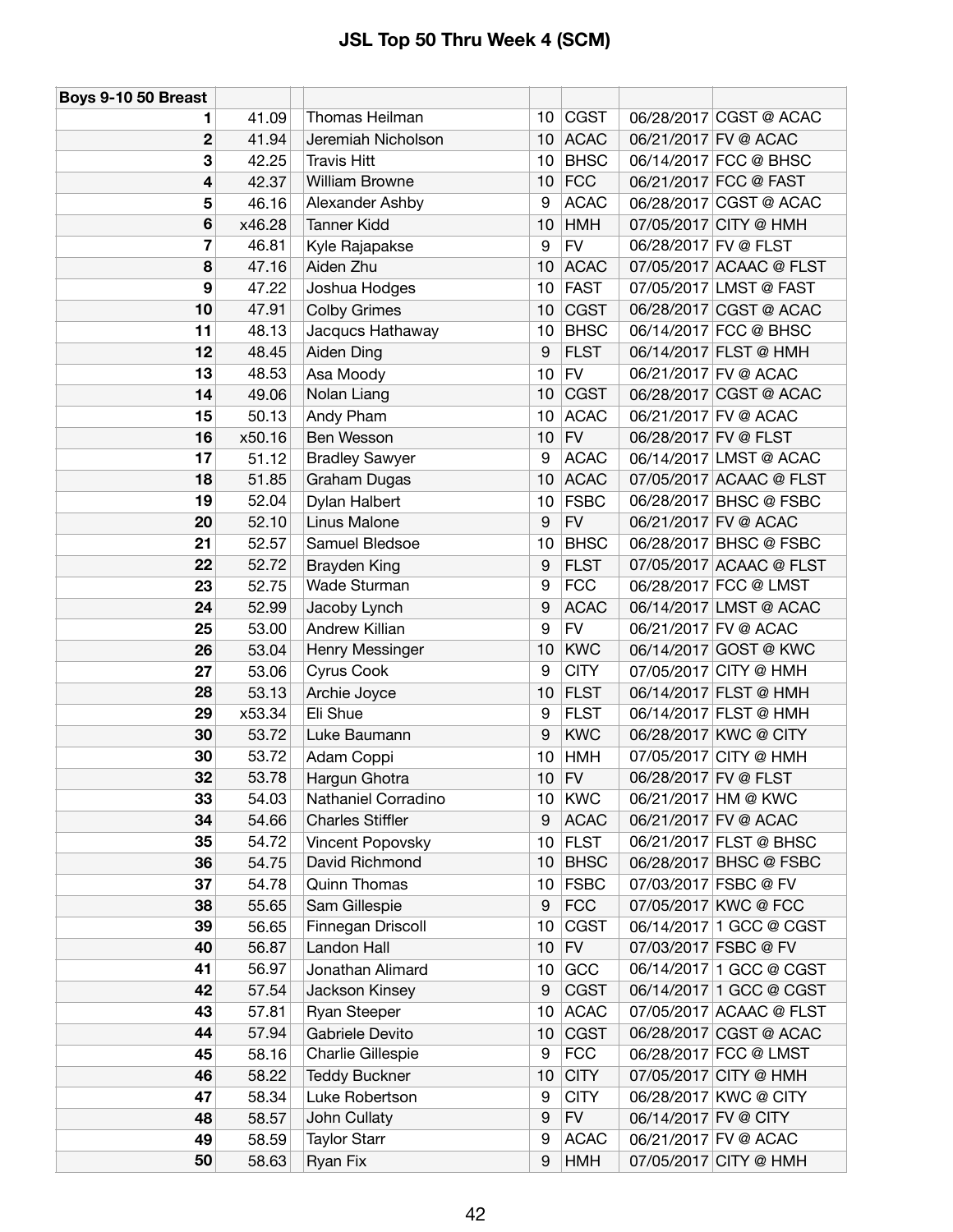# JSL Top 50 Thru Week 4 (SCM)

| Boys 9-10 50 Breast | | | | | | | |
|---|---|---|---|---|---|---|---|
| 1 | 41.09 | | Thomas Heilman | 10 | CGST | 06/28/2017 | CGST @ ACAC |
| 2 | 41.94 | | Jeremiah Nicholson | 10 | ACAC | 06/21/2017 | FV @ ACAC |
| 3 | 42.25 | | Travis Hitt | 10 | BHSC | 06/14/2017 | FCC @ BHSC |
| 4 | 42.37 | | William Browne | 10 | FCC | 06/21/2017 | FCC @ FAST |
| 5 | 46.16 | | Alexander Ashby | 9 | ACAC | 06/28/2017 | CGST @ ACAC |
| 6 | x46.28 | | Tanner Kidd | 10 | HMH | 07/05/2017 | CITY @ HMH |
| 7 | 46.81 | | Kyle Rajapakse | 9 | FV | 06/28/2017 | FV @ FLST |
| 8 | 47.16 | | Aiden Zhu | 10 | ACAC | 07/05/2017 | ACAAC @ FLST |
| 9 | 47.22 | | Joshua Hodges | 10 | FAST | 07/05/2017 | LMST @ FAST |
| 10 | 47.91 | | Colby Grimes | 10 | CGST | 06/28/2017 | CGST @ ACAC |
| 11 | 48.13 | | Jacqucs Hathaway | 10 | BHSC | 06/14/2017 | FCC @ BHSC |
| 12 | 48.45 | | Aiden Ding | 9 | FLST | 06/14/2017 | FLST @ HMH |
| 13 | 48.53 | | Asa Moody | 10 | FV | 06/21/2017 | FV @ ACAC |
| 14 | 49.06 | | Nolan Liang | 10 | CGST | 06/28/2017 | CGST @ ACAC |
| 15 | 50.13 | | Andy Pham | 10 | ACAC | 06/21/2017 | FV @ ACAC |
| 16 | x50.16 | | Ben Wesson | 10 | FV | 06/28/2017 | FV @ FLST |
| 17 | 51.12 | | Bradley Sawyer | 9 | ACAC | 06/14/2017 | LMST @ ACAC |
| 18 | 51.85 | | Graham Dugas | 10 | ACAC | 07/05/2017 | ACAAC @ FLST |
| 19 | 52.04 | | Dylan Halbert | 10 | FSBC | 06/28/2017 | BHSC @ FSBC |
| 20 | 52.10 | | Linus Malone | 9 | FV | 06/21/2017 | FV @ ACAC |
| 21 | 52.57 | | Samuel Bledsoe | 10 | BHSC | 06/28/2017 | BHSC @ FSBC |
| 22 | 52.72 | | Brayden King | 9 | FLST | 07/05/2017 | ACAAC @ FLST |
| 23 | 52.75 | | Wade Sturman | 9 | FCC | 06/28/2017 | FCC @ LMST |
| 24 | 52.99 | | Jacoby Lynch | 9 | ACAC | 06/14/2017 | LMST @ ACAC |
| 25 | 53.00 | | Andrew Killian | 9 | FV | 06/21/2017 | FV @ ACAC |
| 26 | 53.04 | | Henry Messinger | 10 | KWC | 06/14/2017 | GOST @ KWC |
| 27 | 53.06 | | Cyrus Cook | 9 | CITY | 07/05/2017 | CITY @ HMH |
| 28 | 53.13 | | Archie Joyce | 10 | FLST | 06/14/2017 | FLST @ HMH |
| 29 | x53.34 | | Eli Shue | 9 | FLST | 06/14/2017 | FLST @ HMH |
| 30 | 53.72 | | Luke Baumann | 9 | KWC | 06/28/2017 | KWC @ CITY |
| 30 | 53.72 | | Adam Coppi | 10 | HMH | 07/05/2017 | CITY @ HMH |
| 32 | 53.78 | | Hargun Ghotra | 10 | FV | 06/28/2017 | FV @ FLST |
| 33 | 54.03 | | Nathaniel Corradino | 10 | KWC | 06/21/2017 | HM @ KWC |
| 34 | 54.66 | | Charles Stiffler | 9 | ACAC | 06/21/2017 | FV @ ACAC |
| 35 | 54.72 | | Vincent Popovsky | 10 | FLST | 06/21/2017 | FLST @ BHSC |
| 36 | 54.75 | | David Richmond | 10 | BHSC | 06/28/2017 | BHSC @ FSBC |
| 37 | 54.78 | | Quinn Thomas | 10 | FSBC | 07/03/2017 | FSBC @ FV |
| 38 | 55.65 | | Sam Gillespie | 9 | FCC | 07/05/2017 | KWC @ FCC |
| 39 | 56.65 | | Finnegan Driscoll | 10 | CGST | 06/14/2017 | 1 GCC @ CGST |
| 40 | 56.87 | | Landon Hall | 10 | FV | 07/03/2017 | FSBC @ FV |
| 41 | 56.97 | | Jonathan Alimard | 10 | GCC | 06/14/2017 | 1 GCC @ CGST |
| 42 | 57.54 | | Jackson Kinsey | 9 | CGST | 06/14/2017 | 1 GCC @ CGST |
| 43 | 57.81 | | Ryan Steeper | 10 | ACAC | 07/05/2017 | ACAAC @ FLST |
| 44 | 57.94 | | Gabriele Devito | 10 | CGST | 06/28/2017 | CGST @ ACAC |
| 45 | 58.16 | | Charlie Gillespie | 9 | FCC | 06/28/2017 | FCC @ LMST |
| 46 | 58.22 | | Teddy Buckner | 10 | CITY | 07/05/2017 | CITY @ HMH |
| 47 | 58.34 | | Luke Robertson | 9 | CITY | 06/28/2017 | KWC @ CITY |
| 48 | 58.57 | | John Cullaty | 9 | FV | 06/14/2017 | FV @ CITY |
| 49 | 58.59 | | Taylor Starr | 9 | ACAC | 06/21/2017 | FV @ ACAC |
| 50 | 58.63 | | Ryan Fix | 9 | HMH | 07/05/2017 | CITY @ HMH |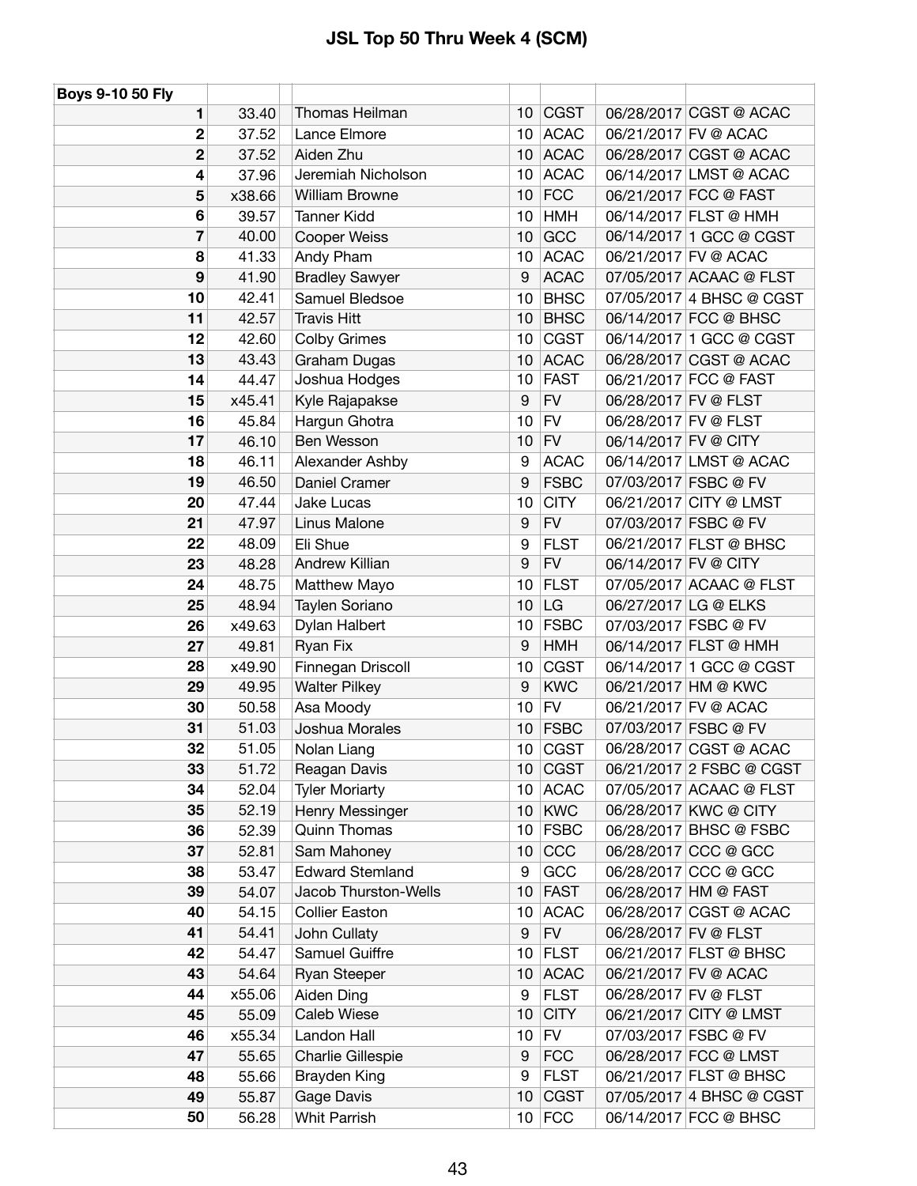# JSL Top 50 Thru Week 4 (SCM)

| Boys 9-10 50 Fly | | | | | | | |
|---|---|---|---|---|---|---|---|
| 1 | 33.40 | | Thomas Heilman | 10 | CGST | 06/28/2017 | CGST @ ACAC |
| 2 | 37.52 | | Lance Elmore | 10 | ACAC | 06/21/2017 | FV @ ACAC |
| 2 | 37.52 | | Aiden Zhu | 10 | ACAC | 06/28/2017 | CGST @ ACAC |
| 4 | 37.96 | | Jeremiah Nicholson | 10 | ACAC | 06/14/2017 | LMST @ ACAC |
| 5 | x38.66 | | William Browne | 10 | FCC | 06/21/2017 | FCC @ FAST |
| 6 | 39.57 | | Tanner Kidd | 10 | HMH | 06/14/2017 | FLST @ HMH |
| 7 | 40.00 | | Cooper Weiss | 10 | GCC | 06/14/2017 | 1 GCC @ CGST |
| 8 | 41.33 | | Andy Pham | 10 | ACAC | 06/21/2017 | FV @ ACAC |
| 9 | 41.90 | | Bradley Sawyer | 9 | ACAC | 07/05/2017 | ACAAC @ FLST |
| 10 | 42.41 | | Samuel Bledsoe | 10 | BHSC | 07/05/2017 | 4 BHSC @ CGST |
| 11 | 42.57 | | Travis Hitt | 10 | BHSC | 06/14/2017 | FCC @ BHSC |
| 12 | 42.60 | | Colby Grimes | 10 | CGST | 06/14/2017 | 1 GCC @ CGST |
| 13 | 43.43 | | Graham Dugas | 10 | ACAC | 06/28/2017 | CGST @ ACAC |
| 14 | 44.47 | | Joshua Hodges | 10 | FAST | 06/21/2017 | FCC @ FAST |
| 15 | x45.41 | | Kyle Rajapakse | 9 | FV | 06/28/2017 | FV @ FLST |
| 16 | 45.84 | | Hargun Ghotra | 10 | FV | 06/28/2017 | FV @ FLST |
| 17 | 46.10 | | Ben Wesson | 10 | FV | 06/14/2017 | FV @ CITY |
| 18 | 46.11 | | Alexander Ashby | 9 | ACAC | 06/14/2017 | LMST @ ACAC |
| 19 | 46.50 | | Daniel Cramer | 9 | FSBC | 07/03/2017 | FSBC @ FV |
| 20 | 47.44 | | Jake Lucas | 10 | CITY | 06/21/2017 | CITY @ LMST |
| 21 | 47.97 | | Linus Malone | 9 | FV | 07/03/2017 | FSBC @ FV |
| 22 | 48.09 | | Eli Shue | 9 | FLST | 06/21/2017 | FLST @ BHSC |
| 23 | 48.28 | | Andrew Killian | 9 | FV | 06/14/2017 | FV @ CITY |
| 24 | 48.75 | | Matthew Mayo | 10 | FLST | 07/05/2017 | ACAAC @ FLST |
| 25 | 48.94 | | Taylen Soriano | 10 | LG | 06/27/2017 | LG @ ELKS |
| 26 | x49.63 | | Dylan Halbert | 10 | FSBC | 07/03/2017 | FSBC @ FV |
| 27 | 49.81 | | Ryan Fix | 9 | HMH | 06/14/2017 | FLST @ HMH |
| 28 | x49.90 | | Finnegan Driscoll | 10 | CGST | 06/14/2017 | 1 GCC @ CGST |
| 29 | 49.95 | | Walter Pilkey | 9 | KWC | 06/21/2017 | HM @ KWC |
| 30 | 50.58 | | Asa Moody | 10 | FV | 06/21/2017 | FV @ ACAC |
| 31 | 51.03 | | Joshua Morales | 10 | FSBC | 07/03/2017 | FSBC @ FV |
| 32 | 51.05 | | Nolan Liang | 10 | CGST | 06/28/2017 | CGST @ ACAC |
| 33 | 51.72 | | Reagan Davis | 10 | CGST | 06/21/2017 | 2 FSBC @ CGST |
| 34 | 52.04 | | Tyler Moriarty | 10 | ACAC | 07/05/2017 | ACAAC @ FLST |
| 35 | 52.19 | | Henry Messinger | 10 | KWC | 06/28/2017 | KWC @ CITY |
| 36 | 52.39 | | Quinn Thomas | 10 | FSBC | 06/28/2017 | BHSC @ FSBC |
| 37 | 52.81 | | Sam Mahoney | 10 | CCC | 06/28/2017 | CCC @ GCC |
| 38 | 53.47 | | Edward Stemland | 9 | GCC | 06/28/2017 | CCC @ GCC |
| 39 | 54.07 | | Jacob Thurston-Wells | 10 | FAST | 06/28/2017 | HM @ FAST |
| 40 | 54.15 | | Collier Easton | 10 | ACAC | 06/28/2017 | CGST @ ACAC |
| 41 | 54.41 | | John Cullaty | 9 | FV | 06/28/2017 | FV @ FLST |
| 42 | 54.47 | | Samuel Guiffre | 10 | FLST | 06/21/2017 | FLST @ BHSC |
| 43 | 54.64 | | Ryan Steeper | 10 | ACAC | 06/21/2017 | FV @ ACAC |
| 44 | x55.06 | | Aiden Ding | 9 | FLST | 06/28/2017 | FV @ FLST |
| 45 | 55.09 | | Caleb Wiese | 10 | CITY | 06/21/2017 | CITY @ LMST |
| 46 | x55.34 | | Landon Hall | 10 | FV | 07/03/2017 | FSBC @ FV |
| 47 | 55.65 | | Charlie Gillespie | 9 | FCC | 06/28/2017 | FCC @ LMST |
| 48 | 55.66 | | Brayden King | 9 | FLST | 06/21/2017 | FLST @ BHSC |
| 49 | 55.87 | | Gage Davis | 10 | CGST | 07/05/2017 | 4 BHSC @ CGST |
| 50 | 56.28 | | Whit Parrish | 10 | FCC | 06/14/2017 | FCC @ BHSC |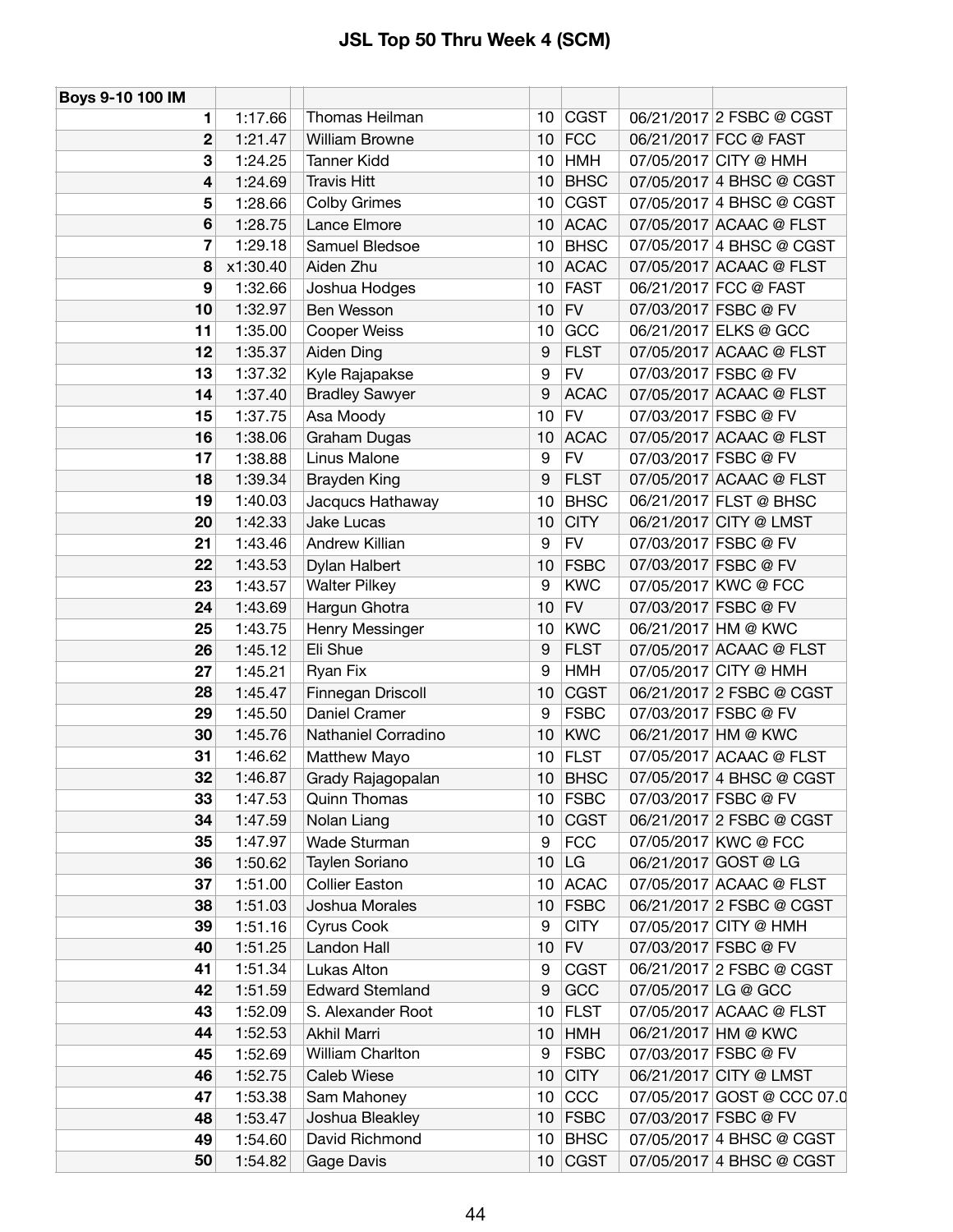# JSL Top 50 Thru Week 4 (SCM)

| Boys 9-10 100 IM | | | | | | |
|---|---|---|---|---|---|---|
| 1 | 1:17.66 | Thomas Heilman | 10 | CGST | 06/21/2017 | 2 FSBC @ CGST |
| 2 | 1:21.47 | William Browne | 10 | FCC | 06/21/2017 | FCC @ FAST |
| 3 | 1:24.25 | Tanner Kidd | 10 | HMH | 07/05/2017 | CITY @ HMH |
| 4 | 1:24.69 | Travis Hitt | 10 | BHSC | 07/05/2017 | 4 BHSC @ CGST |
| 5 | 1:28.66 | Colby Grimes | 10 | CGST | 07/05/2017 | 4 BHSC @ CGST |
| 6 | 1:28.75 | Lance Elmore | 10 | ACAC | 07/05/2017 | ACAAC @ FLST |
| 7 | 1:29.18 | Samuel Bledsoe | 10 | BHSC | 07/05/2017 | 4 BHSC @ CGST |
| 8 | x1:30.40 | Aiden Zhu | 10 | ACAC | 07/05/2017 | ACAAC @ FLST |
| 9 | 1:32.66 | Joshua Hodges | 10 | FAST | 06/21/2017 | FCC @ FAST |
| 10 | 1:32.97 | Ben Wesson | 10 | FV | 07/03/2017 | FSBC @ FV |
| 11 | 1:35.00 | Cooper Weiss | 10 | GCC | 06/21/2017 | ELKS @ GCC |
| 12 | 1:35.37 | Aiden Ding | 9 | FLST | 07/05/2017 | ACAAC @ FLST |
| 13 | 1:37.32 | Kyle Rajapakse | 9 | FV | 07/03/2017 | FSBC @ FV |
| 14 | 1:37.40 | Bradley Sawyer | 9 | ACAC | 07/05/2017 | ACAAC @ FLST |
| 15 | 1:37.75 | Asa Moody | 10 | FV | 07/03/2017 | FSBC @ FV |
| 16 | 1:38.06 | Graham Dugas | 10 | ACAC | 07/05/2017 | ACAAC @ FLST |
| 17 | 1:38.88 | Linus Malone | 9 | FV | 07/03/2017 | FSBC @ FV |
| 18 | 1:39.34 | Brayden King | 9 | FLST | 07/05/2017 | ACAAC @ FLST |
| 19 | 1:40.03 | Jacqucs Hathaway | 10 | BHSC | 06/21/2017 | FLST @ BHSC |
| 20 | 1:42.33 | Jake Lucas | 10 | CITY | 06/21/2017 | CITY @ LMST |
| 21 | 1:43.46 | Andrew Killian | 9 | FV | 07/03/2017 | FSBC @ FV |
| 22 | 1:43.53 | Dylan Halbert | 10 | FSBC | 07/03/2017 | FSBC @ FV |
| 23 | 1:43.57 | Walter Pilkey | 9 | KWC | 07/05/2017 | KWC @ FCC |
| 24 | 1:43.69 | Hargun Ghotra | 10 | FV | 07/03/2017 | FSBC @ FV |
| 25 | 1:43.75 | Henry Messinger | 10 | KWC | 06/21/2017 | HM @ KWC |
| 26 | 1:45.12 | Eli Shue | 9 | FLST | 07/05/2017 | ACAAC @ FLST |
| 27 | 1:45.21 | Ryan Fix | 9 | HMH | 07/05/2017 | CITY @ HMH |
| 28 | 1:45.47 | Finnegan Driscoll | 10 | CGST | 06/21/2017 | 2 FSBC @ CGST |
| 29 | 1:45.50 | Daniel Cramer | 9 | FSBC | 07/03/2017 | FSBC @ FV |
| 30 | 1:45.76 | Nathaniel Corradino | 10 | KWC | 06/21/2017 | HM @ KWC |
| 31 | 1:46.62 | Matthew Mayo | 10 | FLST | 07/05/2017 | ACAAC @ FLST |
| 32 | 1:46.87 | Grady Rajagopalan | 10 | BHSC | 07/05/2017 | 4 BHSC @ CGST |
| 33 | 1:47.53 | Quinn Thomas | 10 | FSBC | 07/03/2017 | FSBC @ FV |
| 34 | 1:47.59 | Nolan Liang | 10 | CGST | 06/21/2017 | 2 FSBC @ CGST |
| 35 | 1:47.97 | Wade Sturman | 9 | FCC | 07/05/2017 | KWC @ FCC |
| 36 | 1:50.62 | Taylen Soriano | 10 | LG | 06/21/2017 | GOST @ LG |
| 37 | 1:51.00 | Collier Easton | 10 | ACAC | 07/05/2017 | ACAAC @ FLST |
| 38 | 1:51.03 | Joshua Morales | 10 | FSBC | 06/21/2017 | 2 FSBC @ CGST |
| 39 | 1:51.16 | Cyrus Cook | 9 | CITY | 07/05/2017 | CITY @ HMH |
| 40 | 1:51.25 | Landon Hall | 10 | FV | 07/03/2017 | FSBC @ FV |
| 41 | 1:51.34 | Lukas Alton | 9 | CGST | 06/21/2017 | 2 FSBC @ CGST |
| 42 | 1:51.59 | Edward Stemland | 9 | GCC | 07/05/2017 | LG @ GCC |
| 43 | 1:52.09 | S. Alexander Root | 10 | FLST | 07/05/2017 | ACAAC @ FLST |
| 44 | 1:52.53 | Akhil Marri | 10 | HMH | 06/21/2017 | HM @ KWC |
| 45 | 1:52.69 | William Charlton | 9 | FSBC | 07/03/2017 | FSBC @ FV |
| 46 | 1:52.75 | Caleb Wiese | 10 | CITY | 06/21/2017 | CITY @ LMST |
| 47 | 1:53.38 | Sam Mahoney | 10 | CCC | 07/05/2017 | GOST @ CCC 07.0 |
| 48 | 1:53.47 | Joshua Bleakley | 10 | FSBC | 07/03/2017 | FSBC @ FV |
| 49 | 1:54.60 | David Richmond | 10 | BHSC | 07/05/2017 | 4 BHSC @ CGST |
| 50 | 1:54.82 | Gage Davis | 10 | CGST | 07/05/2017 | 4 BHSC @ CGST |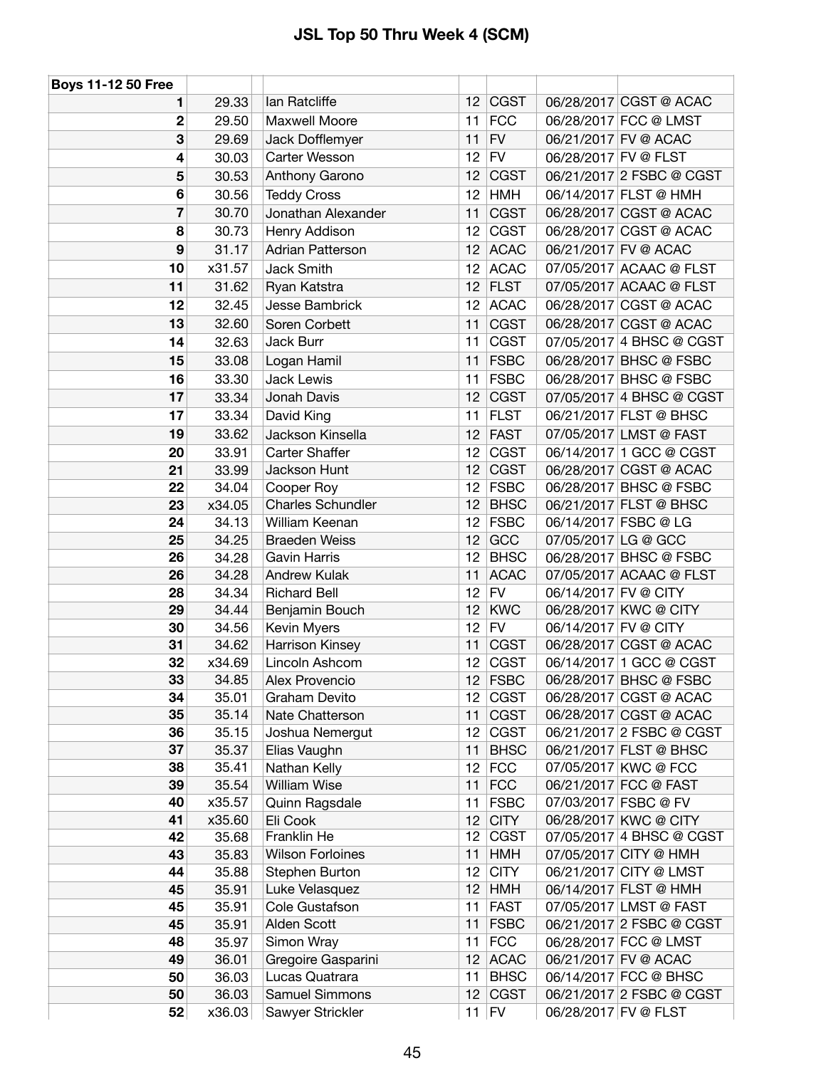# JSL Top 50 Thru Week 4 (SCM)

| Boys 11-12 50 Free | | | | | | |
|---|---|---|---|---|---|---|
| 1 | 29.33 | Ian Ratcliffe | 12 | CGST | 06/28/2017 | CGST @ ACAC |
| 2 | 29.50 | Maxwell Moore | 11 | FCC | 06/28/2017 | FCC @ LMST |
| 3 | 29.69 | Jack Dofflemyer | 11 | FV | 06/21/2017 | FV @ ACAC |
| 4 | 30.03 | Carter Wesson | 12 | FV | 06/28/2017 | FV @ FLST |
| 5 | 30.53 | Anthony Garono | 12 | CGST | 06/21/2017 | 2 FSBC @ CGST |
| 6 | 30.56 | Teddy Cross | 12 | HMH | 06/14/2017 | FLST @ HMH |
| 7 | 30.70 | Jonathan Alexander | 11 | CGST | 06/28/2017 | CGST @ ACAC |
| 8 | 30.73 | Henry Addison | 12 | CGST | 06/28/2017 | CGST @ ACAC |
| 9 | 31.17 | Adrian Patterson | 12 | ACAC | 06/21/2017 | FV @ ACAC |
| 10 | x31.57 | Jack Smith | 12 | ACAC | 07/05/2017 | ACAAC @ FLST |
| 11 | 31.62 | Ryan Katstra | 12 | FLST | 07/05/2017 | ACAAC @ FLST |
| 12 | 32.45 | Jesse Bambrick | 12 | ACAC | 06/28/2017 | CGST @ ACAC |
| 13 | 32.60 | Soren Corbett | 11 | CGST | 06/28/2017 | CGST @ ACAC |
| 14 | 32.63 | Jack Burr | 11 | CGST | 07/05/2017 | 4 BHSC @ CGST |
| 15 | 33.08 | Logan Hamil | 11 | FSBC | 06/28/2017 | BHSC @ FSBC |
| 16 | 33.30 | Jack Lewis | 11 | FSBC | 06/28/2017 | BHSC @ FSBC |
| 17 | 33.34 | Jonah Davis | 12 | CGST | 07/05/2017 | 4 BHSC @ CGST |
| 17 | 33.34 | David King | 11 | FLST | 06/21/2017 | FLST @ BHSC |
| 19 | 33.62 | Jackson Kinsella | 12 | FAST | 07/05/2017 | LMST @ FAST |
| 20 | 33.91 | Carter Shaffer | 12 | CGST | 06/14/2017 | 1 GCC @ CGST |
| 21 | 33.99 | Jackson Hunt | 12 | CGST | 06/28/2017 | CGST @ ACAC |
| 22 | 34.04 | Cooper Roy | 12 | FSBC | 06/28/2017 | BHSC @ FSBC |
| 23 | x34.05 | Charles Schundler | 12 | BHSC | 06/21/2017 | FLST @ BHSC |
| 24 | 34.13 | William Keenan | 12 | FSBC | 06/14/2017 | FSBC @ LG |
| 25 | 34.25 | Braeden Weiss | 12 | GCC | 07/05/2017 | LG @ GCC |
| 26 | 34.28 | Gavin Harris | 12 | BHSC | 06/28/2017 | BHSC @ FSBC |
| 26 | 34.28 | Andrew Kulak | 11 | ACAC | 07/05/2017 | ACAAC @ FLST |
| 28 | 34.34 | Richard Bell | 12 | FV | 06/14/2017 | FV @ CITY |
| 29 | 34.44 | Benjamin Bouch | 12 | KWC | 06/28/2017 | KWC @ CITY |
| 30 | 34.56 | Kevin Myers | 12 | FV | 06/14/2017 | FV @ CITY |
| 31 | 34.62 | Harrison Kinsey | 11 | CGST | 06/28/2017 | CGST @ ACAC |
| 32 | x34.69 | Lincoln Ashcom | 12 | CGST | 06/14/2017 | 1 GCC @ CGST |
| 33 | 34.85 | Alex Provencio | 12 | FSBC | 06/28/2017 | BHSC @ FSBC |
| 34 | 35.01 | Graham Devito | 12 | CGST | 06/28/2017 | CGST @ ACAC |
| 35 | 35.14 | Nate Chatterson | 11 | CGST | 06/28/2017 | CGST @ ACAC |
| 36 | 35.15 | Joshua Nemergut | 12 | CGST | 06/21/2017 | 2 FSBC @ CGST |
| 37 | 35.37 | Elias Vaughn | 11 | BHSC | 06/21/2017 | FLST @ BHSC |
| 38 | 35.41 | Nathan Kelly | 12 | FCC | 07/05/2017 | KWC @ FCC |
| 39 | 35.54 | William Wise | 11 | FCC | 06/21/2017 | FCC @ FAST |
| 40 | x35.57 | Quinn Ragsdale | 11 | FSBC | 07/03/2017 | FSBC @ FV |
| 41 | x35.60 | Eli Cook | 12 | CITY | 06/28/2017 | KWC @ CITY |
| 42 | 35.68 | Franklin He | 12 | CGST | 07/05/2017 | 4 BHSC @ CGST |
| 43 | 35.83 | Wilson Forloines | 11 | HMH | 07/05/2017 | CITY @ HMH |
| 44 | 35.88 | Stephen Burton | 12 | CITY | 06/21/2017 | CITY @ LMST |
| 45 | 35.91 | Luke Velasquez | 12 | HMH | 06/14/2017 | FLST @ HMH |
| 45 | 35.91 | Cole Gustafson | 11 | FAST | 07/05/2017 | LMST @ FAST |
| 45 | 35.91 | Alden Scott | 11 | FSBC | 06/21/2017 | 2 FSBC @ CGST |
| 48 | 35.97 | Simon Wray | 11 | FCC | 06/28/2017 | FCC @ LMST |
| 49 | 36.01 | Gregoire Gasparini | 12 | ACAC | 06/21/2017 | FV @ ACAC |
| 50 | 36.03 | Lucas Quatrara | 11 | BHSC | 06/14/2017 | FCC @ BHSC |
| 50 | 36.03 | Samuel Simmons | 12 | CGST | 06/21/2017 | 2 FSBC @ CGST |
| 52 | x36.03 | Sawyer Strickler | 11 | FV | 06/28/2017 | FV @ FLST |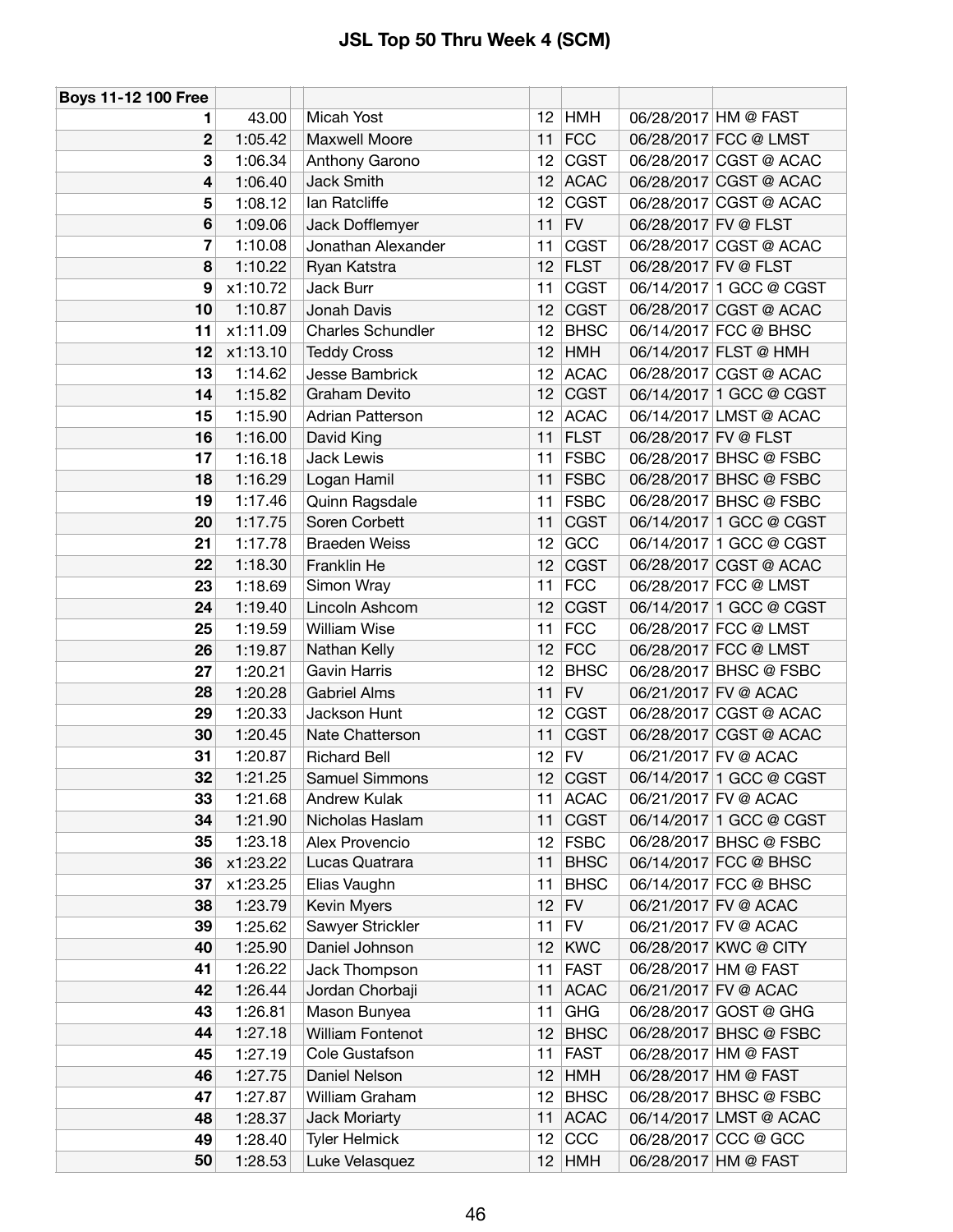# JSL Top 50 Thru Week 4 (SCM)

| Boys 11-12 100 Free | | | | | | | |
|---|---|---|---|---|---|---|---|
| 1 | 43.00 | | Micah Yost | 12 | HMH | 06/28/2017 | HM @ FAST |
| 2 | 1:05.42 | | Maxwell Moore | 11 | FCC | 06/28/2017 | FCC @ LMST |
| 3 | 1:06.34 | | Anthony Garono | 12 | CGST | 06/28/2017 | CGST @ ACAC |
| 4 | 1:06.40 | | Jack Smith | 12 | ACAC | 06/28/2017 | CGST @ ACAC |
| 5 | 1:08.12 | | Ian Ratcliffe | 12 | CGST | 06/28/2017 | CGST @ ACAC |
| 6 | 1:09.06 | | Jack Dofflemyer | 11 | FV | 06/28/2017 | FV @ FLST |
| 7 | 1:10.08 | | Jonathan Alexander | 11 | CGST | 06/28/2017 | CGST @ ACAC |
| 8 | 1:10.22 | | Ryan Katstra | 12 | FLST | 06/28/2017 | FV @ FLST |
| 9 | x1:10.72 | | Jack Burr | 11 | CGST | 06/14/2017 | 1 GCC @ CGST |
| 10 | 1:10.87 | | Jonah Davis | 12 | CGST | 06/28/2017 | CGST @ ACAC |
| 11 | x1:11.09 | | Charles Schundler | 12 | BHSC | 06/14/2017 | FCC @ BHSC |
| 12 | x1:13.10 | | Teddy Cross | 12 | HMH | 06/14/2017 | FLST @ HMH |
| 13 | 1:14.62 | | Jesse Bambrick | 12 | ACAC | 06/28/2017 | CGST @ ACAC |
| 14 | 1:15.82 | | Graham Devito | 12 | CGST | 06/14/2017 | 1 GCC @ CGST |
| 15 | 1:15.90 | | Adrian Patterson | 12 | ACAC | 06/14/2017 | LMST @ ACAC |
| 16 | 1:16.00 | | David King | 11 | FLST | 06/28/2017 | FV @ FLST |
| 17 | 1:16.18 | | Jack Lewis | 11 | FSBC | 06/28/2017 | BHSC @ FSBC |
| 18 | 1:16.29 | | Logan Hamil | 11 | FSBC | 06/28/2017 | BHSC @ FSBC |
| 19 | 1:17.46 | | Quinn Ragsdale | 11 | FSBC | 06/28/2017 | BHSC @ FSBC |
| 20 | 1:17.75 | | Soren Corbett | 11 | CGST | 06/14/2017 | 1 GCC @ CGST |
| 21 | 1:17.78 | | Braeden Weiss | 12 | GCC | 06/14/2017 | 1 GCC @ CGST |
| 22 | 1:18.30 | | Franklin He | 12 | CGST | 06/28/2017 | CGST @ ACAC |
| 23 | 1:18.69 | | Simon Wray | 11 | FCC | 06/28/2017 | FCC @ LMST |
| 24 | 1:19.40 | | Lincoln Ashcom | 12 | CGST | 06/14/2017 | 1 GCC @ CGST |
| 25 | 1:19.59 | | William Wise | 11 | FCC | 06/28/2017 | FCC @ LMST |
| 26 | 1:19.87 | | Nathan Kelly | 12 | FCC | 06/28/2017 | FCC @ LMST |
| 27 | 1:20.21 | | Gavin Harris | 12 | BHSC | 06/28/2017 | BHSC @ FSBC |
| 28 | 1:20.28 | | Gabriel Alms | 11 | FV | 06/21/2017 | FV @ ACAC |
| 29 | 1:20.33 | | Jackson Hunt | 12 | CGST | 06/28/2017 | CGST @ ACAC |
| 30 | 1:20.45 | | Nate Chatterson | 11 | CGST | 06/28/2017 | CGST @ ACAC |
| 31 | 1:20.87 | | Richard Bell | 12 | FV | 06/21/2017 | FV @ ACAC |
| 32 | 1:21.25 | | Samuel Simmons | 12 | CGST | 06/14/2017 | 1 GCC @ CGST |
| 33 | 1:21.68 | | Andrew Kulak | 11 | ACAC | 06/21/2017 | FV @ ACAC |
| 34 | 1:21.90 | | Nicholas Haslam | 11 | CGST | 06/14/2017 | 1 GCC @ CGST |
| 35 | 1:23.18 | | Alex Provencio | 12 | FSBC | 06/28/2017 | BHSC @ FSBC |
| 36 | x1:23.22 | | Lucas Quatrara | 11 | BHSC | 06/14/2017 | FCC @ BHSC |
| 37 | x1:23.25 | | Elias Vaughn | 11 | BHSC | 06/14/2017 | FCC @ BHSC |
| 38 | 1:23.79 | | Kevin Myers | 12 | FV | 06/21/2017 | FV @ ACAC |
| 39 | 1:25.62 | | Sawyer Strickler | 11 | FV | 06/21/2017 | FV @ ACAC |
| 40 | 1:25.90 | | Daniel Johnson | 12 | KWC | 06/28/2017 | KWC @ CITY |
| 41 | 1:26.22 | | Jack Thompson | 11 | FAST | 06/28/2017 | HM @ FAST |
| 42 | 1:26.44 | | Jordan Chorbaji | 11 | ACAC | 06/21/2017 | FV @ ACAC |
| 43 | 1:26.81 | | Mason Bunyea | 11 | GHG | 06/28/2017 | GOST @ GHG |
| 44 | 1:27.18 | | William Fontenot | 12 | BHSC | 06/28/2017 | BHSC @ FSBC |
| 45 | 1:27.19 | | Cole Gustafson | 11 | FAST | 06/28/2017 | HM @ FAST |
| 46 | 1:27.75 | | Daniel Nelson | 12 | HMH | 06/28/2017 | HM @ FAST |
| 47 | 1:27.87 | | William Graham | 12 | BHSC | 06/28/2017 | BHSC @ FSBC |
| 48 | 1:28.37 | | Jack Moriarty | 11 | ACAC | 06/14/2017 | LMST @ ACAC |
| 49 | 1:28.40 | | Tyler Helmick | 12 | CCC | 06/28/2017 | CCC @ GCC |
| 50 | 1:28.53 | | Luke Velasquez | 12 | HMH | 06/28/2017 | HM @ FAST |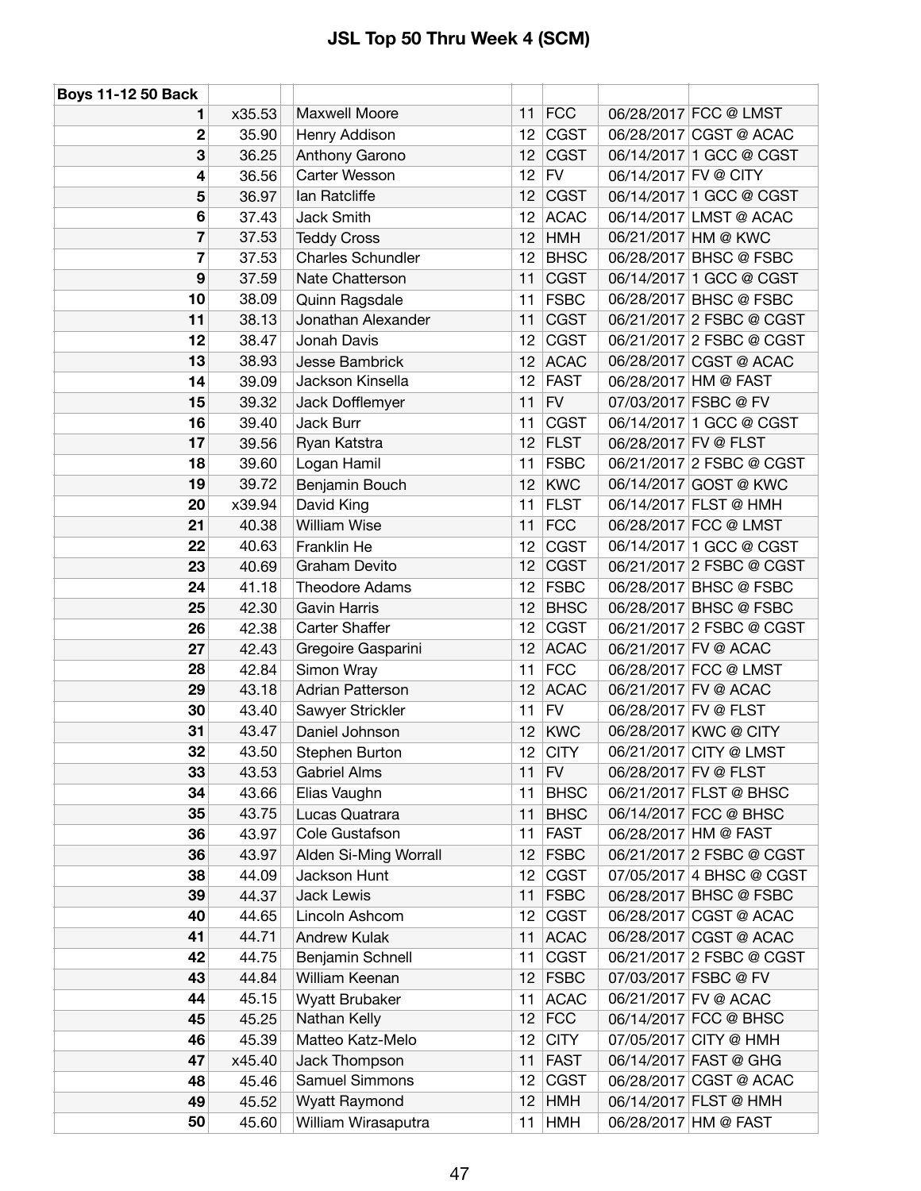# JSL Top 50 Thru Week 4 (SCM)

| Boys 11-12 50 Back | | | | | | |
|---|---|---|---|---|---|---|
| 1 | x35.53 | Maxwell Moore | 11 | FCC | 06/28/2017 | FCC @ LMST |
| 2 | 35.90 | Henry Addison | 12 | CGST | 06/28/2017 | CGST @ ACAC |
| 3 | 36.25 | Anthony Garono | 12 | CGST | 06/14/2017 | 1 GCC @ CGST |
| 4 | 36.56 | Carter Wesson | 12 | FV | 06/14/2017 | FV @ CITY |
| 5 | 36.97 | Ian Ratcliffe | 12 | CGST | 06/14/2017 | 1 GCC @ CGST |
| 6 | 37.43 | Jack Smith | 12 | ACAC | 06/14/2017 | LMST @ ACAC |
| 7 | 37.53 | Teddy Cross | 12 | HMH | 06/21/2017 | HM @ KWC |
| 7 | 37.53 | Charles Schundler | 12 | BHSC | 06/28/2017 | BHSC @ FSBC |
| 9 | 37.59 | Nate Chatterson | 11 | CGST | 06/14/2017 | 1 GCC @ CGST |
| 10 | 38.09 | Quinn Ragsdale | 11 | FSBC | 06/28/2017 | BHSC @ FSBC |
| 11 | 38.13 | Jonathan Alexander | 11 | CGST | 06/21/2017 | 2 FSBC @ CGST |
| 12 | 38.47 | Jonah Davis | 12 | CGST | 06/21/2017 | 2 FSBC @ CGST |
| 13 | 38.93 | Jesse Bambrick | 12 | ACAC | 06/28/2017 | CGST @ ACAC |
| 14 | 39.09 | Jackson Kinsella | 12 | FAST | 06/28/2017 | HM @ FAST |
| 15 | 39.32 | Jack Dofflemyer | 11 | FV | 07/03/2017 | FSBC @ FV |
| 16 | 39.40 | Jack Burr | 11 | CGST | 06/14/2017 | 1 GCC @ CGST |
| 17 | 39.56 | Ryan Katstra | 12 | FLST | 06/28/2017 | FV @ FLST |
| 18 | 39.60 | Logan Hamil | 11 | FSBC | 06/21/2017 | 2 FSBC @ CGST |
| 19 | 39.72 | Benjamin Bouch | 12 | KWC | 06/14/2017 | GOST @ KWC |
| 20 | x39.94 | David King | 11 | FLST | 06/14/2017 | FLST @ HMH |
| 21 | 40.38 | William Wise | 11 | FCC | 06/28/2017 | FCC @ LMST |
| 22 | 40.63 | Franklin He | 12 | CGST | 06/14/2017 | 1 GCC @ CGST |
| 23 | 40.69 | Graham Devito | 12 | CGST | 06/21/2017 | 2 FSBC @ CGST |
| 24 | 41.18 | Theodore Adams | 12 | FSBC | 06/28/2017 | BHSC @ FSBC |
| 25 | 42.30 | Gavin Harris | 12 | BHSC | 06/28/2017 | BHSC @ FSBC |
| 26 | 42.38 | Carter Shaffer | 12 | CGST | 06/21/2017 | 2 FSBC @ CGST |
| 27 | 42.43 | Gregoire Gasparini | 12 | ACAC | 06/21/2017 | FV @ ACAC |
| 28 | 42.84 | Simon Wray | 11 | FCC | 06/28/2017 | FCC @ LMST |
| 29 | 43.18 | Adrian Patterson | 12 | ACAC | 06/21/2017 | FV @ ACAC |
| 30 | 43.40 | Sawyer Strickler | 11 | FV | 06/28/2017 | FV @ FLST |
| 31 | 43.47 | Daniel Johnson | 12 | KWC | 06/28/2017 | KWC @ CITY |
| 32 | 43.50 | Stephen Burton | 12 | CITY | 06/21/2017 | CITY @ LMST |
| 33 | 43.53 | Gabriel Alms | 11 | FV | 06/28/2017 | FV @ FLST |
| 34 | 43.66 | Elias Vaughn | 11 | BHSC | 06/21/2017 | FLST @ BHSC |
| 35 | 43.75 | Lucas Quatrara | 11 | BHSC | 06/14/2017 | FCC @ BHSC |
| 36 | 43.97 | Cole Gustafson | 11 | FAST | 06/28/2017 | HM @ FAST |
| 36 | 43.97 | Alden Si-Ming Worrall | 12 | FSBC | 06/21/2017 | 2 FSBC @ CGST |
| 38 | 44.09 | Jackson Hunt | 12 | CGST | 07/05/2017 | 4 BHSC @ CGST |
| 39 | 44.37 | Jack Lewis | 11 | FSBC | 06/28/2017 | BHSC @ FSBC |
| 40 | 44.65 | Lincoln Ashcom | 12 | CGST | 06/28/2017 | CGST @ ACAC |
| 41 | 44.71 | Andrew Kulak | 11 | ACAC | 06/28/2017 | CGST @ ACAC |
| 42 | 44.75 | Benjamin Schnell | 11 | CGST | 06/21/2017 | 2 FSBC @ CGST |
| 43 | 44.84 | William Keenan | 12 | FSBC | 07/03/2017 | FSBC @ FV |
| 44 | 45.15 | Wyatt Brubaker | 11 | ACAC | 06/21/2017 | FV @ ACAC |
| 45 | 45.25 | Nathan Kelly | 12 | FCC | 06/14/2017 | FCC @ BHSC |
| 46 | 45.39 | Matteo Katz-Melo | 12 | CITY | 07/05/2017 | CITY @ HMH |
| 47 | x45.40 | Jack Thompson | 11 | FAST | 06/14/2017 | FAST @ GHG |
| 48 | 45.46 | Samuel Simmons | 12 | CGST | 06/28/2017 | CGST @ ACAC |
| 49 | 45.52 | Wyatt Raymond | 12 | HMH | 06/14/2017 | FLST @ HMH |
| 50 | 45.60 | William Wirasaputra | 11 | HMH | 06/28/2017 | HM @ FAST |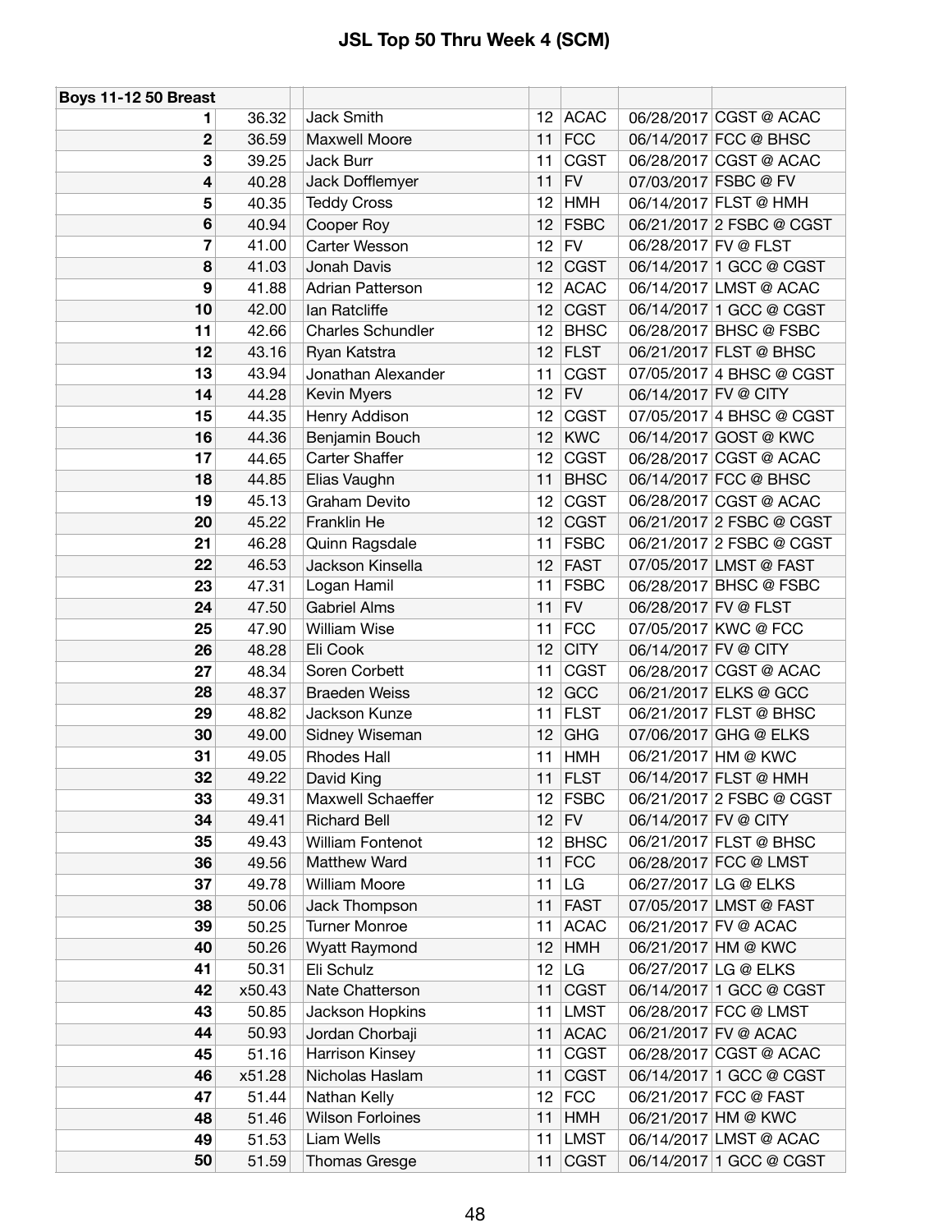# JSL Top 50 Thru Week 4 (SCM)

| Boys 11-12 50 Breast | | | | | | | |
|---|---|---|---|---|---|---|---|
| 1 | 36.32 | | Jack Smith | 12 | ACAC | 06/28/2017 | CGST @ ACAC |
| 2 | 36.59 | | Maxwell Moore | 11 | FCC | 06/14/2017 | FCC @ BHSC |
| 3 | 39.25 | | Jack Burr | 11 | CGST | 06/28/2017 | CGST @ ACAC |
| 4 | 40.28 | | Jack Dofflemyer | 11 | FV | 07/03/2017 | FSBC @ FV |
| 5 | 40.35 | | Teddy Cross | 12 | HMH | 06/14/2017 | FLST @ HMH |
| 6 | 40.94 | | Cooper Roy | 12 | FSBC | 06/21/2017 | 2 FSBC @ CGST |
| 7 | 41.00 | | Carter Wesson | 12 | FV | 06/28/2017 | FV @ FLST |
| 8 | 41.03 | | Jonah Davis | 12 | CGST | 06/14/2017 | 1 GCC @ CGST |
| 9 | 41.88 | | Adrian Patterson | 12 | ACAC | 06/14/2017 | LMST @ ACAC |
| 10 | 42.00 | | Ian Ratcliffe | 12 | CGST | 06/14/2017 | 1 GCC @ CGST |
| 11 | 42.66 | | Charles Schundler | 12 | BHSC | 06/28/2017 | BHSC @ FSBC |
| 12 | 43.16 | | Ryan Katstra | 12 | FLST | 06/21/2017 | FLST @ BHSC |
| 13 | 43.94 | | Jonathan Alexander | 11 | CGST | 07/05/2017 | 4 BHSC @ CGST |
| 14 | 44.28 | | Kevin Myers | 12 | FV | 06/14/2017 | FV @ CITY |
| 15 | 44.35 | | Henry Addison | 12 | CGST | 07/05/2017 | 4 BHSC @ CGST |
| 16 | 44.36 | | Benjamin Bouch | 12 | KWC | 06/14/2017 | GOST @ KWC |
| 17 | 44.65 | | Carter Shaffer | 12 | CGST | 06/28/2017 | CGST @ ACAC |
| 18 | 44.85 | | Elias Vaughn | 11 | BHSC | 06/14/2017 | FCC @ BHSC |
| 19 | 45.13 | | Graham Devito | 12 | CGST | 06/28/2017 | CGST @ ACAC |
| 20 | 45.22 | | Franklin He | 12 | CGST | 06/21/2017 | 2 FSBC @ CGST |
| 21 | 46.28 | | Quinn Ragsdale | 11 | FSBC | 06/21/2017 | 2 FSBC @ CGST |
| 22 | 46.53 | | Jackson Kinsella | 12 | FAST | 07/05/2017 | LMST @ FAST |
| 23 | 47.31 | | Logan Hamil | 11 | FSBC | 06/28/2017 | BHSC @ FSBC |
| 24 | 47.50 | | Gabriel Alms | 11 | FV | 06/28/2017 | FV @ FLST |
| 25 | 47.90 | | William Wise | 11 | FCC | 07/05/2017 | KWC @ FCC |
| 26 | 48.28 | | Eli Cook | 12 | CITY | 06/14/2017 | FV @ CITY |
| 27 | 48.34 | | Soren Corbett | 11 | CGST | 06/28/2017 | CGST @ ACAC |
| 28 | 48.37 | | Braeden Weiss | 12 | GCC | 06/21/2017 | ELKS @ GCC |
| 29 | 48.82 | | Jackson Kunze | 11 | FLST | 06/21/2017 | FLST @ BHSC |
| 30 | 49.00 | | Sidney Wiseman | 12 | GHG | 07/06/2017 | GHG @ ELKS |
| 31 | 49.05 | | Rhodes Hall | 11 | HMH | 06/21/2017 | HM @ KWC |
| 32 | 49.22 | | David King | 11 | FLST | 06/14/2017 | FLST @ HMH |
| 33 | 49.31 | | Maxwell Schaeffer | 12 | FSBC | 06/21/2017 | 2 FSBC @ CGST |
| 34 | 49.41 | | Richard Bell | 12 | FV | 06/14/2017 | FV @ CITY |
| 35 | 49.43 | | William Fontenot | 12 | BHSC | 06/21/2017 | FLST @ BHSC |
| 36 | 49.56 | | Matthew Ward | 11 | FCC | 06/28/2017 | FCC @ LMST |
| 37 | 49.78 | | William Moore | 11 | LG | 06/27/2017 | LG @ ELKS |
| 38 | 50.06 | | Jack Thompson | 11 | FAST | 07/05/2017 | LMST @ FAST |
| 39 | 50.25 | | Turner Monroe | 11 | ACAC | 06/21/2017 | FV @ ACAC |
| 40 | 50.26 | | Wyatt Raymond | 12 | HMH | 06/21/2017 | HM @ KWC |
| 41 | 50.31 | | Eli Schulz | 12 | LG | 06/27/2017 | LG @ ELKS |
| 42 | x50.43 | | Nate Chatterson | 11 | CGST | 06/14/2017 | 1 GCC @ CGST |
| 43 | 50.85 | | Jackson Hopkins | 11 | LMST | 06/28/2017 | FCC @ LMST |
| 44 | 50.93 | | Jordan Chorbaji | 11 | ACAC | 06/21/2017 | FV @ ACAC |
| 45 | 51.16 | | Harrison Kinsey | 11 | CGST | 06/28/2017 | CGST @ ACAC |
| 46 | x51.28 | | Nicholas Haslam | 11 | CGST | 06/14/2017 | 1 GCC @ CGST |
| 47 | 51.44 | | Nathan Kelly | 12 | FCC | 06/21/2017 | FCC @ FAST |
| 48 | 51.46 | | Wilson Forloines | 11 | HMH | 06/21/2017 | HM @ KWC |
| 49 | 51.53 | | Liam Wells | 11 | LMST | 06/14/2017 | LMST @ ACAC |
| 50 | 51.59 | | Thomas Gresge | 11 | CGST | 06/14/2017 | 1 GCC @ CGST |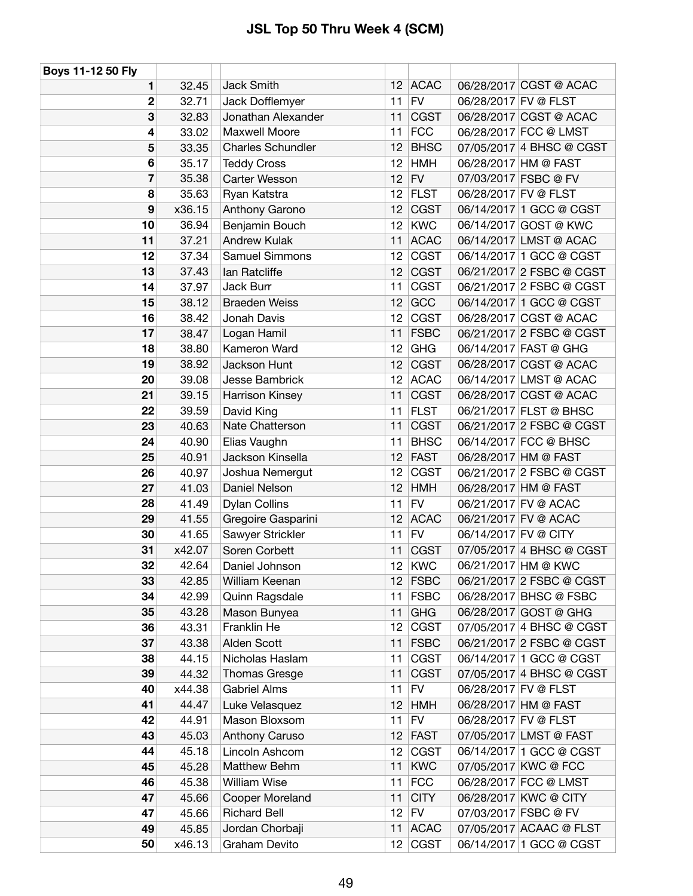# JSL Top 50 Thru Week 4 (SCM)

| Boys 11-12 50 Fly | | | | | | |
|---|---|---|---|---|---|---|
| 1 | 32.45 | Jack Smith | 12 | ACAC | 06/28/2017 | CGST @ ACAC |
| 2 | 32.71 | Jack Dofflemyer | 11 | FV | 06/28/2017 | FV @ FLST |
| 3 | 32.83 | Jonathan Alexander | 11 | CGST | 06/28/2017 | CGST @ ACAC |
| 4 | 33.02 | Maxwell Moore | 11 | FCC | 06/28/2017 | FCC @ LMST |
| 5 | 33.35 | Charles Schundler | 12 | BHSC | 07/05/2017 | 4 BHSC @ CGST |
| 6 | 35.17 | Teddy Cross | 12 | HMH | 06/28/2017 | HM @ FAST |
| 7 | 35.38 | Carter Wesson | 12 | FV | 07/03/2017 | FSBC @ FV |
| 8 | 35.63 | Ryan Katstra | 12 | FLST | 06/28/2017 | FV @ FLST |
| 9 | x36.15 | Anthony Garono | 12 | CGST | 06/14/2017 | 1 GCC @ CGST |
| 10 | 36.94 | Benjamin Bouch | 12 | KWC | 06/14/2017 | GOST @ KWC |
| 11 | 37.21 | Andrew Kulak | 11 | ACAC | 06/14/2017 | LMST @ ACAC |
| 12 | 37.34 | Samuel Simmons | 12 | CGST | 06/14/2017 | 1 GCC @ CGST |
| 13 | 37.43 | Ian Ratcliffe | 12 | CGST | 06/21/2017 | 2 FSBC @ CGST |
| 14 | 37.97 | Jack Burr | 11 | CGST | 06/21/2017 | 2 FSBC @ CGST |
| 15 | 38.12 | Braeden Weiss | 12 | GCC | 06/14/2017 | 1 GCC @ CGST |
| 16 | 38.42 | Jonah Davis | 12 | CGST | 06/28/2017 | CGST @ ACAC |
| 17 | 38.47 | Logan Hamil | 11 | FSBC | 06/21/2017 | 2 FSBC @ CGST |
| 18 | 38.80 | Kameron Ward | 12 | GHG | 06/14/2017 | FAST @ GHG |
| 19 | 38.92 | Jackson Hunt | 12 | CGST | 06/28/2017 | CGST @ ACAC |
| 20 | 39.08 | Jesse Bambrick | 12 | ACAC | 06/14/2017 | LMST @ ACAC |
| 21 | 39.15 | Harrison Kinsey | 11 | CGST | 06/28/2017 | CGST @ ACAC |
| 22 | 39.59 | David King | 11 | FLST | 06/21/2017 | FLST @ BHSC |
| 23 | 40.63 | Nate Chatterson | 11 | CGST | 06/21/2017 | 2 FSBC @ CGST |
| 24 | 40.90 | Elias Vaughn | 11 | BHSC | 06/14/2017 | FCC @ BHSC |
| 25 | 40.91 | Jackson Kinsella | 12 | FAST | 06/28/2017 | HM @ FAST |
| 26 | 40.97 | Joshua Nemergut | 12 | CGST | 06/21/2017 | 2 FSBC @ CGST |
| 27 | 41.03 | Daniel Nelson | 12 | HMH | 06/28/2017 | HM @ FAST |
| 28 | 41.49 | Dylan Collins | 11 | FV | 06/21/2017 | FV @ ACAC |
| 29 | 41.55 | Gregoire Gasparini | 12 | ACAC | 06/21/2017 | FV @ ACAC |
| 30 | 41.65 | Sawyer Strickler | 11 | FV | 06/14/2017 | FV @ CITY |
| 31 | x42.07 | Soren Corbett | 11 | CGST | 07/05/2017 | 4 BHSC @ CGST |
| 32 | 42.64 | Daniel Johnson | 12 | KWC | 06/21/2017 | HM @ KWC |
| 33 | 42.85 | William Keenan | 12 | FSBC | 06/21/2017 | 2 FSBC @ CGST |
| 34 | 42.99 | Quinn Ragsdale | 11 | FSBC | 06/28/2017 | BHSC @ FSBC |
| 35 | 43.28 | Mason Bunyea | 11 | GHG | 06/28/2017 | GOST @ GHG |
| 36 | 43.31 | Franklin He | 12 | CGST | 07/05/2017 | 4 BHSC @ CGST |
| 37 | 43.38 | Alden Scott | 11 | FSBC | 06/21/2017 | 2 FSBC @ CGST |
| 38 | 44.15 | Nicholas Haslam | 11 | CGST | 06/14/2017 | 1 GCC @ CGST |
| 39 | 44.32 | Thomas Gresge | 11 | CGST | 07/05/2017 | 4 BHSC @ CGST |
| 40 | x44.38 | Gabriel Alms | 11 | FV | 06/28/2017 | FV @ FLST |
| 41 | 44.47 | Luke Velasquez | 12 | HMH | 06/28/2017 | HM @ FAST |
| 42 | 44.91 | Mason Bloxsom | 11 | FV | 06/28/2017 | FV @ FLST |
| 43 | 45.03 | Anthony Caruso | 12 | FAST | 07/05/2017 | LMST @ FAST |
| 44 | 45.18 | Lincoln Ashcom | 12 | CGST | 06/14/2017 | 1 GCC @ CGST |
| 45 | 45.28 | Matthew Behm | 11 | KWC | 07/05/2017 | KWC @ FCC |
| 46 | 45.38 | William Wise | 11 | FCC | 06/28/2017 | FCC @ LMST |
| 47 | 45.66 | Cooper Moreland | 11 | CITY | 06/28/2017 | KWC @ CITY |
| 47 | 45.66 | Richard Bell | 12 | FV | 07/03/2017 | FSBC @ FV |
| 49 | 45.85 | Jordan Chorbaji | 11 | ACAC | 07/05/2017 | ACAAC @ FLST |
| 50 | x46.13 | Graham Devito | 12 | CGST | 06/14/2017 | 1 GCC @ CGST |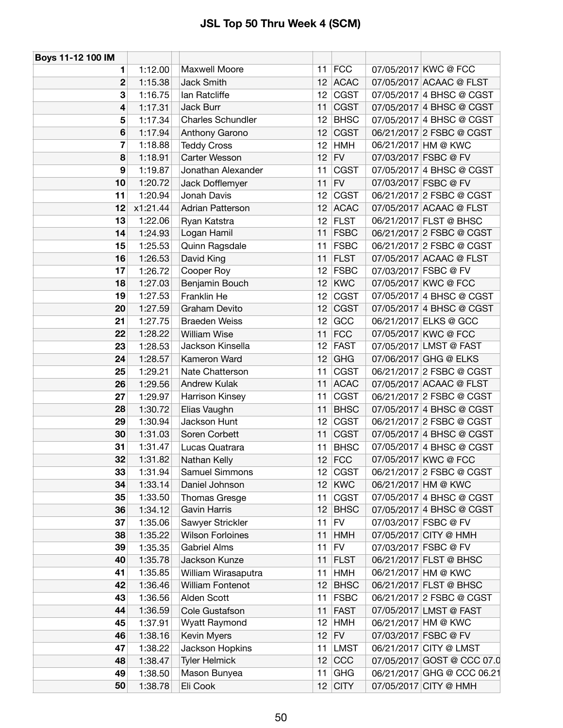# JSL Top 50 Thru Week 4 (SCM)

| Boys 11-12 100 IM | | | | | | |
|---|---|---|---|---|---|---|
| 1 | 1:12.00 | Maxwell Moore | 11 | FCC | 07/05/2017 | KWC @ FCC |
| 2 | 1:15.38 | Jack Smith | 12 | ACAC | 07/05/2017 | ACAAC @ FLST |
| 3 | 1:16.75 | Ian Ratcliffe | 12 | CGST | 07/05/2017 | 4 BHSC @ CGST |
| 4 | 1:17.31 | Jack Burr | 11 | CGST | 07/05/2017 | 4 BHSC @ CGST |
| 5 | 1:17.34 | Charles Schundler | 12 | BHSC | 07/05/2017 | 4 BHSC @ CGST |
| 6 | 1:17.94 | Anthony Garono | 12 | CGST | 06/21/2017 | 2 FSBC @ CGST |
| 7 | 1:18.88 | Teddy Cross | 12 | HMH | 06/21/2017 | HM @ KWC |
| 8 | 1:18.91 | Carter Wesson | 12 | FV | 07/03/2017 | FSBC @ FV |
| 9 | 1:19.87 | Jonathan Alexander | 11 | CGST | 07/05/2017 | 4 BHSC @ CGST |
| 10 | 1:20.72 | Jack Dofflemyer | 11 | FV | 07/03/2017 | FSBC @ FV |
| 11 | 1:20.94 | Jonah Davis | 12 | CGST | 06/21/2017 | 2 FSBC @ CGST |
| 12 | x1:21.44 | Adrian Patterson | 12 | ACAC | 07/05/2017 | ACAAC @ FLST |
| 13 | 1:22.06 | Ryan Katstra | 12 | FLST | 06/21/2017 | FLST @ BHSC |
| 14 | 1:24.93 | Logan Hamil | 11 | FSBC | 06/21/2017 | 2 FSBC @ CGST |
| 15 | 1:25.53 | Quinn Ragsdale | 11 | FSBC | 06/21/2017 | 2 FSBC @ CGST |
| 16 | 1:26.53 | David King | 11 | FLST | 07/05/2017 | ACAAC @ FLST |
| 17 | 1:26.72 | Cooper Roy | 12 | FSBC | 07/03/2017 | FSBC @ FV |
| 18 | 1:27.03 | Benjamin Bouch | 12 | KWC | 07/05/2017 | KWC @ FCC |
| 19 | 1:27.53 | Franklin He | 12 | CGST | 07/05/2017 | 4 BHSC @ CGST |
| 20 | 1:27.59 | Graham Devito | 12 | CGST | 07/05/2017 | 4 BHSC @ CGST |
| 21 | 1:27.75 | Braeden Weiss | 12 | GCC | 06/21/2017 | ELKS @ GCC |
| 22 | 1:28.22 | William Wise | 11 | FCC | 07/05/2017 | KWC @ FCC |
| 23 | 1:28.53 | Jackson Kinsella | 12 | FAST | 07/05/2017 | LMST @ FAST |
| 24 | 1:28.57 | Kameron Ward | 12 | GHG | 07/06/2017 | GHG @ ELKS |
| 25 | 1:29.21 | Nate Chatterson | 11 | CGST | 06/21/2017 | 2 FSBC @ CGST |
| 26 | 1:29.56 | Andrew Kulak | 11 | ACAC | 07/05/2017 | ACAAC @ FLST |
| 27 | 1:29.97 | Harrison Kinsey | 11 | CGST | 06/21/2017 | 2 FSBC @ CGST |
| 28 | 1:30.72 | Elias Vaughn | 11 | BHSC | 07/05/2017 | 4 BHSC @ CGST |
| 29 | 1:30.94 | Jackson Hunt | 12 | CGST | 06/21/2017 | 2 FSBC @ CGST |
| 30 | 1:31.03 | Soren Corbett | 11 | CGST | 07/05/2017 | 4 BHSC @ CGST |
| 31 | 1:31.47 | Lucas Quatrara | 11 | BHSC | 07/05/2017 | 4 BHSC @ CGST |
| 32 | 1:31.82 | Nathan Kelly | 12 | FCC | 07/05/2017 | KWC @ FCC |
| 33 | 1:31.94 | Samuel Simmons | 12 | CGST | 06/21/2017 | 2 FSBC @ CGST |
| 34 | 1:33.14 | Daniel Johnson | 12 | KWC | 06/21/2017 | HM @ KWC |
| 35 | 1:33.50 | Thomas Gresge | 11 | CGST | 07/05/2017 | 4 BHSC @ CGST |
| 36 | 1:34.12 | Gavin Harris | 12 | BHSC | 07/05/2017 | 4 BHSC @ CGST |
| 37 | 1:35.06 | Sawyer Strickler | 11 | FV | 07/03/2017 | FSBC @ FV |
| 38 | 1:35.22 | Wilson Forloines | 11 | HMH | 07/05/2017 | CITY @ HMH |
| 39 | 1:35.35 | Gabriel Alms | 11 | FV | 07/03/2017 | FSBC @ FV |
| 40 | 1:35.78 | Jackson Kunze | 11 | FLST | 06/21/2017 | FLST @ BHSC |
| 41 | 1:35.85 | William Wirasaputra | 11 | HMH | 06/21/2017 | HM @ KWC |
| 42 | 1:36.46 | William Fontenot | 12 | BHSC | 06/21/2017 | FLST @ BHSC |
| 43 | 1:36.56 | Alden Scott | 11 | FSBC | 06/21/2017 | 2 FSBC @ CGST |
| 44 | 1:36.59 | Cole Gustafson | 11 | FAST | 07/05/2017 | LMST @ FAST |
| 45 | 1:37.91 | Wyatt Raymond | 12 | HMH | 06/21/2017 | HM @ KWC |
| 46 | 1:38.16 | Kevin Myers | 12 | FV | 07/03/2017 | FSBC @ FV |
| 47 | 1:38.22 | Jackson Hopkins | 11 | LMST | 06/21/2017 | CITY @ LMST |
| 48 | 1:38.47 | Tyler Helmick | 12 | CCC | 07/05/2017 | GOST @ CCC 07.0 |
| 49 | 1:38.50 | Mason Bunyea | 11 | GHG | 06/21/2017 | GHG @ CCC 06.21 |
| 50 | 1:38.78 | Eli Cook | 12 | CITY | 07/05/2017 | CITY @ HMH |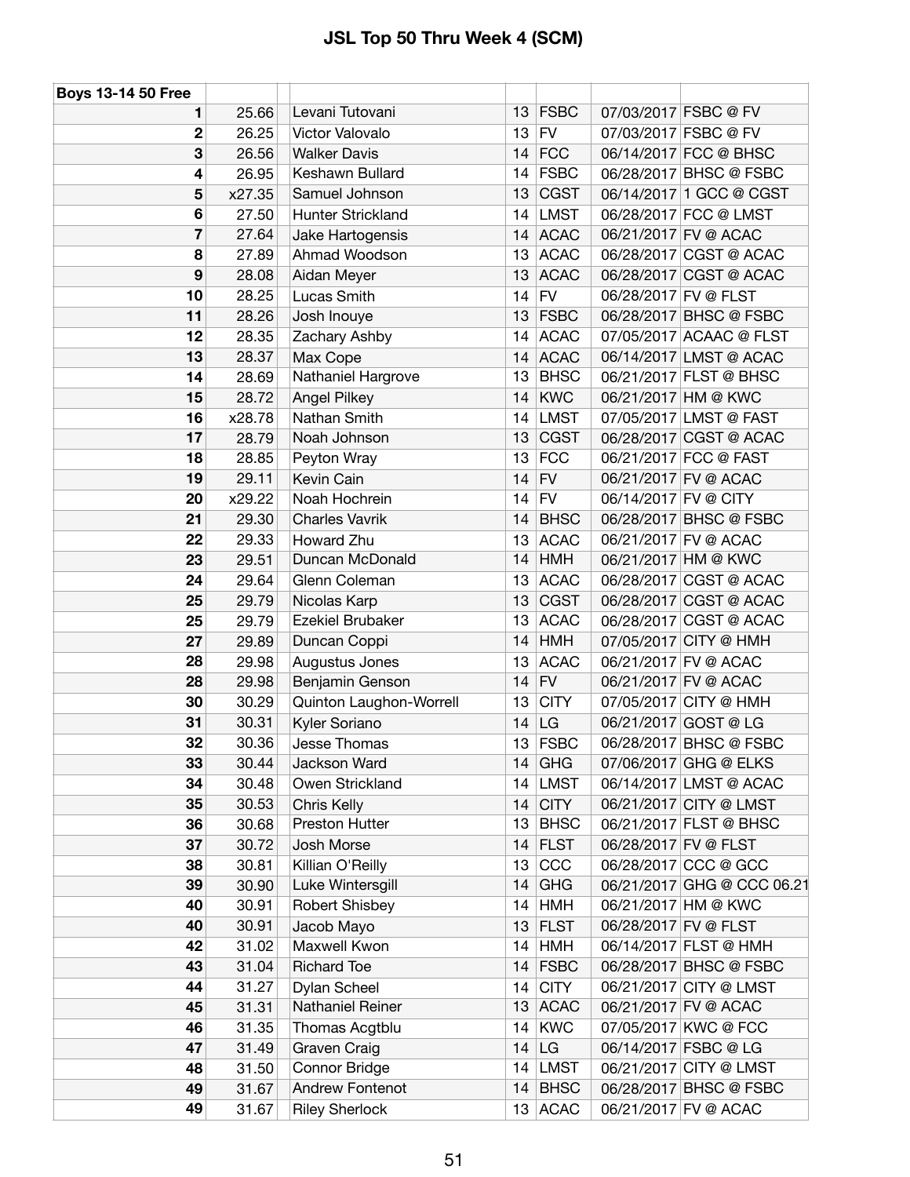# JSL Top 50 Thru Week 4 (SCM)

| Boys 13-14 50 Free | | | | | | |
|---|---|---|---|---|---|---|
| 1 | 25.66 | Levani Tutovani | 13 | FSBC | 07/03/2017 | FSBC @ FV |
| 2 | 26.25 | Victor Valovalo | 13 | FV | 07/03/2017 | FSBC @ FV |
| 3 | 26.56 | Walker Davis | 14 | FCC | 06/14/2017 | FCC @ BHSC |
| 4 | 26.95 | Keshawn Bullard | 14 | FSBC | 06/28/2017 | BHSC @ FSBC |
| 5 | x27.35 | Samuel Johnson | 13 | CGST | 06/14/2017 | 1 GCC @ CGST |
| 6 | 27.50 | Hunter Strickland | 14 | LMST | 06/28/2017 | FCC @ LMST |
| 7 | 27.64 | Jake Hartogensis | 14 | ACAC | 06/21/2017 | FV @ ACAC |
| 8 | 27.89 | Ahmad Woodson | 13 | ACAC | 06/28/2017 | CGST @ ACAC |
| 9 | 28.08 | Aidan Meyer | 13 | ACAC | 06/28/2017 | CGST @ ACAC |
| 10 | 28.25 | Lucas Smith | 14 | FV | 06/28/2017 | FV @ FLST |
| 11 | 28.26 | Josh Inouye | 13 | FSBC | 06/28/2017 | BHSC @ FSBC |
| 12 | 28.35 | Zachary Ashby | 14 | ACAC | 07/05/2017 | ACAAC @ FLST |
| 13 | 28.37 | Max Cope | 14 | ACAC | 06/14/2017 | LMST @ ACAC |
| 14 | 28.69 | Nathaniel Hargrove | 13 | BHSC | 06/21/2017 | FLST @ BHSC |
| 15 | 28.72 | Angel Pilkey | 14 | KWC | 06/21/2017 | HM @ KWC |
| 16 | x28.78 | Nathan Smith | 14 | LMST | 07/05/2017 | LMST @ FAST |
| 17 | 28.79 | Noah Johnson | 13 | CGST | 06/28/2017 | CGST @ ACAC |
| 18 | 28.85 | Peyton Wray | 13 | FCC | 06/21/2017 | FCC @ FAST |
| 19 | 29.11 | Kevin Cain | 14 | FV | 06/21/2017 | FV @ ACAC |
| 20 | x29.22 | Noah Hochrein | 14 | FV | 06/14/2017 | FV @ CITY |
| 21 | 29.30 | Charles Vavrik | 14 | BHSC | 06/28/2017 | BHSC @ FSBC |
| 22 | 29.33 | Howard Zhu | 13 | ACAC | 06/21/2017 | FV @ ACAC |
| 23 | 29.51 | Duncan McDonald | 14 | HMH | 06/21/2017 | HM @ KWC |
| 24 | 29.64 | Glenn Coleman | 13 | ACAC | 06/28/2017 | CGST @ ACAC |
| 25 | 29.79 | Nicolas Karp | 13 | CGST | 06/28/2017 | CGST @ ACAC |
| 25 | 29.79 | Ezekiel Brubaker | 13 | ACAC | 06/28/2017 | CGST @ ACAC |
| 27 | 29.89 | Duncan Coppi | 14 | HMH | 07/05/2017 | CITY @ HMH |
| 28 | 29.98 | Augustus Jones | 13 | ACAC | 06/21/2017 | FV @ ACAC |
| 28 | 29.98 | Benjamin Genson | 14 | FV | 06/21/2017 | FV @ ACAC |
| 30 | 30.29 | Quinton Laughon-Worrell | 13 | CITY | 07/05/2017 | CITY @ HMH |
| 31 | 30.31 | Kyler Soriano | 14 | LG | 06/21/2017 | GOST @ LG |
| 32 | 30.36 | Jesse Thomas | 13 | FSBC | 06/28/2017 | BHSC @ FSBC |
| 33 | 30.44 | Jackson Ward | 14 | GHG | 07/06/2017 | GHG @ ELKS |
| 34 | 30.48 | Owen Strickland | 14 | LMST | 06/14/2017 | LMST @ ACAC |
| 35 | 30.53 | Chris Kelly | 14 | CITY | 06/21/2017 | CITY @ LMST |
| 36 | 30.68 | Preston Hutter | 13 | BHSC | 06/21/2017 | FLST @ BHSC |
| 37 | 30.72 | Josh Morse | 14 | FLST | 06/28/2017 | FV @ FLST |
| 38 | 30.81 | Killian O'Reilly | 13 | CCC | 06/28/2017 | CCC @ GCC |
| 39 | 30.90 | Luke Wintersgill | 14 | GHG | 06/21/2017 | GHG @ CCC 06.21 |
| 40 | 30.91 | Robert Shisbey | 14 | HMH | 06/21/2017 | HM @ KWC |
| 40 | 30.91 | Jacob Mayo | 13 | FLST | 06/28/2017 | FV @ FLST |
| 42 | 31.02 | Maxwell Kwon | 14 | HMH | 06/14/2017 | FLST @ HMH |
| 43 | 31.04 | Richard Toe | 14 | FSBC | 06/28/2017 | BHSC @ FSBC |
| 44 | 31.27 | Dylan Scheel | 14 | CITY | 06/21/2017 | CITY @ LMST |
| 45 | 31.31 | Nathaniel Reiner | 13 | ACAC | 06/21/2017 | FV @ ACAC |
| 46 | 31.35 | Thomas Acgtblu | 14 | KWC | 07/05/2017 | KWC @ FCC |
| 47 | 31.49 | Graven Craig | 14 | LG | 06/14/2017 | FSBC @ LG |
| 48 | 31.50 | Connor Bridge | 14 | LMST | 06/21/2017 | CITY @ LMST |
| 49 | 31.67 | Andrew Fontenot | 14 | BHSC | 06/28/2017 | BHSC @ FSBC |
| 49 | 31.67 | Riley Sherlock | 13 | ACAC | 06/21/2017 | FV @ ACAC |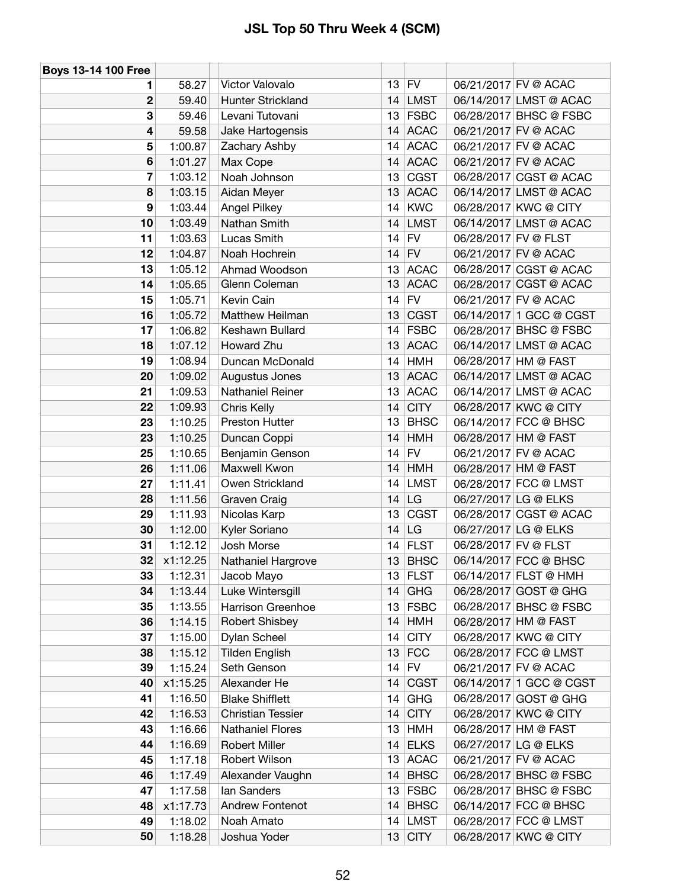# JSL Top 50 Thru Week 4 (SCM)

| Boys 13-14 100 Free | | | | | | | |
|---|---|---|---|---|---|---|---|
| 1 | 58.27 | | Victor Valovalo | 13 | FV | 06/21/2017 | FV @ ACAC |
| 2 | 59.40 | | Hunter Strickland | 14 | LMST | 06/14/2017 | LMST @ ACAC |
| 3 | 59.46 | | Levani Tutovani | 13 | FSBC | 06/28/2017 | BHSC @ FSBC |
| 4 | 59.58 | | Jake Hartogensis | 14 | ACAC | 06/21/2017 | FV @ ACAC |
| 5 | 1:00.87 | | Zachary Ashby | 14 | ACAC | 06/21/2017 | FV @ ACAC |
| 6 | 1:01.27 | | Max Cope | 14 | ACAC | 06/21/2017 | FV @ ACAC |
| 7 | 1:03.12 | | Noah Johnson | 13 | CGST | 06/28/2017 | CGST @ ACAC |
| 8 | 1:03.15 | | Aidan Meyer | 13 | ACAC | 06/14/2017 | LMST @ ACAC |
| 9 | 1:03.44 | | Angel Pilkey | 14 | KWC | 06/28/2017 | KWC @ CITY |
| 10 | 1:03.49 | | Nathan Smith | 14 | LMST | 06/14/2017 | LMST @ ACAC |
| 11 | 1:03.63 | | Lucas Smith | 14 | FV | 06/28/2017 | FV @ FLST |
| 12 | 1:04.87 | | Noah Hochrein | 14 | FV | 06/21/2017 | FV @ ACAC |
| 13 | 1:05.12 | | Ahmad Woodson | 13 | ACAC | 06/28/2017 | CGST @ ACAC |
| 14 | 1:05.65 | | Glenn Coleman | 13 | ACAC | 06/28/2017 | CGST @ ACAC |
| 15 | 1:05.71 | | Kevin Cain | 14 | FV | 06/21/2017 | FV @ ACAC |
| 16 | 1:05.72 | | Matthew Heilman | 13 | CGST | 06/14/2017 | 1 GCC @ CGST |
| 17 | 1:06.82 | | Keshawn Bullard | 14 | FSBC | 06/28/2017 | BHSC @ FSBC |
| 18 | 1:07.12 | | Howard Zhu | 13 | ACAC | 06/14/2017 | LMST @ ACAC |
| 19 | 1:08.94 | | Duncan McDonald | 14 | HMH | 06/28/2017 | HM @ FAST |
| 20 | 1:09.02 | | Augustus Jones | 13 | ACAC | 06/14/2017 | LMST @ ACAC |
| 21 | 1:09.53 | | Nathaniel Reiner | 13 | ACAC | 06/14/2017 | LMST @ ACAC |
| 22 | 1:09.93 | | Chris Kelly | 14 | CITY | 06/28/2017 | KWC @ CITY |
| 23 | 1:10.25 | | Preston Hutter | 13 | BHSC | 06/14/2017 | FCC @ BHSC |
| 23 | 1:10.25 | | Duncan Coppi | 14 | HMH | 06/28/2017 | HM @ FAST |
| 25 | 1:10.65 | | Benjamin Genson | 14 | FV | 06/21/2017 | FV @ ACAC |
| 26 | 1:11.06 | | Maxwell Kwon | 14 | HMH | 06/28/2017 | HM @ FAST |
| 27 | 1:11.41 | | Owen Strickland | 14 | LMST | 06/28/2017 | FCC @ LMST |
| 28 | 1:11.56 | | Graven Craig | 14 | LG | 06/27/2017 | LG @ ELKS |
| 29 | 1:11.93 | | Nicolas Karp | 13 | CGST | 06/28/2017 | CGST @ ACAC |
| 30 | 1:12.00 | | Kyler Soriano | 14 | LG | 06/27/2017 | LG @ ELKS |
| 31 | 1:12.12 | | Josh Morse | 14 | FLST | 06/28/2017 | FV @ FLST |
| 32 | x1:12.25 | | Nathaniel Hargrove | 13 | BHSC | 06/14/2017 | FCC @ BHSC |
| 33 | 1:12.31 | | Jacob Mayo | 13 | FLST | 06/14/2017 | FLST @ HMH |
| 34 | 1:13.44 | | Luke Wintersgill | 14 | GHG | 06/28/2017 | GOST @ GHG |
| 35 | 1:13.55 | | Harrison Greenhoe | 13 | FSBC | 06/28/2017 | BHSC @ FSBC |
| 36 | 1:14.15 | | Robert Shisbey | 14 | HMH | 06/28/2017 | HM @ FAST |
| 37 | 1:15.00 | | Dylan Scheel | 14 | CITY | 06/28/2017 | KWC @ CITY |
| 38 | 1:15.12 | | Tilden English | 13 | FCC | 06/28/2017 | FCC @ LMST |
| 39 | 1:15.24 | | Seth Genson | 14 | FV | 06/21/2017 | FV @ ACAC |
| 40 | x1:15.25 | | Alexander He | 14 | CGST | 06/14/2017 | 1 GCC @ CGST |
| 41 | 1:16.50 | | Blake Shifflett | 14 | GHG | 06/28/2017 | GOST @ GHG |
| 42 | 1:16.53 | | Christian Tessier | 14 | CITY | 06/28/2017 | KWC @ CITY |
| 43 | 1:16.66 | | Nathaniel Flores | 13 | HMH | 06/28/2017 | HM @ FAST |
| 44 | 1:16.69 | | Robert Miller | 14 | ELKS | 06/27/2017 | LG @ ELKS |
| 45 | 1:17.18 | | Robert Wilson | 13 | ACAC | 06/21/2017 | FV @ ACAC |
| 46 | 1:17.49 | | Alexander Vaughn | 14 | BHSC | 06/28/2017 | BHSC @ FSBC |
| 47 | 1:17.58 | | Ian Sanders | 13 | FSBC | 06/28/2017 | BHSC @ FSBC |
| 48 | x1:17.73 | | Andrew Fontenot | 14 | BHSC | 06/14/2017 | FCC @ BHSC |
| 49 | 1:18.02 | | Noah Amato | 14 | LMST | 06/28/2017 | FCC @ LMST |
| 50 | 1:18.28 | | Joshua Yoder | 13 | CITY | 06/28/2017 | KWC @ CITY |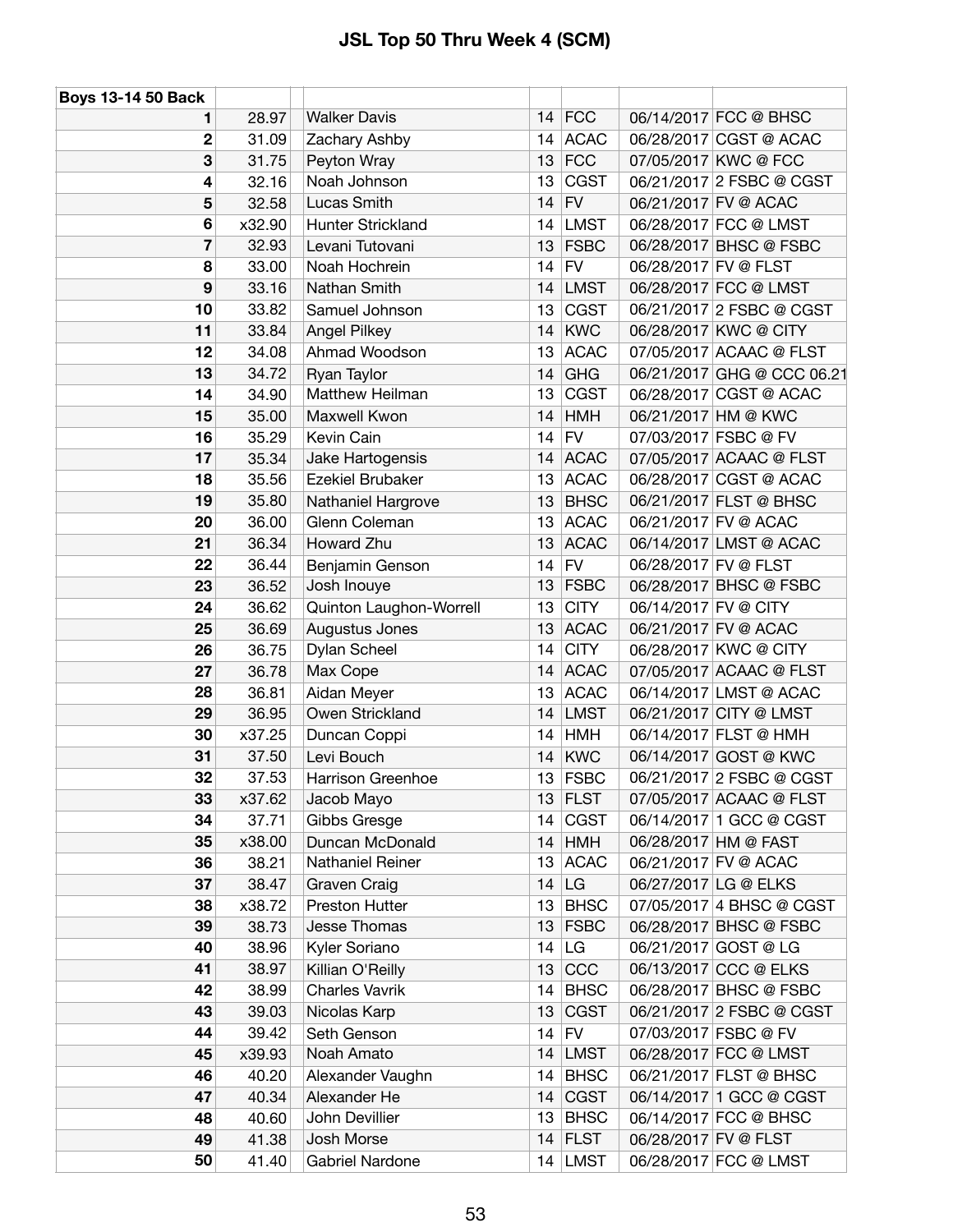# JSL Top 50 Thru Week 4 (SCM)

| Boys 13-14 50 Back | | | | | | | |
|---|---|---|---|---|---|---|---|
| 1 | 28.97 | | Walker Davis | 14 | FCC | 06/14/2017 | FCC @ BHSC |
| 2 | 31.09 | | Zachary Ashby | 14 | ACAC | 06/28/2017 | CGST @ ACAC |
| 3 | 31.75 | | Peyton Wray | 13 | FCC | 07/05/2017 | KWC @ FCC |
| 4 | 32.16 | | Noah Johnson | 13 | CGST | 06/21/2017 | 2 FSBC @ CGST |
| 5 | 32.58 | | Lucas Smith | 14 | FV | 06/21/2017 | FV @ ACAC |
| 6 | x32.90 | | Hunter Strickland | 14 | LMST | 06/28/2017 | FCC @ LMST |
| 7 | 32.93 | | Levani Tutovani | 13 | FSBC | 06/28/2017 | BHSC @ FSBC |
| 8 | 33.00 | | Noah Hochrein | 14 | FV | 06/28/2017 | FV @ FLST |
| 9 | 33.16 | | Nathan Smith | 14 | LMST | 06/28/2017 | FCC @ LMST |
| 10 | 33.82 | | Samuel Johnson | 13 | CGST | 06/21/2017 | 2 FSBC @ CGST |
| 11 | 33.84 | | Angel Pilkey | 14 | KWC | 06/28/2017 | KWC @ CITY |
| 12 | 34.08 | | Ahmad Woodson | 13 | ACAC | 07/05/2017 | ACAAC @ FLST |
| 13 | 34.72 | | Ryan Taylor | 14 | GHG | 06/21/2017 | GHG @ CCC 06.21 |
| 14 | 34.90 | | Matthew Heilman | 13 | CGST | 06/28/2017 | CGST @ ACAC |
| 15 | 35.00 | | Maxwell Kwon | 14 | HMH | 06/21/2017 | HM @ KWC |
| 16 | 35.29 | | Kevin Cain | 14 | FV | 07/03/2017 | FSBC @ FV |
| 17 | 35.34 | | Jake Hartogensis | 14 | ACAC | 07/05/2017 | ACAAC @ FLST |
| 18 | 35.56 | | Ezekiel Brubaker | 13 | ACAC | 06/28/2017 | CGST @ ACAC |
| 19 | 35.80 | | Nathaniel Hargrove | 13 | BHSC | 06/21/2017 | FLST @ BHSC |
| 20 | 36.00 | | Glenn Coleman | 13 | ACAC | 06/21/2017 | FV @ ACAC |
| 21 | 36.34 | | Howard Zhu | 13 | ACAC | 06/14/2017 | LMST @ ACAC |
| 22 | 36.44 | | Benjamin Genson | 14 | FV | 06/28/2017 | FV @ FLST |
| 23 | 36.52 | | Josh Inouye | 13 | FSBC | 06/28/2017 | BHSC @ FSBC |
| 24 | 36.62 | | Quinton Laughon-Worrell | 13 | CITY | 06/14/2017 | FV @ CITY |
| 25 | 36.69 | | Augustus Jones | 13 | ACAC | 06/21/2017 | FV @ ACAC |
| 26 | 36.75 | | Dylan Scheel | 14 | CITY | 06/28/2017 | KWC @ CITY |
| 27 | 36.78 | | Max Cope | 14 | ACAC | 07/05/2017 | ACAAC @ FLST |
| 28 | 36.81 | | Aidan Meyer | 13 | ACAC | 06/14/2017 | LMST @ ACAC |
| 29 | 36.95 | | Owen Strickland | 14 | LMST | 06/21/2017 | CITY @ LMST |
| 30 | x37.25 | | Duncan Coppi | 14 | HMH | 06/14/2017 | FLST @ HMH |
| 31 | 37.50 | | Levi Bouch | 14 | KWC | 06/14/2017 | GOST @ KWC |
| 32 | 37.53 | | Harrison Greenhoe | 13 | FSBC | 06/21/2017 | 2 FSBC @ CGST |
| 33 | x37.62 | | Jacob Mayo | 13 | FLST | 07/05/2017 | ACAAC @ FLST |
| 34 | 37.71 | | Gibbs Gresge | 14 | CGST | 06/14/2017 | 1 GCC @ CGST |
| 35 | x38.00 | | Duncan McDonald | 14 | HMH | 06/28/2017 | HM @ FAST |
| 36 | 38.21 | | Nathaniel Reiner | 13 | ACAC | 06/21/2017 | FV @ ACAC |
| 37 | 38.47 | | Graven Craig | 14 | LG | 06/27/2017 | LG @ ELKS |
| 38 | x38.72 | | Preston Hutter | 13 | BHSC | 07/05/2017 | 4 BHSC @ CGST |
| 39 | 38.73 | | Jesse Thomas | 13 | FSBC | 06/28/2017 | BHSC @ FSBC |
| 40 | 38.96 | | Kyler Soriano | 14 | LG | 06/21/2017 | GOST @ LG |
| 41 | 38.97 | | Killian O'Reilly | 13 | CCC | 06/13/2017 | CCC @ ELKS |
| 42 | 38.99 | | Charles Vavrik | 14 | BHSC | 06/28/2017 | BHSC @ FSBC |
| 43 | 39.03 | | Nicolas Karp | 13 | CGST | 06/21/2017 | 2 FSBC @ CGST |
| 44 | 39.42 | | Seth Genson | 14 | FV | 07/03/2017 | FSBC @ FV |
| 45 | x39.93 | | Noah Amato | 14 | LMST | 06/28/2017 | FCC @ LMST |
| 46 | 40.20 | | Alexander Vaughn | 14 | BHSC | 06/21/2017 | FLST @ BHSC |
| 47 | 40.34 | | Alexander He | 14 | CGST | 06/14/2017 | 1 GCC @ CGST |
| 48 | 40.60 | | John Devillier | 13 | BHSC | 06/14/2017 | FCC @ BHSC |
| 49 | 41.38 | | Josh Morse | 14 | FLST | 06/28/2017 | FV @ FLST |
| 50 | 41.40 | | Gabriel Nardone | 14 | LMST | 06/28/2017 | FCC @ LMST |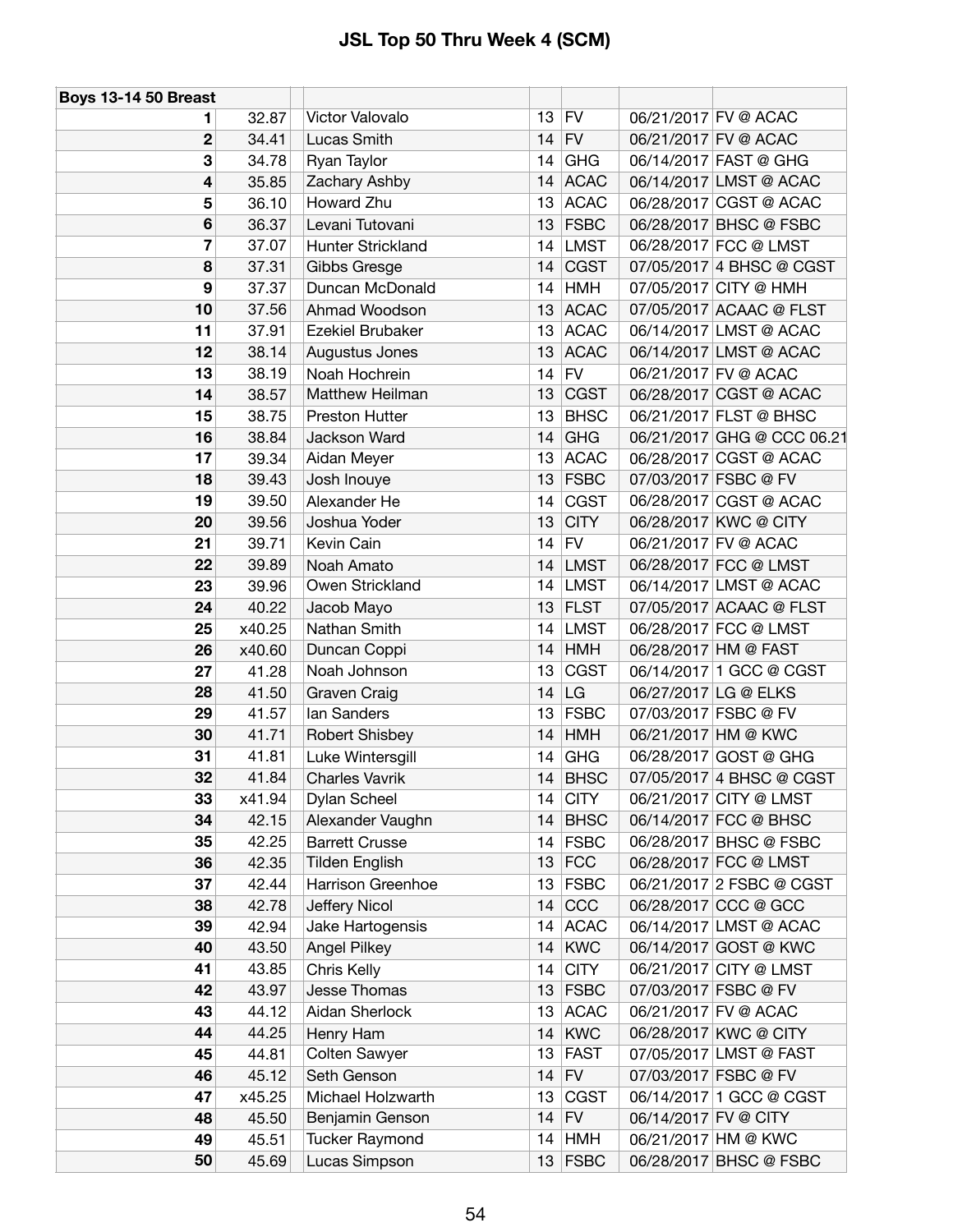# JSL Top 50 Thru Week 4 (SCM)

| Boys 13-14 50 Breast | | | | | | | |
|---|---|---|---|---|---|---|---|
| 1 | 32.87 | | Victor Valovalo | 13 | FV | 06/21/2017 | FV @ ACAC |
| 2 | 34.41 | | Lucas Smith | 14 | FV | 06/21/2017 | FV @ ACAC |
| 3 | 34.78 | | Ryan Taylor | 14 | GHG | 06/14/2017 | FAST @ GHG |
| 4 | 35.85 | | Zachary Ashby | 14 | ACAC | 06/14/2017 | LMST @ ACAC |
| 5 | 36.10 | | Howard Zhu | 13 | ACAC | 06/28/2017 | CGST @ ACAC |
| 6 | 36.37 | | Levani Tutovani | 13 | FSBC | 06/28/2017 | BHSC @ FSBC |
| 7 | 37.07 | | Hunter Strickland | 14 | LMST | 06/28/2017 | FCC @ LMST |
| 8 | 37.31 | | Gibbs Gresge | 14 | CGST | 07/05/2017 | 4 BHSC @ CGST |
| 9 | 37.37 | | Duncan McDonald | 14 | HMH | 07/05/2017 | CITY @ HMH |
| 10 | 37.56 | | Ahmad Woodson | 13 | ACAC | 07/05/2017 | ACAAC @ FLST |
| 11 | 37.91 | | Ezekiel Brubaker | 13 | ACAC | 06/14/2017 | LMST @ ACAC |
| 12 | 38.14 | | Augustus Jones | 13 | ACAC | 06/14/2017 | LMST @ ACAC |
| 13 | 38.19 | | Noah Hochrein | 14 | FV | 06/21/2017 | FV @ ACAC |
| 14 | 38.57 | | Matthew Heilman | 13 | CGST | 06/28/2017 | CGST @ ACAC |
| 15 | 38.75 | | Preston Hutter | 13 | BHSC | 06/21/2017 | FLST @ BHSC |
| 16 | 38.84 | | Jackson Ward | 14 | GHG | 06/21/2017 | GHG @ CCC 06.21 |
| 17 | 39.34 | | Aidan Meyer | 13 | ACAC | 06/28/2017 | CGST @ ACAC |
| 18 | 39.43 | | Josh Inouye | 13 | FSBC | 07/03/2017 | FSBC @ FV |
| 19 | 39.50 | | Alexander He | 14 | CGST | 06/28/2017 | CGST @ ACAC |
| 20 | 39.56 | | Joshua Yoder | 13 | CITY | 06/28/2017 | KWC @ CITY |
| 21 | 39.71 | | Kevin Cain | 14 | FV | 06/21/2017 | FV @ ACAC |
| 22 | 39.89 | | Noah Amato | 14 | LMST | 06/28/2017 | FCC @ LMST |
| 23 | 39.96 | | Owen Strickland | 14 | LMST | 06/14/2017 | LMST @ ACAC |
| 24 | 40.22 | | Jacob Mayo | 13 | FLST | 07/05/2017 | ACAAC @ FLST |
| 25 | x40.25 | | Nathan Smith | 14 | LMST | 06/28/2017 | FCC @ LMST |
| 26 | x40.60 | | Duncan Coppi | 14 | HMH | 06/28/2017 | HM @ FAST |
| 27 | 41.28 | | Noah Johnson | 13 | CGST | 06/14/2017 | 1 GCC @ CGST |
| 28 | 41.50 | | Graven Craig | 14 | LG | 06/27/2017 | LG @ ELKS |
| 29 | 41.57 | | Ian Sanders | 13 | FSBC | 07/03/2017 | FSBC @ FV |
| 30 | 41.71 | | Robert Shisbey | 14 | HMH | 06/21/2017 | HM @ KWC |
| 31 | 41.81 | | Luke Wintersgill | 14 | GHG | 06/28/2017 | GOST @ GHG |
| 32 | 41.84 | | Charles Vavrik | 14 | BHSC | 07/05/2017 | 4 BHSC @ CGST |
| 33 | x41.94 | | Dylan Scheel | 14 | CITY | 06/21/2017 | CITY @ LMST |
| 34 | 42.15 | | Alexander Vaughn | 14 | BHSC | 06/14/2017 | FCC @ BHSC |
| 35 | 42.25 | | Barrett Crusse | 14 | FSBC | 06/28/2017 | BHSC @ FSBC |
| 36 | 42.35 | | Tilden English | 13 | FCC | 06/28/2017 | FCC @ LMST |
| 37 | 42.44 | | Harrison Greenhoe | 13 | FSBC | 06/21/2017 | 2 FSBC @ CGST |
| 38 | 42.78 | | Jeffery Nicol | 14 | CCC | 06/28/2017 | CCC @ GCC |
| 39 | 42.94 | | Jake Hartogensis | 14 | ACAC | 06/14/2017 | LMST @ ACAC |
| 40 | 43.50 | | Angel Pilkey | 14 | KWC | 06/14/2017 | GOST @ KWC |
| 41 | 43.85 | | Chris Kelly | 14 | CITY | 06/21/2017 | CITY @ LMST |
| 42 | 43.97 | | Jesse Thomas | 13 | FSBC | 07/03/2017 | FSBC @ FV |
| 43 | 44.12 | | Aidan Sherlock | 13 | ACAC | 06/21/2017 | FV @ ACAC |
| 44 | 44.25 | | Henry Ham | 14 | KWC | 06/28/2017 | KWC @ CITY |
| 45 | 44.81 | | Colten Sawyer | 13 | FAST | 07/05/2017 | LMST @ FAST |
| 46 | 45.12 | | Seth Genson | 14 | FV | 07/03/2017 | FSBC @ FV |
| 47 | x45.25 | | Michael Holzwarth | 13 | CGST | 06/14/2017 | 1 GCC @ CGST |
| 48 | 45.50 | | Benjamin Genson | 14 | FV | 06/14/2017 | FV @ CITY |
| 49 | 45.51 | | Tucker Raymond | 14 | HMH | 06/21/2017 | HM @ KWC |
| 50 | 45.69 | | Lucas Simpson | 13 | FSBC | 06/28/2017 | BHSC @ FSBC |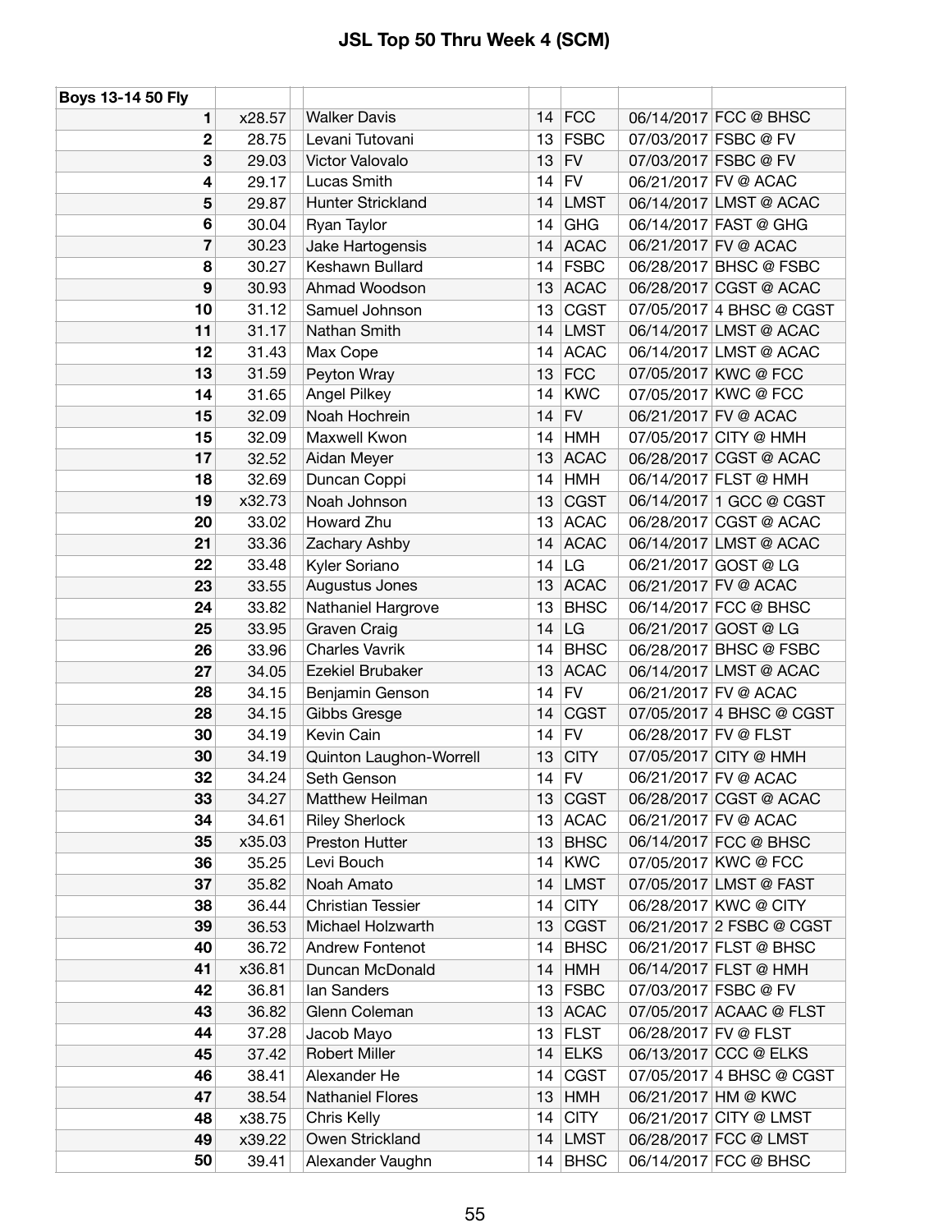# JSL Top 50 Thru Week 4 (SCM)

| Boys 13-14 50 Fly | | | | | | |
|---|---|---|---|---|---|---|
| 1 | x28.57 | Walker Davis | 14 | FCC | 06/14/2017 | FCC @ BHSC |
| 2 | 28.75 | Levani Tutovani | 13 | FSBC | 07/03/2017 | FSBC @ FV |
| 3 | 29.03 | Victor Valovalo | 13 | FV | 07/03/2017 | FSBC @ FV |
| 4 | 29.17 | Lucas Smith | 14 | FV | 06/21/2017 | FV @ ACAC |
| 5 | 29.87 | Hunter Strickland | 14 | LMST | 06/14/2017 | LMST @ ACAC |
| 6 | 30.04 | Ryan Taylor | 14 | GHG | 06/14/2017 | FAST @ GHG |
| 7 | 30.23 | Jake Hartogensis | 14 | ACAC | 06/21/2017 | FV @ ACAC |
| 8 | 30.27 | Keshawn Bullard | 14 | FSBC | 06/28/2017 | BHSC @ FSBC |
| 9 | 30.93 | Ahmad Woodson | 13 | ACAC | 06/28/2017 | CGST @ ACAC |
| 10 | 31.12 | Samuel Johnson | 13 | CGST | 07/05/2017 | 4 BHSC @ CGST |
| 11 | 31.17 | Nathan Smith | 14 | LMST | 06/14/2017 | LMST @ ACAC |
| 12 | 31.43 | Max Cope | 14 | ACAC | 06/14/2017 | LMST @ ACAC |
| 13 | 31.59 | Peyton Wray | 13 | FCC | 07/05/2017 | KWC @ FCC |
| 14 | 31.65 | Angel Pilkey | 14 | KWC | 07/05/2017 | KWC @ FCC |
| 15 | 32.09 | Noah Hochrein | 14 | FV | 06/21/2017 | FV @ ACAC |
| 15 | 32.09 | Maxwell Kwon | 14 | HMH | 07/05/2017 | CITY @ HMH |
| 17 | 32.52 | Aidan Meyer | 13 | ACAC | 06/28/2017 | CGST @ ACAC |
| 18 | 32.69 | Duncan Coppi | 14 | HMH | 06/14/2017 | FLST @ HMH |
| 19 | x32.73 | Noah Johnson | 13 | CGST | 06/14/2017 | 1 GCC @ CGST |
| 20 | 33.02 | Howard Zhu | 13 | ACAC | 06/28/2017 | CGST @ ACAC |
| 21 | 33.36 | Zachary Ashby | 14 | ACAC | 06/14/2017 | LMST @ ACAC |
| 22 | 33.48 | Kyler Soriano | 14 | LG | 06/21/2017 | GOST @ LG |
| 23 | 33.55 | Augustus Jones | 13 | ACAC | 06/21/2017 | FV @ ACAC |
| 24 | 33.82 | Nathaniel Hargrove | 13 | BHSC | 06/14/2017 | FCC @ BHSC |
| 25 | 33.95 | Graven Craig | 14 | LG | 06/21/2017 | GOST @ LG |
| 26 | 33.96 | Charles Vavrik | 14 | BHSC | 06/28/2017 | BHSC @ FSBC |
| 27 | 34.05 | Ezekiel Brubaker | 13 | ACAC | 06/14/2017 | LMST @ ACAC |
| 28 | 34.15 | Benjamin Genson | 14 | FV | 06/21/2017 | FV @ ACAC |
| 28 | 34.15 | Gibbs Gresge | 14 | CGST | 07/05/2017 | 4 BHSC @ CGST |
| 30 | 34.19 | Kevin Cain | 14 | FV | 06/28/2017 | FV @ FLST |
| 30 | 34.19 | Quinton Laughon-Worrell | 13 | CITY | 07/05/2017 | CITY @ HMH |
| 32 | 34.24 | Seth Genson | 14 | FV | 06/21/2017 | FV @ ACAC |
| 33 | 34.27 | Matthew Heilman | 13 | CGST | 06/28/2017 | CGST @ ACAC |
| 34 | 34.61 | Riley Sherlock | 13 | ACAC | 06/21/2017 | FV @ ACAC |
| 35 | x35.03 | Preston Hutter | 13 | BHSC | 06/14/2017 | FCC @ BHSC |
| 36 | 35.25 | Levi Bouch | 14 | KWC | 07/05/2017 | KWC @ FCC |
| 37 | 35.82 | Noah Amato | 14 | LMST | 07/05/2017 | LMST @ FAST |
| 38 | 36.44 | Christian Tessier | 14 | CITY | 06/28/2017 | KWC @ CITY |
| 39 | 36.53 | Michael Holzwarth | 13 | CGST | 06/21/2017 | 2 FSBC @ CGST |
| 40 | 36.72 | Andrew Fontenot | 14 | BHSC | 06/21/2017 | FLST @ BHSC |
| 41 | x36.81 | Duncan McDonald | 14 | HMH | 06/14/2017 | FLST @ HMH |
| 42 | 36.81 | Ian Sanders | 13 | FSBC | 07/03/2017 | FSBC @ FV |
| 43 | 36.82 | Glenn Coleman | 13 | ACAC | 07/05/2017 | ACAAC @ FLST |
| 44 | 37.28 | Jacob Mayo | 13 | FLST | 06/28/2017 | FV @ FLST |
| 45 | 37.42 | Robert Miller | 14 | ELKS | 06/13/2017 | CCC @ ELKS |
| 46 | 38.41 | Alexander He | 14 | CGST | 07/05/2017 | 4 BHSC @ CGST |
| 47 | 38.54 | Nathaniel Flores | 13 | HMH | 06/21/2017 | HM @ KWC |
| 48 | x38.75 | Chris Kelly | 14 | CITY | 06/21/2017 | CITY @ LMST |
| 49 | x39.22 | Owen Strickland | 14 | LMST | 06/28/2017 | FCC @ LMST |
| 50 | 39.41 | Alexander Vaughn | 14 | BHSC | 06/14/2017 | FCC @ BHSC |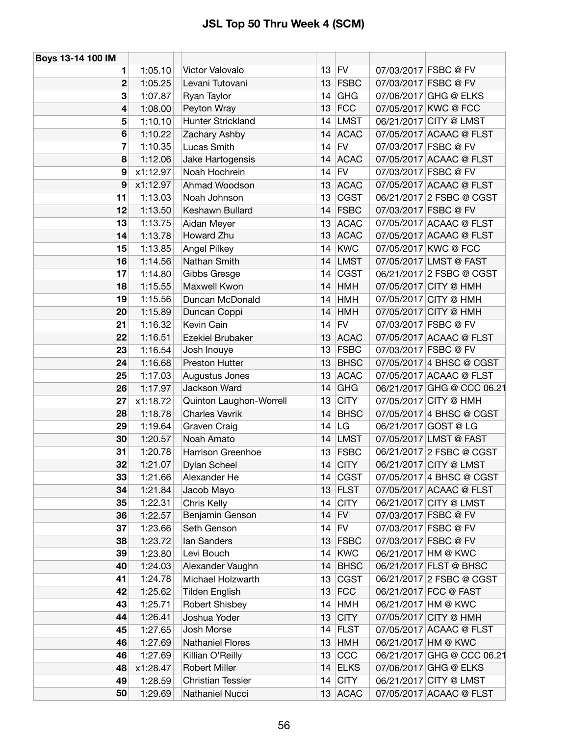# JSL Top 50 Thru Week 4 (SCM)

| Boys 13-14 100 IM | | | | | | |
|---|---|---|---|---|---|---|
| 1 | 1:05.10 | Victor Valovalo | 13 | FV | 07/03/2017 | FSBC @ FV |
| 2 | 1:05.25 | Levani Tutovani | 13 | FSBC | 07/03/2017 | FSBC @ FV |
| 3 | 1:07.87 | Ryan Taylor | 14 | GHG | 07/06/2017 | GHG @ ELKS |
| 4 | 1:08.00 | Peyton Wray | 13 | FCC | 07/05/2017 | KWC @ FCC |
| 5 | 1:10.10 | Hunter Strickland | 14 | LMST | 06/21/2017 | CITY @ LMST |
| 6 | 1:10.22 | Zachary Ashby | 14 | ACAC | 07/05/2017 | ACAAC @ FLST |
| 7 | 1:10.35 | Lucas Smith | 14 | FV | 07/03/2017 | FSBC @ FV |
| 8 | 1:12.06 | Jake Hartogensis | 14 | ACAC | 07/05/2017 | ACAAC @ FLST |
| 9 | x1:12.97 | Noah Hochrein | 14 | FV | 07/03/2017 | FSBC @ FV |
| 9 | x1:12.97 | Ahmad Woodson | 13 | ACAC | 07/05/2017 | ACAAC @ FLST |
| 11 | 1:13.03 | Noah Johnson | 13 | CGST | 06/21/2017 | 2 FSBC @ CGST |
| 12 | 1:13.50 | Keshawn Bullard | 14 | FSBC | 07/03/2017 | FSBC @ FV |
| 13 | 1:13.75 | Aidan Meyer | 13 | ACAC | 07/05/2017 | ACAAC @ FLST |
| 14 | 1:13.78 | Howard Zhu | 13 | ACAC | 07/05/2017 | ACAAC @ FLST |
| 15 | 1:13.85 | Angel Pilkey | 14 | KWC | 07/05/2017 | KWC @ FCC |
| 16 | 1:14.56 | Nathan Smith | 14 | LMST | 07/05/2017 | LMST @ FAST |
| 17 | 1:14.80 | Gibbs Gresge | 14 | CGST | 06/21/2017 | 2 FSBC @ CGST |
| 18 | 1:15.55 | Maxwell Kwon | 14 | HMH | 07/05/2017 | CITY @ HMH |
| 19 | 1:15.56 | Duncan McDonald | 14 | HMH | 07/05/2017 | CITY @ HMH |
| 20 | 1:15.89 | Duncan Coppi | 14 | HMH | 07/05/2017 | CITY @ HMH |
| 21 | 1:16.32 | Kevin Cain | 14 | FV | 07/03/2017 | FSBC @ FV |
| 22 | 1:16.51 | Ezekiel Brubaker | 13 | ACAC | 07/05/2017 | ACAAC @ FLST |
| 23 | 1:16.54 | Josh Inouye | 13 | FSBC | 07/03/2017 | FSBC @ FV |
| 24 | 1:16.68 | Preston Hutter | 13 | BHSC | 07/05/2017 | 4 BHSC @ CGST |
| 25 | 1:17.03 | Augustus Jones | 13 | ACAC | 07/05/2017 | ACAAC @ FLST |
| 26 | 1:17.97 | Jackson Ward | 14 | GHG | 06/21/2017 | GHG @ CCC 06.21 |
| 27 | x1:18.72 | Quinton Laughon-Worrell | 13 | CITY | 07/05/2017 | CITY @ HMH |
| 28 | 1:18.78 | Charles Vavrik | 14 | BHSC | 07/05/2017 | 4 BHSC @ CGST |
| 29 | 1:19.64 | Graven Craig | 14 | LG | 06/21/2017 | GOST @ LG |
| 30 | 1:20.57 | Noah Amato | 14 | LMST | 07/05/2017 | LMST @ FAST |
| 31 | 1:20.78 | Harrison Greenhoe | 13 | FSBC | 06/21/2017 | 2 FSBC @ CGST |
| 32 | 1:21.07 | Dylan Scheel | 14 | CITY | 06/21/2017 | CITY @ LMST |
| 33 | 1:21.66 | Alexander He | 14 | CGST | 07/05/2017 | 4 BHSC @ CGST |
| 34 | 1:21.84 | Jacob Mayo | 13 | FLST | 07/05/2017 | ACAAC @ FLST |
| 35 | 1:22.31 | Chris Kelly | 14 | CITY | 06/21/2017 | CITY @ LMST |
| 36 | 1:22.57 | Benjamin Genson | 14 | FV | 07/03/2017 | FSBC @ FV |
| 37 | 1:23.66 | Seth Genson | 14 | FV | 07/03/2017 | FSBC @ FV |
| 38 | 1:23.72 | Ian Sanders | 13 | FSBC | 07/03/2017 | FSBC @ FV |
| 39 | 1:23.80 | Levi Bouch | 14 | KWC | 06/21/2017 | HM @ KWC |
| 40 | 1:24.03 | Alexander Vaughn | 14 | BHSC | 06/21/2017 | FLST @ BHSC |
| 41 | 1:24.78 | Michael Holzwarth | 13 | CGST | 06/21/2017 | 2 FSBC @ CGST |
| 42 | 1:25.62 | Tilden English | 13 | FCC | 06/21/2017 | FCC @ FAST |
| 43 | 1:25.71 | Robert Shisbey | 14 | HMH | 06/21/2017 | HM @ KWC |
| 44 | 1:26.41 | Joshua Yoder | 13 | CITY | 07/05/2017 | CITY @ HMH |
| 45 | 1:27.65 | Josh Morse | 14 | FLST | 07/05/2017 | ACAAC @ FLST |
| 46 | 1:27.69 | Nathaniel Flores | 13 | HMH | 06/21/2017 | HM @ KWC |
| 46 | 1:27.69 | Killian O'Reilly | 13 | CCC | 06/21/2017 | GHG @ CCC 06.21 |
| 48 | x1:28.47 | Robert Miller | 14 | ELKS | 07/06/2017 | GHG @ ELKS |
| 49 | 1:28.59 | Christian Tessier | 14 | CITY | 06/21/2017 | CITY @ LMST |
| 50 | 1:29.69 | Nathaniel Nucci | 13 | ACAC | 07/05/2017 | ACAAC @ FLST |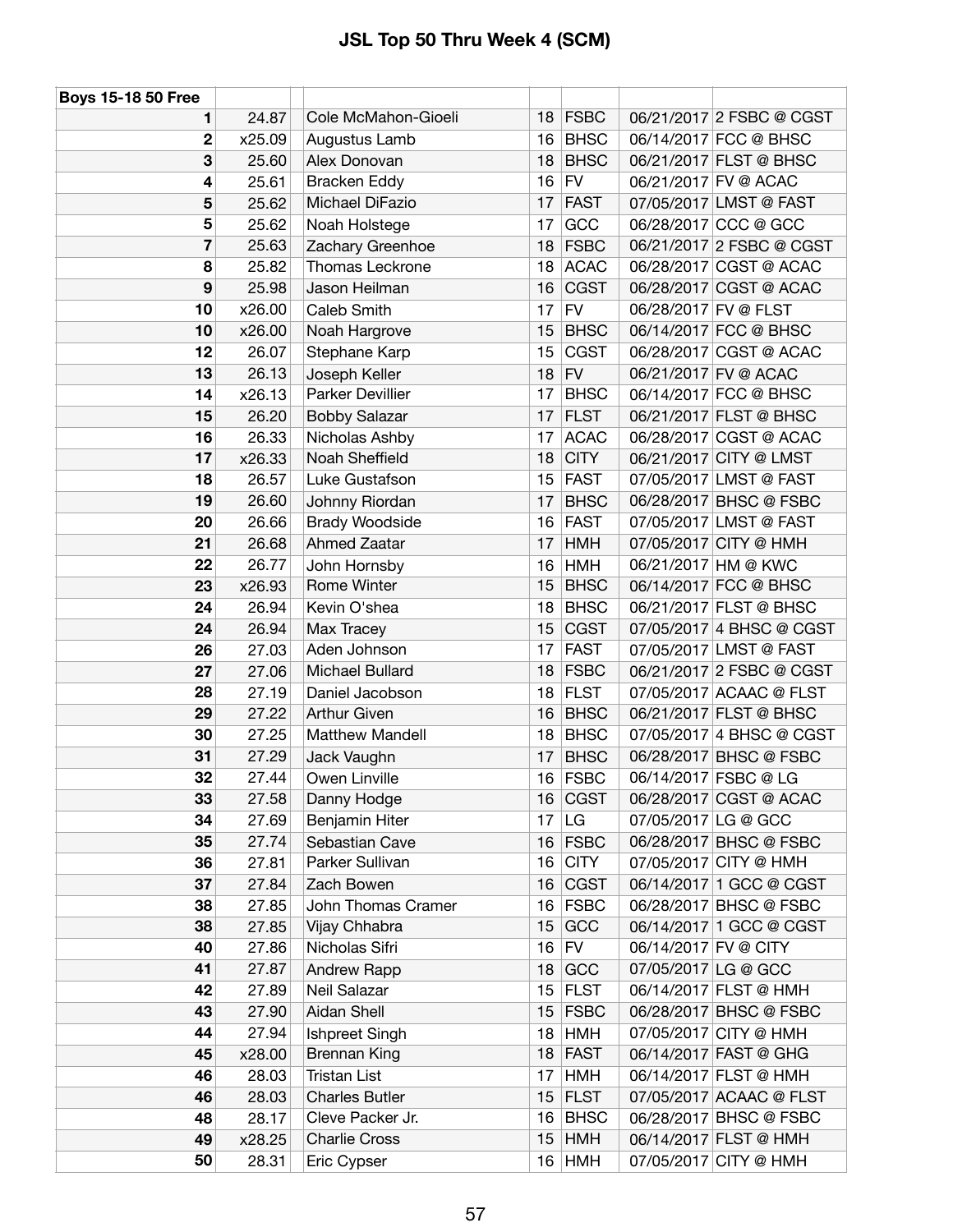# JSL Top 50 Thru Week 4 (SCM)

| Boys 15-18 50 Free | | | | | | |
|---|---|---|---|---|---|---|
| 1 | 24.87 | Cole McMahon-Gioeli | 18 | FSBC | 06/21/2017 | 2 FSBC @ CGST |
| 2 | x25.09 | Augustus Lamb | 16 | BHSC | 06/14/2017 | FCC @ BHSC |
| 3 | 25.60 | Alex Donovan | 18 | BHSC | 06/21/2017 | FLST @ BHSC |
| 4 | 25.61 | Bracken Eddy | 16 | FV | 06/21/2017 | FV @ ACAC |
| 5 | 25.62 | Michael DiFazio | 17 | FAST | 07/05/2017 | LMST @ FAST |
| 5 | 25.62 | Noah Holstege | 17 | GCC | 06/28/2017 | CCC @ GCC |
| 7 | 25.63 | Zachary Greenhoe | 18 | FSBC | 06/21/2017 | 2 FSBC @ CGST |
| 8 | 25.82 | Thomas Leckrone | 18 | ACAC | 06/28/2017 | CGST @ ACAC |
| 9 | 25.98 | Jason Heilman | 16 | CGST | 06/28/2017 | CGST @ ACAC |
| 10 | x26.00 | Caleb Smith | 17 | FV | 06/28/2017 | FV @ FLST |
| 10 | x26.00 | Noah Hargrove | 15 | BHSC | 06/14/2017 | FCC @ BHSC |
| 12 | 26.07 | Stephane Karp | 15 | CGST | 06/28/2017 | CGST @ ACAC |
| 13 | 26.13 | Joseph Keller | 18 | FV | 06/21/2017 | FV @ ACAC |
| 14 | x26.13 | Parker Devillier | 17 | BHSC | 06/14/2017 | FCC @ BHSC |
| 15 | 26.20 | Bobby Salazar | 17 | FLST | 06/21/2017 | FLST @ BHSC |
| 16 | 26.33 | Nicholas Ashby | 17 | ACAC | 06/28/2017 | CGST @ ACAC |
| 17 | x26.33 | Noah Sheffield | 18 | CITY | 06/21/2017 | CITY @ LMST |
| 18 | 26.57 | Luke Gustafson | 15 | FAST | 07/05/2017 | LMST @ FAST |
| 19 | 26.60 | Johnny Riordan | 17 | BHSC | 06/28/2017 | BHSC @ FSBC |
| 20 | 26.66 | Brady Woodside | 16 | FAST | 07/05/2017 | LMST @ FAST |
| 21 | 26.68 | Ahmed Zaatar | 17 | HMH | 07/05/2017 | CITY @ HMH |
| 22 | 26.77 | John Hornsby | 16 | HMH | 06/21/2017 | HM @ KWC |
| 23 | x26.93 | Rome Winter | 15 | BHSC | 06/14/2017 | FCC @ BHSC |
| 24 | 26.94 | Kevin O'shea | 18 | BHSC | 06/21/2017 | FLST @ BHSC |
| 24 | 26.94 | Max Tracey | 15 | CGST | 07/05/2017 | 4 BHSC @ CGST |
| 26 | 27.03 | Aden Johnson | 17 | FAST | 07/05/2017 | LMST @ FAST |
| 27 | 27.06 | Michael Bullard | 18 | FSBC | 06/21/2017 | 2 FSBC @ CGST |
| 28 | 27.19 | Daniel Jacobson | 18 | FLST | 07/05/2017 | ACAAC @ FLST |
| 29 | 27.22 | Arthur Given | 16 | BHSC | 06/21/2017 | FLST @ BHSC |
| 30 | 27.25 | Matthew Mandell | 18 | BHSC | 07/05/2017 | 4 BHSC @ CGST |
| 31 | 27.29 | Jack Vaughn | 17 | BHSC | 06/28/2017 | BHSC @ FSBC |
| 32 | 27.44 | Owen Linville | 16 | FSBC | 06/14/2017 | FSBC @ LG |
| 33 | 27.58 | Danny Hodge | 16 | CGST | 06/28/2017 | CGST @ ACAC |
| 34 | 27.69 | Benjamin Hiter | 17 | LG | 07/05/2017 | LG @ GCC |
| 35 | 27.74 | Sebastian Cave | 16 | FSBC | 06/28/2017 | BHSC @ FSBC |
| 36 | 27.81 | Parker Sullivan | 16 | CITY | 07/05/2017 | CITY @ HMH |
| 37 | 27.84 | Zach Bowen | 16 | CGST | 06/14/2017 | 1 GCC @ CGST |
| 38 | 27.85 | John Thomas Cramer | 16 | FSBC | 06/28/2017 | BHSC @ FSBC |
| 38 | 27.85 | Vijay Chhabra | 15 | GCC | 06/14/2017 | 1 GCC @ CGST |
| 40 | 27.86 | Nicholas Sifri | 16 | FV | 06/14/2017 | FV @ CITY |
| 41 | 27.87 | Andrew Rapp | 18 | GCC | 07/05/2017 | LG @ GCC |
| 42 | 27.89 | Neil Salazar | 15 | FLST | 06/14/2017 | FLST @ HMH |
| 43 | 27.90 | Aidan Shell | 15 | FSBC | 06/28/2017 | BHSC @ FSBC |
| 44 | 27.94 | Ishpreet Singh | 18 | HMH | 07/05/2017 | CITY @ HMH |
| 45 | x28.00 | Brennan King | 18 | FAST | 06/14/2017 | FAST @ GHG |
| 46 | 28.03 | Tristan List | 17 | HMH | 06/14/2017 | FLST @ HMH |
| 46 | 28.03 | Charles Butler | 15 | FLST | 07/05/2017 | ACAAC @ FLST |
| 48 | 28.17 | Cleve Packer Jr. | 16 | BHSC | 06/28/2017 | BHSC @ FSBC |
| 49 | x28.25 | Charlie Cross | 15 | HMH | 06/14/2017 | FLST @ HMH |
| 50 | 28.31 | Eric Cypser | 16 | HMH | 07/05/2017 | CITY @ HMH |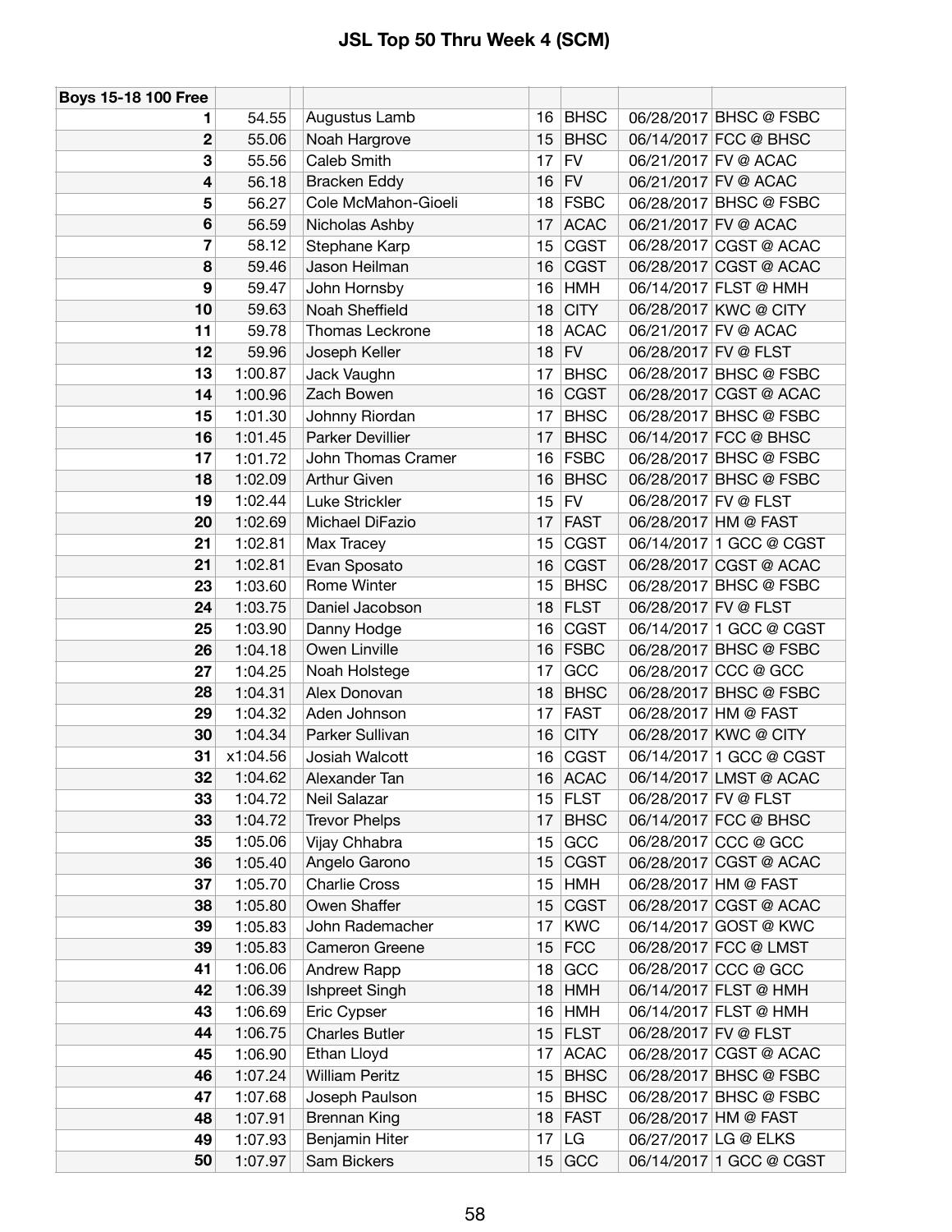# JSL Top 50 Thru Week 4 (SCM)

| Boys 15-18 100 Free | | | | | | | |
|---|---|---|---|---|---|---|---|
| 1 | 54.55 | | Augustus Lamb | 16 | BHSC | 06/28/2017 | BHSC @ FSBC |
| 2 | 55.06 | | Noah Hargrove | 15 | BHSC | 06/14/2017 | FCC @ BHSC |
| 3 | 55.56 | | Caleb Smith | 17 | FV | 06/21/2017 | FV @ ACAC |
| 4 | 56.18 | | Bracken Eddy | 16 | FV | 06/21/2017 | FV @ ACAC |
| 5 | 56.27 | | Cole McMahon-Gioeli | 18 | FSBC | 06/28/2017 | BHSC @ FSBC |
| 6 | 56.59 | | Nicholas Ashby | 17 | ACAC | 06/21/2017 | FV @ ACAC |
| 7 | 58.12 | | Stephane Karp | 15 | CGST | 06/28/2017 | CGST @ ACAC |
| 8 | 59.46 | | Jason Heilman | 16 | CGST | 06/28/2017 | CGST @ ACAC |
| 9 | 59.47 | | John Hornsby | 16 | HMH | 06/14/2017 | FLST @ HMH |
| 10 | 59.63 | | Noah Sheffield | 18 | CITY | 06/28/2017 | KWC @ CITY |
| 11 | 59.78 | | Thomas Leckrone | 18 | ACAC | 06/21/2017 | FV @ ACAC |
| 12 | 59.96 | | Joseph Keller | 18 | FV | 06/28/2017 | FV @ FLST |
| 13 | 1:00.87 | | Jack Vaughn | 17 | BHSC | 06/28/2017 | BHSC @ FSBC |
| 14 | 1:00.96 | | Zach Bowen | 16 | CGST | 06/28/2017 | CGST @ ACAC |
| 15 | 1:01.30 | | Johnny Riordan | 17 | BHSC | 06/28/2017 | BHSC @ FSBC |
| 16 | 1:01.45 | | Parker Devillier | 17 | BHSC | 06/14/2017 | FCC @ BHSC |
| 17 | 1:01.72 | | John Thomas Cramer | 16 | FSBC | 06/28/2017 | BHSC @ FSBC |
| 18 | 1:02.09 | | Arthur Given | 16 | BHSC | 06/28/2017 | BHSC @ FSBC |
| 19 | 1:02.44 | | Luke Strickler | 15 | FV | 06/28/2017 | FV @ FLST |
| 20 | 1:02.69 | | Michael DiFazio | 17 | FAST | 06/28/2017 | HM @ FAST |
| 21 | 1:02.81 | | Max Tracey | 15 | CGST | 06/14/2017 | 1 GCC @ CGST |
| 21 | 1:02.81 | | Evan Sposato | 16 | CGST | 06/28/2017 | CGST @ ACAC |
| 23 | 1:03.60 | | Rome Winter | 15 | BHSC | 06/28/2017 | BHSC @ FSBC |
| 24 | 1:03.75 | | Daniel Jacobson | 18 | FLST | 06/28/2017 | FV @ FLST |
| 25 | 1:03.90 | | Danny Hodge | 16 | CGST | 06/14/2017 | 1 GCC @ CGST |
| 26 | 1:04.18 | | Owen Linville | 16 | FSBC | 06/28/2017 | BHSC @ FSBC |
| 27 | 1:04.25 | | Noah Holstege | 17 | GCC | 06/28/2017 | CCC @ GCC |
| 28 | 1:04.31 | | Alex Donovan | 18 | BHSC | 06/28/2017 | BHSC @ FSBC |
| 29 | 1:04.32 | | Aden Johnson | 17 | FAST | 06/28/2017 | HM @ FAST |
| 30 | 1:04.34 | | Parker Sullivan | 16 | CITY | 06/28/2017 | KWC @ CITY |
| 31 | x1:04.56 | | Josiah Walcott | 16 | CGST | 06/14/2017 | 1 GCC @ CGST |
| 32 | 1:04.62 | | Alexander Tan | 16 | ACAC | 06/14/2017 | LMST @ ACAC |
| 33 | 1:04.72 | | Neil Salazar | 15 | FLST | 06/28/2017 | FV @ FLST |
| 33 | 1:04.72 | | Trevor Phelps | 17 | BHSC | 06/14/2017 | FCC @ BHSC |
| 35 | 1:05.06 | | Vijay Chhabra | 15 | GCC | 06/28/2017 | CCC @ GCC |
| 36 | 1:05.40 | | Angelo Garono | 15 | CGST | 06/28/2017 | CGST @ ACAC |
| 37 | 1:05.70 | | Charlie Cross | 15 | HMH | 06/28/2017 | HM @ FAST |
| 38 | 1:05.80 | | Owen Shaffer | 15 | CGST | 06/28/2017 | CGST @ ACAC |
| 39 | 1:05.83 | | John Rademacher | 17 | KWC | 06/14/2017 | GOST @ KWC |
| 39 | 1:05.83 | | Cameron Greene | 15 | FCC | 06/28/2017 | FCC @ LMST |
| 41 | 1:06.06 | | Andrew Rapp | 18 | GCC | 06/28/2017 | CCC @ GCC |
| 42 | 1:06.39 | | Ishpreet Singh | 18 | HMH | 06/14/2017 | FLST @ HMH |
| 43 | 1:06.69 | | Eric Cypser | 16 | HMH | 06/14/2017 | FLST @ HMH |
| 44 | 1:06.75 | | Charles Butler | 15 | FLST | 06/28/2017 | FV @ FLST |
| 45 | 1:06.90 | | Ethan Lloyd | 17 | ACAC | 06/28/2017 | CGST @ ACAC |
| 46 | 1:07.24 | | William Peritz | 15 | BHSC | 06/28/2017 | BHSC @ FSBC |
| 47 | 1:07.68 | | Joseph Paulson | 15 | BHSC | 06/28/2017 | BHSC @ FSBC |
| 48 | 1:07.91 | | Brennan King | 18 | FAST | 06/28/2017 | HM @ FAST |
| 49 | 1:07.93 | | Benjamin Hiter | 17 | LG | 06/27/2017 | LG @ ELKS |
| 50 | 1:07.97 | | Sam Bickers | 15 | GCC | 06/14/2017 | 1 GCC @ CGST |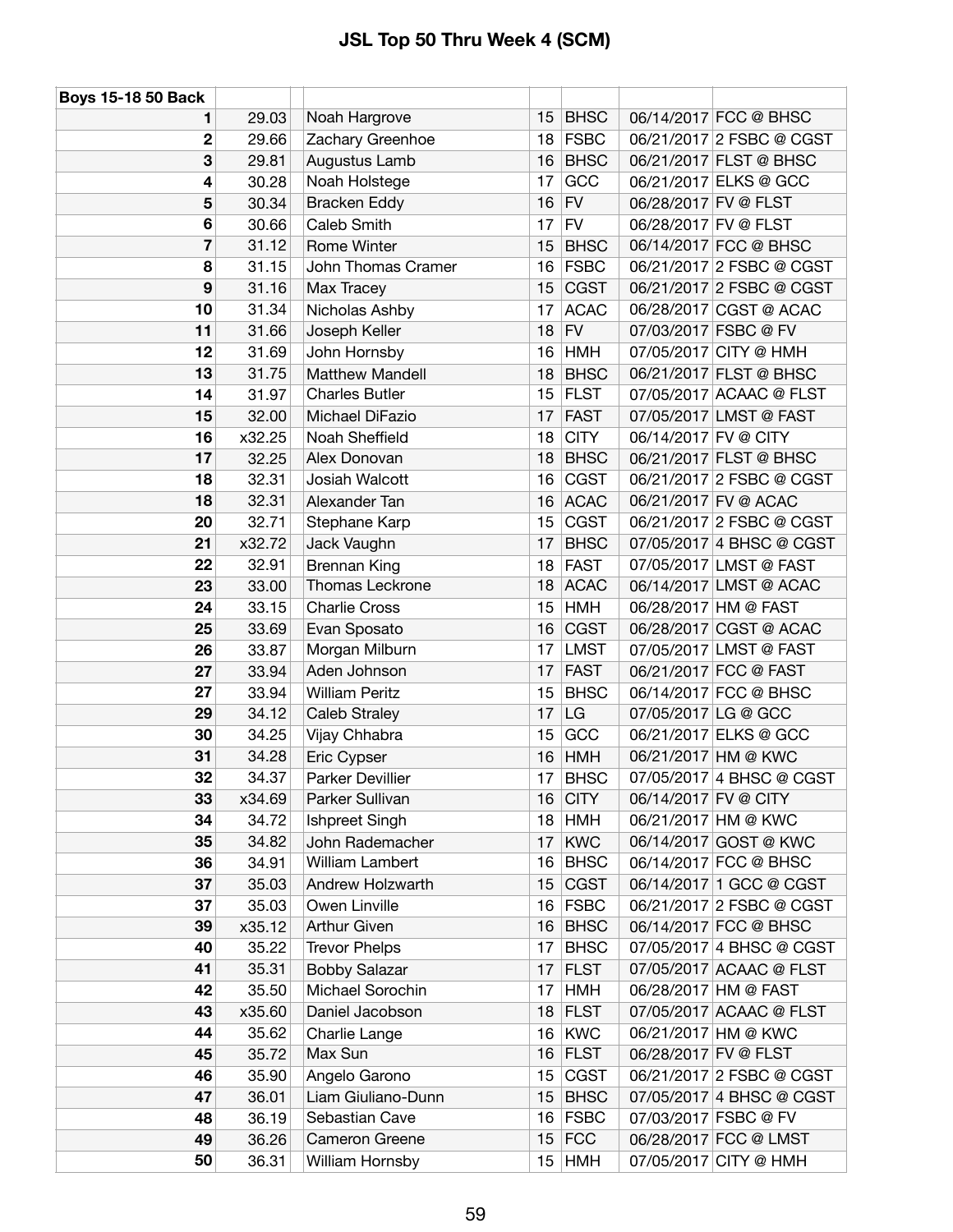# JSL Top 50 Thru Week 4 (SCM)

| Boys 15-18 50 Back | | | | | | |
|---|---|---|---|---|---|---|
| 1 | 29.03 | Noah Hargrove | 15 | BHSC | 06/14/2017 | FCC @ BHSC |
| 2 | 29.66 | Zachary Greenhoe | 18 | FSBC | 06/21/2017 | 2 FSBC @ CGST |
| 3 | 29.81 | Augustus Lamb | 16 | BHSC | 06/21/2017 | FLST @ BHSC |
| 4 | 30.28 | Noah Holstege | 17 | GCC | 06/21/2017 | ELKS @ GCC |
| 5 | 30.34 | Bracken Eddy | 16 | FV | 06/28/2017 | FV @ FLST |
| 6 | 30.66 | Caleb Smith | 17 | FV | 06/28/2017 | FV @ FLST |
| 7 | 31.12 | Rome Winter | 15 | BHSC | 06/14/2017 | FCC @ BHSC |
| 8 | 31.15 | John Thomas Cramer | 16 | FSBC | 06/21/2017 | 2 FSBC @ CGST |
| 9 | 31.16 | Max Tracey | 15 | CGST | 06/21/2017 | 2 FSBC @ CGST |
| 10 | 31.34 | Nicholas Ashby | 17 | ACAC | 06/28/2017 | CGST @ ACAC |
| 11 | 31.66 | Joseph Keller | 18 | FV | 07/03/2017 | FSBC @ FV |
| 12 | 31.69 | John Hornsby | 16 | HMH | 07/05/2017 | CITY @ HMH |
| 13 | 31.75 | Matthew Mandell | 18 | BHSC | 06/21/2017 | FLST @ BHSC |
| 14 | 31.97 | Charles Butler | 15 | FLST | 07/05/2017 | ACAAC @ FLST |
| 15 | 32.00 | Michael DiFazio | 17 | FAST | 07/05/2017 | LMST @ FAST |
| 16 | x32.25 | Noah Sheffield | 18 | CITY | 06/14/2017 | FV @ CITY |
| 17 | 32.25 | Alex Donovan | 18 | BHSC | 06/21/2017 | FLST @ BHSC |
| 18 | 32.31 | Josiah Walcott | 16 | CGST | 06/21/2017 | 2 FSBC @ CGST |
| 18 | 32.31 | Alexander Tan | 16 | ACAC | 06/21/2017 | FV @ ACAC |
| 20 | 32.71 | Stephane Karp | 15 | CGST | 06/21/2017 | 2 FSBC @ CGST |
| 21 | x32.72 | Jack Vaughn | 17 | BHSC | 07/05/2017 | 4 BHSC @ CGST |
| 22 | 32.91 | Brennan King | 18 | FAST | 07/05/2017 | LMST @ FAST |
| 23 | 33.00 | Thomas Leckrone | 18 | ACAC | 06/14/2017 | LMST @ ACAC |
| 24 | 33.15 | Charlie Cross | 15 | HMH | 06/28/2017 | HM @ FAST |
| 25 | 33.69 | Evan Sposato | 16 | CGST | 06/28/2017 | CGST @ ACAC |
| 26 | 33.87 | Morgan Milburn | 17 | LMST | 07/05/2017 | LMST @ FAST |
| 27 | 33.94 | Aden Johnson | 17 | FAST | 06/21/2017 | FCC @ FAST |
| 27 | 33.94 | William Peritz | 15 | BHSC | 06/14/2017 | FCC @ BHSC |
| 29 | 34.12 | Caleb Straley | 17 | LG | 07/05/2017 | LG @ GCC |
| 30 | 34.25 | Vijay Chhabra | 15 | GCC | 06/21/2017 | ELKS @ GCC |
| 31 | 34.28 | Eric Cypser | 16 | HMH | 06/21/2017 | HM @ KWC |
| 32 | 34.37 | Parker Devillier | 17 | BHSC | 07/05/2017 | 4 BHSC @ CGST |
| 33 | x34.69 | Parker Sullivan | 16 | CITY | 06/14/2017 | FV @ CITY |
| 34 | 34.72 | Ishpreet Singh | 18 | HMH | 06/21/2017 | HM @ KWC |
| 35 | 34.82 | John Rademacher | 17 | KWC | 06/14/2017 | GOST @ KWC |
| 36 | 34.91 | William Lambert | 16 | BHSC | 06/14/2017 | FCC @ BHSC |
| 37 | 35.03 | Andrew Holzwarth | 15 | CGST | 06/14/2017 | 1 GCC @ CGST |
| 37 | 35.03 | Owen Linville | 16 | FSBC | 06/21/2017 | 2 FSBC @ CGST |
| 39 | x35.12 | Arthur Given | 16 | BHSC | 06/14/2017 | FCC @ BHSC |
| 40 | 35.22 | Trevor Phelps | 17 | BHSC | 07/05/2017 | 4 BHSC @ CGST |
| 41 | 35.31 | Bobby Salazar | 17 | FLST | 07/05/2017 | ACAAC @ FLST |
| 42 | 35.50 | Michael Sorochin | 17 | HMH | 06/28/2017 | HM @ FAST |
| 43 | x35.60 | Daniel Jacobson | 18 | FLST | 07/05/2017 | ACAAC @ FLST |
| 44 | 35.62 | Charlie Lange | 16 | KWC | 06/21/2017 | HM @ KWC |
| 45 | 35.72 | Max Sun | 16 | FLST | 06/28/2017 | FV @ FLST |
| 46 | 35.90 | Angelo Garono | 15 | CGST | 06/21/2017 | 2 FSBC @ CGST |
| 47 | 36.01 | Liam Giuliano-Dunn | 15 | BHSC | 07/05/2017 | 4 BHSC @ CGST |
| 48 | 36.19 | Sebastian Cave | 16 | FSBC | 07/03/2017 | FSBC @ FV |
| 49 | 36.26 | Cameron Greene | 15 | FCC | 06/28/2017 | FCC @ LMST |
| 50 | 36.31 | William Hornsby | 15 | HMH | 07/05/2017 | CITY @ HMH |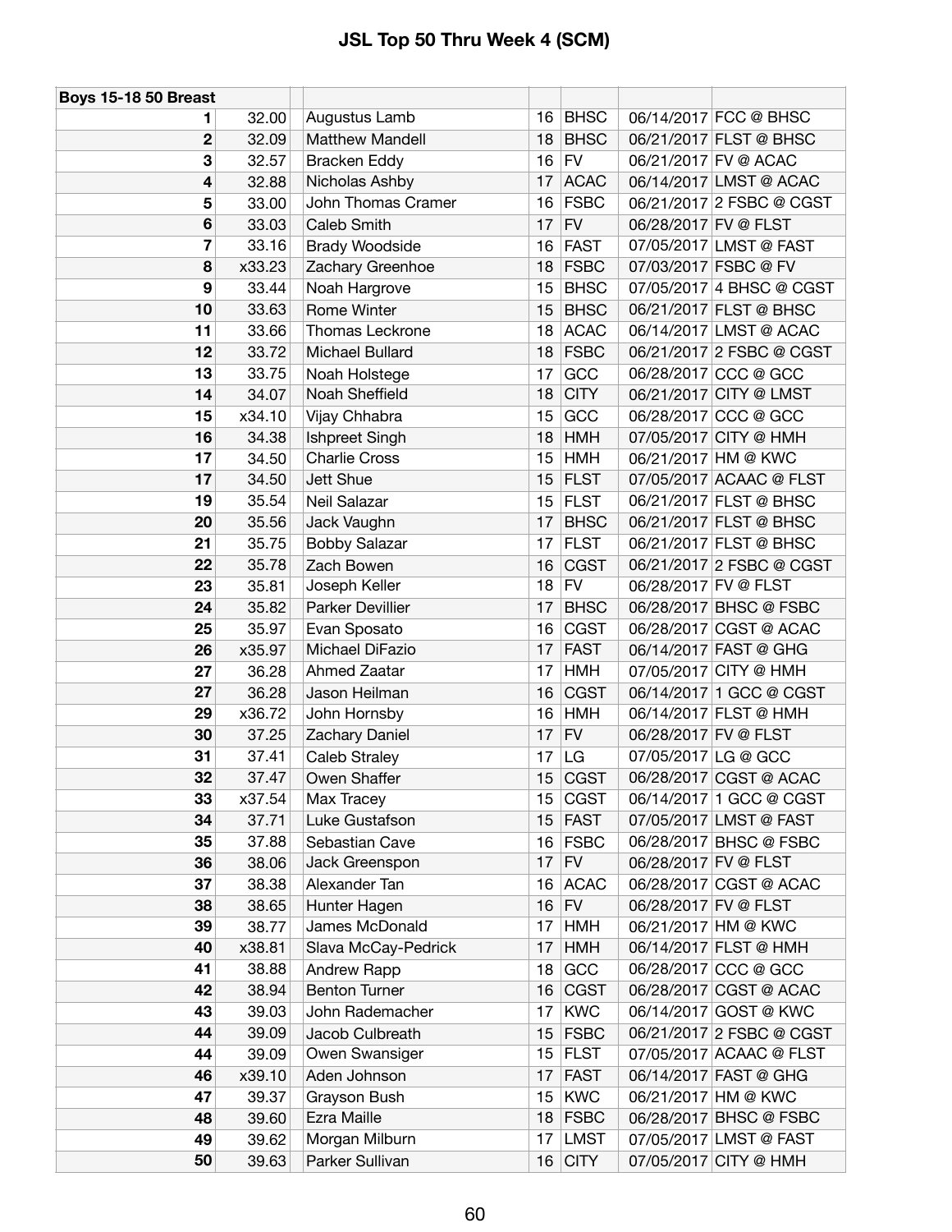# JSL Top 50 Thru Week 4 (SCM)

| Boys 15-18 50 Breast | | | | | | |
|---|---|---|---|---|---|---|
| 1 | 32.00 | Augustus Lamb | 16 | BHSC | 06/14/2017 | FCC @ BHSC |
| 2 | 32.09 | Matthew Mandell | 18 | BHSC | 06/21/2017 | FLST @ BHSC |
| 3 | 32.57 | Bracken Eddy | 16 | FV | 06/21/2017 | FV @ ACAC |
| 4 | 32.88 | Nicholas Ashby | 17 | ACAC | 06/14/2017 | LMST @ ACAC |
| 5 | 33.00 | John Thomas Cramer | 16 | FSBC | 06/21/2017 | 2 FSBC @ CGST |
| 6 | 33.03 | Caleb Smith | 17 | FV | 06/28/2017 | FV @ FLST |
| 7 | 33.16 | Brady Woodside | 16 | FAST | 07/05/2017 | LMST @ FAST |
| 8 | x33.23 | Zachary Greenhoe | 18 | FSBC | 07/03/2017 | FSBC @ FV |
| 9 | 33.44 | Noah Hargrove | 15 | BHSC | 07/05/2017 | 4 BHSC @ CGST |
| 10 | 33.63 | Rome Winter | 15 | BHSC | 06/21/2017 | FLST @ BHSC |
| 11 | 33.66 | Thomas Leckrone | 18 | ACAC | 06/14/2017 | LMST @ ACAC |
| 12 | 33.72 | Michael Bullard | 18 | FSBC | 06/21/2017 | 2 FSBC @ CGST |
| 13 | 33.75 | Noah Holstege | 17 | GCC | 06/28/2017 | CCC @ GCC |
| 14 | 34.07 | Noah Sheffield | 18 | CITY | 06/21/2017 | CITY @ LMST |
| 15 | x34.10 | Vijay Chhabra | 15 | GCC | 06/28/2017 | CCC @ GCC |
| 16 | 34.38 | Ishpreet Singh | 18 | HMH | 07/05/2017 | CITY @ HMH |
| 17 | 34.50 | Charlie Cross | 15 | HMH | 06/21/2017 | HM @ KWC |
| 17 | 34.50 | Jett Shue | 15 | FLST | 07/05/2017 | ACAAC @ FLST |
| 19 | 35.54 | Neil Salazar | 15 | FLST | 06/21/2017 | FLST @ BHSC |
| 20 | 35.56 | Jack Vaughn | 17 | BHSC | 06/21/2017 | FLST @ BHSC |
| 21 | 35.75 | Bobby Salazar | 17 | FLST | 06/21/2017 | FLST @ BHSC |
| 22 | 35.78 | Zach Bowen | 16 | CGST | 06/21/2017 | 2 FSBC @ CGST |
| 23 | 35.81 | Joseph Keller | 18 | FV | 06/28/2017 | FV @ FLST |
| 24 | 35.82 | Parker Devillier | 17 | BHSC | 06/28/2017 | BHSC @ FSBC |
| 25 | 35.97 | Evan Sposato | 16 | CGST | 06/28/2017 | CGST @ ACAC |
| 26 | x35.97 | Michael DiFazio | 17 | FAST | 06/14/2017 | FAST @ GHG |
| 27 | 36.28 | Ahmed Zaatar | 17 | HMH | 07/05/2017 | CITY @ HMH |
| 27 | 36.28 | Jason Heilman | 16 | CGST | 06/14/2017 | 1 GCC @ CGST |
| 29 | x36.72 | John Hornsby | 16 | HMH | 06/14/2017 | FLST @ HMH |
| 30 | 37.25 | Zachary Daniel | 17 | FV | 06/28/2017 | FV @ FLST |
| 31 | 37.41 | Caleb Straley | 17 | LG | 07/05/2017 | LG @ GCC |
| 32 | 37.47 | Owen Shaffer | 15 | CGST | 06/28/2017 | CGST @ ACAC |
| 33 | x37.54 | Max Tracey | 15 | CGST | 06/14/2017 | 1 GCC @ CGST |
| 34 | 37.71 | Luke Gustafson | 15 | FAST | 07/05/2017 | LMST @ FAST |
| 35 | 37.88 | Sebastian Cave | 16 | FSBC | 06/28/2017 | BHSC @ FSBC |
| 36 | 38.06 | Jack Greenspon | 17 | FV | 06/28/2017 | FV @ FLST |
| 37 | 38.38 | Alexander Tan | 16 | ACAC | 06/28/2017 | CGST @ ACAC |
| 38 | 38.65 | Hunter Hagen | 16 | FV | 06/28/2017 | FV @ FLST |
| 39 | 38.77 | James McDonald | 17 | HMH | 06/21/2017 | HM @ KWC |
| 40 | x38.81 | Slava McCay-Pedrick | 17 | HMH | 06/14/2017 | FLST @ HMH |
| 41 | 38.88 | Andrew Rapp | 18 | GCC | 06/28/2017 | CCC @ GCC |
| 42 | 38.94 | Benton Turner | 16 | CGST | 06/28/2017 | CGST @ ACAC |
| 43 | 39.03 | John Rademacher | 17 | KWC | 06/14/2017 | GOST @ KWC |
| 44 | 39.09 | Jacob Culbreath | 15 | FSBC | 06/21/2017 | 2 FSBC @ CGST |
| 44 | 39.09 | Owen Swansiger | 15 | FLST | 07/05/2017 | ACAAC @ FLST |
| 46 | x39.10 | Aden Johnson | 17 | FAST | 06/14/2017 | FAST @ GHG |
| 47 | 39.37 | Grayson Bush | 15 | KWC | 06/21/2017 | HM @ KWC |
| 48 | 39.60 | Ezra Maille | 18 | FSBC | 06/28/2017 | BHSC @ FSBC |
| 49 | 39.62 | Morgan Milburn | 17 | LMST | 07/05/2017 | LMST @ FAST |
| 50 | 39.63 | Parker Sullivan | 16 | CITY | 07/05/2017 | CITY @ HMH |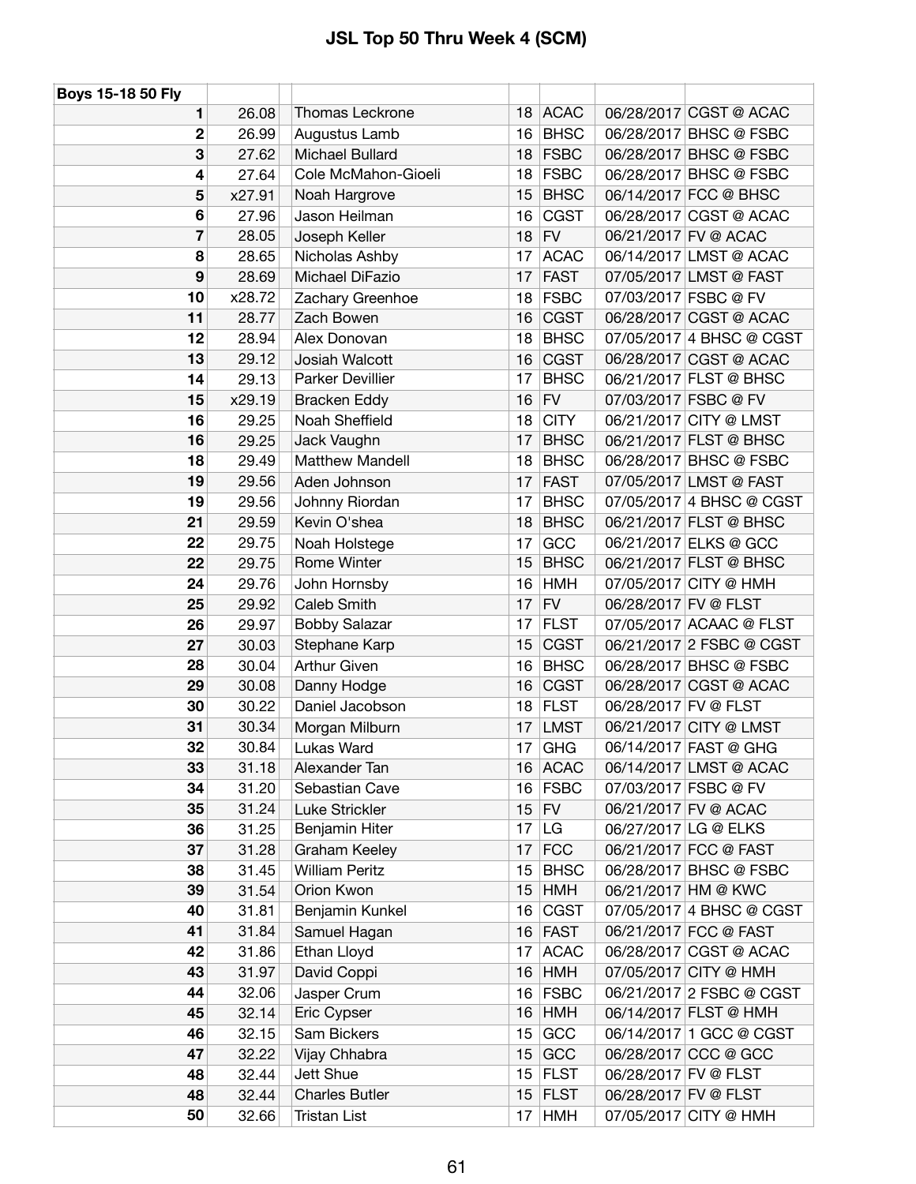# JSL Top 50 Thru Week 4 (SCM)

| Boys 15-18 50 Fly | | | | | | | |
|---|---|---|---|---|---|---|---|
| 1 | 26.08 | | Thomas Leckrone | 18 | ACAC | 06/28/2017 | CGST @ ACAC |
| 2 | 26.99 | | Augustus Lamb | 16 | BHSC | 06/28/2017 | BHSC @ FSBC |
| 3 | 27.62 | | Michael Bullard | 18 | FSBC | 06/28/2017 | BHSC @ FSBC |
| 4 | 27.64 | | Cole McMahon-Gioeli | 18 | FSBC | 06/28/2017 | BHSC @ FSBC |
| 5 | x27.91 | | Noah Hargrove | 15 | BHSC | 06/14/2017 | FCC @ BHSC |
| 6 | 27.96 | | Jason Heilman | 16 | CGST | 06/28/2017 | CGST @ ACAC |
| 7 | 28.05 | | Joseph Keller | 18 | FV | 06/21/2017 | FV @ ACAC |
| 8 | 28.65 | | Nicholas Ashby | 17 | ACAC | 06/14/2017 | LMST @ ACAC |
| 9 | 28.69 | | Michael DiFazio | 17 | FAST | 07/05/2017 | LMST @ FAST |
| 10 | x28.72 | | Zachary Greenhoe | 18 | FSBC | 07/03/2017 | FSBC @ FV |
| 11 | 28.77 | | Zach Bowen | 16 | CGST | 06/28/2017 | CGST @ ACAC |
| 12 | 28.94 | | Alex Donovan | 18 | BHSC | 07/05/2017 | 4 BHSC @ CGST |
| 13 | 29.12 | | Josiah Walcott | 16 | CGST | 06/28/2017 | CGST @ ACAC |
| 14 | 29.13 | | Parker Devillier | 17 | BHSC | 06/21/2017 | FLST @ BHSC |
| 15 | x29.19 | | Bracken Eddy | 16 | FV | 07/03/2017 | FSBC @ FV |
| 16 | 29.25 | | Noah Sheffield | 18 | CITY | 06/21/2017 | CITY @ LMST |
| 16 | 29.25 | | Jack Vaughn | 17 | BHSC | 06/21/2017 | FLST @ BHSC |
| 18 | 29.49 | | Matthew Mandell | 18 | BHSC | 06/28/2017 | BHSC @ FSBC |
| 19 | 29.56 | | Aden Johnson | 17 | FAST | 07/05/2017 | LMST @ FAST |
| 19 | 29.56 | | Johnny Riordan | 17 | BHSC | 07/05/2017 | 4 BHSC @ CGST |
| 21 | 29.59 | | Kevin O'shea | 18 | BHSC | 06/21/2017 | FLST @ BHSC |
| 22 | 29.75 | | Noah Holstege | 17 | GCC | 06/21/2017 | ELKS @ GCC |
| 22 | 29.75 | | Rome Winter | 15 | BHSC | 06/21/2017 | FLST @ BHSC |
| 24 | 29.76 | | John Hornsby | 16 | HMH | 07/05/2017 | CITY @ HMH |
| 25 | 29.92 | | Caleb Smith | 17 | FV | 06/28/2017 | FV @ FLST |
| 26 | 29.97 | | Bobby Salazar | 17 | FLST | 07/05/2017 | ACAAC @ FLST |
| 27 | 30.03 | | Stephane Karp | 15 | CGST | 06/21/2017 | 2 FSBC @ CGST |
| 28 | 30.04 | | Arthur Given | 16 | BHSC | 06/28/2017 | BHSC @ FSBC |
| 29 | 30.08 | | Danny Hodge | 16 | CGST | 06/28/2017 | CGST @ ACAC |
| 30 | 30.22 | | Daniel Jacobson | 18 | FLST | 06/28/2017 | FV @ FLST |
| 31 | 30.34 | | Morgan Milburn | 17 | LMST | 06/21/2017 | CITY @ LMST |
| 32 | 30.84 | | Lukas Ward | 17 | GHG | 06/14/2017 | FAST @ GHG |
| 33 | 31.18 | | Alexander Tan | 16 | ACAC | 06/14/2017 | LMST @ ACAC |
| 34 | 31.20 | | Sebastian Cave | 16 | FSBC | 07/03/2017 | FSBC @ FV |
| 35 | 31.24 | | Luke Strickler | 15 | FV | 06/21/2017 | FV @ ACAC |
| 36 | 31.25 | | Benjamin Hiter | 17 | LG | 06/27/2017 | LG @ ELKS |
| 37 | 31.28 | | Graham Keeley | 17 | FCC | 06/21/2017 | FCC @ FAST |
| 38 | 31.45 | | William Peritz | 15 | BHSC | 06/28/2017 | BHSC @ FSBC |
| 39 | 31.54 | | Orion Kwon | 15 | HMH | 06/21/2017 | HM @ KWC |
| 40 | 31.81 | | Benjamin Kunkel | 16 | CGST | 07/05/2017 | 4 BHSC @ CGST |
| 41 | 31.84 | | Samuel Hagan | 16 | FAST | 06/21/2017 | FCC @ FAST |
| 42 | 31.86 | | Ethan Lloyd | 17 | ACAC | 06/28/2017 | CGST @ ACAC |
| 43 | 31.97 | | David Coppi | 16 | HMH | 07/05/2017 | CITY @ HMH |
| 44 | 32.06 | | Jasper Crum | 16 | FSBC | 06/21/2017 | 2 FSBC @ CGST |
| 45 | 32.14 | | Eric Cypser | 16 | HMH | 06/14/2017 | FLST @ HMH |
| 46 | 32.15 | | Sam Bickers | 15 | GCC | 06/14/2017 | 1 GCC @ CGST |
| 47 | 32.22 | | Vijay Chhabra | 15 | GCC | 06/28/2017 | CCC @ GCC |
| 48 | 32.44 | | Jett Shue | 15 | FLST | 06/28/2017 | FV @ FLST |
| 48 | 32.44 | | Charles Butler | 15 | FLST | 06/28/2017 | FV @ FLST |
| 50 | 32.66 | | Tristan List | 17 | HMH | 07/05/2017 | CITY @ HMH |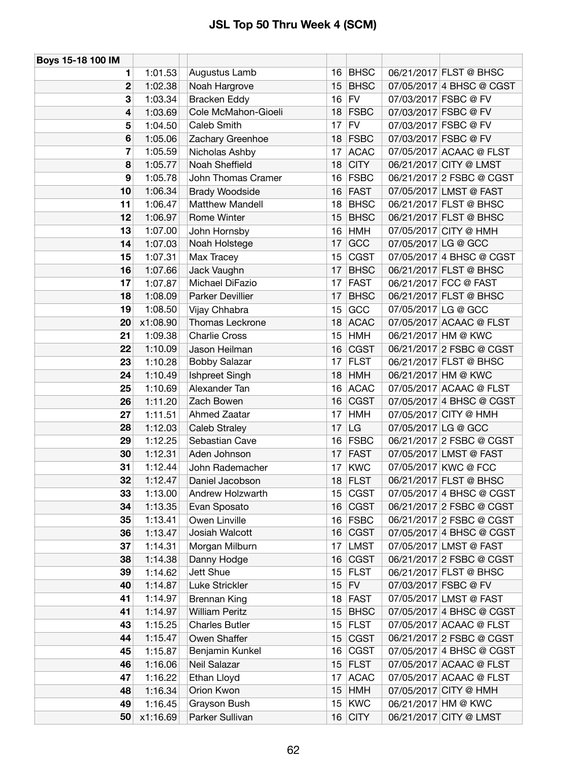# JSL Top 50 Thru Week 4 (SCM)

| Boys 15-18 100 IM | | | | | | | |
|---|---|---|---|---|---|---|---|
| 1 | 1:01.53 | | Augustus Lamb | 16 | BHSC | 06/21/2017 | FLST @ BHSC |
| 2 | 1:02.38 | | Noah Hargrove | 15 | BHSC | 07/05/2017 | 4 BHSC @ CGST |
| 3 | 1:03.34 | | Bracken Eddy | 16 | FV | 07/03/2017 | FSBC @ FV |
| 4 | 1:03.69 | | Cole McMahon-Gioeli | 18 | FSBC | 07/03/2017 | FSBC @ FV |
| 5 | 1:04.50 | | Caleb Smith | 17 | FV | 07/03/2017 | FSBC @ FV |
| 6 | 1:05.06 | | Zachary Greenhoe | 18 | FSBC | 07/03/2017 | FSBC @ FV |
| 7 | 1:05.59 | | Nicholas Ashby | 17 | ACAC | 07/05/2017 | ACAAC @ FLST |
| 8 | 1:05.77 | | Noah Sheffield | 18 | CITY | 06/21/2017 | CITY @ LMST |
| 9 | 1:05.78 | | John Thomas Cramer | 16 | FSBC | 06/21/2017 | 2 FSBC @ CGST |
| 10 | 1:06.34 | | Brady Woodside | 16 | FAST | 07/05/2017 | LMST @ FAST |
| 11 | 1:06.47 | | Matthew Mandell | 18 | BHSC | 06/21/2017 | FLST @ BHSC |
| 12 | 1:06.97 | | Rome Winter | 15 | BHSC | 06/21/2017 | FLST @ BHSC |
| 13 | 1:07.00 | | John Hornsby | 16 | HMH | 07/05/2017 | CITY @ HMH |
| 14 | 1:07.03 | | Noah Holstege | 17 | GCC | 07/05/2017 | LG @ GCC |
| 15 | 1:07.31 | | Max Tracey | 15 | CGST | 07/05/2017 | 4 BHSC @ CGST |
| 16 | 1:07.66 | | Jack Vaughn | 17 | BHSC | 06/21/2017 | FLST @ BHSC |
| 17 | 1:07.87 | | Michael DiFazio | 17 | FAST | 06/21/2017 | FCC @ FAST |
| 18 | 1:08.09 | | Parker Devillier | 17 | BHSC | 06/21/2017 | FLST @ BHSC |
| 19 | 1:08.50 | | Vijay Chhabra | 15 | GCC | 07/05/2017 | LG @ GCC |
| 20 | x1:08.90 | | Thomas Leckrone | 18 | ACAC | 07/05/2017 | ACAAC @ FLST |
| 21 | 1:09.38 | | Charlie Cross | 15 | HMH | 06/21/2017 | HM @ KWC |
| 22 | 1:10.09 | | Jason Heilman | 16 | CGST | 06/21/2017 | 2 FSBC @ CGST |
| 23 | 1:10.28 | | Bobby Salazar | 17 | FLST | 06/21/2017 | FLST @ BHSC |
| 24 | 1:10.49 | | Ishpreet Singh | 18 | HMH | 06/21/2017 | HM @ KWC |
| 25 | 1:10.69 | | Alexander Tan | 16 | ACAC | 07/05/2017 | ACAAC @ FLST |
| 26 | 1:11.20 | | Zach Bowen | 16 | CGST | 07/05/2017 | 4 BHSC @ CGST |
| 27 | 1:11.51 | | Ahmed Zaatar | 17 | HMH | 07/05/2017 | CITY @ HMH |
| 28 | 1:12.03 | | Caleb Straley | 17 | LG | 07/05/2017 | LG @ GCC |
| 29 | 1:12.25 | | Sebastian Cave | 16 | FSBC | 06/21/2017 | 2 FSBC @ CGST |
| 30 | 1:12.31 | | Aden Johnson | 17 | FAST | 07/05/2017 | LMST @ FAST |
| 31 | 1:12.44 | | John Rademacher | 17 | KWC | 07/05/2017 | KWC @ FCC |
| 32 | 1:12.47 | | Daniel Jacobson | 18 | FLST | 06/21/2017 | FLST @ BHSC |
| 33 | 1:13.00 | | Andrew Holzwarth | 15 | CGST | 07/05/2017 | 4 BHSC @ CGST |
| 34 | 1:13.35 | | Evan Sposato | 16 | CGST | 06/21/2017 | 2 FSBC @ CGST |
| 35 | 1:13.41 | | Owen Linville | 16 | FSBC | 06/21/2017 | 2 FSBC @ CGST |
| 36 | 1:13.47 | | Josiah Walcott | 16 | CGST | 07/05/2017 | 4 BHSC @ CGST |
| 37 | 1:14.31 | | Morgan Milburn | 17 | LMST | 07/05/2017 | LMST @ FAST |
| 38 | 1:14.38 | | Danny Hodge | 16 | CGST | 06/21/2017 | 2 FSBC @ CGST |
| 39 | 1:14.62 | | Jett Shue | 15 | FLST | 06/21/2017 | FLST @ BHSC |
| 40 | 1:14.87 | | Luke Strickler | 15 | FV | 07/03/2017 | FSBC @ FV |
| 41 | 1:14.97 | | Brennan King | 18 | FAST | 07/05/2017 | LMST @ FAST |
| 41 | 1:14.97 | | William Peritz | 15 | BHSC | 07/05/2017 | 4 BHSC @ CGST |
| 43 | 1:15.25 | | Charles Butler | 15 | FLST | 07/05/2017 | ACAAC @ FLST |
| 44 | 1:15.47 | | Owen Shaffer | 15 | CGST | 06/21/2017 | 2 FSBC @ CGST |
| 45 | 1:15.87 | | Benjamin Kunkel | 16 | CGST | 07/05/2017 | 4 BHSC @ CGST |
| 46 | 1:16.06 | | Neil Salazar | 15 | FLST | 07/05/2017 | ACAAC @ FLST |
| 47 | 1:16.22 | | Ethan Lloyd | 17 | ACAC | 07/05/2017 | ACAAC @ FLST |
| 48 | 1:16.34 | | Orion Kwon | 15 | HMH | 07/05/2017 | CITY @ HMH |
| 49 | 1:16.45 | | Grayson Bush | 15 | KWC | 06/21/2017 | HM @ KWC |
| 50 | x1:16.69 | | Parker Sullivan | 16 | CITY | 06/21/2017 | CITY @ LMST |